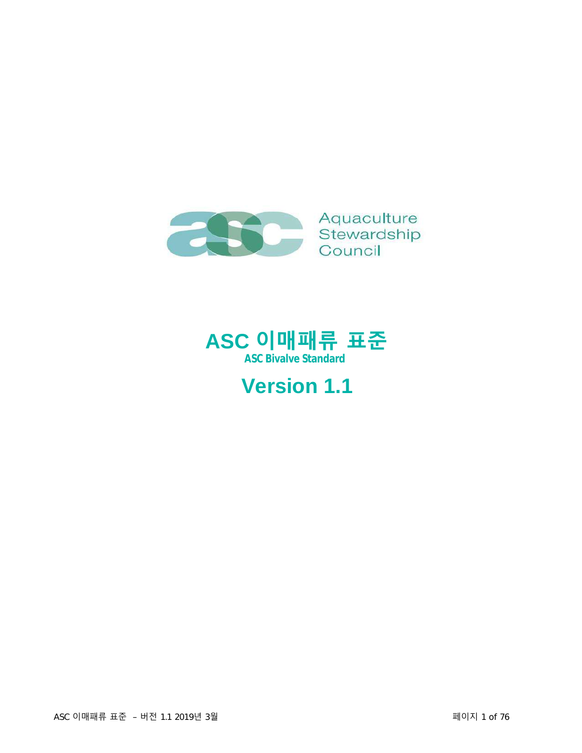Aquaculture Stewardship Council

# ASC 이매패류 표준

**ASC Bivalve Standard**

# Version 1.1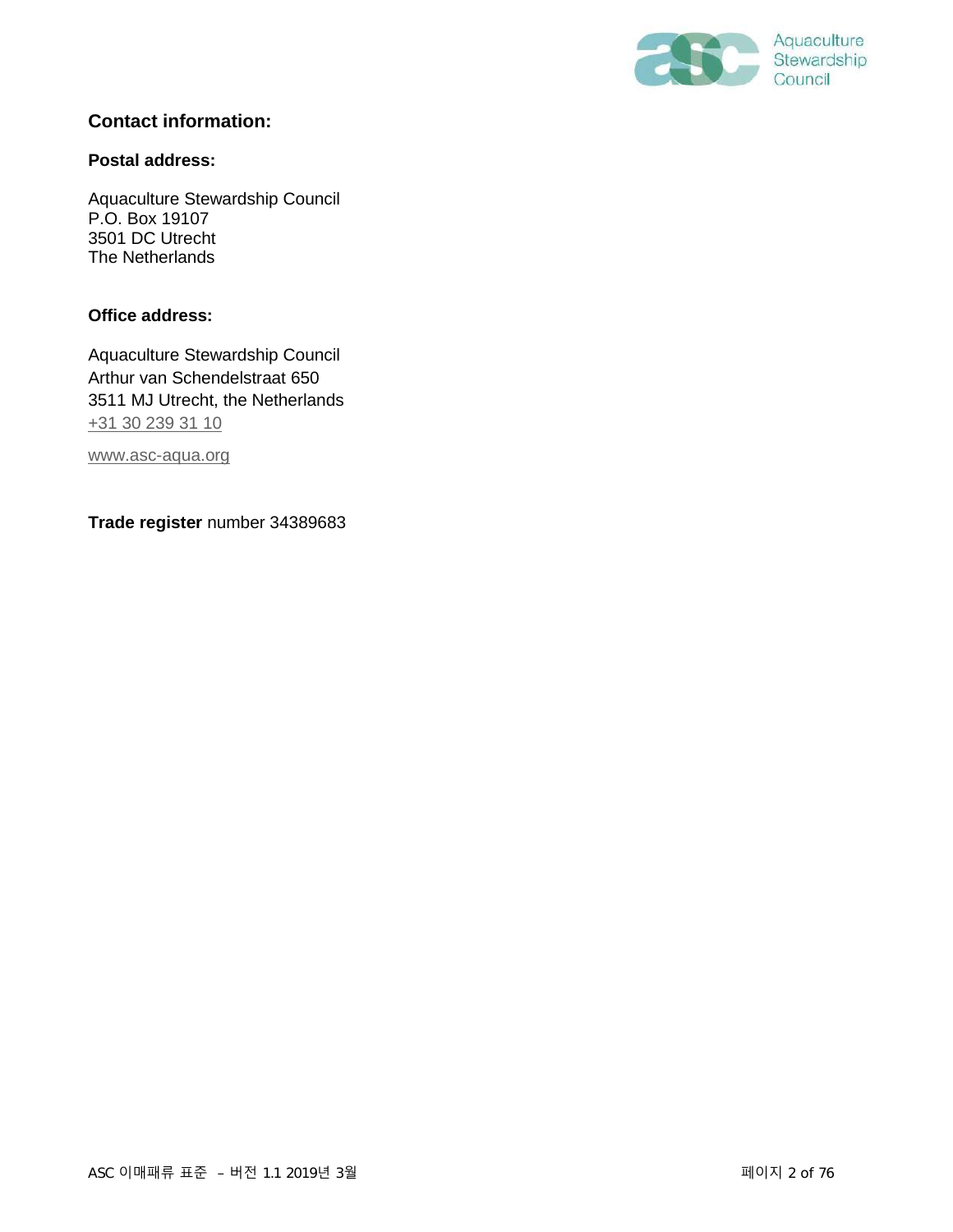## Contact information:

**Postal address:**

Aquaculture Stewardship Council
P.O. Box 19107
3501 DC Utrecht
The Netherlands

**Office address:**

Aquaculture Stewardship Council
Arthur van Schendelstraat 650
3511 MJ Utrecht, the Netherlands
+31 30 239 31 10

www.asc-aqua.org

**Trade register** number 34389683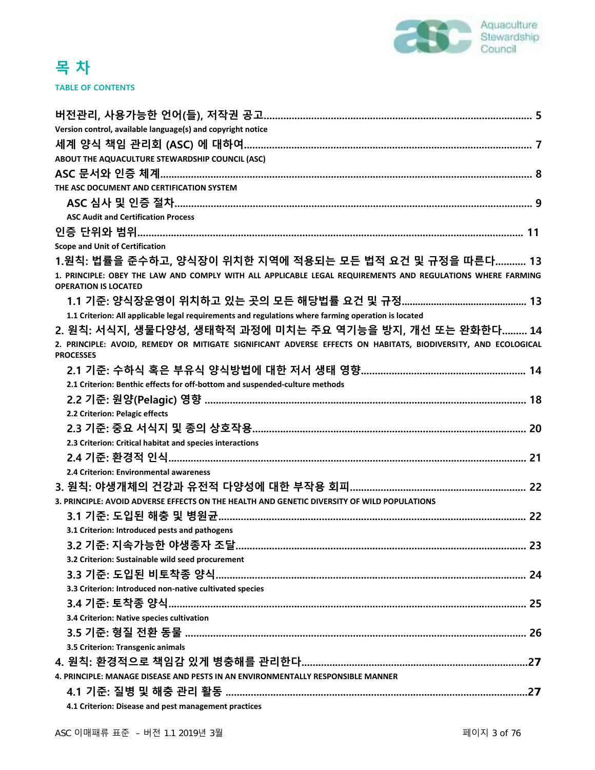# 목 차

**TABLE OF CONTENTS**

**버전관리, 사용가능한 언어(들), 저작권 공고** ........................................ 5
Version control, available language(s) and copyright notice

**세계 양식 책임 관리회 (ASC) 에 대하여** ........................................ 7
ABOUT THE AQUACULTURE STEWARDSHIP COUNCIL (ASC)

**ASC 문서와 인증 체계** ........................................ 8
THE ASC DOCUMENT AND CERTIFICATION SYSTEM

- **ASC 심사 및 인증 절차** ........................................ 9
  ASC Audit and Certification Process

**인증 단위와 범위** ........................................ 11
Scope and Unit of Certification

**1.원칙: 법률을 준수하고, 양식장이 위치한 지역에 적용되는 모든 법적 요건 및 규정을 따른다** .......... 13
1. PRINCIPLE: OBEY THE LAW AND COMPLY WITH ALL APPLICABLE LEGAL REQUIREMENTS AND REGULATIONS WHERE FARMING OPERATION IS LOCATED

- **1.1 기준: 양식장운영이 위치하고 있는 곳의 모든 해당법률 요건 및 규정** .......... 13
  1.1 Criterion: All applicable legal requirements and regulations where farming operation is located

**2. 원칙: 서식지, 생물다양성, 생태학적 과정에 미치는 주요 역기능을 방지, 개선 또는 완화한다** ........ 14
2. PRINCIPLE: AVOID, REMEDY OR MITIGATE SIGNIFICANT ADVERSE EFFECTS ON HABITATS, BIODIVERSITY, AND ECOLOGICAL PROCESSES

- **2.1 기준: 수하식 혹은 부유식 양식방법에 대한 저서 생태 영향** .......... 14
  2.1 Criterion: Benthic effects for off-bottom and suspended-culture methods
- **2.2 기준: 원양(Pelagic) 영향** .......... 18
  2.2 Criterion: Pelagic effects
- **2.3 기준: 중요 서식지 및 종의 상호작용** .......... 20
  2.3 Criterion: Critical habitat and species interactions
- **2.4 기준: 환경적 인식** .......... 21
  2.4 Criterion: Environmental awareness

**3. 원칙: 야생개체의 건강과 유전적 다양성에 대한 부작용 회피** .......... 22
3. PRINCIPLE: AVOID ADVERSE EFFECTS ON THE HEALTH AND GENETIC DIVERSITY OF WILD POPULATIONS

- **3.1 기준: 도입된 해충 및 병원균** .......... 22
  3.1 Criterion: Introduced pests and pathogens
- **3.2 기준: 지속가능한 야생종자 조달** .......... 23
  3.2 Criterion: Sustainable wild seed procurement
- **3.3 기준: 도입된 비토착종 양식** .......... 24
  3.3 Criterion: Introduced non-native cultivated species
- **3.4 기준: 토착종 양식** .......... 25
  3.4 Criterion: Native species cultivation
- **3.5 기준: 형질 전환 동물** .......... 26
  3.5 Criterion: Transgenic animals

**4. 원칙: 환경적으로 책임감 있게 병충해를 관리한다** ..........27
4. PRINCIPLE: MANAGE DISEASE AND PESTS IN AN ENVIRONMENTALLY RESPONSIBLE MANNER

- **4.1 기준: 질병 및 해충 관리 활동** ..........27
  4.1 Criterion: Disease and pest management practices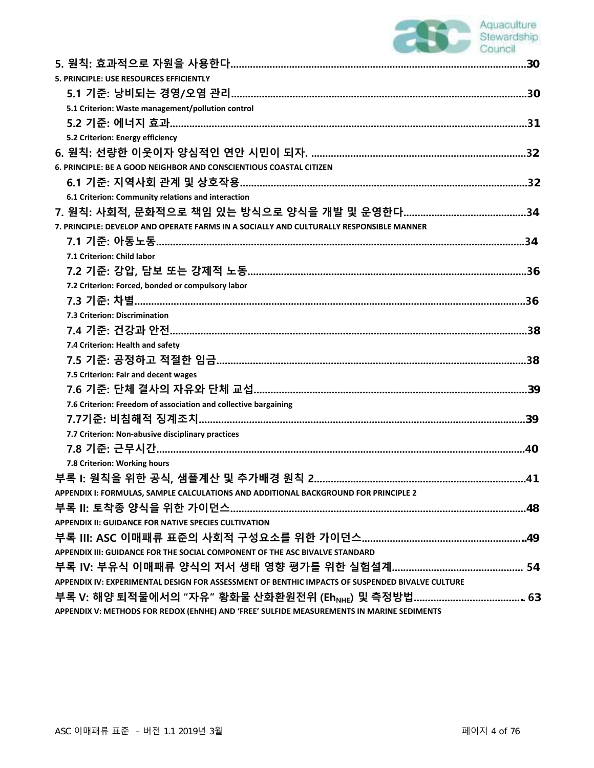**5. 원칙: 효과적으로 자원을 사용한다......30**

**5. PRINCIPLE: USE RESOURCES EFFICIENTLY**

**5.1 기준: 낭비되는 경영/오염 관리......30**

**5.1 Criterion: Waste management/pollution control**

**5.2 기준: 에너지 효과......31**

**5.2 Criterion: Energy efficiency**

**6. 원칙: 선량한 이웃이자 양심적인 연안 시민이 되자. ......32**

**6. PRINCIPLE: BE A GOOD NEIGHBOR AND CONSCIENTIOUS COASTAL CITIZEN**

**6.1 기준: 지역사회 관계 및 상호작용......32**

**6.1 Criterion: Community relations and interaction**

**7. 원칙: 사회적, 문화적으로 책임 있는 방식으로 양식을 개발 및 운영한다......34**

**7. PRINCIPLE: DEVELOP AND OPERATE FARMS IN A SOCIALLY AND CULTURALLY RESPONSIBLE MANNER**

**7.1 기준: 아동노동......34**

**7.1 Criterion: Child labor**

**7.2 기준: 강압, 담보 또는 강제적 노동......36**

**7.2 Criterion: Forced, bonded or compulsory labor**

**7.3 기준: 차별......36**

**7.3 Criterion: Discrimination**

**7.4 기준: 건강과 안전......38**

**7.4 Criterion: Health and safety**

**7.5 기준: 공정하고 적절한 임금......38**

**7.5 Criterion: Fair and decent wages**

**7.6 기준: 단체 결사의 자유와 단체 교섭......39**

**7.6 Criterion: Freedom of association and collective bargaining**

**7.7기준: 비침해적 징계조치......39**

**7.7 Criterion: Non-abusive disciplinary practices**

**7.8 기준: 근무시간......40**

**7.8 Criterion: Working hours**

**부록 I: 원칙을 위한 공식, 샘플계산 및 추가배경 원칙 2......41**

**APPENDIX I: FORMULAS, SAMPLE CALCULATIONS AND ADDITIONAL BACKGROUND FOR PRINCIPLE 2**

**부록 II: 토착종 양식을 위한 가이던스......48**

**APPENDIX II: GUIDANCE FOR NATIVE SPECIES CULTIVATION**

**부록 III: ASC 이매패류 표준의 사회적 구성요소를 위한 가이던스......49**

**APPENDIX III: GUIDANCE FOR THE SOCIAL COMPONENT OF THE ASC BIVALVE STANDARD**

**부록 IV: 부유식 이매패류 양식의 저서 생태 영향 평가를 위한 실험설계...... 54**

**APPENDIX IV: EXPERIMENTAL DESIGN FOR ASSESSMENT OF BENTHIC IMPACTS OF SUSPENDED BIVALVE CULTURE**

**부록 V: 해양 퇴적물에서의 "자유" 황화물 산화환원전위 ($Eh_{NHE}$) 및 측정방법...... 63**

**APPENDIX V: METHODS FOR REDOX (EhNHE) AND 'FREE' SULFIDE MEASUREMENTS IN MARINE SEDIMENTS**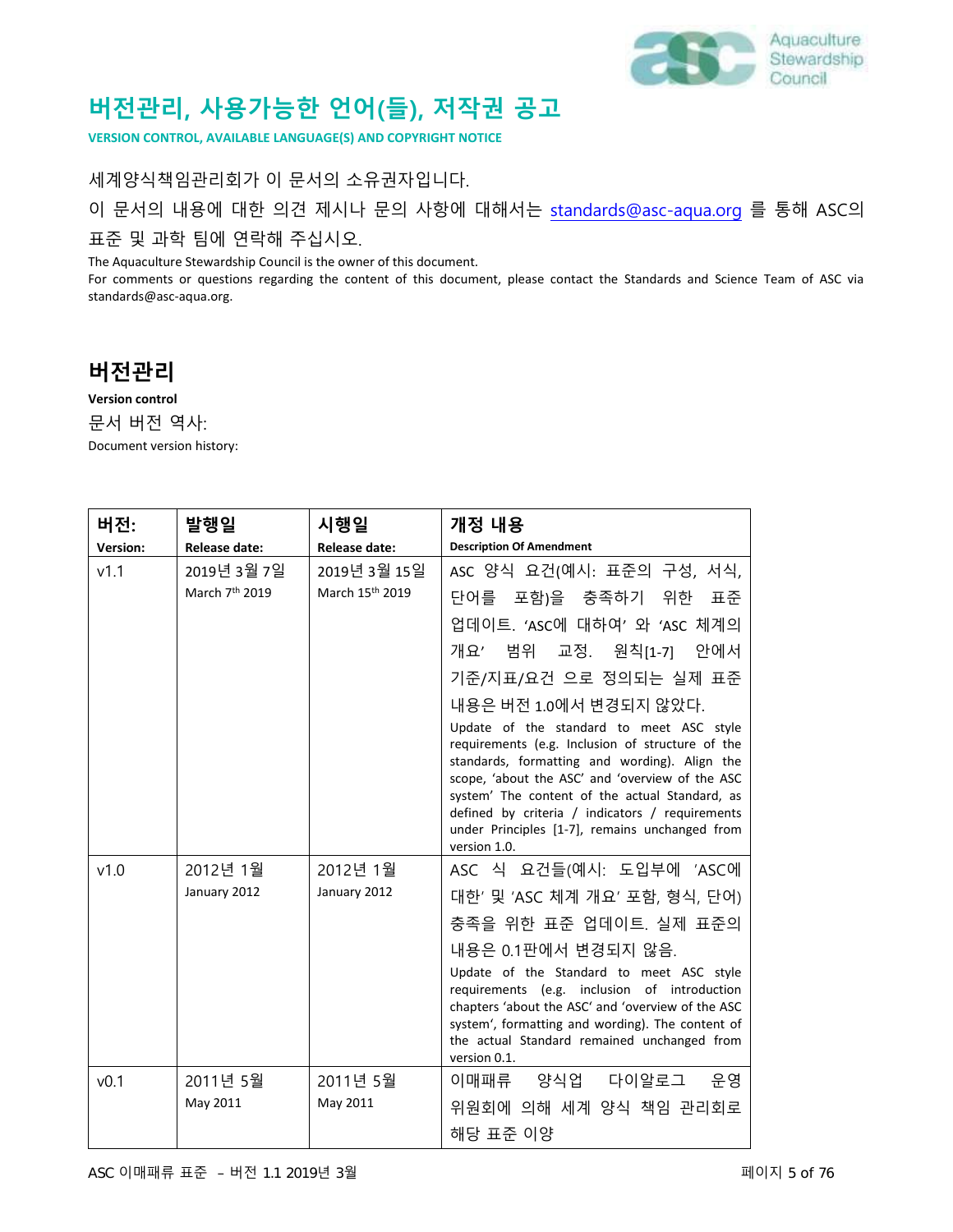# 버전관리, 사용가능한 언어(들), 저작권 공고

**VERSION CONTROL, AVAILABLE LANGUAGE(S) AND COPYRIGHT NOTICE**

세계양식책임관리회가 이 문서의 소유권자입니다.

이 문서의 내용에 대한 의견 제시나 문의 사항에 대해서는 standards@asc-aqua.org 를 통해 ASC의 표준 및 과학 팀에 연락해 주십시오.

The Aquaculture Stewardship Council is the owner of this document.
For comments or questions regarding the content of this document, please contact the Standards and Science Team of ASC via standards@asc-aqua.org.

## 버전관리

**Version control**

문서 버전 역사:

Document version history:

| 버전:<br>Version: | 발행일<br>Release date: | 시행일<br>Release date: | 개정 내용<br>Description Of Amendment |
|---|---|---|---|
| v1.1 | 2019년 3월 7일<br>March 7th 2019 | 2019년 3월 15일<br>March 15th 2019 | ASC 양식 요건(예시: 표준의 구성, 서식, 단어를 포함)을 충족하기 위한 표준 업데이트. 'ASC에 대하여' 와 'ASC 체계의 개요' 범위 교정. 원칙[1-7] 안에서 기준/지표/요건 으로 정의되는 실제 표준 내용은 버전 1.0에서 변경되지 않았다.<br>Update of the standard to meet ASC style requirements (e.g. Inclusion of structure of the standards, formatting and wording). Align the scope, 'about the ASC' and 'overview of the ASC system' The content of the actual Standard, as defined by criteria / indicators / requirements under Principles [1-7], remains unchanged from version 1.0. |
| v1.0 | 2012년 1월<br>January 2012 | 2012년 1월<br>January 2012 | ASC 식 요건들(예시: 도입부에 'ASC에 대한' 및 'ASC 체계 개요' 포함, 형식, 단어) 충족을 위한 표준 업데이트. 실제 표준의 내용은 0.1판에서 변경되지 않음.<br>Update of the Standard to meet ASC style requirements (e.g. inclusion of introduction chapters 'about the ASC' and 'overview of the ASC system', formatting and wording). The content of the actual Standard remained unchanged from version 0.1. |
| v0.1 | 2011년 5월<br>May 2011 | 2011년 5월<br>May 2011 | 이매패류 양식업 다이알로그 운영 위원회에 의해 세계 양식 책임 관리회로 해당 표준 이양 |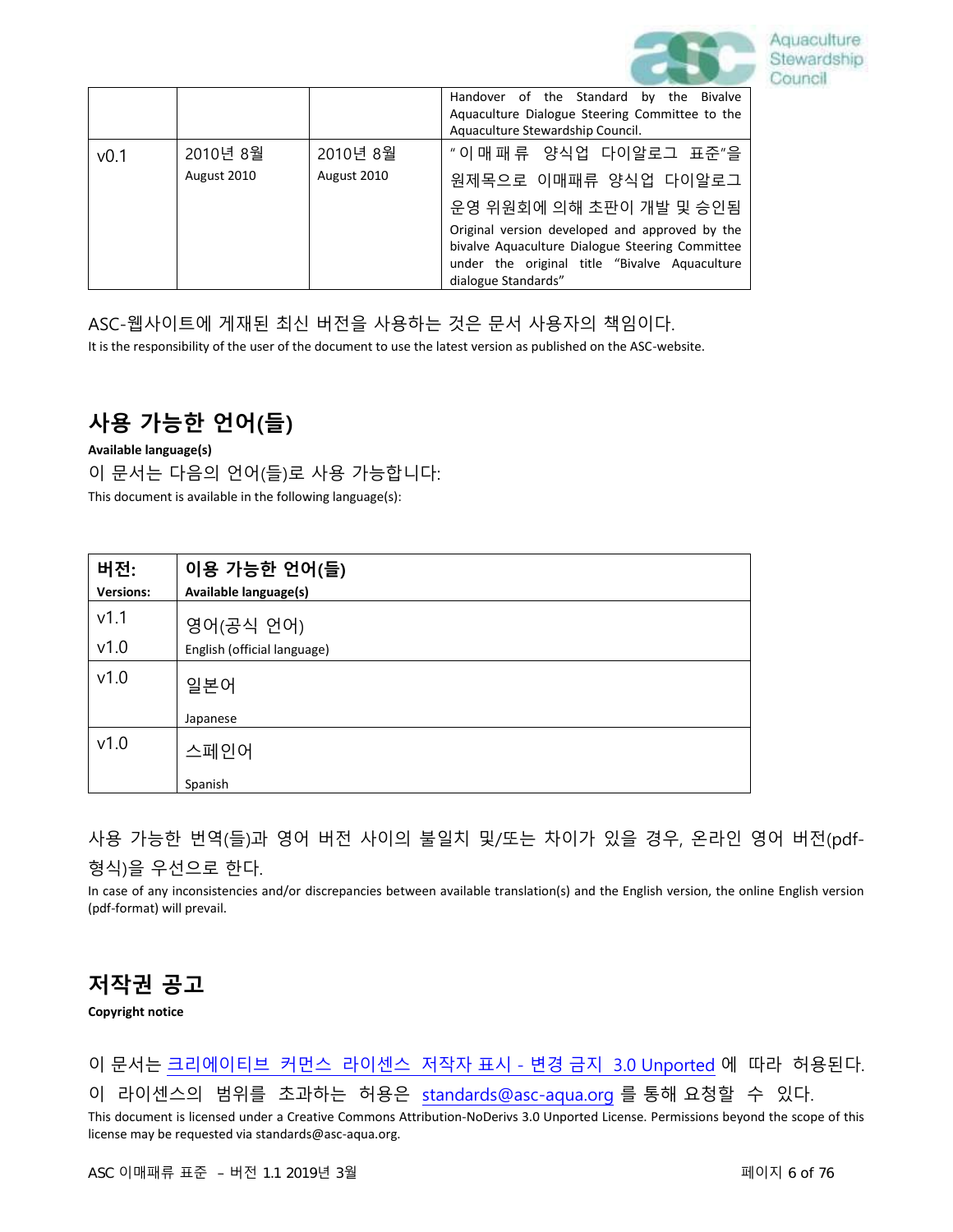| | | | Handover of the Standard by the Bivalve Aquaculture Dialogue Steering Committee to the Aquaculture Stewardship Council. |
|---|---|---|---|
| v0.1 | 2010년 8월<br>August 2010 | 2010년 8월<br>August 2010 | "이매패류 양식업 다이알로그 표준"을 원제목으로 이매패류 양식업 다이알로그 운영 위원회에 의해 초판이 개발 및 승인됨<br>Original version developed and approved by the bivalve Aquaculture Dialogue Steering Committee under the original title "Bivalve Aquaculture dialogue Standards" |

ASC-웹사이트에 게재된 최신 버전을 사용하는 것은 문서 사용자의 책임이다.
It is the responsibility of the user of the document to use the latest version as published on the ASC-website.

## 사용 가능한 언어(들)

**Available language(s)**

이 문서는 다음의 언어(들)로 사용 가능합니다:
This document is available in the following language(s):

| 버전:<br>**Versions:** | 이용 가능한 언어(들)<br>**Available language(s)** |
|---|---|
| v1.1<br>v1.0 | 영어(공식 언어)<br>English (official language) |
| v1.0 | 일본어<br>Japanese |
| v1.0 | 스페인어<br>Spanish |

사용 가능한 번역(들)과 영어 버전 사이의 불일치 및/또는 차이가 있을 경우, 온라인 영어 버전(pdf-형식)을 우선으로 한다.
In case of any inconsistencies and/or discrepancies between available translation(s) and the English version, the online English version (pdf-format) will prevail.

## 저작권 공고

**Copyright notice**

이 문서는 크리에이티브 커먼스 라이센스 저작자 표시 - 변경 금지 3.0 Unported 에 따라 허용된다. 이 라이센스의 범위를 초과하는 허용은 standards@asc-aqua.org 를 통해 요청할 수 있다.
This document is licensed under a Creative Commons Attribution-NoDerivs 3.0 Unported License. Permissions beyond the scope of this license may be requested via standards@asc-aqua.org.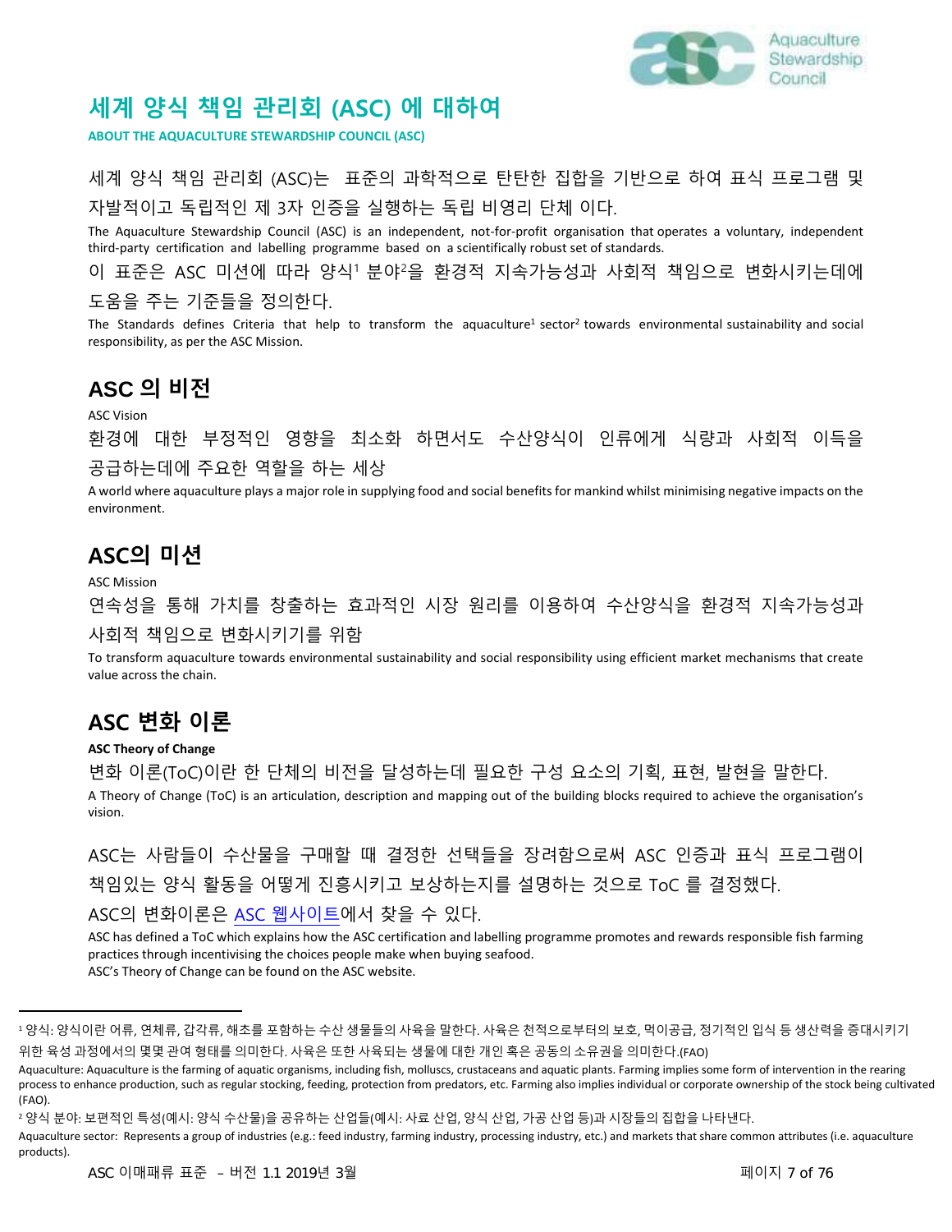# 세계 양식 책임 관리회 (ASC) 에 대하여

**ABOUT THE AQUACULTURE STEWARDSHIP COUNCIL (ASC)**

세계 양식 책임 관리회 (ASC)는 표준의 과학적으로 탄탄한 집합을 기반으로 하여 표식 프로그램 및 자발적이고 독립적인 제 3자 인증을 실행하는 독립 비영리 단체 이다.

The Aquaculture Stewardship Council (ASC) is an independent, not-for-profit organisation that operates a voluntary, independent third-party certification and labelling programme based on a scientifically robust set of standards.

이 표준은 ASC 미션에 따라 양식[1] 분야[2]을 환경적 지속가능성과 사회적 책임으로 변화시키는데에 도움을 주는 기준들을 정의한다.

The Standards defines Criteria that help to transform the aquaculture[1] sector[2] towards environmental sustainability and social responsibility, as per the ASC Mission.

## ASC 의 비전

ASC Vision

환경에 대한 부정적인 영향을 최소화 하면서도 수산양식이 인류에게 식량과 사회적 이득을 공급하는데에 주요한 역할을 하는 세상

A world where aquaculture plays a major role in supplying food and social benefits for mankind whilst minimising negative impacts on the environment.

## ASC의 미션

ASC Mission

연속성을 통해 가치를 창출하는 효과적인 시장 원리를 이용하여 수산양식을 환경적 지속가능성과 사회적 책임으로 변화시키기를 위함

To transform aquaculture towards environmental sustainability and social responsibility using efficient market mechanisms that create value across the chain.

## ASC 변화 이론

**ASC Theory of Change**

변화 이론(ToC)이란 한 단체의 비전을 달성하는데 필요한 구성 요소의 기획, 표현, 발현을 말한다.

A Theory of Change (ToC) is an articulation, description and mapping out of the building blocks required to achieve the organisation's vision.

ASC는 사람들이 수산물을 구매할 때 결정한 선택들을 장려함으로써 ASC 인증과 표식 프로그램이 책임있는 양식 활동을 어떻게 진흥시키고 보상하는지를 설명하는 것으로 ToC 를 결정했다.

ASC의 변화이론은 ASC 웹사이트에서 찾을 수 있다.

ASC has defined a ToC which explains how the ASC certification and labelling programme promotes and rewards responsible fish farming practices through incentivising the choices people make when buying seafood.
ASC's Theory of Change can be found on the ASC website.

---

[1] 양식: 양식이란 어류, 연체류, 갑각류, 해초를 포함하는 수산 생물들의 사육을 말한다. 사육은 천적으로부터의 보호, 먹이공급, 정기적인 입식 등 생산력을 증대시키기 위한 육성 과정에서의 몇몇 관여 형태를 의미한다. 사육은 또한 사육되는 생물에 대한 개인 혹은 공동의 소유권을 의미한다.(FAO)

Aquaculture: Aquaculture is the farming of aquatic organisms, including fish, molluscs, crustaceans and aquatic plants. Farming implies some form of intervention in the rearing process to enhance production, such as regular stocking, feeding, protection from predators, etc. Farming also implies individual or corporate ownership of the stock being cultivated (FAO).

[2] 양식 분야: 보편적인 특성(예시: 양식 수산물)을 공유하는 산업들(예시: 사료 산업, 양식 산업, 가공 산업 등)과 시장들의 집합을 나타낸다.

Aquaculture sector: Represents a group of industries (e.g.: feed industry, farming industry, processing industry, etc.) and markets that share common attributes (i.e. aquaculture products).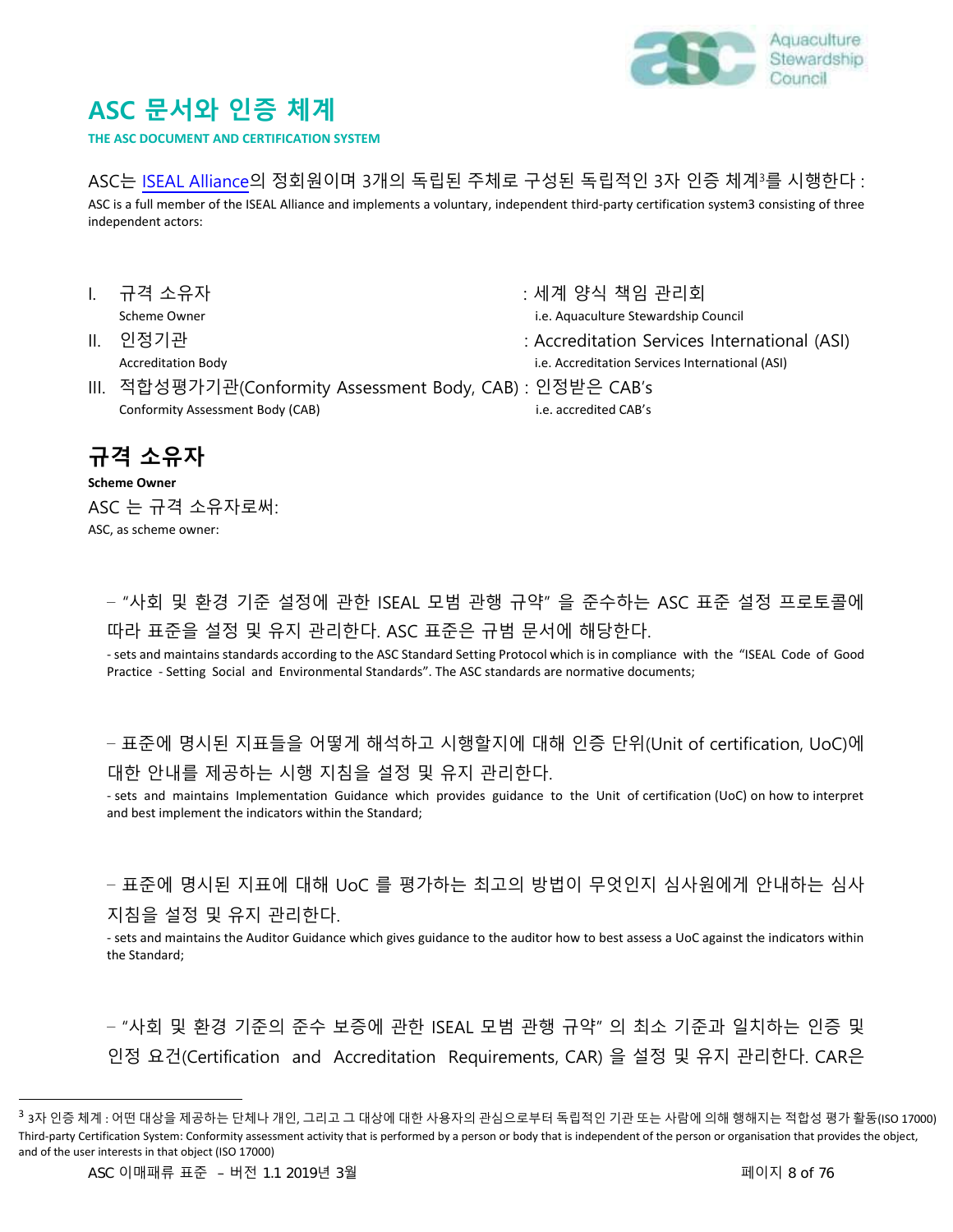# ASC 문서와 인증 체계

**THE ASC DOCUMENT AND CERTIFICATION SYSTEM**

ASC는 ISEAL Alliance의 정회원이며 3개의 독립된 주체로 구성된 독립적인 3자 인증 체계[3]를 시행한다 :

ASC is a full member of the ISEAL Alliance and implements a voluntary, independent third-party certification system3 consisting of three independent actors:

I. 규격 소유자 : 세계 양식 책임 관리회
Scheme Owner i.e. Aquaculture Stewardship Council

II. 인정기관 : Accreditation Services International (ASI)
Accreditation Body i.e. Accreditation Services International (ASI)

III. 적합성평가기관(Conformity Assessment Body, CAB) : 인정받은 CAB's
Conformity Assessment Body (CAB) i.e. accredited CAB's

## 규격 소유자

**Scheme Owner**

ASC 는 규격 소유자로써:

ASC, as scheme owner:

– "사회 및 환경 기준 설정에 관한 ISEAL 모범 관행 규약" 을 준수하는 ASC 표준 설정 프로토콜에 따라 표준을 설정 및 유지 관리한다. ASC 표준은 규범 문서에 해당한다.

- sets and maintains standards according to the ASC Standard Setting Protocol which is in compliance with the "ISEAL Code of Good Practice - Setting Social and Environmental Standards". The ASC standards are normative documents;

– 표준에 명시된 지표들을 어떻게 해석하고 시행할지에 대해 인증 단위(Unit of certification, UoC)에 대한 안내를 제공하는 시행 지침을 설정 및 유지 관리한다.

- sets and maintains Implementation Guidance which provides guidance to the Unit of certification (UoC) on how to interpret and best implement the indicators within the Standard;

– 표준에 명시된 지표에 대해 UoC 를 평가하는 최고의 방법이 무엇인지 심사원에게 안내하는 심사 지침을 설정 및 유지 관리한다.

- sets and maintains the Auditor Guidance which gives guidance to the auditor how to best assess a UoC against the indicators within the Standard;

– "사회 및 환경 기준의 준수 보증에 관한 ISEAL 모범 관행 규약" 의 최소 기준과 일치하는 인증 및 인정 요건(Certification and Accreditation Requirements, CAR) 을 설정 및 유지 관리한다. CAR은

---

[3] 3자 인증 체계 : 어떤 대상을 제공하는 단체나 개인, 그리고 그 대상에 대한 사용자의 관심으로부터 독립적인 기관 또는 사람에 의해 행해지는 적합성 평가 활동(ISO 17000)
Third-party Certification System: Conformity assessment activity that is performed by a person or body that is independent of the person or organisation that provides the object, and of the user interests in that object (ISO 17000)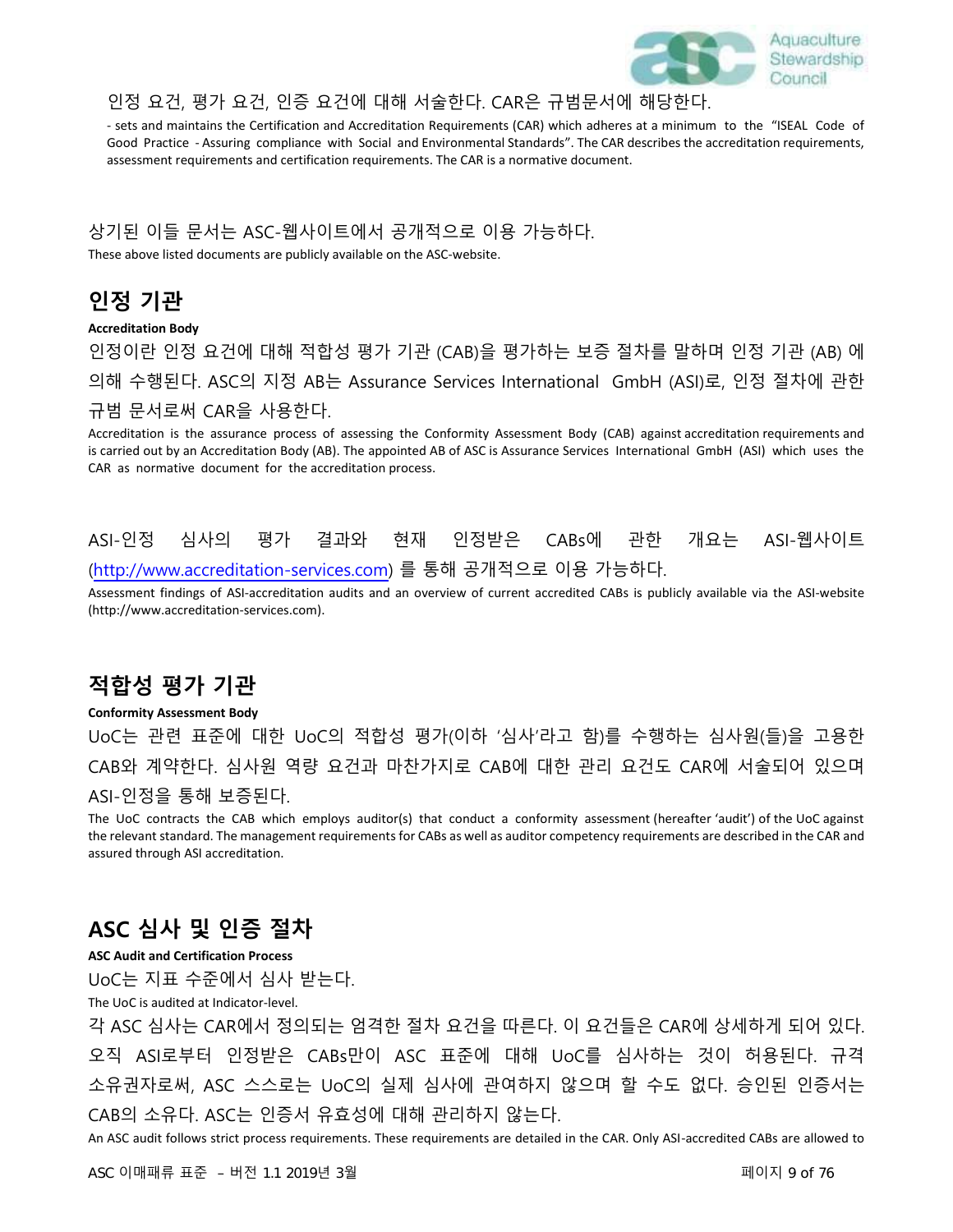인정 요건, 평가 요건, 인증 요건에 대해 서술한다. CAR은 규범문서에 해당한다.

- sets and maintains the Certification and Accreditation Requirements (CAR) which adheres at a minimum to the "ISEAL Code of Good Practice - Assuring compliance with Social and Environmental Standards". The CAR describes the accreditation requirements, assessment requirements and certification requirements. The CAR is a normative document.

상기된 이들 문서는 ASC-웹사이트에서 공개적으로 이용 가능하다.

These above listed documents are publicly available on the ASC-website.

## 인정 기관

**Accreditation Body**

인정이란 인정 요건에 대해 적합성 평가 기관 (CAB)을 평가하는 보증 절차를 말하며 인정 기관 (AB) 에 의해 수행된다. ASC의 지정 AB는 Assurance Services International GmbH (ASI)로, 인정 절차에 관한 규범 문서로써 CAR을 사용한다.

Accreditation is the assurance process of assessing the Conformity Assessment Body (CAB) against accreditation requirements and is carried out by an Accreditation Body (AB). The appointed AB of ASC is Assurance Services International GmbH (ASI) which uses the CAR as normative document for the accreditation process.

ASI-인정 심사의 평가 결과와 현재 인정받은 CABs에 관한 개요는 ASI-웹사이트 (http://www.accreditation-services.com) 를 통해 공개적으로 이용 가능하다.

Assessment findings of ASI-accreditation audits and an overview of current accredited CABs is publicly available via the ASI-website (http://www.accreditation-services.com).

## 적합성 평가 기관

**Conformity Assessment Body**

UoC는 관련 표준에 대한 UoC의 적합성 평가(이하 '심사'라고 함)를 수행하는 심사원(들)을 고용한 CAB와 계약한다. 심사원 역량 요건과 마찬가지로 CAB에 대한 관리 요건도 CAR에 서술되어 있으며 ASI-인정을 통해 보증된다.

The UoC contracts the CAB which employs auditor(s) that conduct a conformity assessment (hereafter 'audit') of the UoC against the relevant standard. The management requirements for CABs as well as auditor competency requirements are described in the CAR and assured through ASI accreditation.

## ASC 심사 및 인증 절차

**ASC Audit and Certification Process**

UoC는 지표 수준에서 심사 받는다.

The UoC is audited at Indicator-level.

각 ASC 심사는 CAR에서 정의되는 엄격한 절차 요건을 따른다. 이 요건들은 CAR에 상세하게 되어 있다. 오직 ASI로부터 인정받은 CABs만이 ASC 표준에 대해 UoC를 심사하는 것이 허용된다. 규격 소유권자로써, ASC 스스로는 UoC의 실제 심사에 관여하지 않으며 할 수도 없다. 승인된 인증서는 CAB의 소유다. ASC는 인증서 유효성에 대해 관리하지 않는다.

An ASC audit follows strict process requirements. These requirements are detailed in the CAR. Only ASI-accredited CABs are allowed to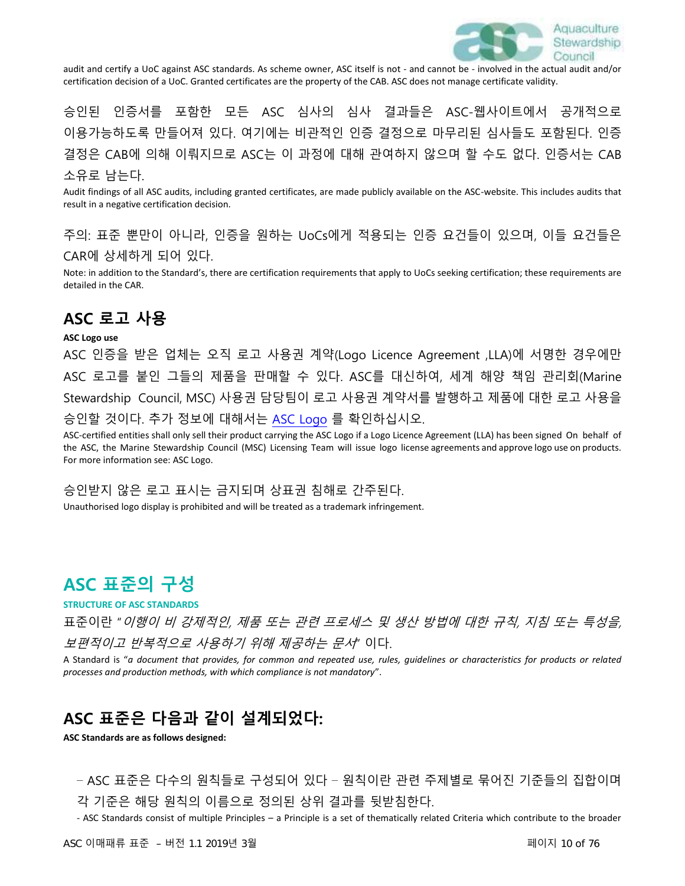audit and certify a UoC against ASC standards. As scheme owner, ASC itself is not - and cannot be - involved in the actual audit and/or certification decision of a UoC. Granted certificates are the property of the CAB. ASC does not manage certificate validity.

승인된 인증서를 포함한 모든 ASC 심사의 심사 결과들은 ASC-웹사이트에서 공개적으로 이용가능하도록 만들어져 있다. 여기에는 비관적인 인증 결정으로 마무리된 심사들도 포함된다. 인증 결정은 CAB에 의해 이뤄지므로 ASC는 이 과정에 대해 관여하지 않으며 할 수도 없다. 인증서는 CAB 소유로 남는다.

Audit findings of all ASC audits, including granted certificates, are made publicly available on the ASC-website. This includes audits that result in a negative certification decision.

주의: 표준 뿐만이 아니라, 인증을 원하는 UoCs에게 적용되는 인증 요건들이 있으며, 이들 요건들은 CAR에 상세하게 되어 있다.

Note: in addition to the Standard's, there are certification requirements that apply to UoCs seeking certification; these requirements are detailed in the CAR.

## ASC 로고 사용

**ASC Logo use**

ASC 인증을 받은 업체는 오직 로고 사용권 계약(Logo Licence Agreement ,LLA)에 서명한 경우에만 ASC 로고를 붙인 그들의 제품을 판매할 수 있다. ASC를 대신하여, 세계 해양 책임 관리회(Marine Stewardship Council, MSC) 사용권 담당팀이 로고 사용권 계약서를 발행하고 제품에 대한 로고 사용을 승인할 것이다. 추가 정보에 대해서는 ASC Logo 를 확인하십시오.

ASC-certified entities shall only sell their product carrying the ASC Logo if a Logo Licence Agreement (LLA) has been signed On behalf of the ASC, the Marine Stewardship Council (MSC) Licensing Team will issue logo license agreements and approve logo use on products. For more information see: ASC Logo.

승인받지 않은 로고 표시는 금지되며 상표권 침해로 간주된다.

Unauthorised logo display is prohibited and will be treated as a trademark infringement.

# ASC 표준의 구성

**STRUCTURE OF ASC STANDARDS**

표준이란 "*이행이 비 강제적인, 제품 또는 관련 프로세스 및 생산 방법에 대한 규칙, 지침 또는 특성을, 보편적이고 반복적으로 사용하기 위해 제공하는 문서*" 이다.

A Standard is "*a document that provides, for common and repeated use, rules, guidelines or characteristics for products or related processes and production methods, with which compliance is not mandatory*".

## ASC 표준은 다음과 같이 설계되었다:

**ASC Standards are as follows designed:**

- ASC 표준은 다수의 원칙들로 구성되어 있다 – 원칙이란 관련 주제별로 묶어진 기준들의 집합이며 각 기준은 해당 원칙의 이름으로 정의된 상위 결과를 뒷받침한다.

- ASC Standards consist of multiple Principles – a Principle is a set of thematically related Criteria which contribute to the broader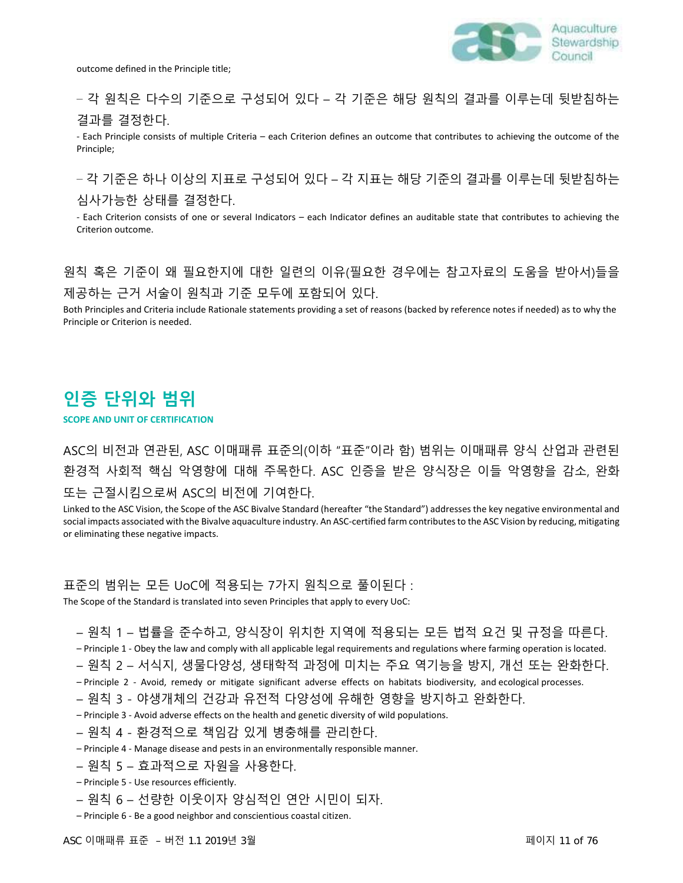outcome defined in the Principle title;

– 각 원칙은 다수의 기준으로 구성되어 있다 – 각 기준은 해당 원칙의 결과를 이루는데 뒷받침하는 결과를 결정한다.

- Each Principle consists of multiple Criteria – each Criterion defines an outcome that contributes to achieving the outcome of the Principle;

– 각 기준은 하나 이상의 지표로 구성되어 있다 – 각 지표는 해당 기준의 결과를 이루는데 뒷받침하는 심사가능한 상태를 결정한다.

- Each Criterion consists of one or several Indicators – each Indicator defines an auditable state that contributes to achieving the Criterion outcome.

원칙 혹은 기준이 왜 필요한지에 대한 일련의 이유(필요한 경우에는 참고자료의 도움을 받아서)들을 제공하는 근거 서술이 원칙과 기준 모두에 포함되어 있다.

Both Principles and Criteria include Rationale statements providing a set of reasons (backed by reference notes if needed) as to why the Principle or Criterion is needed.

## 인증 단위와 범위

**SCOPE AND UNIT OF CERTIFICATION**

ASC의 비전과 연관된, ASC 이매패류 표준의(이하 "표준"이라 함) 범위는 이매패류 양식 산업과 관련된 환경적 사회적 핵심 악영향에 대해 주목한다. ASC 인증을 받은 양식장은 이들 악영향을 감소, 완화 또는 근절시킴으로써 ASC의 비전에 기여한다.

Linked to the ASC Vision, the Scope of the ASC Bivalve Standard (hereafter "the Standard") addresses the key negative environmental and social impacts associated with the Bivalve aquaculture industry. An ASC-certified farm contributes to the ASC Vision by reducing, mitigating or eliminating these negative impacts.

표준의 범위는 모든 UoC에 적용되는 7가지 원칙으로 풀이된다 :

The Scope of the Standard is translated into seven Principles that apply to every UoC:

– 원칙 1 – 법률을 준수하고, 양식장이 위치한 지역에 적용되는 모든 법적 요건 및 규정을 따른다.

– Principle 1 - Obey the law and comply with all applicable legal requirements and regulations where farming operation is located.

– 원칙 2 – 서식지, 생물다양성, 생태학적 과정에 미치는 주요 역기능을 방지, 개선 또는 완화한다.

– Principle 2 - Avoid, remedy or mitigate significant adverse effects on habitats biodiversity, and ecological processes.

– 원칙 3 - 야생개체의 건강과 유전적 다양성에 유해한 영향을 방지하고 완화한다.

– Principle 3 - Avoid adverse effects on the health and genetic diversity of wild populations.

– 원칙 4 - 환경적으로 책임감 있게 병충해를 관리한다.

– Principle 4 - Manage disease and pests in an environmentally responsible manner.

– 원칙 5 – 효과적으로 자원을 사용한다.

– Principle 5 - Use resources efficiently.

– 원칙 6 – 선량한 이웃이자 양심적인 연안 시민이 되자.

– Principle 6 - Be a good neighbor and conscientious coastal citizen.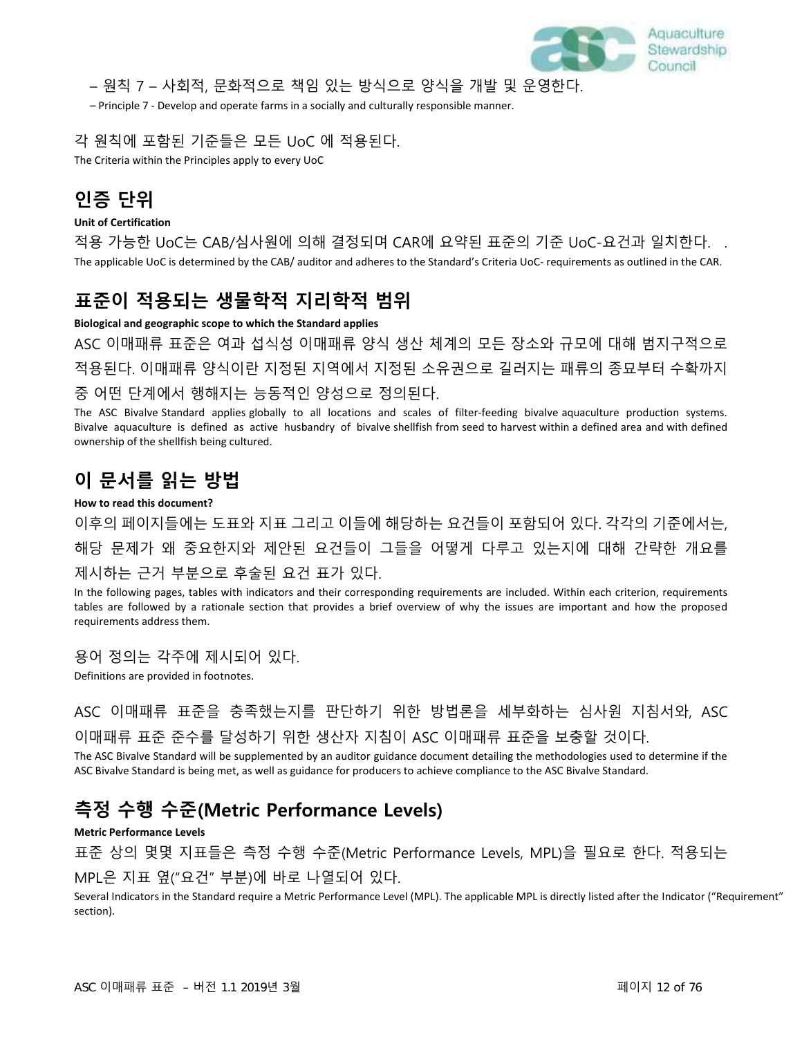– 원칙 7 – 사회적, 문화적으로 책임 있는 방식으로 양식을 개발 및 운영한다.

– Principle 7 - Develop and operate farms in a socially and culturally responsible manner.

각 원칙에 포함된 기준들은 모든 UoC 에 적용된다.

The Criteria within the Principles apply to every UoC

## 인증 단위

**Unit of Certification**

적용 가능한 UoC는 CAB/심사원에 의해 결정되며 CAR에 요약된 표준의 기준 UoC-요건과 일치한다. .

The applicable UoC is determined by the CAB/ auditor and adheres to the Standard's Criteria UoC- requirements as outlined in the CAR.

## 표준이 적용되는 생물학적 지리학적 범위

**Biological and geographic scope to which the Standard applies**

ASC 이매패류 표준은 여과 섭식성 이매패류 양식 생산 체계의 모든 장소와 규모에 대해 범지구적으로 적용된다. 이매패류 양식이란 지정된 지역에서 지정된 소유권으로 길러지는 패류의 종묘부터 수확까지 중 어떤 단계에서 행해지는 능동적인 양성으로 정의된다.

The ASC Bivalve Standard applies globally to all locations and scales of filter-feeding bivalve aquaculture production systems. Bivalve aquaculture is defined as active husbandry of bivalve shellfish from seed to harvest within a defined area and with defined ownership of the shellfish being cultured.

## 이 문서를 읽는 방법

**How to read this document?**

이후의 페이지들에는 도표와 지표 그리고 이들에 해당하는 요건들이 포함되어 있다. 각각의 기준에서는, 해당 문제가 왜 중요한지와 제안된 요건들이 그들을 어떻게 다루고 있는지에 대해 간략한 개요를 제시하는 근거 부분으로 후술된 요건 표가 있다.

In the following pages, tables with indicators and their corresponding requirements are included. Within each criterion, requirements tables are followed by a rationale section that provides a brief overview of why the issues are important and how the proposed requirements address them.

용어 정의는 각주에 제시되어 있다.

Definitions are provided in footnotes.

ASC 이매패류 표준을 충족했는지를 판단하기 위한 방법론을 세부화하는 심사원 지침서와, ASC 이매패류 표준 준수를 달성하기 위한 생산자 지침이 ASC 이매패류 표준을 보충할 것이다.

The ASC Bivalve Standard will be supplemented by an auditor guidance document detailing the methodologies used to determine if the ASC Bivalve Standard is being met, as well as guidance for producers to achieve compliance to the ASC Bivalve Standard.

## 측정 수행 수준(Metric Performance Levels)

**Metric Performance Levels**

표준 상의 몇몇 지표들은 측정 수행 수준(Metric Performance Levels, MPL)을 필요로 한다. 적용되는 MPL은 지표 옆("요건" 부분)에 바로 나열되어 있다.

Several Indicators in the Standard require a Metric Performance Level (MPL). The applicable MPL is directly listed after the Indicator ("Requirement" section).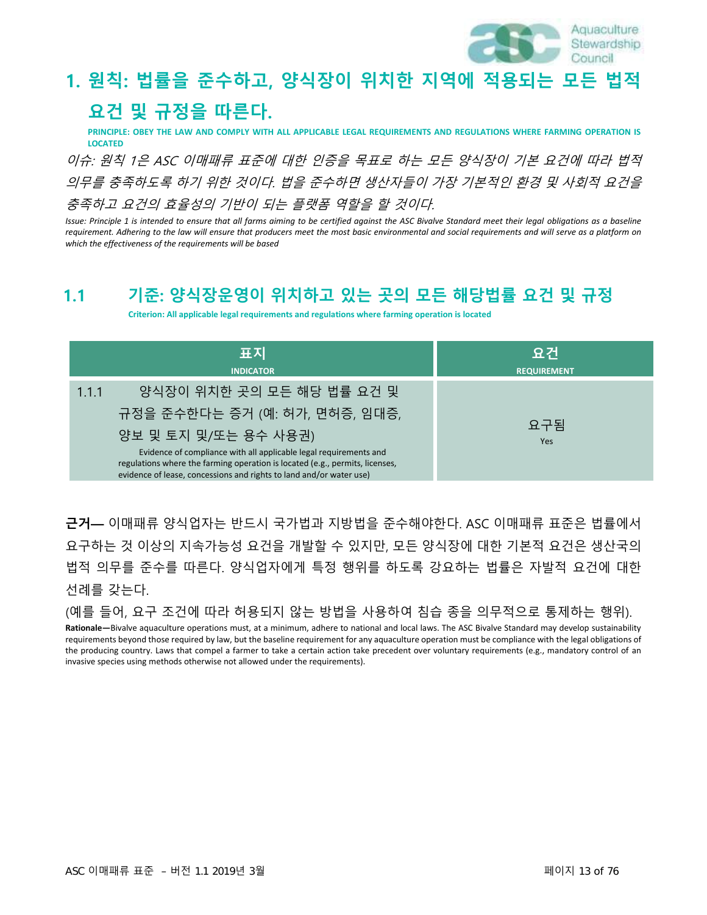# 1. 원칙: 법률을 준수하고, 양식장이 위치한 지역에 적용되는 모든 법적 요건 및 규정을 따른다.

**PRINCIPLE: OBEY THE LAW AND COMPLY WITH ALL APPLICABLE LEGAL REQUIREMENTS AND REGULATIONS WHERE FARMING OPERATION IS LOCATED**

*이슈: 원칙 1은 ASC 이매패류 표준에 대한 인증을 목표로 하는 모든 양식장이 기본 요건에 따라 법적 의무를 충족하도록 하기 위한 것이다. 법을 준수하면 생산자들이 가장 기본적인 환경 및 사회적 요건을 충족하고 요건의 효율성의 기반이 되는 플랫폼 역할을 할 것이다.*

*Issue: Principle 1 is intended to ensure that all farms aiming to be certified against the ASC Bivalve Standard meet their legal obligations as a baseline requirement. Adhering to the law will ensure that producers meet the most basic environmental and social requirements and will serve as a platform on which the effectiveness of the requirements will be based*

## 1.1 기준: 양식장운영이 위치하고 있는 곳의 모든 해당법률 요건 및 규정

**Criterion: All applicable legal requirements and regulations where farming operation is located**

| 표지<br>INDICATOR | 요건<br>REQUIREMENT |
|---|---|
| 1.1.1 양식장이 위치한 곳의 모든 해당 법률 요건 및 규정을 준수한다는 증거 (예: 허가, 면허증, 임대증, 양보 및 토지 및/또는 용수 사용권)<br>Evidence of compliance with all applicable legal requirements and regulations where the farming operation is located (e.g., permits, licenses, evidence of lease, concessions and rights to land and/or water use) | 요구됨<br>Yes |

**근거—** 이매패류 양식업자는 반드시 국가법과 지방법을 준수해야한다. ASC 이매패류 표준은 법률에서 요구하는 것 이상의 지속가능성 요건을 개발할 수 있지만, 모든 양식장에 대한 기본적 요건은 생산국의 법적 의무를 준수를 따른다. 양식업자에게 특정 행위를 하도록 강요하는 법률은 자발적 요건에 대한 선례를 갖는다.

(예를 들어, 요구 조건에 따라 허용되지 않는 방법을 사용하여 침습 종을 의무적으로 통제하는 행위).

**Rationale—**Bivalve aquaculture operations must, at a minimum, adhere to national and local laws. The ASC Bivalve Standard may develop sustainability requirements beyond those required by law, but the baseline requirement for any aquaculture operation must be compliance with the legal obligations of the producing country. Laws that compel a farmer to take a certain action take precedent over voluntary requirements (e.g., mandatory control of an invasive species using methods otherwise not allowed under the requirements).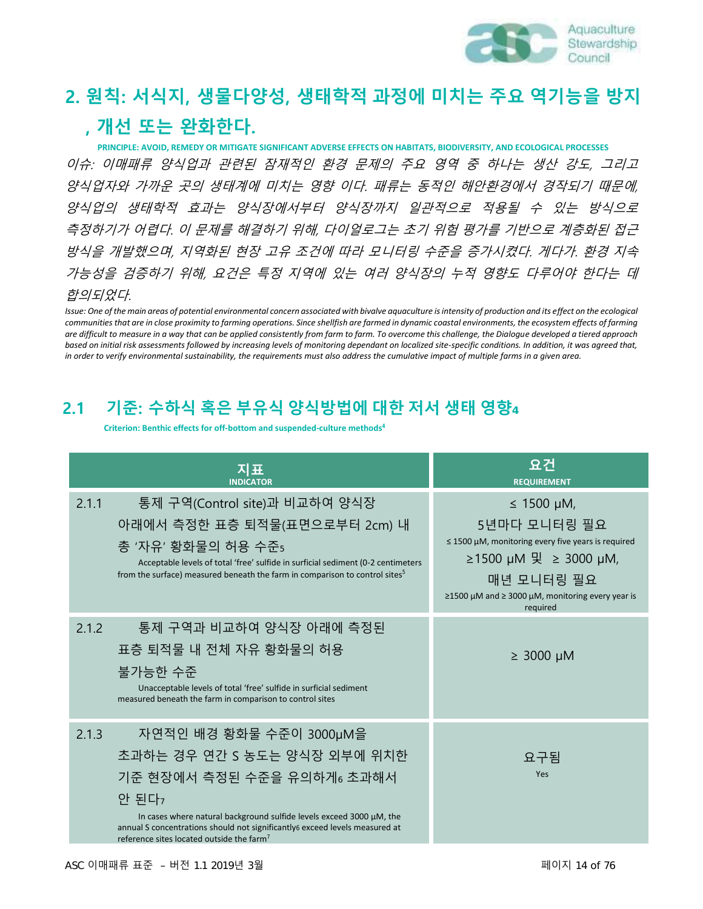## 2. 원칙: 서식지, 생물다양성, 생태학적 과정에 미치는 주요 역기능을 방지, 개선 또는 완화한다.

**PRINCIPLE: AVOID, REMEDY OR MITIGATE SIGNIFICANT ADVERSE EFFECTS ON HABITATS, BIODIVERSITY, AND ECOLOGICAL PROCESSES**

*이슈: 이매패류 양식업과 관련된 잠재적인 환경 문제의 주요 영역 중 하나는 생산 강도, 그리고 양식업자와 가까운 곳의 생태계에 미치는 영향 이다. 패류는 동적인 해안환경에서 경작되기 때문에, 양식업의 생태학적 효과는 양식장에서부터 양식장까지 일관적으로 적용될 수 있는 방식으로 측정하기가 어렵다. 이 문제를 해결하기 위해, 다이얼로그는 초기 위험 평가를 기반으로 계층화된 접근 방식을 개발했으며, 지역화된 현장 고유 조건에 따라 모니터링 수준을 증가시켰다. 게다가, 환경 지속 가능성을 검증하기 위해, 요건은 특정 지역에 있는 여러 양식장의 누적 영향도 다루어야 한다는 데 합의되었다.*

*Issue: One of the main areas of potential environmental concern associated with bivalve aquaculture is intensity of production and its effect on the ecological communities that are in close proximity to farming operations. Since shellfish are farmed in dynamic coastal environments, the ecosystem effects of farming are difficult to measure in a way that can be applied consistently from farm to farm. To overcome this challenge, the Dialogue developed a tiered approach based on initial risk assessments followed by increasing levels of monitoring dependant on localized site-specific conditions. In addition, it was agreed that, in order to verify environmental sustainability, the requirements must also address the cumulative impact of multiple farms in a given area.*

### 2.1 기준: 수하식 혹은 부유식 양식방법에 대한 저서 생태 영향[4]

**Criterion: Benthic effects for off-bottom and suspended-culture methods[4]**

| 지표 INDICATOR | 요건 REQUIREMENT |
|---|---|
| 2.1.1 통제 구역(Control site)과 비교하여 양식장 아래에서 측정한 표층 퇴적물(표면으로부터 2cm) 내 총 '자유' 황화물의 허용 수준[5]<br>Acceptable levels of total 'free' sulfide in surficial sediment (0-2 centimeters from the surface) measured beneath the farm in comparison to control sites[5] | ≤ 1500 μM, 5년마다 모니터링 필요<br>≤ 1500 μM, monitoring every five years is required<br>≥1500 μM 및 ≥ 3000 μM, 매년 모니터링 필요<br>≥1500 μM and ≥ 3000 μM, monitoring every year is required |
| 2.1.2 통제 구역과 비교하여 양식장 아래에 측정된 표층 퇴적물 내 전체 자유 황화물의 허용 불가능한 수준<br>Unacceptable levels of total 'free' sulfide in surficial sediment measured beneath the farm in comparison to control sites | ≥ 3000 μM |
| 2.1.3 자연적인 배경 황화물 수준이 3000μM을 초과하는 경우 연간 S 농도는 양식장 외부에 위치한 기준 현장에서 측정된 수준을 유의하게[6] 초과해서 안 된다[7]<br>In cases where natural background sulfide levels exceed 3000 μM, the annual S concentrations should not significantly[6] exceed levels measured at reference sites located outside the farm[7] | 요구됨<br>Yes |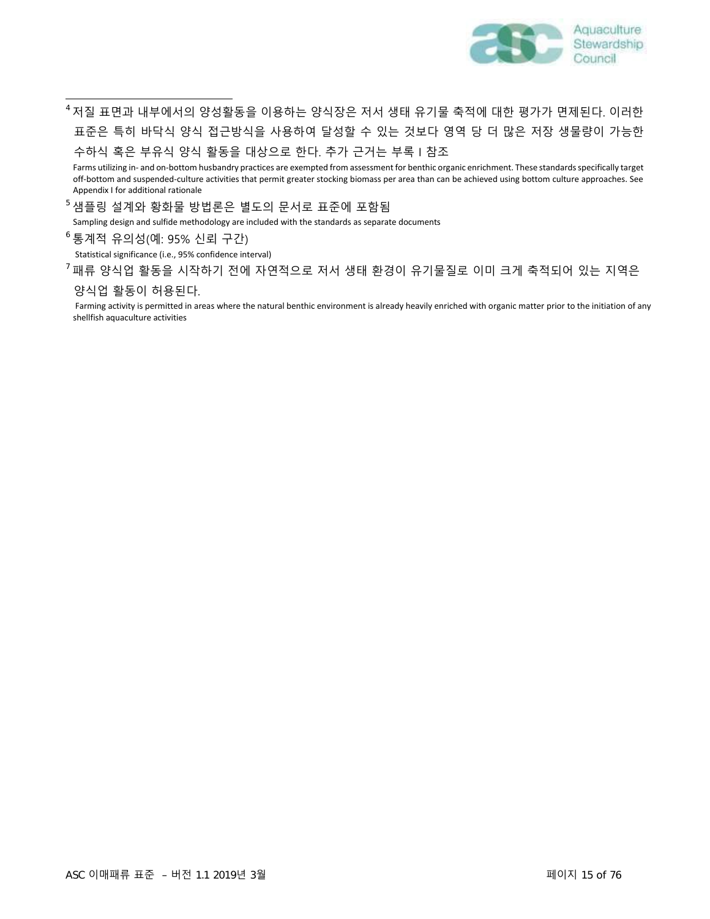[4] 저질 표면과 내부에서의 양성활동을 이용하는 양식장은 저서 생태 유기물 축적에 대한 평가가 면제된다. 이러한 표준은 특히 바닥식 양식 접근방식을 사용하여 달성할 수 있는 것보다 영역 당 더 많은 저장 생물량이 가능한 수하식 혹은 부유식 양식 활동을 대상으로 한다. 추가 근거는 부록 I 참조

Farms utilizing in- and on-bottom husbandry practices are exempted from assessment for benthic organic enrichment. These standards specifically target off-bottom and suspended-culture activities that permit greater stocking biomass per area than can be achieved using bottom culture approaches. See Appendix I for additional rationale

[5] 샘플링 설계와 황화물 방법론은 별도의 문서로 표준에 포함됨

Sampling design and sulfide methodology are included with the standards as separate documents

[6] 통계적 유의성(예: 95% 신뢰 구간)

Statistical significance (i.e., 95% confidence interval)

[7] 패류 양식업 활동을 시작하기 전에 자연적으로 저서 생태 환경이 유기물질로 이미 크게 축적되어 있는 지역은 양식업 활동이 허용된다.

Farming activity is permitted in areas where the natural benthic environment is already heavily enriched with organic matter prior to the initiation of any shellfish aquaculture activities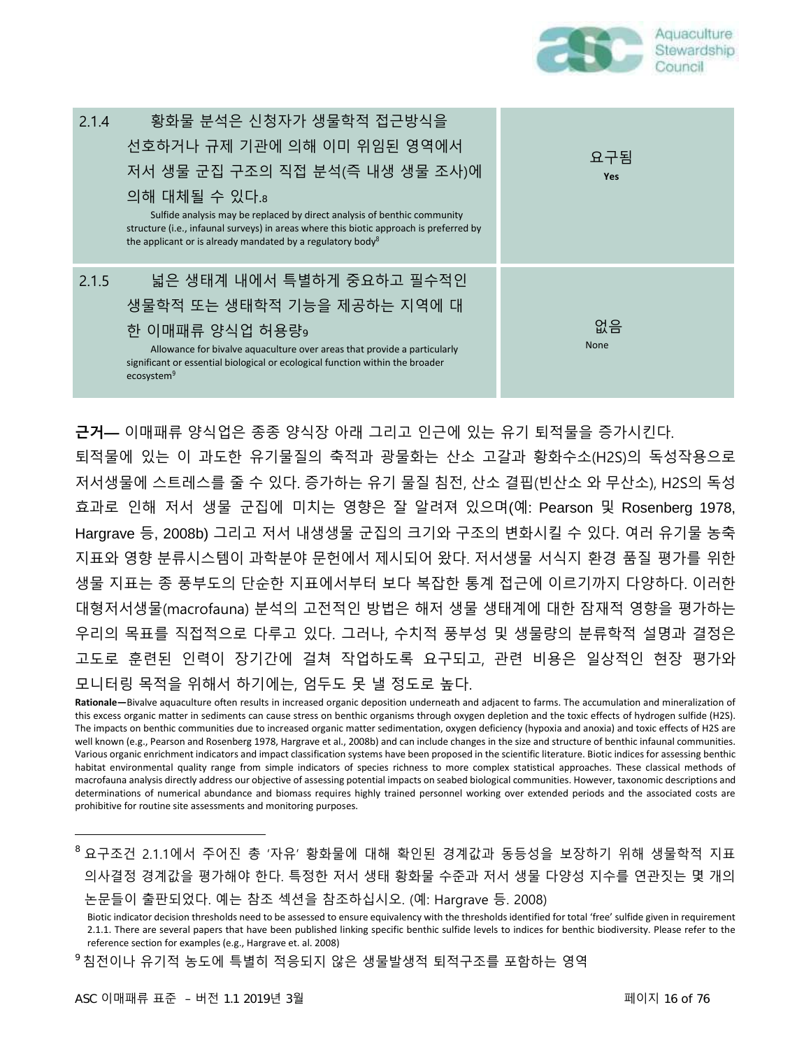| | | |
|---|---|---|
| 2.1.4 | 황화물 분석은 신청자가 생물학적 접근방식을 선호하거나 규제 기관에 의해 이미 위임된 영역에서 저서 생물 군집 구조의 직접 분석(즉 내생 생물 조사)에 의해 대체될 수 있다.[8]<br>Sulfide analysis may be replaced by direct analysis of benthic community structure (i.e., infaunal surveys) in areas where this biotic approach is preferred by the applicant or is already mandated by a regulatory body[8] | 요구됨<br>**Yes** |
| 2.1.5 | 넓은 생태계 내에서 특별하게 중요하고 필수적인 생물학적 또는 생태학적 기능을 제공하는 지역에 대한 이매패류 양식업 허용량[9]<br>Allowance for bivalve aquaculture over areas that provide a particularly significant or essential biological or ecological function within the broader ecosystem[9] | 없음<br>None |

**근거—** 이매패류 양식업은 종종 양식장 아래 그리고 인근에 있는 유기 퇴적물을 증가시킨다. 퇴적물에 있는 이 과도한 유기물질의 축적과 광물화는 산소 고갈과 황화수소(H2S)의 독성작용으로 저서생물에 스트레스를 줄 수 있다. 증가하는 유기 물질 침전, 산소 결핍(빈산소 와 무산소), H2S의 독성 효과로 인해 저서 생물 군집에 미치는 영향은 잘 알려져 있으며(예: Pearson 및 Rosenberg 1978, Hargrave 등, 2008b) 그리고 저서 내생생물 군집의 크기와 구조의 변화시킬 수 있다. 여러 유기물 농축 지표와 영향 분류시스템이 과학분야 문헌에서 제시되어 왔다. 저서생물 서식지 환경 품질 평가를 위한 생물 지표는 종 풍부도의 단순한 지표에서부터 보다 복잡한 통계 접근에 이르기까지 다양하다. 이러한 대형저서생물(macrofauna) 분석의 고전적인 방법은 해저 생물 생태계에 대한 잠재적 영향을 평가하는 우리의 목표를 직접적으로 다루고 있다. 그러나, 수치적 풍부성 및 생물량의 분류학적 설명과 결정은 고도로 훈련된 인력이 장기간에 걸쳐 작업하도록 요구되고, 관련 비용은 일상적인 현장 평가와 모니터링 목적을 위해서 하기에는, 엄두도 못 낼 정도로 높다.

**Rationale—**Bivalve aquaculture often results in increased organic deposition underneath and adjacent to farms. The accumulation and mineralization of this excess organic matter in sediments can cause stress on benthic organisms through oxygen depletion and the toxic effects of hydrogen sulfide (H2S). The impacts on benthic communities due to increased organic matter sedimentation, oxygen deficiency (hypoxia and anoxia) and toxic effects of H2S are well known (e.g., Pearson and Rosenberg 1978, Hargrave et al., 2008b) and can include changes in the size and structure of benthic infaunal communities. Various organic enrichment indicators and impact classification systems have been proposed in the scientific literature. Biotic indices for assessing benthic habitat environmental quality range from simple indicators of species richness to more complex statistical approaches. These classical methods of macrofauna analysis directly address our objective of assessing potential impacts on seabed biological communities. However, taxonomic descriptions and determinations of numerical abundance and biomass requires highly trained personnel working over extended periods and the associated costs are prohibitive for routine site assessments and monitoring purposes.

---

[8] 요구조건 2.1.1에서 주어진 총 '자유' 황화물에 대해 확인된 경계값과 동등성을 보장하기 위해 생물학적 지표 의사결정 경계값을 평가해야 한다. 특정한 저서 생태 황화물 수준과 저서 생물 다양성 지수를 연관짓는 몇 개의 논문들이 출판되었다. 예는 참조 섹션을 참조하십시오. (예: Hargrave 등. 2008)

Biotic indicator decision thresholds need to be assessed to ensure equivalency with the thresholds identified for total 'free' sulfide given in requirement 2.1.1. There are several papers that have been published linking specific benthic sulfide levels to indices for benthic biodiversity. Please refer to the reference section for examples (e.g., Hargrave et. al. 2008)

[9] 침전이나 유기적 농도에 특별히 적응되지 않은 생물발생적 퇴적구조를 포함하는 영역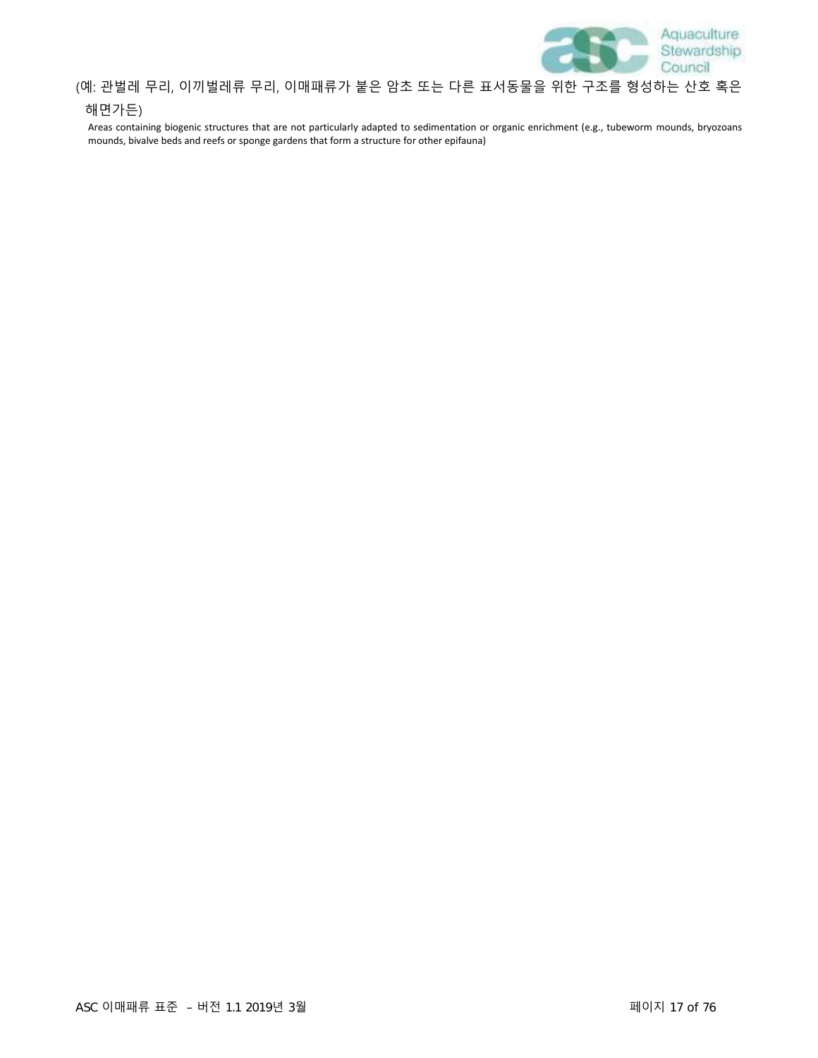(예: 관벌레 무리, 이끼벌레류 무리, 이매패류가 붙은 암초 또는 다른 표서동물을 위한 구조를 형성하는 산호 혹은 해면가든)

Areas containing biogenic structures that are not particularly adapted to sedimentation or organic enrichment (e.g., tubeworm mounds, bryozoans mounds, bivalve beds and reefs or sponge gardens that form a structure for other epifauna)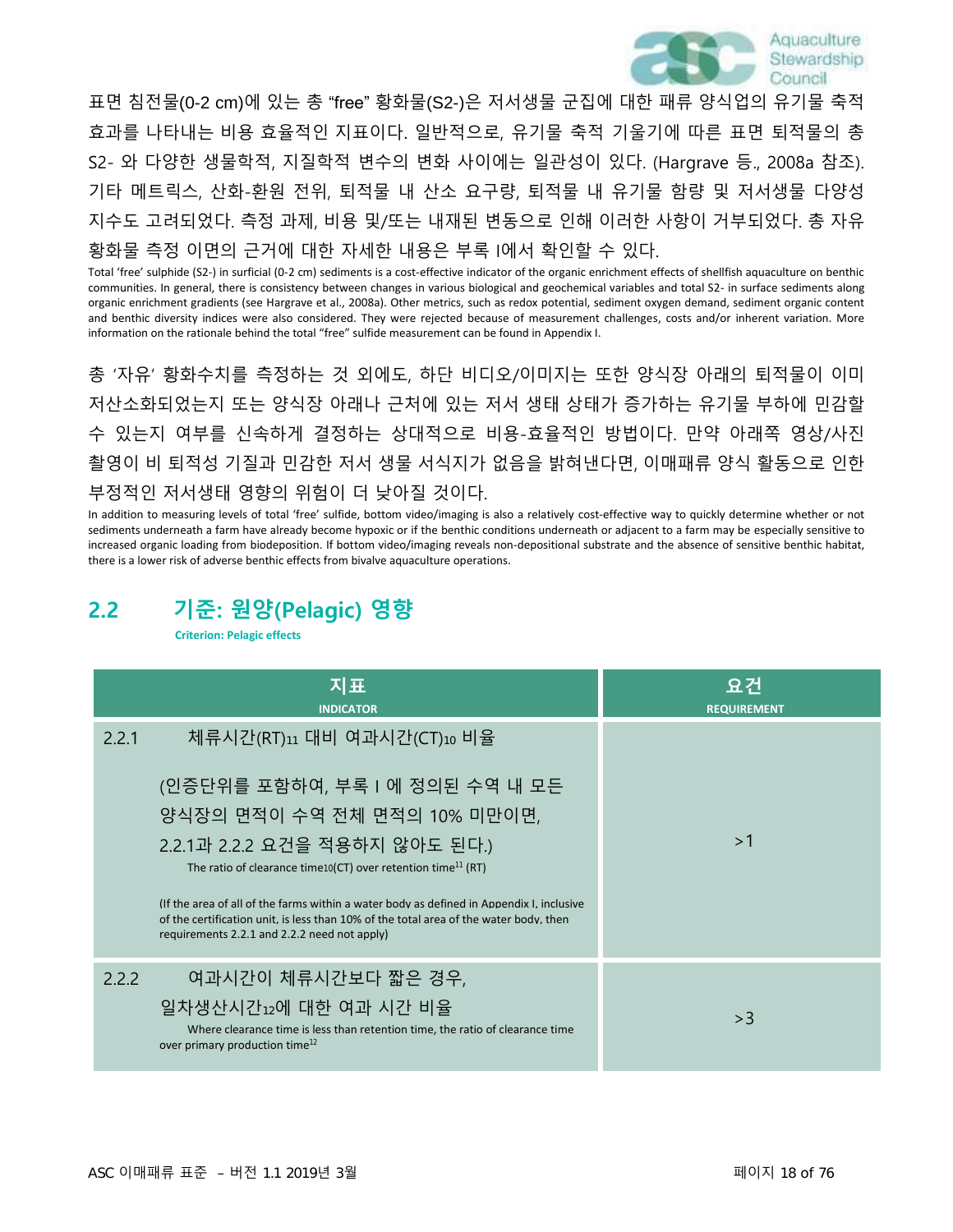표면 침전물(0-2 cm)에 있는 총 “free” 황화물($S2-$)은 저서생물 군집에 대한 패류 양식업의 유기물 축적 효과를 나타내는 비용 효율적인 지표이다. 일반적으로, 유기물 축적 기울기에 따른 표면 퇴적물의 총 S2- 와 다양한 생물학적, 지질학적 변수의 변화 사이에는 일관성이 있다. (Hargrave 등., 2008a 참조). 기타 메트릭스, 산화-환원 전위, 퇴적물 내 산소 요구량, 퇴적물 내 유기물 함량 및 저서생물 다양성 지수도 고려되었다. 측정 과제, 비용 및/또는 내재된 변동으로 인해 이러한 사항이 거부되었다. 총 자유 황화물 측정 이면의 근거에 대한 자세한 내용은 부록 I에서 확인할 수 있다.

Total ‘free’ sulphide (S2-) in surficial (0-2 cm) sediments is a cost-effective indicator of the organic enrichment effects of shellfish aquaculture on benthic communities. In general, there is consistency between changes in various biological and geochemical variables and total S2- in surface sediments along organic enrichment gradients (see Hargrave et al., 2008a). Other metrics, such as redox potential, sediment oxygen demand, sediment organic content and benthic diversity indices were also considered. They were rejected because of measurement challenges, costs and/or inherent variation. More information on the rationale behind the total “free” sulfide measurement can be found in Appendix I.

총 ‘자유’ 황화수치를 측정하는 것 외에도, 하단 비디오/이미지는 또한 양식장 아래의 퇴적물이 이미 저산소화되었는지 또는 양식장 아래나 근처에 있는 저서 생태 상태가 증가하는 유기물 부하에 민감할 수 있는지 여부를 신속하게 결정하는 상대적으로 비용-효율적인 방법이다. 만약 아래쪽 영상/사진 촬영이 비 퇴적성 기질과 민감한 저서 생물 서식지가 없음을 밝혀낸다면, 이매패류 양식 활동으로 인한 부정적인 저서생태 영향의 위험이 더 낮아질 것이다.

In addition to measuring levels of total ‘free’ sulfide, bottom video/imaging is also a relatively cost-effective way to quickly determine whether or not sediments underneath a farm have already become hypoxic or if the benthic conditions underneath or adjacent to a farm may be especially sensitive to increased organic loading from biodeposition. If bottom video/imaging reveals non-depositional substrate and the absence of sensitive benthic habitat, there is a lower risk of adverse benthic effects from bivalve aquaculture operations.

## 2.2 기준: 원양(Pelagic) 영향

**Criterion: Pelagic effects**

| 지표<br>INDICATOR | 요건<br>REQUIREMENT |
|---|---|
| 2.2.1 체류시간(RT)[11] 대비 여과시간(CT)[10] 비율<br><br>(인증단위를 포함하여, 부록 I 에 정의된 수역 내 모든 양식장의 면적이 수역 전체 면적의 10% 미만이면, 2.2.1과 2.2.2 요건을 적용하지 않아도 된다.)<br>The ratio of clearance time[10](CT) over retention time[11] (RT)<br><br>(If the area of all of the farms within a water body as defined in Appendix I, inclusive of the certification unit, is less than 10% of the total area of the water body, then requirements 2.2.1 and 2.2.2 need not apply) | >1 |
| 2.2.2 여과시간이 체류시간보다 짧은 경우, 일차생산시간[12]에 대한 여과 시간 비율<br>Where clearance time is less than retention time, the ratio of clearance time over primary production time[12] | >3 |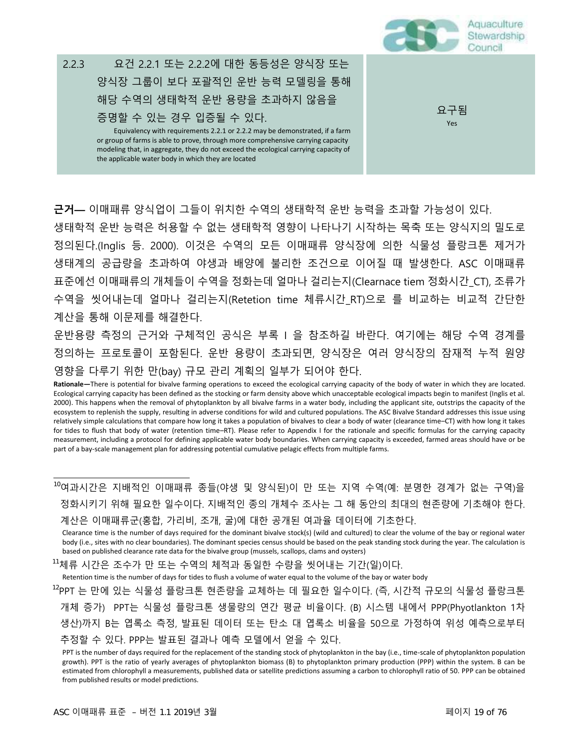| 2.2.3 요건 2.2.1 또는 2.2.2에 대한 동등성은 양식장 또는 양식장 그룹이 보다 포괄적인 운반 능력 모델링을 통해 해당 수역의 생태학적 운반 용량을 초과하지 않음을 증명할 수 있는 경우 입증될 수 있다.<br>Equivalency with requirements 2.2.1 or 2.2.2 may be demonstrated, if a farm or group of farms is able to prove, through more comprehensive carrying capacity modeling that, in aggregate, they do not exceed the ecological carrying capacity of the applicable water body in which they are located | 요구됨<br>Yes |
|---|---|

**근거—** 이매패류 양식업이 그들이 위치한 수역의 생태학적 운반 능력을 초과할 가능성이 있다. 생태학적 운반 능력은 허용할 수 없는 생태학적 영향이 나타나기 시작하는 목축 또는 양식지의 밀도로 정의된다.(Inglis 등. 2000). 이것은 수역의 모든 이매패류 양식장에 의한 식물성 플랑크톤 제거가 생태계의 공급량을 초과하여 야생과 배양에 불리한 조건으로 이어질 때 발생한다. ASC 이매패류 표준에선 이매패류의 개체들이 수역을 정화는데 얼마나 걸리는지(Clearnace tiem 정화시간_CT), 조류가 수역을 씻어내는데 얼마나 걸리는지(Retetion time 체류시간_RT)으로 를 비교하는 비교적 간단한 계산을 통해 이문제를 해결한다.

운반용량 측정의 근거와 구체적인 공식은 부록 I 을 참조하길 바란다. 여기에는 해당 수역 경계를 정의하는 프로토콜이 포함된다. 운반 용량이 초과되면, 양식장은 여러 양식장의 잠재적 누적 원양 영향을 다루기 위한 만(bay) 규모 관리 계획의 일부가 되어야 한다.

**Rationale—**There is potential for bivalve farming operations to exceed the ecological carrying capacity of the body of water in which they are located. Ecological carrying capacity has been defined as the stocking or farm density above which unacceptable ecological impacts begin to manifest (Inglis et al. 2000). This happens when the removal of phytoplankton by all bivalve farms in a water body, including the applicant site, outstrips the capacity of the ecosystem to replenish the supply, resulting in adverse conditions for wild and cultured populations. The ASC Bivalve Standard addresses this issue using relatively simple calculations that compare how long it takes a population of bivalves to clear a body of water (clearance time–CT) with how long it takes for tides to flush that body of water (retention time–RT). Please refer to Appendix I for the rationale and specific formulas for the carrying capacity measurement, including a protocol for defining applicable water body boundaries. When carrying capacity is exceeded, farmed areas should have or be part of a bay-scale management plan for addressing potential cumulative pelagic effects from multiple farms.

---

[10]여과시간은 지배적인 이매패류 종들(야생 및 양식된)이 만 또는 지역 수역(예: 분명한 경계가 없는 구역)을 정화시키기 위해 필요한 일수이다. 지배적인 종의 개체수 조사는 그 해 동안의 최대의 현존량에 기초해야 한다. 계산은 이매패류군(홍합, 가리비, 조개, 굴)에 대한 공개된 여과율 데이터에 기초한다.

Clearance time is the number of days required for the dominant bivalve stock(s) (wild and cultured) to clear the volume of the bay or regional water body (i.e., sites with no clear boundaries). The dominant species census should be based on the peak standing stock during the year. The calculation is based on published clearance rate data for the bivalve group (mussels, scallops, clams and oysters)

[11]체류 시간은 조수가 만 또는 수역의 체적과 동일한 수량을 씻어내는 기간(일)이다.

Retention time is the number of days for tides to flush a volume of water equal to the volume of the bay or water body

[12]PPT 는 만에 있는 식물성 플랑크톤 현존량을 교체하는 데 필요한 일수이다. (즉, 시간적 규모의 식물성 플랑크톤 개체 증가) PPT는 식물성 플랑크톤 생물량의 연간 평균 비율이다. (B) 시스템 내에서 PPP(Phyotlankton 1차 생산)까지 B는 엽록소 측정, 발표된 데이터 또는 탄소 대 엽록소 비율을 50으로 가정하여 위성 예측으로부터 추정할 수 있다. PPP는 발표된 결과나 예측 모델에서 얻을 수 있다.

PPT is the number of days required for the replacement of the standing stock of phytoplankton in the bay (i.e., time-scale of phytoplankton population growth). PPT is the ratio of yearly averages of phytoplankton biomass (B) to phytoplankton primary production (PPP) within the system. B can be estimated from chlorophyll a measurements, published data or satellite predictions assuming a carbon to chlorophyll ratio of 50. PPP can be obtained from published results or model predictions.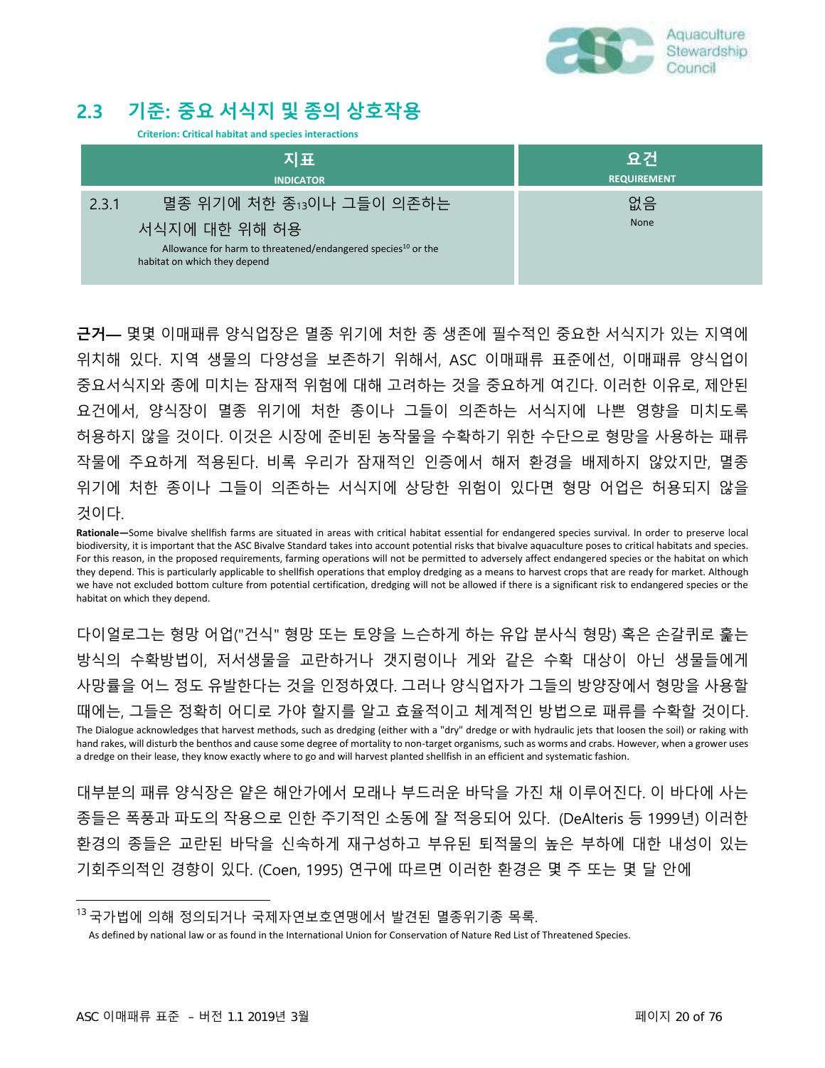## 2.3 기준: 중요 서식지 및 종의 상호작용

**Criterion: Critical habitat and species interactions**

| 지표 INDICATOR | 요건 REQUIREMENT |
|---|---|
| 2.3.1 멸종 위기에 처한 종[13]이나 그들이 의존하는 서식지에 대한 위해 허용 Allowance for harm to threatened/endangered species[10] or the habitat on which they depend | 없음 None |

**근거—** 몇몇 이매패류 양식업장은 멸종 위기에 처한 종 생존에 필수적인 중요한 서식지가 있는 지역에 위치해 있다. 지역 생물의 다양성을 보존하기 위해서, ASC 이매패류 표준에선, 이매패류 양식업이 중요서식지와 종에 미치는 잠재적 위험에 대해 고려하는 것을 중요하게 여긴다. 이러한 이유로, 제안된 요건에서, 양식장이 멸종 위기에 처한 종이나 그들이 의존하는 서식지에 나쁜 영향을 미치도록 허용하지 않을 것이다. 이것은 시장에 준비된 농작물을 수확하기 위한 수단으로 형망을 사용하는 패류 작물에 주요하게 적용된다. 비록 우리가 잠재적인 인증에서 해저 환경을 배제하지 않았지만, 멸종 위기에 처한 종이나 그들이 의존하는 서식지에 상당한 위험이 있다면 형망 어업은 허용되지 않을 것이다.

**Rationale—**Some bivalve shellfish farms are situated in areas with critical habitat essential for endangered species survival. In order to preserve local biodiversity, it is important that the ASC Bivalve Standard takes into account potential risks that bivalve aquaculture poses to critical habitats and species. For this reason, in the proposed requirements, farming operations will not be permitted to adversely affect endangered species or the habitat on which they depend. This is particularly applicable to shellfish operations that employ dredging as a means to harvest crops that are ready for market. Although we have not excluded bottom culture from potential certification, dredging will not be allowed if there is a significant risk to endangered species or the habitat on which they depend.

다이얼로그는 형망 어업("건식" 형망 또는 토양을 느슨하게 하는 유압 분사식 형망) 혹은 손갈퀴로 훑는 방식의 수확방법이, 저서생물을 교란하거나 갯지렁이나 게와 같은 수확 대상이 아닌 생물들에게 사망률을 어느 정도 유발한다는 것을 인정하였다. 그러나 양식업자가 그들의 방양장에서 형망을 사용할 때에는, 그들은 정확히 어디로 가야 할지를 알고 효율적이고 체계적인 방법으로 패류를 수확할 것이다.

The Dialogue acknowledges that harvest methods, such as dredging (either with a "dry" dredge or with hydraulic jets that loosen the soil) or raking with hand rakes, will disturb the benthos and cause some degree of mortality to non-target organisms, such as worms and crabs. However, when a grower uses a dredge on their lease, they know exactly where to go and will harvest planted shellfish in an efficient and systematic fashion.

대부분의 패류 양식장은 얕은 해안가에서 모래나 부드러운 바닥을 가진 채 이루어진다. 이 바다에 사는 종들은 폭풍과 파도의 작용으로 인한 주기적인 소동에 잘 적응되어 있다. (DeAlteris 등 1999년) 이러한 환경의 종들은 교란된 바닥을 신속하게 재구성하고 부유된 퇴적물의 높은 부하에 대한 내성이 있는 기회주의적인 경향이 있다. (Coen, 1995) 연구에 따르면 이러한 환경은 몇 주 또는 몇 달 안에

---

[13] 국가법에 의해 정의되거나 국제자연보호연맹에서 발견된 멸종위기종 목록.
As defined by national law or as found in the International Union for Conservation of Nature Red List of Threatened Species.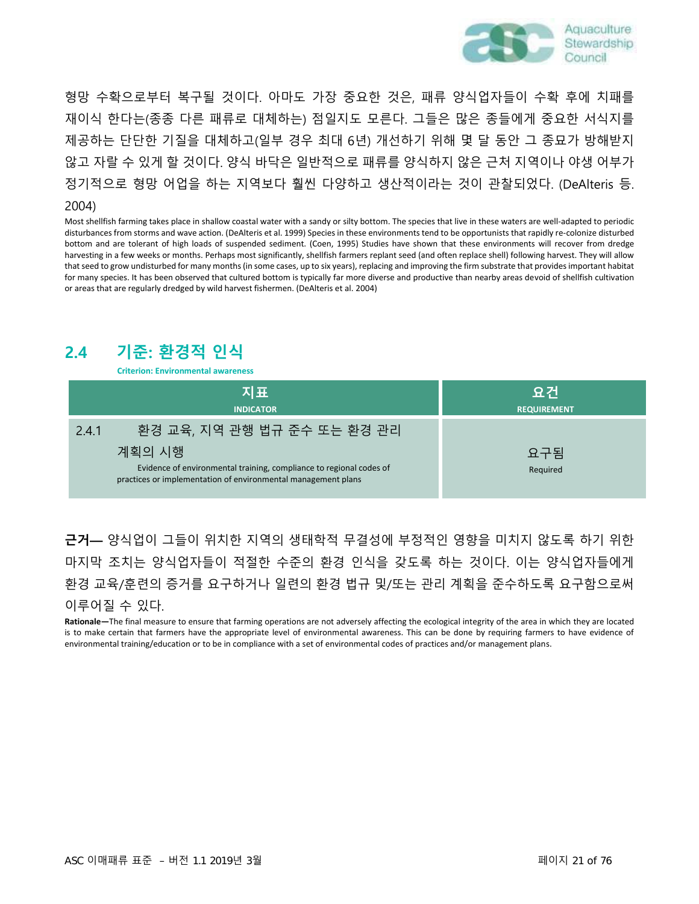형망 수확으로부터 복구될 것이다. 아마도 가장 중요한 것은, 패류 양식업자들이 수확 후에 치패를 재이식 한다는(종종 다른 패류로 대체하는) 점일지도 모른다. 그들은 많은 종들에게 중요한 서식지를 제공하는 단단한 기질을 대체하고(일부 경우 최대 6년) 개선하기 위해 몇 달 동안 그 종묘가 방해받지 않고 자랄 수 있게 할 것이다. 양식 바닥은 일반적으로 패류를 양식하지 않은 근처 지역이나 야생 어부가 정기적으로 형망 어업을 하는 지역보다 훨씬 다양하고 생산적이라는 것이 관찰되었다. (DeAlteris 등. 2004)

Most shellfish farming takes place in shallow coastal water with a sandy or silty bottom. The species that live in these waters are well-adapted to periodic disturbances from storms and wave action. (DeAlteris et al. 1999) Species in these environments tend to be opportunists that rapidly re-colonize disturbed bottom and are tolerant of high loads of suspended sediment. (Coen, 1995) Studies have shown that these environments will recover from dredge harvesting in a few weeks or months. Perhaps most significantly, shellfish farmers replant seed (and often replace shell) following harvest. They will allow that seed to grow undisturbed for many months (in some cases, up to six years), replacing and improving the firm substrate that provides important habitat for many species. It has been observed that cultured bottom is typically far more diverse and productive than nearby areas devoid of shellfish cultivation or areas that are regularly dredged by wild harvest fishermen. (DeAlteris et al. 2004)

## 2.4 기준: 환경적 인식

**Criterion: Environmental awareness**

| 지표<br>INDICATOR | 요건<br>REQUIREMENT |
|---|---|
| 2.4.1 환경 교육, 지역 관행 법규 준수 또는 환경 관리 계획의 시행<br>Evidence of environmental training, compliance to regional codes of practices or implementation of environmental management plans | 요구됨<br>Required |

**근거—** 양식업이 그들이 위치한 지역의 생태학적 무결성에 부정적인 영향을 미치지 않도록 하기 위한 마지막 조치는 양식업자들이 적절한 수준의 환경 인식을 갖도록 하는 것이다. 이는 양식업자들에게 환경 교육/훈련의 증거를 요구하거나 일련의 환경 법규 및/또는 관리 계획을 준수하도록 요구함으로써 이루어질 수 있다.

**Rationale—**The final measure to ensure that farming operations are not adversely affecting the ecological integrity of the area in which they are located is to make certain that farmers have the appropriate level of environmental awareness. This can be done by requiring farmers to have evidence of environmental training/education or to be in compliance with a set of environmental codes of practices and/or management plans.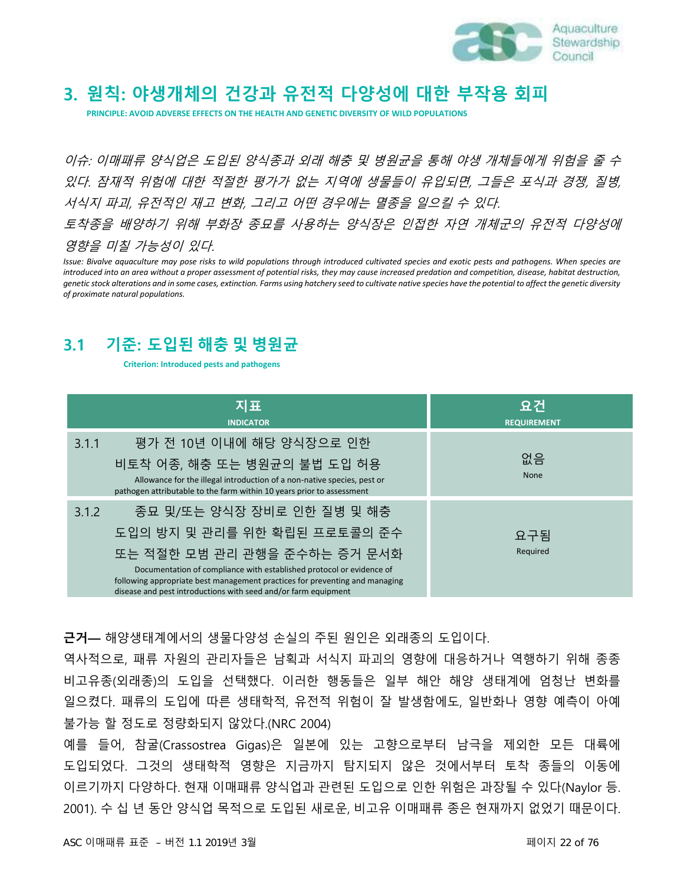## 3. 원칙: 야생개체의 건강과 유전적 다양성에 대한 부작용 회피

**PRINCIPLE: AVOID ADVERSE EFFECTS ON THE HEALTH AND GENETIC DIVERSITY OF WILD POPULATIONS**

*이슈: 이매패류 양식업은 도입된 양식종과 외래 해충 및 병원균을 통해 야생 개체들에게 위험을 줄 수 있다. 잠재적 위험에 대한 적절한 평가가 없는 지역에 생물들이 유입되면, 그들은 포식과 경쟁, 질병, 서식지 파괴, 유전적인 재고 변화, 그리고 어떤 경우에는 멸종을 일으킬 수 있다.*

*토착종을 배양하기 위해 부화장 종묘를 사용하는 양식장은 인접한 자연 개체군의 유전적 다양성에 영향을 미칠 가능성이 있다.*

*Issue: Bivalve aquaculture may pose risks to wild populations through introduced cultivated species and exotic pests and pathogens. When species are introduced into an area without a proper assessment of potential risks, they may cause increased predation and competition, disease, habitat destruction, genetic stock alterations and in some cases, extinction. Farms using hatchery seed to cultivate native species have the potential to affect the genetic diversity of proximate natural populations.*

### 3.1 기준: 도입된 해충 및 병원균

**Criterion: Introduced pests and pathogens**

| 지표 INDICATOR | | 요건 REQUIREMENT |
|---|---|---|
| 3.1.1 | 평가 전 10년 이내에 해당 양식장으로 인한 비토착 어종, 해충 또는 병원균의 불법 도입 허용<br>Allowance for the illegal introduction of a non-native species, pest or pathogen attributable to the farm within 10 years prior to assessment | 없음<br>None |
| 3.1.2 | 종묘 및/또는 양식장 장비로 인한 질병 및 해충 도입의 방지 및 관리를 위한 확립된 프로토콜의 준수 또는 적절한 모범 관리 관행을 준수하는 증거 문서화<br>Documentation of compliance with established protocol or evidence of following appropriate best management practices for preventing and managing disease and pest introductions with seed and/or farm equipment | 요구됨<br>Required |

**근거—** 해양생태계에서의 생물다양성 손실의 주된 원인은 외래종의 도입이다.

역사적으로, 패류 자원의 관리자들은 남획과 서식지 파괴의 영향에 대응하거나 역행하기 위해 종종 비고유종(외래종)의 도입을 선택했다. 이러한 행동들은 일부 해안 해양 생태계에 엄청난 변화를 일으켰다. 패류의 도입에 따른 생태학적, 유전적 위험이 잘 발생함에도, 일반화나 영향 예측이 아예 불가능 할 정도로 정량화되지 않았다.(NRC 2004)

예를 들어, 참굴(Crassostrea Gigas)은 일본에 있는 고향으로부터 남극을 제외한 모든 대륙에 도입되었다. 그것의 생태학적 영향은 지금까지 탐지되지 않은 것에서부터 토착 종들의 이동에 이르기까지 다양하다. 현재 이매패류 양식업과 관련된 도입으로 인한 위험은 과장될 수 있다(Naylor 등. 2001). 수 십 년 동안 양식업 목적으로 도입된 새로운, 비고유 이매패류 종은 현재까지 없었기 때문이다.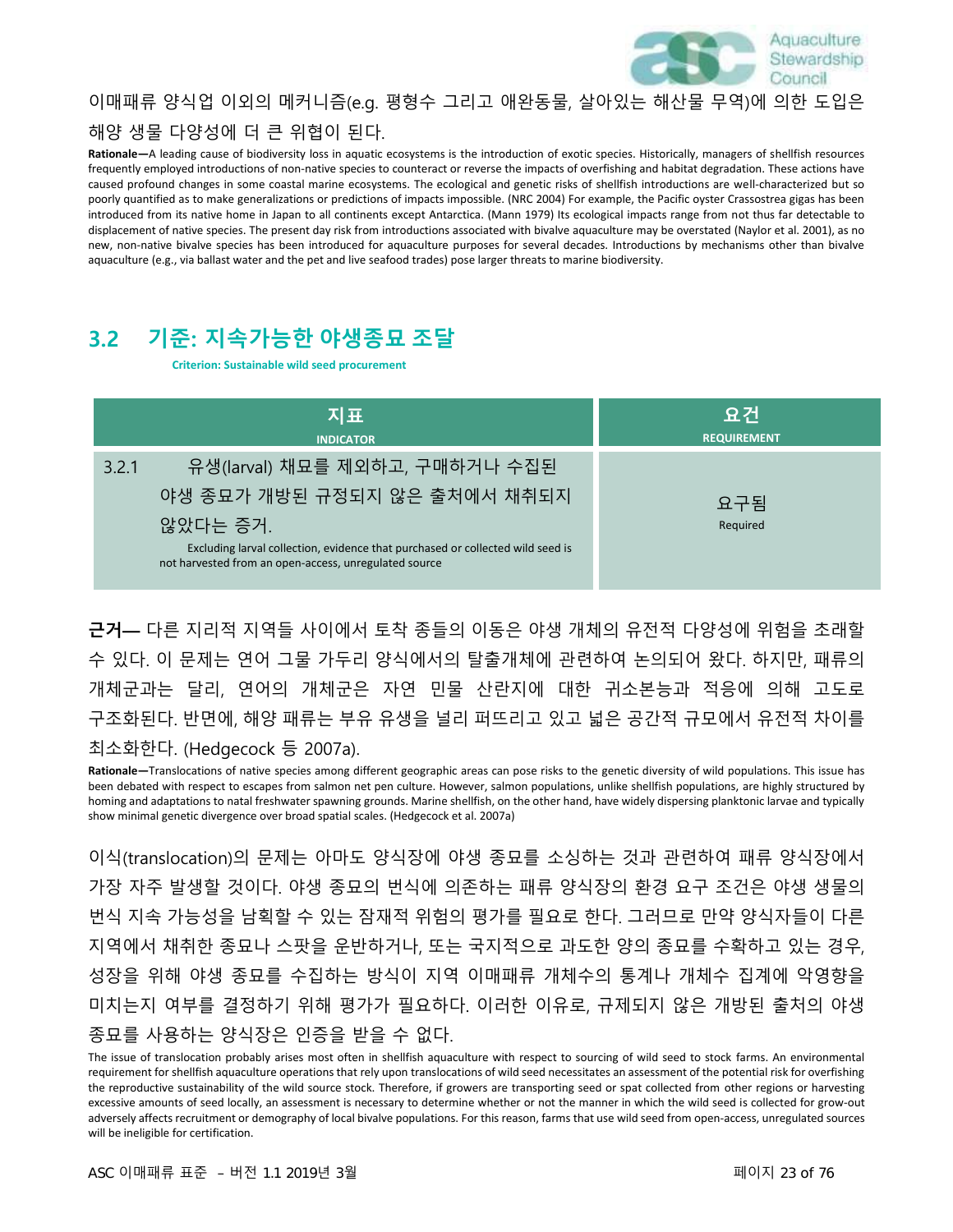이매패류 양식업 이외의 메커니즘(e.g. 평형수 그리고 애완동물, 살아있는 해산물 무역)에 의한 도입은 해양 생물 다양성에 더 큰 위협이 된다.

**Rationale—**A leading cause of biodiversity loss in aquatic ecosystems is the introduction of exotic species. Historically, managers of shellfish resources frequently employed introductions of non-native species to counteract or reverse the impacts of overfishing and habitat degradation. These actions have caused profound changes in some coastal marine ecosystems. The ecological and genetic risks of shellfish introductions are well-characterized but so poorly quantified as to make generalizations or predictions of impacts impossible. (NRC 2004) For example, the Pacific oyster Crassostrea gigas has been introduced from its native home in Japan to all continents except Antarctica. (Mann 1979) Its ecological impacts range from not thus far detectable to displacement of native species. The present day risk from introductions associated with bivalve aquaculture may be overstated (Naylor et al. 2001), as no new, non-native bivalve species has been introduced for aquaculture purposes for several decades. Introductions by mechanisms other than bivalve aquaculture (e.g., via ballast water and the pet and live seafood trades) pose larger threats to marine biodiversity.

## 3.2 기준: 지속가능한 야생종묘 조달

**Criterion: Sustainable wild seed procurement**

| 지표<br>INDICATOR | 요건<br>REQUIREMENT |
|---|---|
| 3.2.1 유생(larval) 채묘를 제외하고, 구매하거나 수집된 야생 종묘가 개방된 규정되지 않은 출처에서 채취되지 않았다는 증거.<br>Excluding larval collection, evidence that purchased or collected wild seed is not harvested from an open-access, unregulated source | 요구됨<br>Required |

**근거—** 다른 지리적 지역들 사이에서 토착 종들의 이동은 야생 개체의 유전적 다양성에 위험을 초래할 수 있다. 이 문제는 연어 그물 가두리 양식에서의 탈출개체에 관련하여 논의되어 왔다. 하지만, 패류의 개체군과는 달리, 연어의 개체군은 자연 민물 산란지에 대한 귀소본능과 적응에 의해 고도로 구조화된다. 반면에, 해양 패류는 부유 유생을 널리 퍼뜨리고 있고 넓은 공간적 규모에서 유전적 차이를 최소화한다. (Hedgecock 등 2007a).

**Rationale—**Translocations of native species among different geographic areas can pose risks to the genetic diversity of wild populations. This issue has been debated with respect to escapes from salmon net pen culture. However, salmon populations, unlike shellfish populations, are highly structured by homing and adaptations to natal freshwater spawning grounds. Marine shellfish, on the other hand, have widely dispersing planktonic larvae and typically show minimal genetic divergence over broad spatial scales. (Hedgecock et al. 2007a)

이식(translocation)의 문제는 아마도 양식장에 야생 종묘를 소싱하는 것과 관련하여 패류 양식장에서 가장 자주 발생할 것이다. 야생 종묘의 번식에 의존하는 패류 양식장의 환경 요구 조건은 야생 생물의 번식 지속 가능성을 남획할 수 있는 잠재적 위험의 평가를 필요로 한다. 그러므로 만약 양식자들이 다른 지역에서 채취한 종묘나 스팟을 운반하거나, 또는 국지적으로 과도한 양의 종묘를 수확하고 있는 경우, 성장을 위해 야생 종묘를 수집하는 방식이 지역 이매패류 개체수의 통계나 개체수 집계에 악영향을 미치는지 여부를 결정하기 위해 평가가 필요하다. 이러한 이유로, 규제되지 않은 개방된 출처의 야생 종묘를 사용하는 양식장은 인증을 받을 수 없다.

The issue of translocation probably arises most often in shellfish aquaculture with respect to sourcing of wild seed to stock farms. An environmental requirement for shellfish aquaculture operations that rely upon translocations of wild seed necessitates an assessment of the potential risk for overfishing the reproductive sustainability of the wild source stock. Therefore, if growers are transporting seed or spat collected from other regions or harvesting excessive amounts of seed locally, an assessment is necessary to determine whether or not the manner in which the wild seed is collected for grow-out adversely affects recruitment or demography of local bivalve populations. For this reason, farms that use wild seed from open-access, unregulated sources will be ineligible for certification.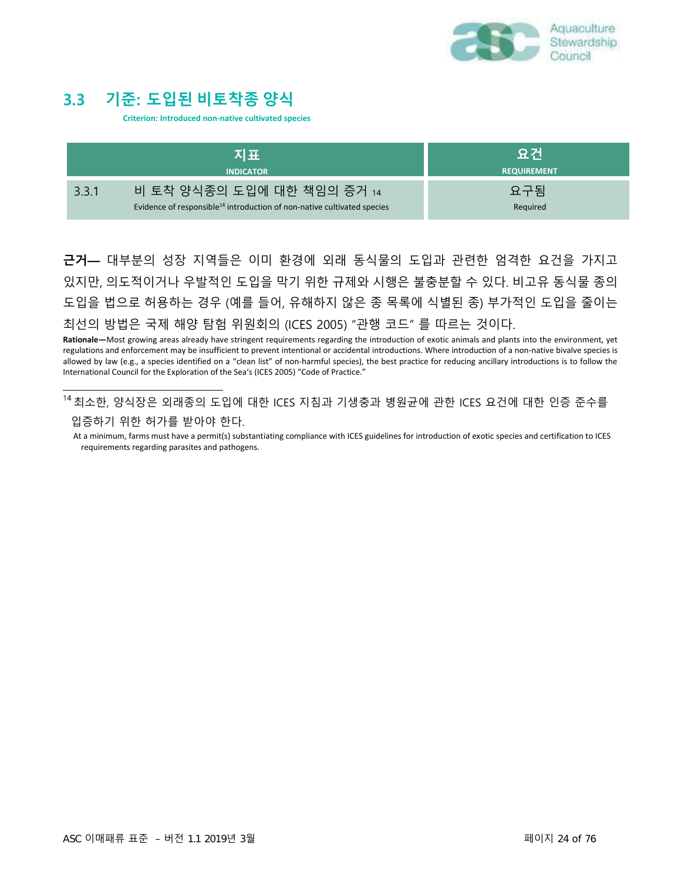## 3.3 기준: 도입된 비토착종 양식

**Criterion: Introduced non-native cultivated species**

| 지표<br>INDICATOR | | 요건<br>REQUIREMENT |
|---|---|---|
| 3.3.1 | 비 토착 양식종의 도입에 대한 책임의 증거 [14]<br>Evidence of responsible[14] introduction of non-native cultivated species | 요구됨<br>Required |

**근거—** 대부분의 성장 지역들은 이미 환경에 외래 동식물의 도입과 관련한 엄격한 요건을 가지고 있지만, 의도적이거나 우발적인 도입을 막기 위한 규제와 시행은 불충분할 수 있다. 비고유 동식물 종의 도입을 법으로 허용하는 경우 (예를 들어, 유해하지 않은 종 목록에 식별된 종) 부가적인 도입을 줄이는 최선의 방법은 국제 해양 탐험 위원회의 (ICES 2005) "관행 코드" 를 따르는 것이다.

**Rationale—**Most growing areas already have stringent requirements regarding the introduction of exotic animals and plants into the environment, yet regulations and enforcement may be insufficient to prevent intentional or accidental introductions. Where introduction of a non-native bivalve species is allowed by law (e.g., a species identified on a "clean list" of non-harmful species), the best practice for reducing ancillary introductions is to follow the International Council for the Exploration of the Sea's (ICES 2005) "Code of Practice."

---

[14] 최소한, 양식장은 외래종의 도입에 대한 ICES 지침과 기생충과 병원균에 관한 ICES 요건에 대한 인증 준수를 입증하기 위한 허가를 받아야 한다.

At a minimum, farms must have a permit(s) substantiating compliance with ICES guidelines for introduction of exotic species and certification to ICES requirements regarding parasites and pathogens.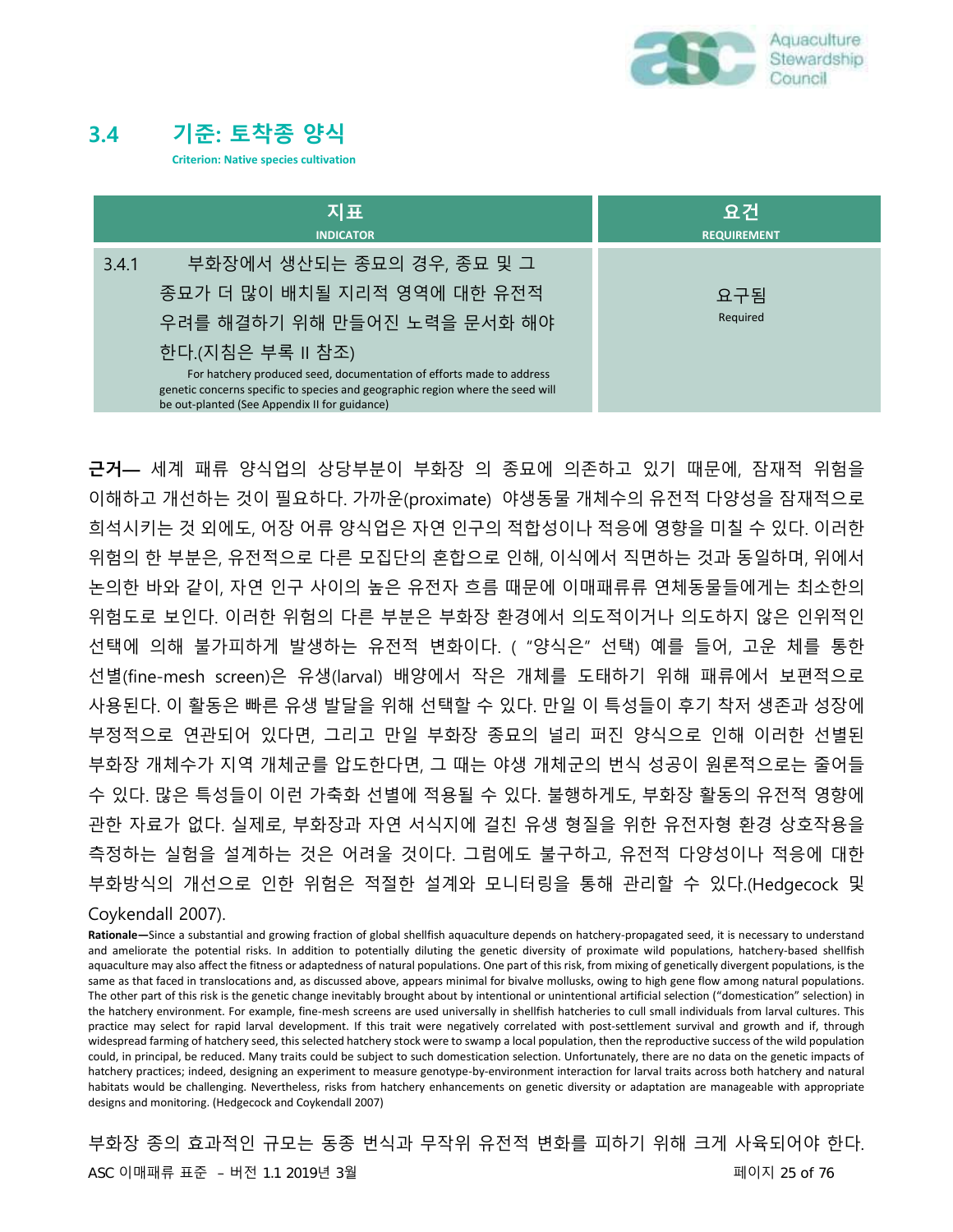## 3.4 기준: 토착종 양식

**Criterion: Native species cultivation**

| 지표<br>INDICATOR | 요건<br>REQUIREMENT |
|---|---|
| 3.4.1 부화장에서 생산되는 종묘의 경우, 종묘 및 그 종묘가 더 많이 배치될 지리적 영역에 대한 유전적 우려를 해결하기 위해 만들어진 노력을 문서화 해야 한다.(지침은 부록 II 참조)<br>For hatchery produced seed, documentation of efforts made to address genetic concerns specific to species and geographic region where the seed will be out-planted (See Appendix II for guidance) | 요구됨<br>Required |

**근거—** 세계 패류 양식업의 상당부분이 부화장 의 종묘에 의존하고 있기 때문에, 잠재적 위험을 이해하고 개선하는 것이 필요하다. 가까운(proximate) 야생동물 개체수의 유전적 다양성을 잠재적으로 희석시키는 것 외에도, 어장 어류 양식업은 자연 인구의 적합성이나 적응에 영향을 미칠 수 있다. 이러한 위험의 한 부분은, 유전적으로 다른 모집단의 혼합으로 인해, 이식에서 직면하는 것과 동일하며, 위에서 논의한 바와 같이, 자연 인구 사이의 높은 유전자 흐름 때문에 이매패류류 연체동물들에게는 최소한의 위험도로 보인다. 이러한 위험의 다른 부분은 부화장 환경에서 의도적이거나 의도하지 않은 인위적인 선택에 의해 불가피하게 발생하는 유전적 변화이다. ( "양식은" 선택) 예를 들어, 고운 체를 통한 선별(fine-mesh screen)은 유생(larval) 배양에서 작은 개체를 도태하기 위해 패류에서 보편적으로 사용된다. 이 활동은 빠른 유생 발달을 위해 선택할 수 있다. 만일 이 특성들이 후기 착저 생존과 성장에 부정적으로 연관되어 있다면, 그리고 만일 부화장 종묘의 널리 퍼진 양식으로 인해 이러한 선별된 부화장 개체수가 지역 개체군를 압도한다면, 그 때는 야생 개체군의 번식 성공이 원론적으로는 줄어들 수 있다. 많은 특성들이 이런 가축화 선별에 적용될 수 있다. 불행하게도, 부화장 활동의 유전적 영향에 관한 자료가 없다. 실제로, 부화장과 자연 서식지에 걸친 유생 형질을 위한 유전자형 환경 상호작용을 측정하는 실험을 설계하는 것은 어려울 것이다. 그럼에도 불구하고, 유전적 다양성이나 적응에 대한 부화방식의 개선으로 인한 위험은 적절한 설계와 모니터링을 통해 관리할 수 있다.(Hedgecock 및 Coykendall 2007).

**Rationale—**Since a substantial and growing fraction of global shellfish aquaculture depends on hatchery-propagated seed, it is necessary to understand and ameliorate the potential risks. In addition to potentially diluting the genetic diversity of proximate wild populations, hatchery-based shellfish aquaculture may also affect the fitness or adaptedness of natural populations. One part of this risk, from mixing of genetically divergent populations, is the same as that faced in translocations and, as discussed above, appears minimal for bivalve mollusks, owing to high gene flow among natural populations. The other part of this risk is the genetic change inevitably brought about by intentional or unintentional artificial selection ("domestication" selection) in the hatchery environment. For example, fine-mesh screens are used universally in shellfish hatcheries to cull small individuals from larval cultures. This practice may select for rapid larval development. If this trait were negatively correlated with post-settlement survival and growth and if, through widespread farming of hatchery seed, this selected hatchery stock were to swamp a local population, then the reproductive success of the wild population could, in principle, be reduced. Many traits could be subject to such domestication selection. Unfortunately, there are no data on the genetic impacts of hatchery practices; indeed, designing an experiment to measure genotype-by-environment interaction for larval traits across both hatchery and natural habitats would be challenging. Nevertheless, risks from hatchery enhancements on genetic diversity or adaptation are manageable with appropriate designs and monitoring. (Hedgecock and Coykendall 2007)

부화장 종의 효과적인 규모는 동종 번식과 무작위 유전적 변화를 피하기 위해 크게 사육되어야 한다.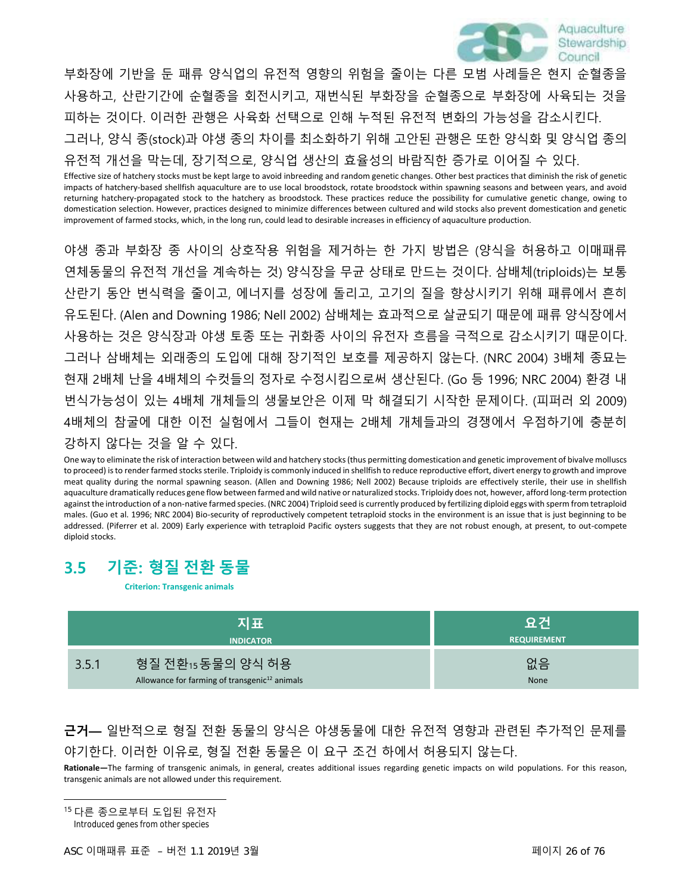부화장에 기반을 둔 패류 양식업의 유전적 영향의 위험을 줄이는 다른 모범 사례들은 현지 순혈종을 사용하고, 산란기간에 순혈종을 회전시키고, 재번식된 부화장을 순혈종으로 부화장에 사육되는 것을 피하는 것이다. 이러한 관행은 사육화 선택으로 인해 누적된 유전적 변화의 가능성을 감소시킨다. 그러나, 양식 종(stock)과 야생 종의 차이를 최소화하기 위해 고안된 관행은 또한 양식화 및 양식업 종의 유전적 개선을 막는데, 장기적으로, 양식업 생산의 효율성의 바람직한 증가로 이어질 수 있다.

Effective size of hatchery stocks must be kept large to avoid inbreeding and random genetic changes. Other best practices that diminish the risk of genetic impacts of hatchery-based shellfish aquaculture are to use local broodstock, rotate broodstock within spawning seasons and between years, and avoid returning hatchery-propagated stock to the hatchery as broodstock. These practices reduce the possibility for cumulative genetic change, owing to domestication selection. However, practices designed to minimize differences between cultured and wild stocks also prevent domestication and genetic improvement of farmed stocks, which, in the long run, could lead to desirable increases in efficiency of aquaculture production.

야생 종과 부화장 종 사이의 상호작용 위험을 제거하는 한 가지 방법은 (양식을 허용하고 이매패류 연체동물의 유전적 개선을 계속하는 것) 양식장을 무균 상태로 만드는 것이다. 삼배체(triploids)는 보통 산란기 동안 번식력을 줄이고, 에너지를 성장에 돌리고, 고기의 질을 향상시키기 위해 패류에서 흔히 유도된다. (Alen and Downing 1986; Nell 2002) 삼배체는 효과적으로 살균되기 때문에 패류 양식장에서 사용하는 것은 양식장과 야생 토종 또는 귀화종 사이의 유전자 흐름을 극적으로 감소시키기 때문이다. 그러나 삼배체는 외래종의 도입에 대해 장기적인 보호를 제공하지 않는다. (NRC 2004) 3배체 종묘는 현재 2배체 난을 4배체의 수컷들의 정자로 수정시킴으로써 생산된다. (Go 등 1996; NRC 2004) 환경 내 번식가능성이 있는 4배체 개체들의 생물보안은 이제 막 해결되기 시작한 문제이다. (피퍼러 외 2009) 4배체의 참굴에 대한 이전 실험에서 그들이 현재는 2배체 개체들과의 경쟁에서 우점하기에 충분히 강하지 않다는 것을 알 수 있다.

One way to eliminate the risk of interaction between wild and hatchery stocks (thus permitting domestication and genetic improvement of bivalve molluscs to proceed) is to render farmed stocks sterile. Triploidy is commonly induced in shellfish to reduce reproductive effort, divert energy to growth and improve meat quality during the normal spawning season. (Allen and Downing 1986; Nell 2002) Because triploids are effectively sterile, their use in shellfish aquaculture dramatically reduces gene flow between farmed and wild native or naturalized stocks. Triploidy does not, however, afford long-term protection against the introduction of a non-native farmed species. (NRC 2004) Triploid seed is currently produced by fertilizing diploid eggs with sperm from tetraploid males. (Guo et al. 1996; NRC 2004) Bio-security of reproductively competent tetraploid stocks in the environment is an issue that is just beginning to be addressed. (Piferrer et al. 2009) Early experience with tetraploid Pacific oysters suggests that they are not robust enough, at present, to out-compete diploid stocks.

## 3.5 기준: 형질 전환 동물

**Criterion: Transgenic animals**

| | 지표 INDICATOR | 요건 REQUIREMENT |
|---|---|---|
| 3.5.1 | 형질 전환[15] 동물의 양식 허용 Allowance for farming of transgenic[12] animals | 없음 None |

**근거—** 일반적으로 형질 전환 동물의 양식은 야생동물에 대한 유전적 영향과 관련된 추가적인 문제를 야기한다. 이러한 이유로, 형질 전환 동물은 이 요구 조건 하에서 허용되지 않는다.

**Rationale—**The farming of transgenic animals, in general, creates additional issues regarding genetic impacts on wild populations. For this reason, transgenic animals are not allowed under this requirement.

---

[15] 다른 종으로부터 도입된 유전자
Introduced genes from other species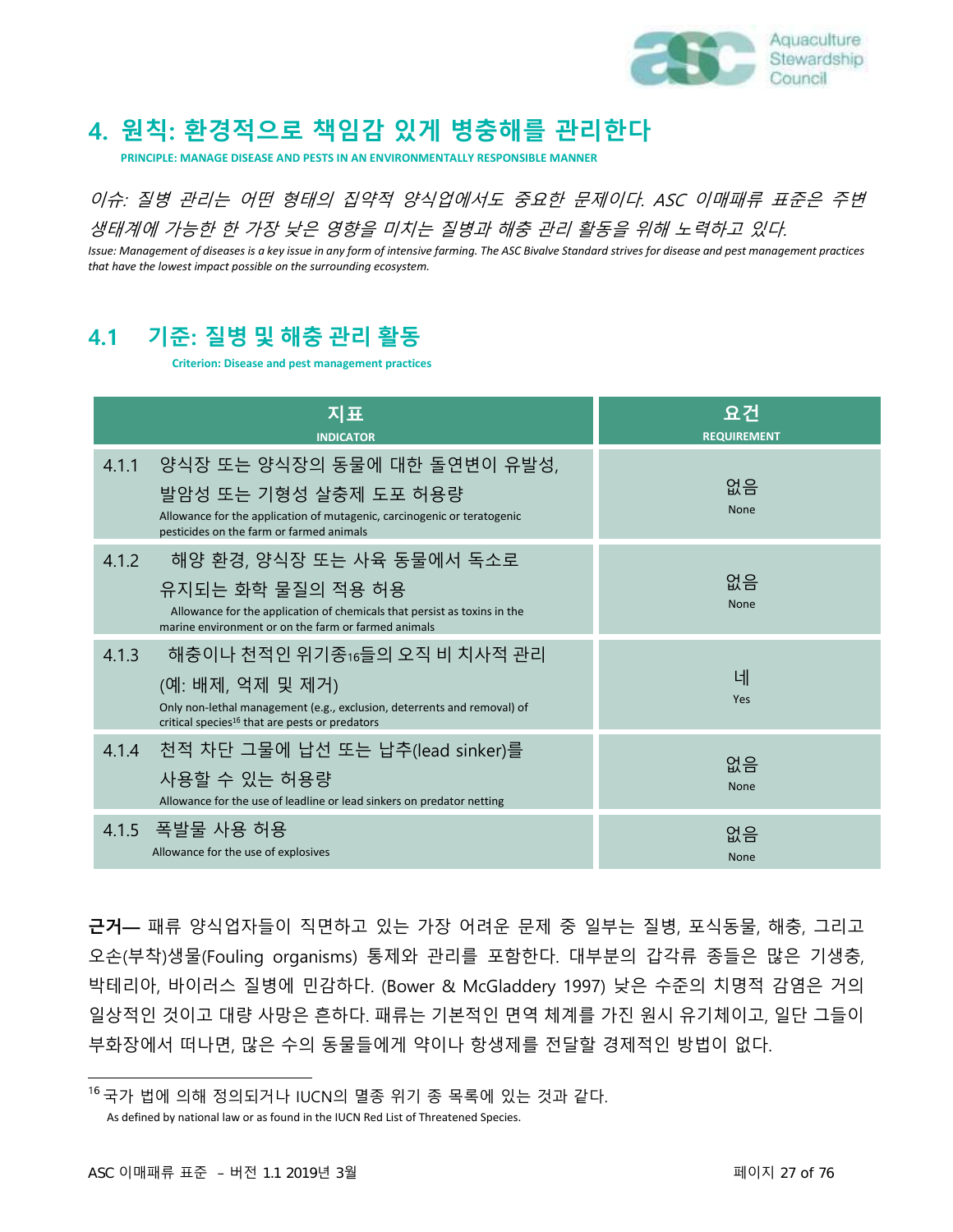# 4. 원칙: 환경적으로 책임감 있게 병충해를 관리한다

**PRINCIPLE: MANAGE DISEASE AND PESTS IN AN ENVIRONMENTALLY RESPONSIBLE MANNER**

*이슈: 질병 관리는 어떤 형태의 집약적 양식업에서도 중요한 문제이다. ASC 이매패류 표준은 주변 생태계에 가능한 한 가장 낮은 영향을 미치는 질병과 해충 관리 활동을 위해 노력하고 있다.*

*Issue: Management of diseases is a key issue in any form of intensive farming. The ASC Bivalve Standard strives for disease and pest management practices that have the lowest impact possible on the surrounding ecosystem.*

## 4.1 기준: 질병 및 해충 관리 활동

**Criterion: Disease and pest management practices**

| 지표<br>INDICATOR | 요건<br>REQUIREMENT |
|---|---|
| 4.1.1 양식장 또는 양식장의 동물에 대한 돌연변이 유발성, 발암성 또는 기형성 살충제 도포 허용량<br>Allowance for the application of mutagenic, carcinogenic or teratogenic pesticides on the farm or farmed animals | 없음<br>None |
| 4.1.2 해양 환경, 양식장 또는 사육 동물에서 독소로 유지되는 화학 물질의 적용 허용<br>Allowance for the application of chemicals that persist as toxins in the marine environment or on the farm or farmed animals | 없음<br>None |
| 4.1.3 해충이나 천적인 위기종[16]들의 오직 비 치사적 관리 (예: 배제, 억제 및 제거)<br>Only non-lethal management (e.g., exclusion, deterrents and removal) of critical species[16] that are pests or predators | 네<br>Yes |
| 4.1.4 천적 차단 그물에 납선 또는 납추(lead sinker)를 사용할 수 있는 허용량<br>Allowance for the use of leadline or lead sinkers on predator netting | 없음<br>None |
| 4.1.5 폭발물 사용 허용<br>Allowance for the use of explosives | 없음<br>None |

**근거—** 패류 양식업자들이 직면하고 있는 가장 어려운 문제 중 일부는 질병, 포식동물, 해충, 그리고 오손(부착)생물(Fouling organisms) 통제와 관리를 포함한다. 대부분의 갑각류 종들은 많은 기생충, 박테리아, 바이러스 질병에 민감하다. (Bower & McGladdery 1997) 낮은 수준의 치명적 감염은 거의 일상적인 것이고 대량 사망은 흔하다. 패류는 기본적인 면역 체계를 가진 원시 유기체이고, 일단 그들이 부화장에서 떠나면, 많은 수의 동물들에게 약이나 항생제를 전달할 경제적인 방법이 없다.

---

[16] 국가 법에 의해 정의되거나 IUCN의 멸종 위기 종 목록에 있는 것과 같다.
As defined by national law or as found in the IUCN Red List of Threatened Species.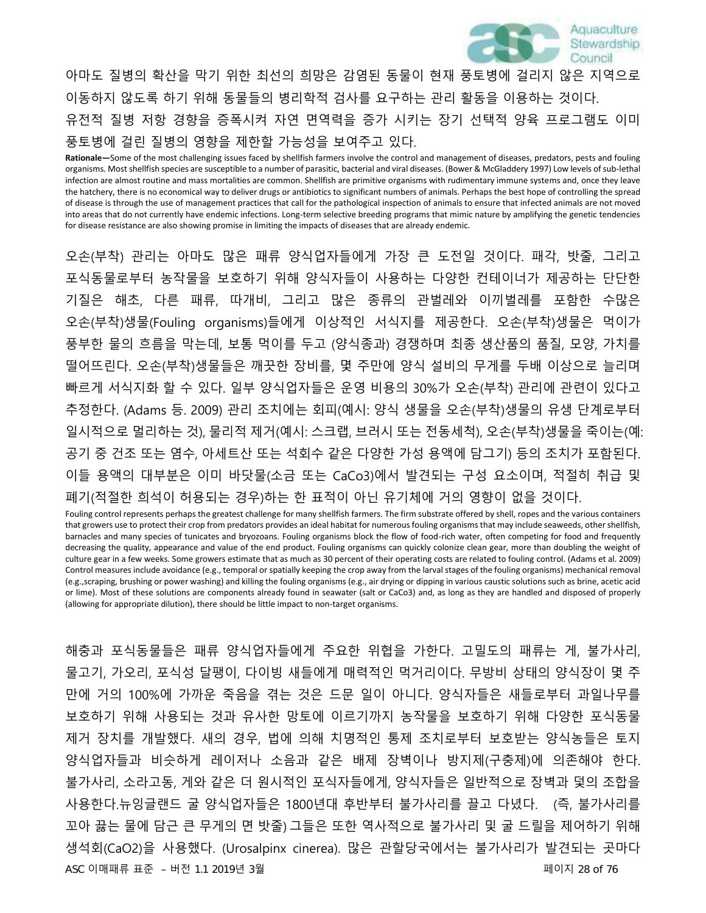아마도 질병의 확산을 막기 위한 최선의 희망은 감염된 동물이 현재 풍토병에 걸리지 않은 지역으로 이동하지 않도록 하기 위해 동물들의 병리학적 검사를 요구하는 관리 활동을 이용하는 것이다.
유전적 질병 저항 경향을 증폭시켜 자연 면역력을 증가 시키는 장기 선택적 양육 프로그램도 이미 풍토병에 걸린 질병의 영향을 제한할 가능성을 보여주고 있다.

**Rationale—**Some of the most challenging issues faced by shellfish farmers involve the control and management of diseases, predators, pests and fouling organisms. Most shellfish species are susceptible to a number of parasitic, bacterial and viral diseases. (Bower & McGladdery 1997) Low levels of sub-lethal infection are almost routine and mass mortalities are common. Shellfish are primitive organisms with rudimentary immune systems and, once they leave the hatchery, there is no economical way to deliver drugs or antibiotics to significant numbers of animals. Perhaps the best hope of controlling the spread of disease is through the use of management practices that call for the pathological inspection of animals to ensure that infected animals are not moved into areas that do not currently have endemic infections. Long-term selective breeding programs that mimic nature by amplifying the genetic tendencies for disease resistance are also showing promise in limiting the impacts of diseases that are already endemic.

오손(부착) 관리는 아마도 많은 패류 양식업자들에게 가장 큰 도전일 것이다. 패각, 밧줄, 그리고 포식동물로부터 농작물을 보호하기 위해 양식자들이 사용하는 다양한 컨테이너가 제공하는 단단한 기질은 해초, 다른 패류, 따개비, 그리고 많은 종류의 관벌레와 이끼벌레를 포함한 수많은 오손(부착)생물(Fouling organisms)들에게 이상적인 서식지를 제공한다. 오손(부착)생물은 먹이가 풍부한 물의 흐름을 막는데, 보통 먹이를 두고 (양식종과) 경쟁하며 최종 생산품의 품질, 모양, 가치를 떨어뜨린다. 오손(부착)생물들은 깨끗한 장비를, 몇 주만에 양식 설비의 무게를 두배 이상으로 늘리며 빠르게 서식지화 할 수 있다. 일부 양식업자들은 운영 비용의 30%가 오손(부착) 관리에 관련이 있다고 추정한다. (Adams 등. 2009) 관리 조치에는 회피(예시: 양식 생물을 오손(부착)생물의 유생 단계로부터 일시적으로 멀리하는 것), 물리적 제거(예시: 스크랩, 브러시 또는 전동세척), 오손(부착)생물을 죽이는(예: 공기 중 건조 또는 염수, 아세트산 또는 석회수 같은 다양한 가성 용액에 담그기) 등의 조치가 포함된다. 이들 용액의 대부분은 이미 바닷물(소금 또는 $CaCo_3$)에서 발견되는 구성 요소이며, 적절히 취급 및 폐기(적절한 희석이 허용되는 경우)하는 한 표적이 아닌 유기체에 거의 영향이 없을 것이다.

Fouling control represents perhaps the greatest challenge for many shellfish farmers. The firm substrate offered by shell, ropes and the various containers that growers use to protect their crop from predators provides an ideal habitat for numerous fouling organisms that may include seaweeds, other shellfish, barnacles and many species of tunicates and bryozoans. Fouling organisms block the flow of food-rich water, often competing for food and frequently decreasing the quality, appearance and value of the end product. Fouling organisms can quickly colonize clean gear, more than doubling the weight of culture gear in a few weeks. Some growers estimate that as much as 30 percent of their operating costs are related to fouling control. (Adams et al. 2009) Control measures include avoidance (e.g., temporal or spatially keeping the crop away from the larval stages of the fouling organisms) mechanical removal (e.g.,scraping, brushing or power washing) and killing the fouling organisms (e.g., air drying or dipping in various caustic solutions such as brine, acetic acid or lime). Most of these solutions are components already found in seawater (salt or $CaCo_3$) and, as long as they are handled and disposed of properly (allowing for appropriate dilution), there should be little impact to non-target organisms.

해충과 포식동물들은 패류 양식업자들에게 주요한 위협을 가한다. 고밀도의 패류는 게, 불가사리, 물고기, 가오리, 포식성 달팽이, 다이빙 새들에게 매력적인 먹거리이다. 무방비 상태의 양식장이 몇 주 만에 거의 100%에 가까운 죽음을 겪는 것은 드문 일이 아니다. 양식자들은 새들로부터 과일나무를 보호하기 위해 사용되는 것과 유사한 망토에 이르기까지 농작물을 보호하기 위해 다양한 포식동물 제거 장치를 개발했다. 새의 경우, 법에 의해 치명적인 통제 조치로부터 보호받는 양식농들은 토지 양식업자들과 비슷하게 레이저나 소음과 같은 배제 장벽이나 방지제(구충제)에 의존해야 한다. 불가사리, 소라고동, 게와 같은 더 원시적인 포식자들에게, 양식자들은 일반적으로 장벽과 덫의 조합을 사용한다.뉴잉글랜드 굴 양식업자들은 1800년대 후반부터 불가사리를 끌고 다녔다. (즉, 불가사리를 꼬아 끓는 물에 담근 큰 무게의 면 밧줄) 그들은 또한 역사적으로 불가사리 및 굴 드릴을 제어하기 위해 생석회($CaO_2$)을 사용했다. (Urosalpinx cinerea). 많은 관할당국에서는 불가사리가 발견되는 곳마다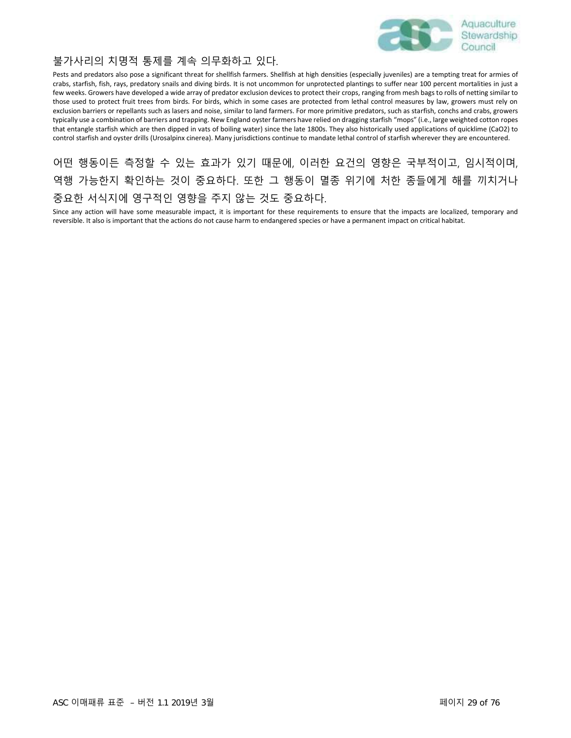불가사리의 치명적 통제를 계속 의무화하고 있다.

Pests and predators also pose a significant threat for shellfish farmers. Shellfish at high densities (especially juveniles) are a tempting treat for armies of crabs, starfish, fish, rays, predatory snails and diving birds. It is not uncommon for unprotected plantings to suffer near 100 percent mortalities in just a few weeks. Growers have developed a wide array of predator exclusion devices to protect their crops, ranging from mesh bags to rolls of netting similar to those used to protect fruit trees from birds. For birds, which in some cases are protected from lethal control measures by law, growers must rely on exclusion barriers or repellants such as lasers and noise, similar to land farmers. For more primitive predators, such as starfish, conchs and crabs, growers typically use a combination of barriers and trapping. New England oyster farmers have relied on dragging starfish "mops" (i.e., large weighted cotton ropes that entangle starfish which are then dipped in vats of boiling water) since the late 1800s. They also historically used applications of quicklime ($CaO2$) to control starfish and oyster drills (Urosalpinx cinerea). Many jurisdictions continue to mandate lethal control of starfish wherever they are encountered.

어떤 행동이든 측정할 수 있는 효과가 있기 때문에, 이러한 요건의 영향은 국부적이고, 임시적이며, 역행 가능한지 확인하는 것이 중요하다. 또한 그 행동이 멸종 위기에 처한 종들에게 해를 끼치거나 중요한 서식지에 영구적인 영향을 주지 않는 것도 중요하다.

Since any action will have some measurable impact, it is important for these requirements to ensure that the impacts are localized, temporary and reversible. It also is important that the actions do not cause harm to endangered species or have a permanent impact on critical habitat.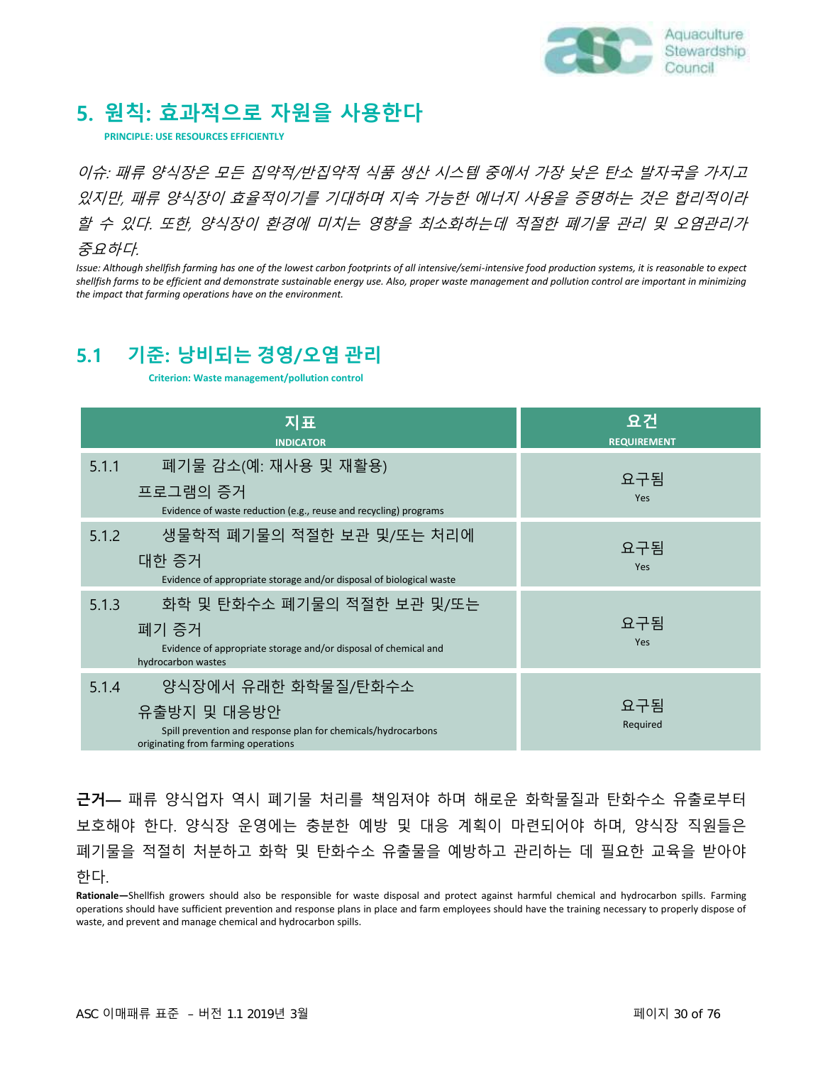## 5. 원칙: 효과적으로 자원을 사용한다

**PRINCIPLE: USE RESOURCES EFFICIENTLY**

*이슈: 패류 양식장은 모든 집약적/반집약적 식품 생산 시스템 중에서 가장 낮은 탄소 발자국을 가지고 있지만, 패류 양식장이 효율적이기를 기대하며 지속 가능한 에너지 사용을 증명하는 것은 합리적이라 할 수 있다. 또한, 양식장이 환경에 미치는 영향을 최소화하는데 적절한 폐기물 관리 및 오염관리가 중요하다.*

*Issue: Although shellfish farming has one of the lowest carbon footprints of all intensive/semi-intensive food production systems, it is reasonable to expect shellfish farms to be efficient and demonstrate sustainable energy use. Also, proper waste management and pollution control are important in minimizing the impact that farming operations have on the environment.*

### 5.1 기준: 낭비되는 경영/오염 관리

**Criterion: Waste management/pollution control**

| 지표<br>INDICATOR | 요건<br>REQUIREMENT |
|---|---|
| 5.1.1 폐기물 감소(예: 재사용 및 재활용) 프로그램의 증거<br>Evidence of waste reduction (e.g., reuse and recycling) programs | 요구됨<br>Yes |
| 5.1.2 생물학적 폐기물의 적절한 보관 및/또는 처리에 대한 증거<br>Evidence of appropriate storage and/or disposal of biological waste | 요구됨<br>Yes |
| 5.1.3 화학 및 탄화수소 폐기물의 적절한 보관 및/또는 폐기 증거<br>Evidence of appropriate storage and/or disposal of chemical and hydrocarbon wastes | 요구됨<br>Yes |
| 5.1.4 양식장에서 유래한 화학물질/탄화수소 유출방지 및 대응방안<br>Spill prevention and response plan for chemicals/hydrocarbons originating from farming operations | 요구됨<br>Required |

**근거—** 패류 양식업자 역시 폐기물 처리를 책임져야 하며 해로운 화학물질과 탄화수소 유출로부터 보호해야 한다. 양식장 운영에는 충분한 예방 및 대응 계획이 마련되어야 하며, 양식장 직원들은 폐기물을 적절히 처분하고 화학 및 탄화수소 유출물을 예방하고 관리하는 데 필요한 교육을 받아야 한다.

**Rationale—**Shellfish growers should also be responsible for waste disposal and protect against harmful chemical and hydrocarbon spills. Farming operations should have sufficient prevention and response plans in place and farm employees should have the training necessary to properly dispose of waste, and prevent and manage chemical and hydrocarbon spills.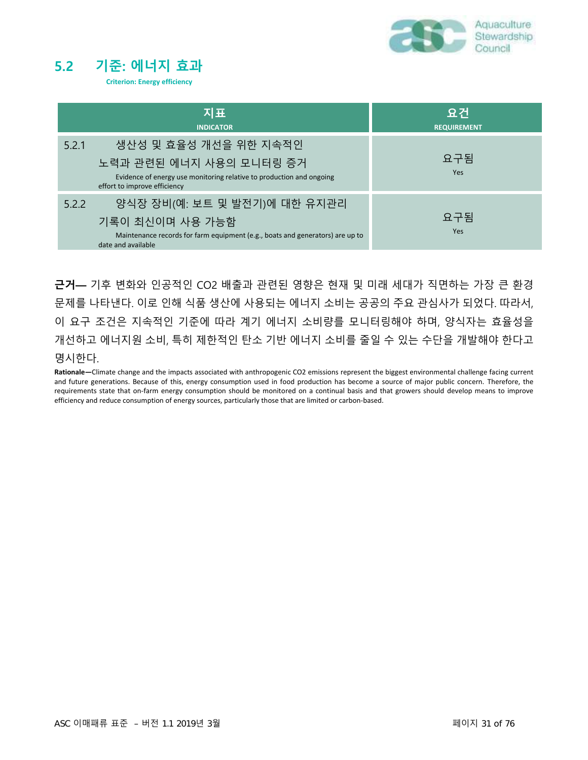## 5.2 기준: 에너지 효과

**Criterion: Energy efficiency**

| 지표<br>INDICATOR | 요건<br>REQUIREMENT |
|---|---|
| 5.2.1 생산성 및 효율성 개선을 위한 지속적인 노력과 관련된 에너지 사용의 모니터링 증거<br>Evidence of energy use monitoring relative to production and ongoing effort to improve efficiency | 요구됨<br>Yes |
| 5.2.2 양식장 장비(예: 보트 및 발전기)에 대한 유지관리 기록이 최신이며 사용 가능함<br>Maintenance records for farm equipment (e.g., boats and generators) are up to date and available | 요구됨<br>Yes |

**근거—** 기후 변화와 인공적인 $CO_2$ 배출과 관련된 영향은 현재 및 미래 세대가 직면하는 가장 큰 환경 문제를 나타낸다. 이로 인해 식품 생산에 사용되는 에너지 소비는 공공의 주요 관심사가 되었다. 따라서, 이 요구 조건은 지속적인 기준에 따라 계기 에너지 소비량를 모니터링해야 하며, 양식자는 효율성을 개선하고 에너지원 소비, 특히 제한적인 탄소 기반 에너지 소비를 줄일 수 있는 수단을 개발해야 한다고 명시한다.

**Rationale—**Climate change and the impacts associated with anthropogenic $CO_2$ emissions represent the biggest environmental challenge facing current and future generations. Because of this, energy consumption used in food production has become a source of major public concern. Therefore, the requirements state that on-farm energy consumption should be monitored on a continual basis and that growers should develop means to improve efficiency and reduce consumption of energy sources, particularly those that are limited or carbon-based.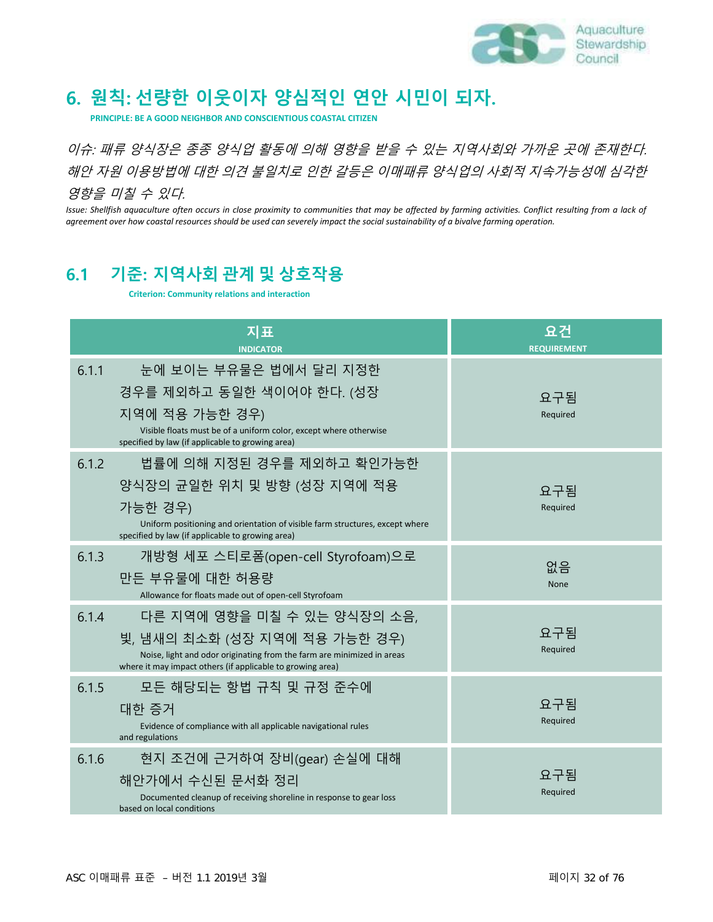# 6. 원칙: 선량한 이웃이자 양심적인 연안 시민이 되자.

**PRINCIPLE: BE A GOOD NEIGHBOR AND CONSCIENTIOUS COASTAL CITIZEN**

*이슈: 패류 양식장은 종종 양식업 활동에 의해 영향을 받을 수 있는 지역사회와 가까운 곳에 존재한다. 해안 자원 이용방법에 대한 의견 불일치로 인한 갈등은 이매패류 양식업의 사회적 지속가능성에 심각한 영향을 미칠 수 있다.*

*Issue: Shellfish aquaculture often occurs in close proximity to communities that may be affected by farming activities. Conflict resulting from a lack of agreement over how coastal resources should be used can severely impact the social sustainability of a bivalve farming operation.*

## 6.1 기준: 지역사회 관계 및 상호작용

**Criterion: Community relations and interaction**

| 지표<br>INDICATOR | 요건<br>REQUIREMENT |
|---|---|
| 6.1.1 눈에 보이는 부유물은 법에서 달리 지정한 경우를 제외하고 동일한 색이어야 한다. (성장 지역에 적용 가능한 경우)<br>Visible floats must be of a uniform color, except where otherwise specified by law (if applicable to growing area) | 요구됨<br>Required |
| 6.1.2 법률에 의해 지정된 경우를 제외하고 확인가능한 양식장의 균일한 위치 및 방향 (성장 지역에 적용 가능한 경우)<br>Uniform positioning and orientation of visible farm structures, except where specified by law (if applicable to growing area) | 요구됨<br>Required |
| 6.1.3 개방형 세포 스티로폼(open-cell Styrofoam)으로 만든 부유물에 대한 허용량<br>Allowance for floats made out of open-cell Styrofoam | 없음<br>None |
| 6.1.4 다른 지역에 영향을 미칠 수 있는 양식장의 소음, 빛, 냄새의 최소화 (성장 지역에 적용 가능한 경우)<br>Noise, light and odor originating from the farm are minimized in areas where it may impact others (if applicable to growing area) | 요구됨<br>Required |
| 6.1.5 모든 해당되는 항법 규칙 및 규정 준수에 대한 증거<br>Evidence of compliance with all applicable navigational rules and regulations | 요구됨<br>Required |
| 6.1.6 현지 조건에 근거하여 장비(gear) 손실에 대해 해안가에서 수신된 문서화 정리<br>Documented cleanup of receiving shoreline in response to gear loss based on local conditions | 요구됨<br>Required |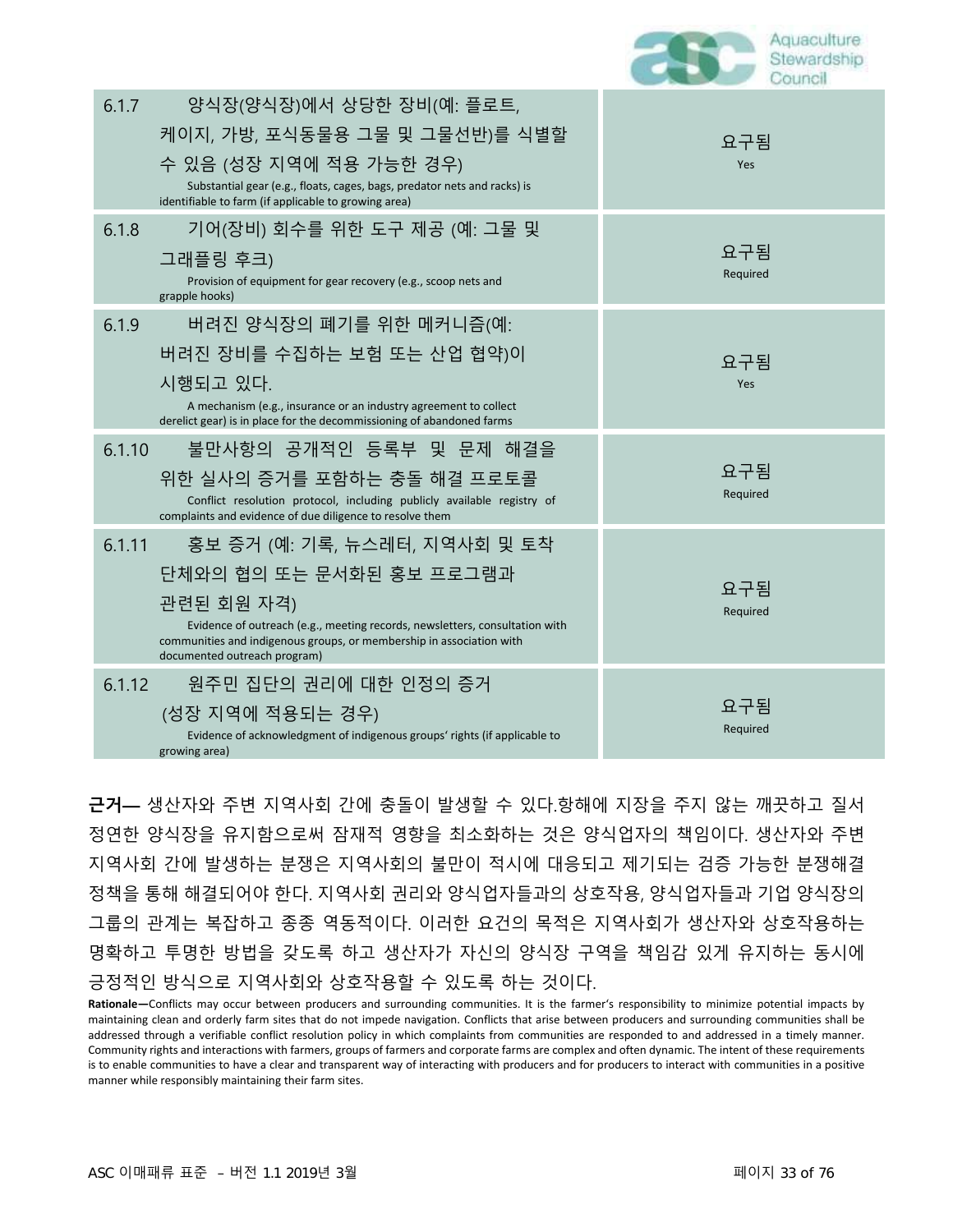| | |
|---|---|
| 6.1.7 양식장(양식장)에서 상당한 장비(예: 플로트, 케이지, 가방, 포식동물용 그물 및 그물선반)를 식별할 수 있음 (성장 지역에 적용 가능한 경우)<br>Substantial gear (e.g., floats, cages, bags, predator nets and racks) is identifiable to farm (if applicable to growing area) | 요구됨<br>Yes |
| 6.1.8 기어(장비) 회수를 위한 도구 제공 (예: 그물 및 그래플링 후크)<br>Provision of equipment for gear recovery (e.g., scoop nets and grapple hooks) | 요구됨<br>Required |
| 6.1.9 버려진 양식장의 폐기를 위한 메커니즘(예: 버려진 장비를 수집하는 보험 또는 산업 협약)이 시행되고 있다.<br>A mechanism (e.g., insurance or an industry agreement to collect derelict gear) is in place for the decommissioning of abandoned farms | 요구됨<br>Yes |
| 6.1.10 불만사항의 공개적인 등록부 및 문제 해결을 위한 실사의 증거를 포함하는 충돌 해결 프로토콜<br>Conflict resolution protocol, including publicly available registry of complaints and evidence of due diligence to resolve them | 요구됨<br>Required |
| 6.1.11 홍보 증거 (예: 기록, 뉴스레터, 지역사회 및 토착 단체와의 협의 또는 문서화된 홍보 프로그램과 관련된 회원 자격)<br>Evidence of outreach (e.g., meeting records, newsletters, consultation with communities and indigenous groups, or membership in association with documented outreach program) | 요구됨<br>Required |
| 6.1.12 원주민 집단의 권리에 대한 인정의 증거 (성장 지역에 적용되는 경우)<br>Evidence of acknowledgment of indigenous groups' rights (if applicable to growing area) | 요구됨<br>Required |

**근거—** 생산자와 주변 지역사회 간에 충돌이 발생할 수 있다.항해에 지장을 주지 않는 깨끗하고 질서 정연한 양식장을 유지함으로써 잠재적 영향을 최소화하는 것은 양식업자의 책임이다. 생산자와 주변 지역사회 간에 발생하는 분쟁은 지역사회의 불만이 적시에 대응되고 제기되는 검증 가능한 분쟁해결 정책을 통해 해결되어야 한다. 지역사회 권리와 양식업자들과의 상호작용, 양식업자들과 기업 양식장의 그룹의 관계는 복잡하고 종종 역동적이다. 이러한 요건의 목적은 지역사회가 생산자와 상호작용하는 명확하고 투명한 방법을 갖도록 하고 생산자가 자신의 양식장 구역을 책임감 있게 유지하는 동시에 긍정적인 방식으로 지역사회와 상호작용할 수 있도록 하는 것이다.

**Rationale—**Conflicts may occur between producers and surrounding communities. It is the farmer's responsibility to minimize potential impacts by maintaining clean and orderly farm sites that do not impede navigation. Conflicts that arise between producers and surrounding communities shall be addressed through a verifiable conflict resolution policy in which complaints from communities are responded to and addressed in a timely manner. Community rights and interactions with farmers, groups of farmers and corporate farms are complex and often dynamic. The intent of these requirements is to enable communities to have a clear and transparent way of interacting with producers and for producers to interact with communities in a positive manner while responsibly maintaining their farm sites.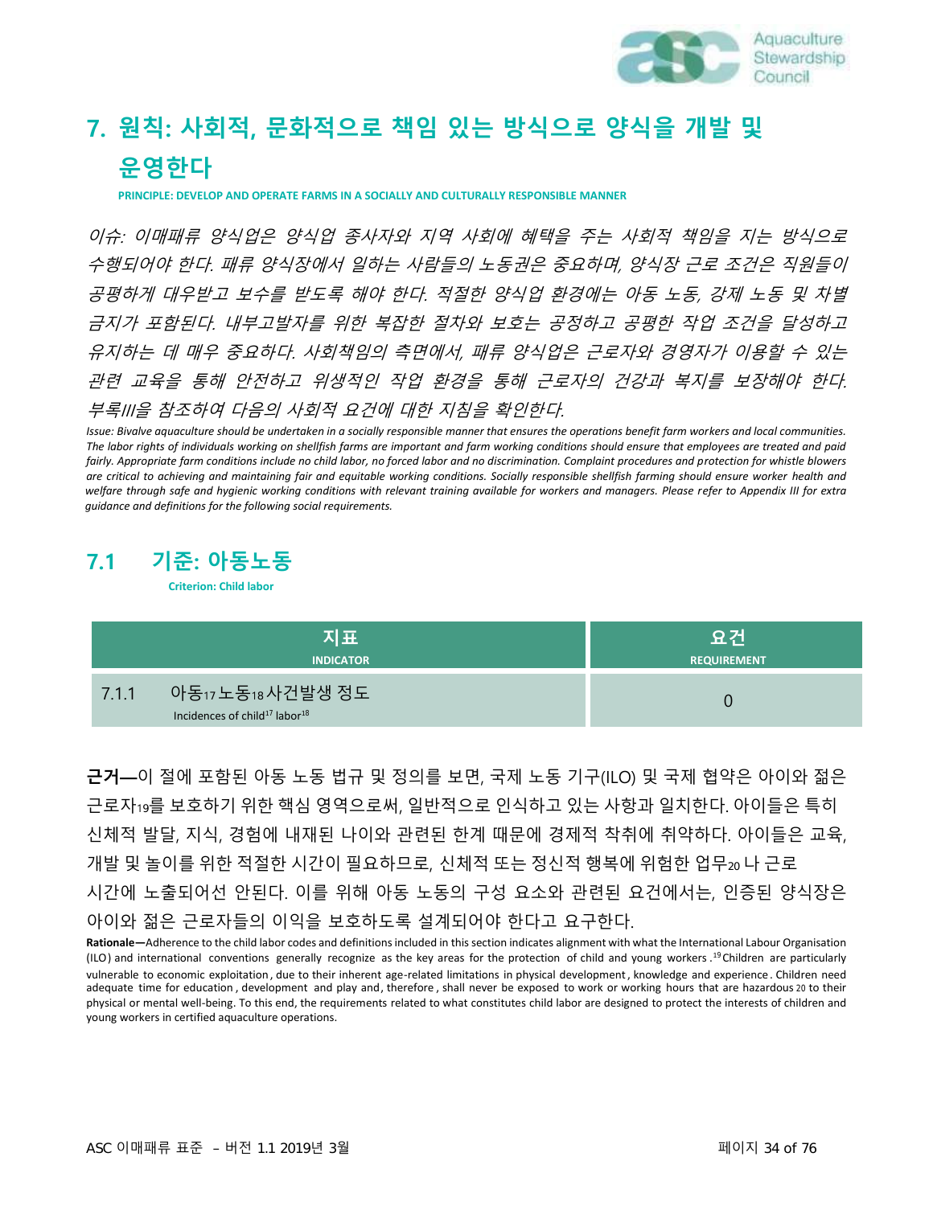# 7. 원칙: 사회적, 문화적으로 책임 있는 방식으로 양식을 개발 및 운영한다

**PRINCIPLE: DEVELOP AND OPERATE FARMS IN A SOCIALLY AND CULTURALLY RESPONSIBLE MANNER**

*이슈: 이매패류 양식업은 양식업 종사자와 지역 사회에 혜택을 주는 사회적 책임을 지는 방식으로 수행되어야 한다. 패류 양식장에서 일하는 사람들의 노동권은 중요하며, 양식장 근로 조건은 직원들이 공평하게 대우받고 보수를 받도록 해야 한다. 적절한 양식업 환경에는 아동 노동, 강제 노동 및 차별 금지가 포함된다. 내부고발자를 위한 복잡한 절차와 보호는 공정하고 공평한 작업 조건을 달성하고 유지하는 데 매우 중요하다. 사회책임의 측면에서, 패류 양식업은 근로자와 경영자가 이용할 수 있는 관련 교육을 통해 안전하고 위생적인 작업 환경을 통해 근로자의 건강과 복지를 보장해야 한다. 부록III을 참조하여 다음의 사회적 요건에 대한 지침을 확인한다.*

*Issue: Bivalve aquaculture should be undertaken in a socially responsible manner that ensures the operations benefit farm workers and local communities. The labor rights of individuals working on shellfish farms are important and farm working conditions should ensure that employees are treated and paid fairly. Appropriate farm conditions include no child labor, no forced labor and no discrimination. Complaint procedures and protection for whistle blowers are critical to achieving and maintaining fair and equitable working conditions. Socially responsible shellfish farming should ensure worker health and welfare through safe and hygienic working conditions with relevant training available for workers and managers. Please refer to Appendix III for extra guidance and definitions for the following social requirements.*

## 7.1 기준: 아동노동

**Criterion: Child labor**

| 지표 INDICATOR | | 요건 REQUIREMENT |
|---|---|---|
| 7.1.1 | 아동[17]노동[18]사건발생 정도<br>Incidences of child[17] labor[18] | 0 |

**근거—**이 절에 포함된 아동 노동 법규 및 정의를 보면, 국제 노동 기구(ILO) 및 국제 협약은 아이와 젊은 근로자[19]를 보호하기 위한 핵심 영역으로써, 일반적으로 인식하고 있는 사항과 일치한다. 아이들은 특히 신체적 발달, 지식, 경험에 내재된 나이와 관련된 한계 때문에 경제적 착취에 취약하다. 아이들은 교육, 개발 및 놀이를 위한 적절한 시간이 필요하므로, 신체적 또는 정신적 행복에 위험한 업무[20]나 근로 시간에 노출되어선 안된다. 이를 위해 아동 노동의 구성 요소와 관련된 요건에서는, 인증된 양식장은 아이와 젊은 근로자들의 이익을 보호하도록 설계되어야 한다고 요구한다.

**Rationale—**Adherence to the child labor codes and definitions included in this section indicates alignment with what the International Labour Organisation (ILO) and international conventions generally recognize as the key areas for the protection of child and young workers.[19] Children are particularly vulnerable to economic exploitation, due to their inherent age-related limitations in physical development, knowledge and experience. Children need adequate time for education, development and play and, therefore, shall never be exposed to work or working hours that are hazardous[20] to their physical or mental well-being. To this end, the requirements related to what constitutes child labor are designed to protect the interests of children and young workers in certified aquaculture operations.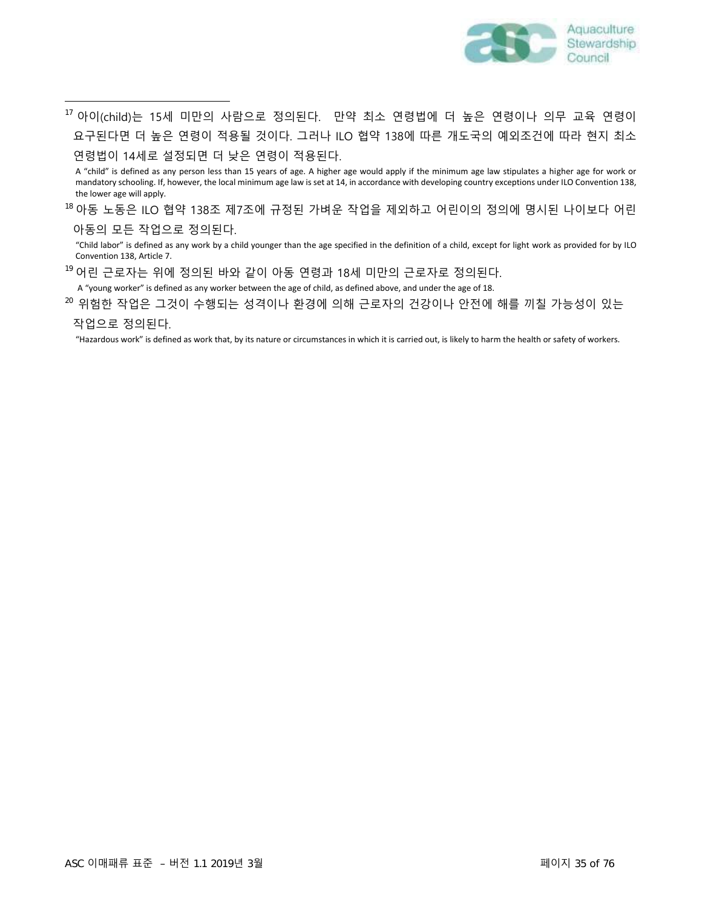[17] 아이(child)는 15세 미만의 사람으로 정의된다. 만약 최소 연령법에 더 높은 연령이나 의무 교육 연령이 요구된다면 더 높은 연령이 적용될 것이다. 그러나 ILO 협약 138에 따른 개도국의 예외조건에 따라 현지 최소 연령법이 14세로 설정되면 더 낮은 연령이 적용된다.

A "child" is defined as any person less than 15 years of age. A higher age would apply if the minimum age law stipulates a higher age for work or mandatory schooling. If, however, the local minimum age law is set at 14, in accordance with developing country exceptions under ILO Convention 138, the lower age will apply.

[18] 아동 노동은 ILO 협약 138조 제7조에 규정된 가벼운 작업을 제외하고 어린이의 정의에 명시된 나이보다 어린 아동의 모든 작업으로 정의된다.

"Child labor" is defined as any work by a child younger than the age specified in the definition of a child, except for light work as provided for by ILO Convention 138, Article 7.

[19] 어린 근로자는 위에 정의된 바와 같이 아동 연령과 18세 미만의 근로자로 정의된다.

A "young worker" is defined as any worker between the age of child, as defined above, and under the age of 18.

[20] 위험한 작업은 그것이 수행되는 성격이나 환경에 의해 근로자의 건강이나 안전에 해를 끼칠 가능성이 있는 작업으로 정의된다.

"Hazardous work" is defined as work that, by its nature or circumstances in which it is carried out, is likely to harm the health or safety of workers.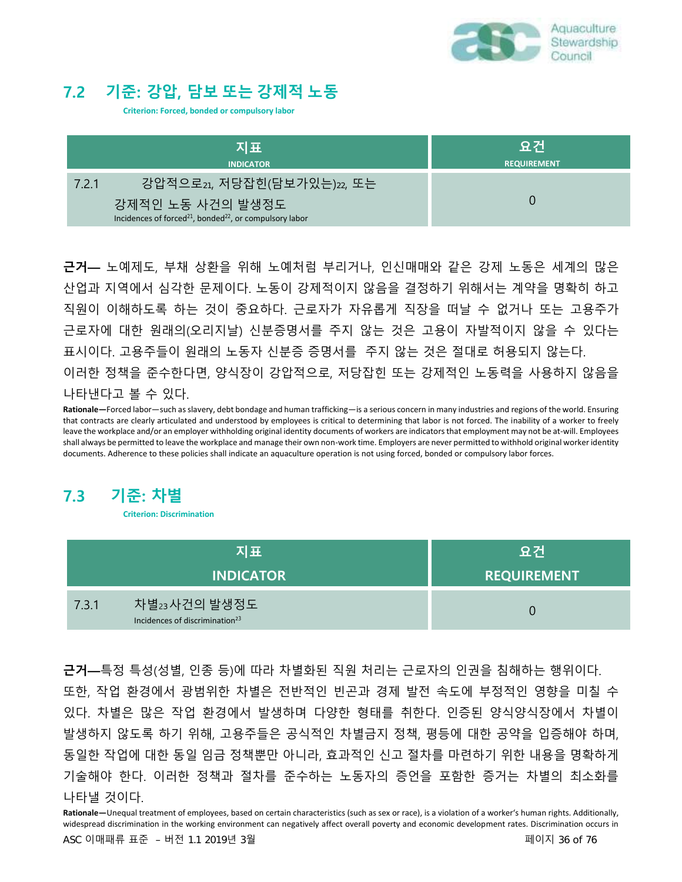## 7.2 기준: 강압, 담보 또는 강제적 노동

**Criterion: Forced, bonded or compulsory labor**

| 지표<br>INDICATOR | 요건<br>REQUIREMENT |
|---|---|
| 7.2.1 강압적으로[21], 저당잡힌(담보가있는)[22], 또는 강제적인 노동 사건의 발생정도<br>Incidences of forced[21], bonded[22], or compulsory labor | 0 |

**근거—** 노예제도, 부채 상환을 위해 노예처럼 부리거나, 인신매매와 같은 강제 노동은 세계의 많은 산업과 지역에서 심각한 문제이다. 노동이 강제적이지 않음을 결정하기 위해서는 계약을 명확히 하고 직원이 이해하도록 하는 것이 중요하다. 근로자가 자유롭게 직장을 떠날 수 없거나 또는 고용주가 근로자에 대한 원래의(오리지날) 신분증명서를 주지 않는 것은 고용이 자발적이지 않을 수 있다는 표시이다. 고용주들이 원래의 노동자 신분증 증명서를 주지 않는 것은 절대로 허용되지 않는다. 이러한 정책을 준수한다면, 양식장이 강압적으로, 저당잡힌 또는 강제적인 노동력을 사용하지 않음을 나타낸다고 볼 수 있다.

**Rationale—**Forced labor—such as slavery, debt bondage and human trafficking—is a serious concern in many industries and regions of the world. Ensuring that contracts are clearly articulated and understood by employees is critical to determining that labor is not forced. The inability of a worker to freely leave the workplace and/or an employer withholding original identity documents of workers are indicators that employment may not be at-will. Employees shall always be permitted to leave the workplace and manage their own non-work time. Employers are never permitted to withhold original worker identity documents. Adherence to these policies shall indicate an aquaculture operation is not using forced, bonded or compulsory labor forces.

## 7.3 기준: 차별

**Criterion: Discrimination**

| 지표<br>INDICATOR | 요건<br>REQUIREMENT |
|---|---|
| 7.3.1 차별[23]사건의 발생정도<br>Incidences of discrimination[23] | 0 |

**근거—**특정 특성(성별, 인종 등)에 따라 차별화된 직원 처리는 근로자의 인권을 침해하는 행위이다. 또한, 작업 환경에서 광범위한 차별은 전반적인 빈곤과 경제 발전 속도에 부정적인 영향을 미칠 수 있다. 차별은 많은 작업 환경에서 발생하며 다양한 형태를 취한다. 인증된 양식양식장에서 차별이 발생하지 않도록 하기 위해, 고용주들은 공식적인 차별금지 정책, 평등에 대한 공약을 입증해야 하며, 동일한 작업에 대한 동일 임금 정책뿐만 아니라, 효과적인 신고 절차를 마련하기 위한 내용을 명확하게 기술해야 한다. 이러한 정책과 절차를 준수하는 노동자의 증언을 포함한 증거는 차별의 최소화를 나타낼 것이다.

**Rationale—**Unequal treatment of employees, based on certain characteristics (such as sex or race), is a violation of a worker's human rights. Additionally, widespread discrimination in the working environment can negatively affect overall poverty and economic development rates. Discrimination occurs in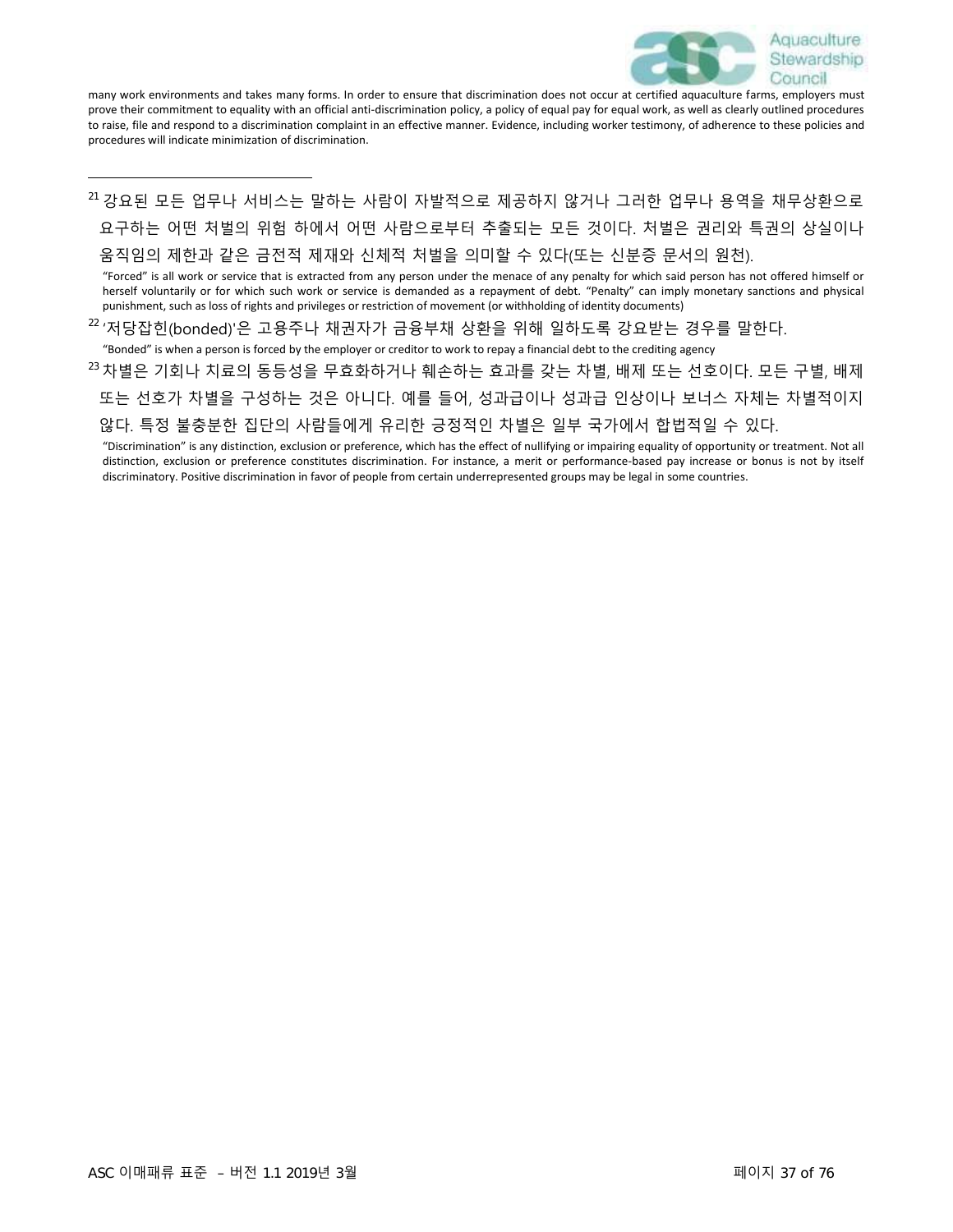many work environments and takes many forms. In order to ensure that discrimination does not occur at certified aquaculture farms, employers must prove their commitment to equality with an official anti-discrimination policy, a policy of equal pay for equal work, as well as clearly outlined procedures to raise, file and respond to a discrimination complaint in an effective manner. Evidence, including worker testimony, of adherence to these policies and procedures will indicate minimization of discrimination.

---

[21] 강요된 모든 업무나 서비스는 말하는 사람이 자발적으로 제공하지 않거나 그러한 업무나 용역을 채무상환으로 요구하는 어떤 처벌의 위험 하에서 어떤 사람으로부터 추출되는 모든 것이다. 처벌은 권리와 특권의 상실이나 움직임의 제한과 같은 금전적 제재와 신체적 처벌을 의미할 수 있다(또는 신분증 문서의 원천).

"Forced" is all work or service that is extracted from any person under the menace of any penalty for which said person has not offered himself or herself voluntarily or for which such work or service is demanded as a repayment of debt. "Penalty" can imply monetary sanctions and physical punishment, such as loss of rights and privileges or restriction of movement (or withholding of identity documents)

[22] '저당잡힌(bonded)'은 고용주나 채권자가 금융부채 상환을 위해 일하도록 강요받는 경우를 말한다.

"Bonded" is when a person is forced by the employer or creditor to work to repay a financial debt to the crediting agency

[23] 차별은 기회나 치료의 동등성을 무효화하거나 훼손하는 효과를 갖는 차별, 배제 또는 선호이다. 모든 구별, 배제 또는 선호가 차별을 구성하는 것은 아니다. 예를 들어, 성과급이나 성과급 인상이나 보너스 자체는 차별적이지 않다. 특정 불충분한 집단의 사람들에게 유리한 긍정적인 차별은 일부 국가에서 합법적일 수 있다.

"Discrimination" is any distinction, exclusion or preference, which has the effect of nullifying or impairing equality of opportunity or treatment. Not all distinction, exclusion or preference constitutes discrimination. For instance, a merit or performance-based pay increase or bonus is not by itself discriminatory. Positive discrimination in favor of people from certain underrepresented groups may be legal in some countries.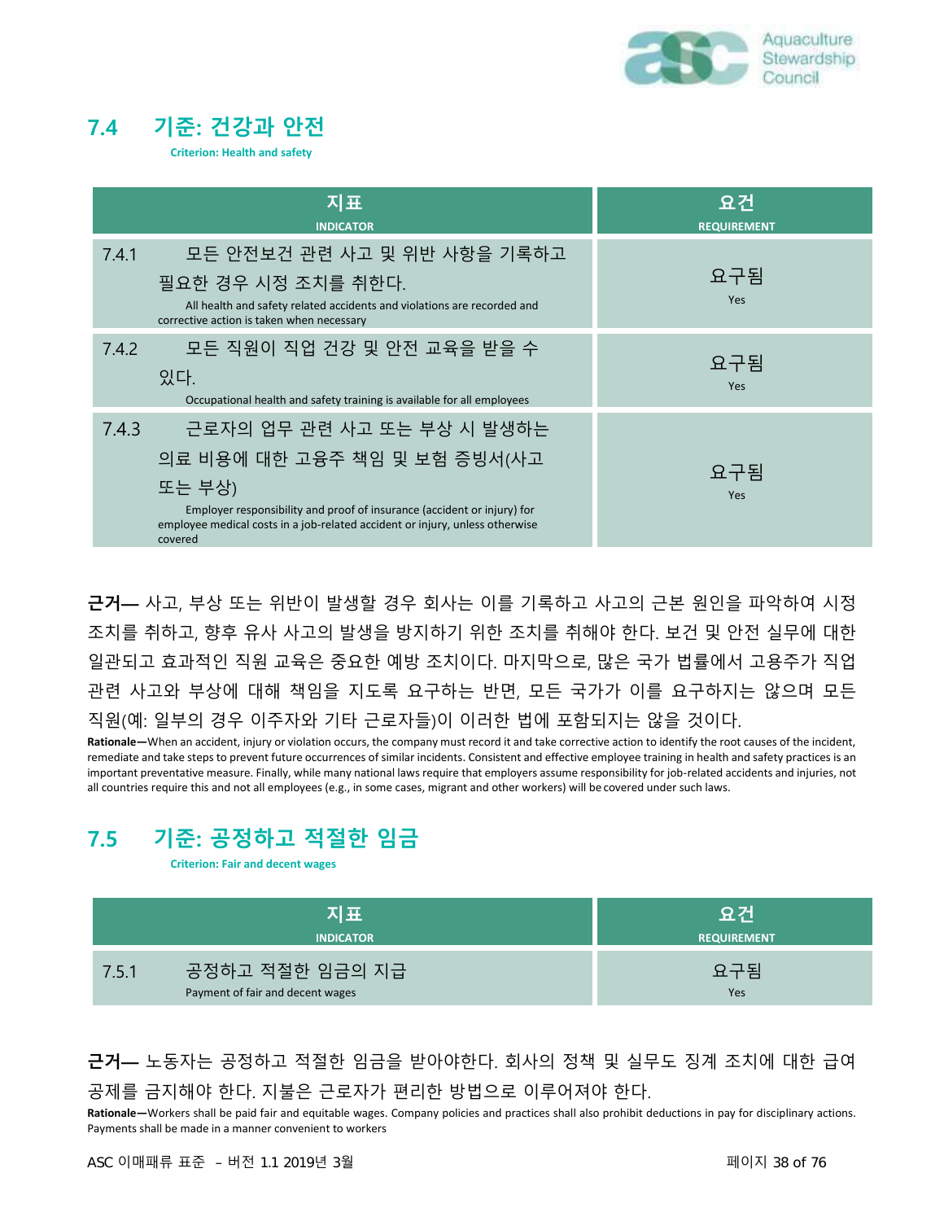## 7.4 기준: 건강과 안전

**Criterion: Health and safety**

| 지표<br>INDICATOR | 요건<br>REQUIREMENT |
|---|---|
| 7.4.1 모든 안전보건 관련 사고 및 위반 사항을 기록하고 필요한 경우 시정 조치를 취한다.<br>All health and safety related accidents and violations are recorded and corrective action is taken when necessary | 요구됨<br>Yes |
| 7.4.2 모든 직원이 직업 건강 및 안전 교육을 받을 수 있다.<br>Occupational health and safety training is available for all employees | 요구됨<br>Yes |
| 7.4.3 근로자의 업무 관련 사고 또는 부상 시 발생하는 의료 비용에 대한 고용주 책임 및 보험 증빙서(사고 또는 부상)<br>Employer responsibility and proof of insurance (accident or injury) for employee medical costs in a job-related accident or injury, unless otherwise covered | 요구됨<br>Yes |

**근거—** 사고, 부상 또는 위반이 발생할 경우 회사는 이를 기록하고 사고의 근본 원인을 파악하여 시정 조치를 취하고, 향후 유사 사고의 발생을 방지하기 위한 조치를 취해야 한다. 보건 및 안전 실무에 대한 일관되고 효과적인 직원 교육은 중요한 예방 조치이다. 마지막으로, 많은 국가 법률에서 고용주가 직업 관련 사고와 부상에 대해 책임을 지도록 요구하는 반면, 모든 국가가 이를 요구하지는 않으며 모든 직원(예: 일부의 경우 이주자와 기타 근로자들)이 이러한 법에 포함되지는 않을 것이다.

**Rationale—**When an accident, injury or violation occurs, the company must record it and take corrective action to identify the root causes of the incident, remediate and take steps to prevent future occurrences of similar incidents. Consistent and effective employee training in health and safety practices is an important preventative measure. Finally, while many national laws require that employers assume responsibility for job-related accidents and injuries, not all countries require this and not all employees (e.g., in some cases, migrant and other workers) will be covered under such laws.

## 7.5 기준: 공정하고 적절한 임금

**Criterion: Fair and decent wages**

| 지표<br>INDICATOR | 요건<br>REQUIREMENT |
|---|---|
| 7.5.1 공정하고 적절한 임금의 지급<br>Payment of fair and decent wages | 요구됨<br>Yes |

**근거—** 노동자는 공정하고 적절한 임금을 받아야한다. 회사의 정책 및 실무도 징계 조치에 대한 급여 공제를 금지해야 한다. 지불은 근로자가 편리한 방법으로 이루어져야 한다.

**Rationale—**Workers shall be paid fair and equitable wages. Company policies and practices shall also prohibit deductions in pay for disciplinary actions. Payments shall be made in a manner convenient to workers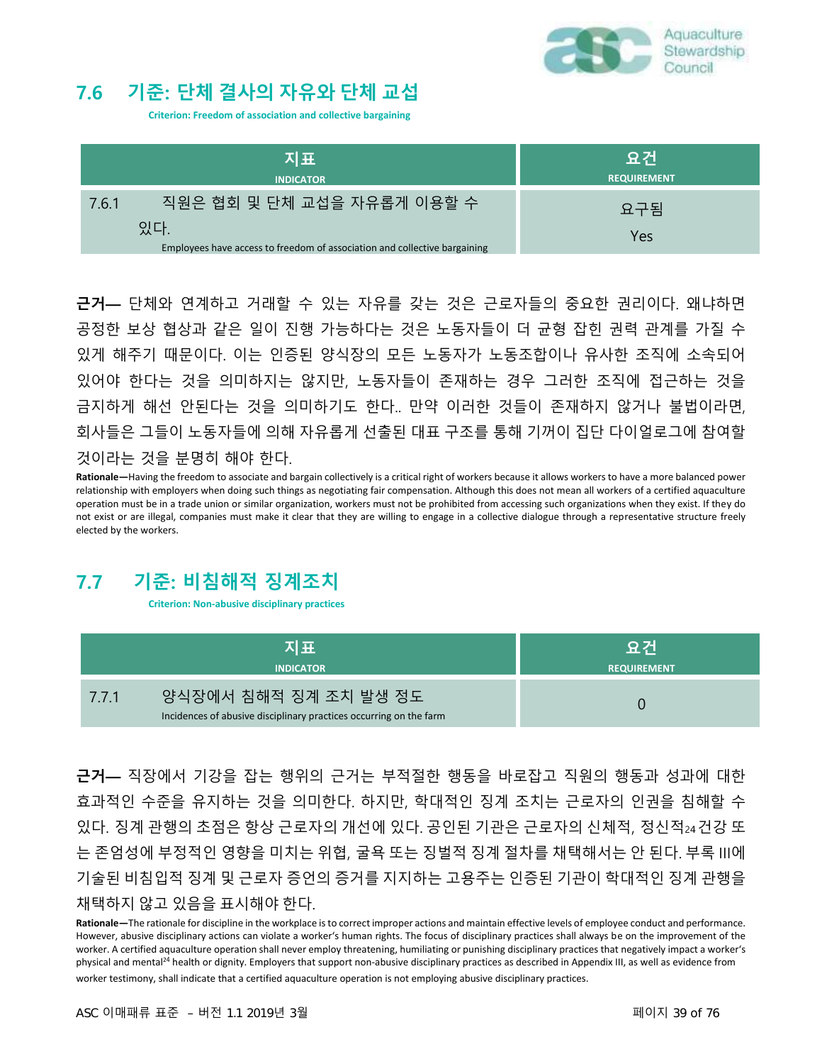## 7.6 기준: 단체 결사의 자유와 단체 교섭

**Criterion: Freedom of association and collective bargaining**

| 지표<br>INDICATOR | 요건<br>REQUIREMENT |
|---|---|
| 7.6.1 직원은 협회 및 단체 교섭을 자유롭게 이용할 수 있다.<br>Employees have access to freedom of association and collective bargaining | 요구됨<br>Yes |

**근거—** 단체와 연계하고 거래할 수 있는 자유를 갖는 것은 근로자들의 중요한 권리이다. 왜냐하면 공정한 보상 협상과 같은 일이 진행 가능하다는 것은 노동자들이 더 균형 잡힌 권력 관계를 가질 수 있게 해주기 때문이다. 이는 인증된 양식장의 모든 노동자가 노동조합이나 유사한 조직에 소속되어 있어야 한다는 것을 의미하지는 않지만, 노동자들이 존재하는 경우 그러한 조직에 접근하는 것을 금지하게 해선 안된다는 것을 의미하기도 한다.. 만약 이러한 것들이 존재하지 않거나 불법이라면, 회사들은 그들이 노동자들에 의해 자유롭게 선출된 대표 구조를 통해 기꺼이 집단 다이얼로그에 참여할 것이라는 것을 분명히 해야 한다.

**Rationale—**Having the freedom to associate and bargain collectively is a critical right of workers because it allows workers to have a more balanced power relationship with employers when doing such things as negotiating fair compensation. Although this does not mean all workers of a certified aquaculture operation must be in a trade union or similar organization, workers must not be prohibited from accessing such organizations when they exist. If they do not exist or are illegal, companies must make it clear that they are willing to engage in a collective dialogue through a representative structure freely elected by the workers.

## 7.7 기준: 비침해적 징계조치

**Criterion: Non-abusive disciplinary practices**

| 지표<br>INDICATOR | 요건<br>REQUIREMENT |
|---|---|
| 7.7.1 양식장에서 침해적 징계 조치 발생 정도<br>Incidences of abusive disciplinary practices occurring on the farm | 0 |

**근거—** 직장에서 기강을 잡는 행위의 근거는 부적절한 행동을 바로잡고 직원의 행동과 성과에 대한 효과적인 수준을 유지하는 것을 의미한다. 하지만, 학대적인 징계 조치는 근로자의 인권을 침해할 수 있다. 징계 관행의 초점은 항상 근로자의 개선에 있다. 공인된 기관은 근로자의 신체적, 정신적[24] 건강 또는 존엄성에 부정적인 영향을 미치는 위협, 굴욕 또는 징벌적 징계 절차를 채택해서는 안 된다. 부록 III에 기술된 비침입적 징계 및 근로자 증언의 증거를 지지하는 고용주는 인증된 기관이 학대적인 징계 관행을 채택하지 않고 있음을 표시해야 한다.

**Rationale—**The rationale for discipline in the workplace is to correct improper actions and maintain effective levels of employee conduct and performance. However, abusive disciplinary actions can violate a worker's human rights. The focus of disciplinary practices shall always be on the improvement of the worker. A certified aquaculture operation shall never employ threatening, humiliating or punishing disciplinary practices that negatively impact a worker's physical and mental[24] health or dignity. Employers that support non-abusive disciplinary practices as described in Appendix III, as well as evidence from worker testimony, shall indicate that a certified aquaculture operation is not employing abusive disciplinary practices.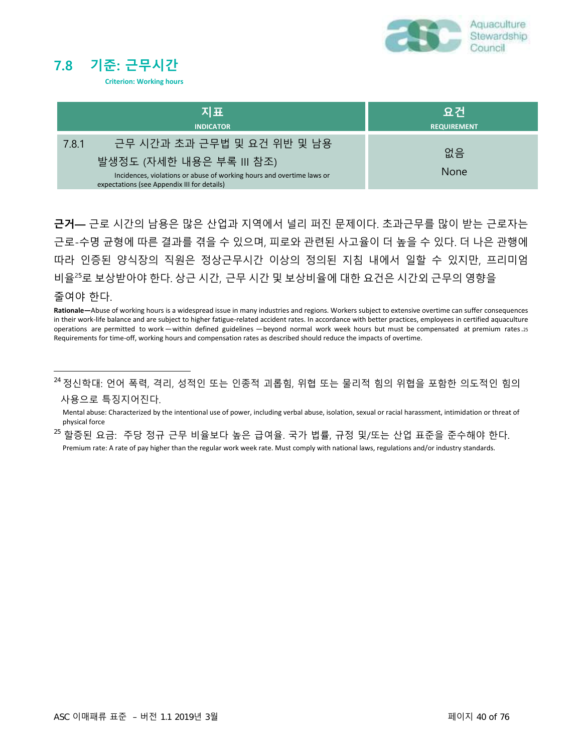## 7.8 기준: 근무시간

**Criterion: Working hours**

| 지표 INDICATOR | 요건 REQUIREMENT |
|---|---|
| 7.8.1 근무 시간과 초과 근무법 및 요건 위반 및 남용 발생정도 (자세한 내용은 부록 III 참조) Incidences, violations or abuse of working hours and overtime laws or expectations (see Appendix III for details) | 없음 None |

**근거—** 근로 시간의 남용은 많은 산업과 지역에서 널리 퍼진 문제이다. 초과근무를 많이 받는 근로자는 근로-수명 균형에 따른 결과를 겪을 수 있으며, 피로와 관련된 사고율이 더 높을 수 있다. 더 나은 관행에 따라 인증된 양식장의 직원은 정상근무시간 이상의 정의된 지침 내에서 일할 수 있지만, 프리미엄 비율[25]로 보상받아야 한다. 상근 시간, 근무 시간 및 보상비율에 대한 요건은 시간외 근무의 영향을 줄여야 한다.

**Rationale—**Abuse of working hours is a widespread issue in many industries and regions. Workers subject to extensive overtime can suffer consequences in their work-life balance and are subject to higher fatigue-related accident rates. In accordance with better practices, employees in certified aquaculture operations are permitted to work—within defined guidelines—beyond normal work week hours but must be compensated at premium rates.[25] Requirements for time-off, working hours and compensation rates as described should reduce the impacts of overtime.

---

[24] 정신학대: 언어 폭력, 격리, 성적인 또는 인종적 괴롭힘, 위협 또는 물리적 힘의 위협을 포함한 의도적인 힘의 사용으로 특징지어진다.

Mental abuse: Characterized by the intentional use of power, including verbal abuse, isolation, sexual or racial harassment, intimidation or threat of physical force

[25] 할증된 요금: 주당 정규 근무 비율보다 높은 급여율. 국가 법률, 규정 및/또는 산업 표준을 준수해야 한다.

Premium rate: A rate of pay higher than the regular work week rate. Must comply with national laws, regulations and/or industry standards.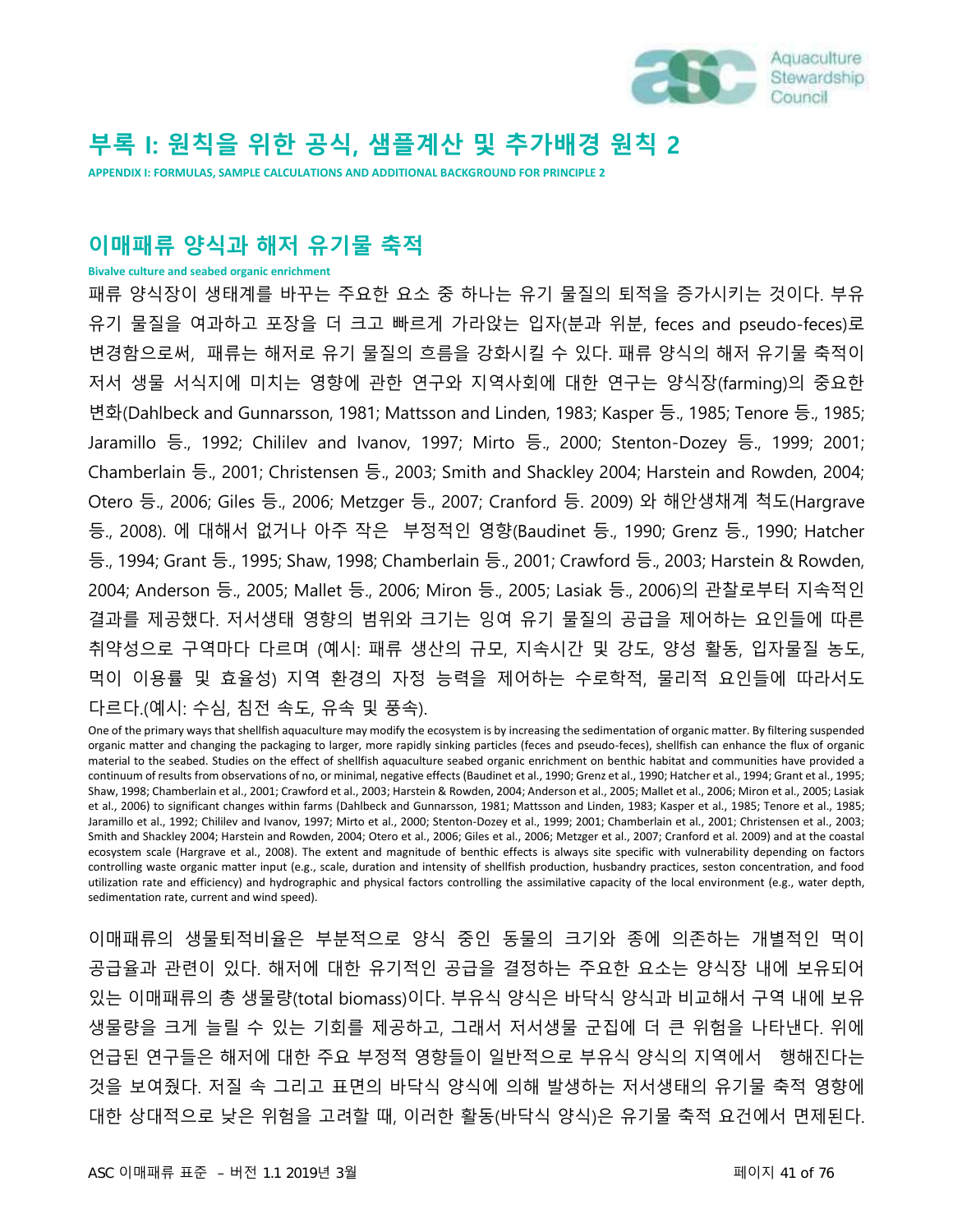# 부록 I: 원칙을 위한 공식, 샘플계산 및 추가배경 원칙 2

**APPENDIX I: FORMULAS, SAMPLE CALCULATIONS AND ADDITIONAL BACKGROUND FOR PRINCIPLE 2**

## 이매패류 양식과 해저 유기물 축적

**Bivalve culture and seabed organic enrichment**

패류 양식장이 생태계를 바꾸는 주요한 요소 중 하나는 유기 물질의 퇴적을 증가시키는 것이다. 부유 유기 물질을 여과하고 포장을 더 크고 빠르게 가라앉는 입자(분과 위분, feces and pseudo-feces)로 변경함으로써, 패류는 해저로 유기 물질의 흐름을 강화시킬 수 있다. 패류 양식의 해저 유기물 축적이 저서 생물 서식지에 미치는 영향에 관한 연구와 지역사회에 대한 연구는 양식장(farming)의 중요한 변화(Dahlbeck and Gunnarsson, 1981; Mattsson and Linden, 1983; Kasper 등., 1985; Tenore 등., 1985; Jaramillo 등., 1992; Chililev and Ivanov, 1997; Mirto 등., 2000; Stenton-Dozey 등., 1999; 2001; Chamberlain 등., 2001; Christensen 등., 2003; Smith and Shackley 2004; Harstein and Rowden, 2004; Otero 등., 2006; Giles 등., 2006; Metzger 등., 2007; Cranford 등. 2009) 와 해안생채계 척도(Hargrave 등., 2008). 에 대해서 없거나 아주 작은 부정적인 영향(Baudinet 등., 1990; Grenz 등., 1990; Hatcher 등., 1994; Grant 등., 1995; Shaw, 1998; Chamberlain 등., 2001; Crawford 등., 2003; Harstein & Rowden, 2004; Anderson 등., 2005; Mallet 등., 2006; Miron 등., 2005; Lasiak 등., 2006)의 관찰로부터 지속적인 결과를 제공했다. 저서생태 영향의 범위와 크기는 잉여 유기 물질의 공급을 제어하는 요인들에 따른 취약성으로 구역마다 다르며 (예시: 패류 생산의 규모, 지속시간 및 강도, 양성 활동, 입자물질 농도, 먹이 이용률 및 효율성) 지역 환경의 자정 능력을 제어하는 수로학적, 물리적 요인들에 따라서도 다르다.(예시: 수심, 침전 속도, 유속 및 풍속).

One of the primary ways that shellfish aquaculture may modify the ecosystem is by increasing the sedimentation of organic matter. By filtering suspended organic matter and changing the packaging to larger, more rapidly sinking particles (feces and pseudo-feces), shellfish can enhance the flux of organic material to the seabed. Studies on the effect of shellfish aquaculture seabed organic enrichment on benthic habitat and communities have provided a continuum of results from observations of no, or minimal, negative effects (Baudinet et al., 1990; Grenz et al., 1990; Hatcher et al., 1994; Grant et al., 1995; Shaw, 1998; Chamberlain et al., 2001; Crawford et al., 2003; Harstein & Rowden, 2004; Anderson et al., 2005; Mallet et al., 2006; Miron et al., 2005; Lasiak et al., 2006) to significant changes within farms (Dahlbeck and Gunnarsson, 1981; Mattsson and Linden, 1983; Kasper et al., 1985; Tenore et al., 1985; Jaramillo et al., 1992; Chililev and Ivanov, 1997; Mirto et al., 2000; Stenton-Dozey et al., 1999; 2001; Chamberlain et al., 2001; Christensen et al., 2003; Smith and Shackley 2004; Harstein and Rowden, 2004; Otero et al., 2006; Giles et al., 2006; Metzger et al., 2007; Cranford et al. 2009) and at the coastal ecosystem scale (Hargrave et al., 2008). The extent and magnitude of benthic effects is always site specific with vulnerability depending on factors controlling waste organic matter input (e.g., scale, duration and intensity of shellfish production, husbandry practices, seston concentration, and food utilization rate and efficiency) and hydrographic and physical factors controlling the assimilative capacity of the local environment (e.g., water depth, sedimentation rate, current and wind speed).

이매패류의 생물퇴적비율은 부분적으로 양식 중인 동물의 크기와 종에 의존하는 개별적인 먹이 공급율과 관련이 있다. 해저에 대한 유기적인 공급을 결정하는 주요한 요소는 양식장 내에 보유되어 있는 이매패류의 총 생물량(total biomass)이다. 부유식 양식은 바닥식 양식과 비교해서 구역 내에 보유 생물량을 크게 늘릴 수 있는 기회를 제공하고, 그래서 저서생물 군집에 더 큰 위험을 나타낸다. 위에 언급된 연구들은 해저에 대한 주요 부정적 영향들이 일반적으로 부유식 양식의 지역에서 행해진다는 것을 보여줬다. 저질 속 그리고 표면의 바닥식 양식에 의해 발생하는 저서생태의 유기물 축적 영향에 대한 상대적으로 낮은 위험을 고려할 때, 이러한 활동(바닥식 양식)은 유기물 축적 요건에서 면제된다.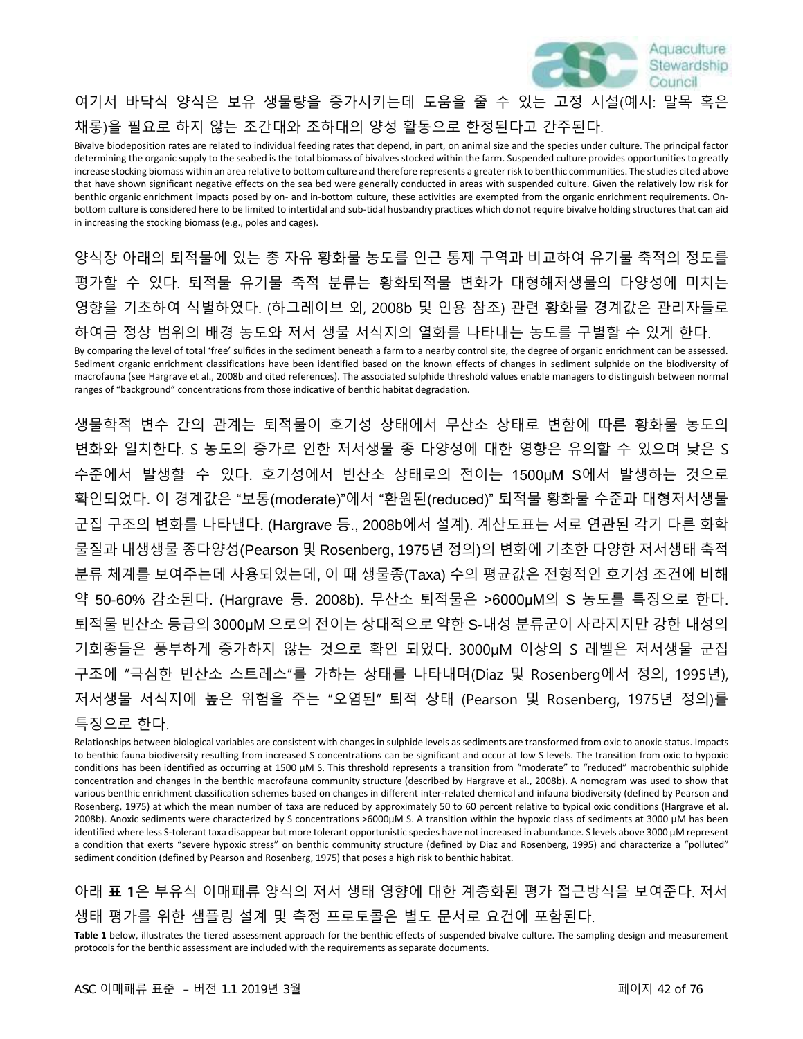여기서 바닥식 양식은 보유 생물량을 증가시키는데 도움을 줄 수 있는 고정 시설(예시: 말목 혹은 채롱)을 필요로 하지 않는 조간대와 조하대의 양성 활동으로 한정된다고 간주된다.

Bivalve biodeposition rates are related to individual feeding rates that depend, in part, on animal size and the species under culture. The principal factor determining the organic supply to the seabed is the total biomass of bivalves stocked within the farm. Suspended culture provides opportunities to greatly increase stocking biomass within an area relative to bottom culture and therefore represents a greater risk to benthic communities. The studies cited above that have shown significant negative effects on the sea bed were generally conducted in areas with suspended culture. Given the relatively low risk for benthic organic enrichment impacts posed by on- and in-bottom culture, these activities are exempted from the organic enrichment requirements. On-bottom culture is considered here to be limited to intertidal and sub-tidal husbandry practices which do not require bivalve holding structures that can aid in increasing the stocking biomass (e.g., poles and cages).

양식장 아래의 퇴적물에 있는 총 자유 황화물 농도를 인근 통제 구역과 비교하여 유기물 축적의 정도를 평가할 수 있다. 퇴적물 유기물 축적 분류는 황화퇴적물 변화가 대형해저생물의 다양성에 미치는 영향을 기초하여 식별하였다. (하그레이브 외, 2008b 및 인용 참조) 관련 황화물 경계값은 관리자들로 하여금 정상 범위의 배경 농도와 저서 생물 서식지의 열화를 나타내는 농도를 구별할 수 있게 한다.

By comparing the level of total 'free' sulfides in the sediment beneath a farm to a nearby control site, the degree of organic enrichment can be assessed. Sediment organic enrichment classifications have been identified based on the known effects of changes in sediment sulphide on the biodiversity of macrofauna (see Hargrave et al., 2008b and cited references). The associated sulphide threshold values enable managers to distinguish between normal ranges of "background" concentrations from those indicative of benthic habitat degradation.

생물학적 변수 간의 관계는 퇴적물이 호기성 상태에서 무산소 상태로 변함에 따른 황화물 농도의 변화와 일치한다. S 농도의 증가로 인한 저서생물 종 다양성에 대한 영향은 유의할 수 있으며 낮은 S 수준에서 발생할 수 있다. 호기성에서 빈산소 상태로의 전이는 1500μM S에서 발생하는 것으로 확인되었다. 이 경계값은 "보통(moderate)"에서 "환원된(reduced)" 퇴적물 황화물 수준과 대형저서생물 군집 구조의 변화를 나타낸다. (Hargrave 등., 2008b에서 설계). 계산도표는 서로 연관된 각기 다른 화학 물질과 내생생물 종다양성(Pearson 및 Rosenberg, 1975년 정의)의 변화에 기초한 다양한 저서생태 축적 분류 체계를 보여주는데 사용되었는데, 이 때 생물종(Taxa) 수의 평균값은 전형적인 호기성 조건에 비해 약 50-60% 감소된다. (Hargrave 등. 2008b). 무산소 퇴적물은 >6000μM의 S 농도를 특징으로 한다. 퇴적물 빈산소 등급의 3000μM 으로의 전이는 상대적으로 약한 S-내성 분류군이 사라지지만 강한 내성의 기회종들은 풍부하게 증가하지 않는 것으로 확인 되었다. 3000μM 이상의 S 레벨은 저서생물 군집 구조에 "극심한 빈산소 스트레스"를 가하는 상태를 나타내며(Diaz 및 Rosenberg에서 정의, 1995년), 저서생물 서식지에 높은 위험을 주는 "오염된" 퇴적 상태 (Pearson 및 Rosenberg, 1975년 정의)를 특징으로 한다.

Relationships between biological variables are consistent with changes in sulphide levels as sediments are transformed from oxic to anoxic status. Impacts to benthic fauna biodiversity resulting from increased S concentrations can be significant and occur at low S levels. The transition from oxic to hypoxic conditions has been identified as occurring at 1500 μM S. This threshold represents a transition from "moderate" to "reduced" macrobenthic sulphide concentration and changes in the benthic macrofauna community structure (described by Hargrave et al., 2008b). A nomogram was used to show that various benthic enrichment classification schemes based on changes in different inter-related chemical and infauna biodiversity (defined by Pearson and Rosenberg, 1975) at which the mean number of taxa are reduced by approximately 50 to 60 percent relative to typical oxic conditions (Hargrave et al. 2008b). Anoxic sediments were characterized by S concentrations >6000μM S. A transition within the hypoxic class of sediments at 3000 μM has been identified where less S-tolerant taxa disappear but more tolerant opportunistic species have not increased in abundance. S levels above 3000 μM represent a condition that exerts "severe hypoxic stress" on benthic community structure (defined by Diaz and Rosenberg, 1995) and characterize a "polluted" sediment condition (defined by Pearson and Rosenberg, 1975) that poses a high risk to benthic habitat.

아래 **표 1**은 부유식 이매패류 양식의 저서 생태 영향에 대한 계층화된 평가 접근방식을 보여준다. 저서 생태 평가를 위한 샘플링 설계 및 측정 프로토콜은 별도 문서로 요건에 포함된다.

**Table 1** below, illustrates the tiered assessment approach for the benthic effects of suspended bivalve culture. The sampling design and measurement protocols for the benthic assessment are included with the requirements as separate documents.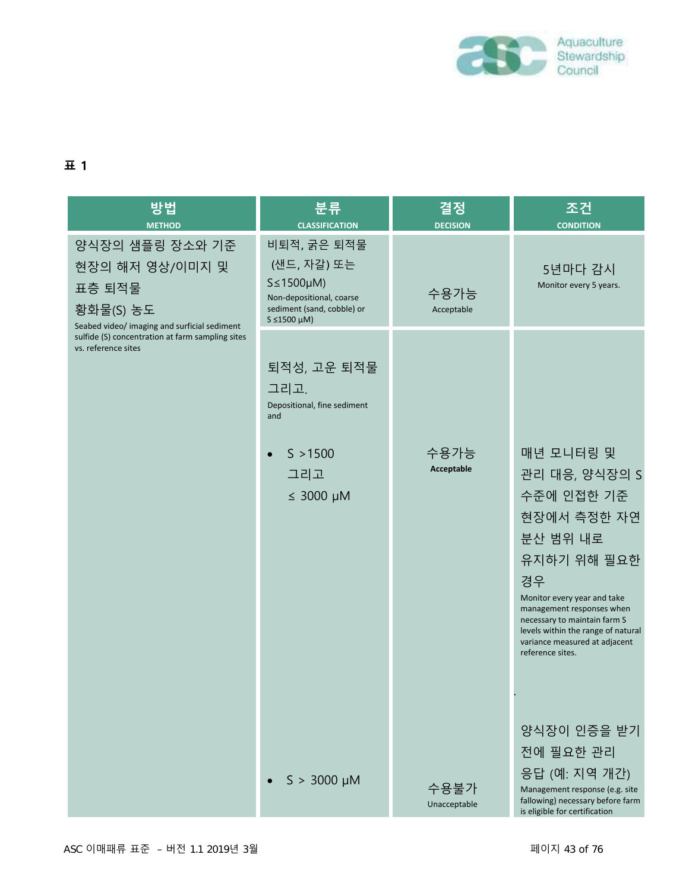**표 1**

| 방법<br>METHOD | 분류<br>CLASSIFICATION | 결정<br>DECISION | 조건<br>CONDITION |
|---|---|---|---|
| 양식장의 샘플링 장소와 기준 현장의 해저 영상/이미지 및 표층 퇴적물 황화물(S) 농도<br>Seabed video/ imaging and surficial sediment sulfide (S) concentration at farm sampling sites vs. reference sites | 비퇴적, 굵은 퇴적물 (샌드, 자갈) 또는 S≤1500μM)<br>Non-depositional, coarse sediment (sand, cobble) or S ≤1500 μM) | 수용가능<br>Acceptable | 5년마다 감시<br>Monitor every 5 years. |
| | 퇴적성, 고운 퇴적물 그리고.<br>Depositional, fine sediment and<br>• S >1500 그리고 ≤ 3000 μM | 수용가능<br>**Acceptable** | 매년 모니터링 및 관리 대응, 양식장의 S 수준에 인접한 기준 현장에서 측정한 자연 분산 범위 내로 유지하기 위해 필요한 경우<br>Monitor every year and take management responses when necessary to maintain farm S levels within the range of natural variance measured at adjacent reference sites. |
| | • S > 3000 μM | 수용불가<br>Unacceptable | 양식장이 인증을 받기 전에 필요한 관리 응답 (예: 지역 개간)<br>Management response (e.g. site fallowing) necessary before farm is eligible for certification |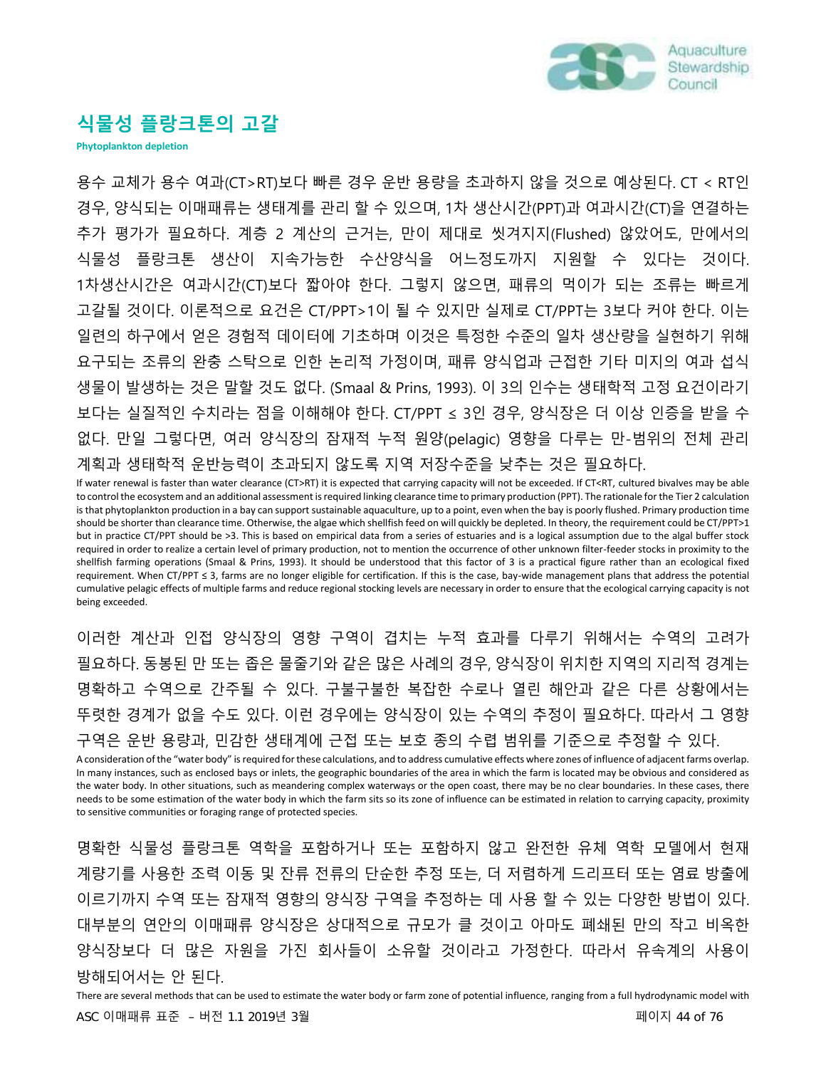## 식물성 플랑크톤의 고갈

**Phytoplankton depletion**

용수 교체가 용수 여과(CT>RT)보다 빠른 경우 운반 용량을 초과하지 않을 것으로 예상된다. CT < RT인 경우, 양식되는 이매패류는 생태계를 관리 할 수 있으며, 1차 생산시간(PPT)과 여과시간(CT)을 연결하는 추가 평가가 필요하다. 계층 2 계산의 근거는, 만이 제대로 씻겨지지(Flushed) 않았어도, 만에서의 식물성 플랑크톤 생산이 지속가능한 수산양식을 어느정도까지 지원할 수 있다는 것이다. 1차생산시간은 여과시간(CT)보다 짧아야 한다. 그렇지 않으면, 패류의 먹이가 되는 조류는 빠르게 고갈될 것이다. 이론적으로 요건은 CT/PPT>1이 될 수 있지만 실제로 CT/PPT는 3보다 커야 한다. 이는 일련의 하구에서 얻은 경험적 데이터에 기초하며 이것은 특정한 수준의 일차 생산량을 실현하기 위해 요구되는 조류의 완충 스탁으로 인한 논리적 가정이며, 패류 양식업과 근접한 기타 미지의 여과 섭식 생물이 발생하는 것은 말할 것도 없다. (Smaal & Prins, 1993). 이 3의 인수는 생태학적 고정 요건이라기 보다는 실질적인 수치라는 점을 이해해야 한다. CT/PPT ≤ 3인 경우, 양식장은 더 이상 인증을 받을 수 없다. 만일 그렇다면, 여러 양식장의 잠재적 누적 원양(pelagic) 영향을 다루는 만-범위의 전체 관리 계획과 생태학적 운반능력이 초과되지 않도록 지역 저장수준을 낮추는 것은 필요하다.

If water renewal is faster than water clearance (CT>RT) it is expected that carrying capacity will not be exceeded. If CT<RT, cultured bivalves may be able to control the ecosystem and an additional assessment is required linking clearance time to primary production (PPT). The rationale for the Tier 2 calculation is that phytoplankton production in a bay can support sustainable aquaculture, up to a point, even when the bay is poorly flushed. Primary production time should be shorter than clearance time. Otherwise, the algae which shellfish feed on will quickly be depleted. In theory, the requirement could be CT/PPT>1 but in practice CT/PPT should be >3. This is based on empirical data from a series of estuaries and is a logical assumption due to the algal buffer stock required in order to realize a certain level of primary production, not to mention the occurrence of other unknown filter-feeder stocks in proximity to the shellfish farming operations (Smaal & Prins, 1993). It should be understood that this factor of 3 is a practical figure rather than an ecological fixed requirement. When CT/PPT ≤ 3, farms are no longer eligible for certification. If this is the case, bay-wide management plans that address the potential cumulative pelagic effects of multiple farms and reduce regional stocking levels are necessary in order to ensure that the ecological carrying capacity is not being exceeded.

이러한 계산과 인접 양식장의 영향 구역이 겹치는 누적 효과를 다루기 위해서는 수역의 고려가 필요하다. 동봉된 만 또는 좁은 물줄기와 같은 많은 사례의 경우, 양식장이 위치한 지역의 지리적 경계는 명확하고 수역으로 간주될 수 있다. 구불구불한 복잡한 수로나 열린 해안과 같은 다른 상황에서는 뚜렷한 경계가 없을 수도 있다. 이런 경우에는 양식장이 있는 수역의 추정이 필요하다. 따라서 그 영향 구역은 운반 용량과, 민감한 생태계에 근접 또는 보호 종의 수렵 범위를 기준으로 추정할 수 있다.

A consideration of the "water body" is required for these calculations, and to address cumulative effects where zones of influence of adjacent farms overlap. In many instances, such as enclosed bays or inlets, the geographic boundaries of the area in which the farm is located may be obvious and considered as the water body. In other situations, such as meandering complex waterways or the open coast, there may be no clear boundaries. In these cases, there needs to be some estimation of the water body in which the farm sits so its zone of influence can be estimated in relation to carrying capacity, proximity to sensitive communities or foraging range of protected species.

명확한 식물성 플랑크톤 역학을 포함하거나 또는 포함하지 않고 완전한 유체 역학 모델에서 현재 계량기를 사용한 조력 이동 및 잔류 전류의 단순한 추정 또는, 더 저렴하게 드리프터 또는 염료 방출에 이르기까지 수역 또는 잠재적 영향의 양식장 구역을 추정하는 데 사용 할 수 있는 다양한 방법이 있다. 대부분의 연안의 이매패류 양식장은 상대적으로 규모가 클 것이고 아마도 폐쇄된 만의 작고 비옥한 양식장보다 더 많은 자원을 가진 회사들이 소유할 것이라고 가정한다. 따라서 유속계의 사용이 방해되어서는 안 된다.

There are several methods that can be used to estimate the water body or farm zone of potential influence, ranging from a full hydrodynamic model with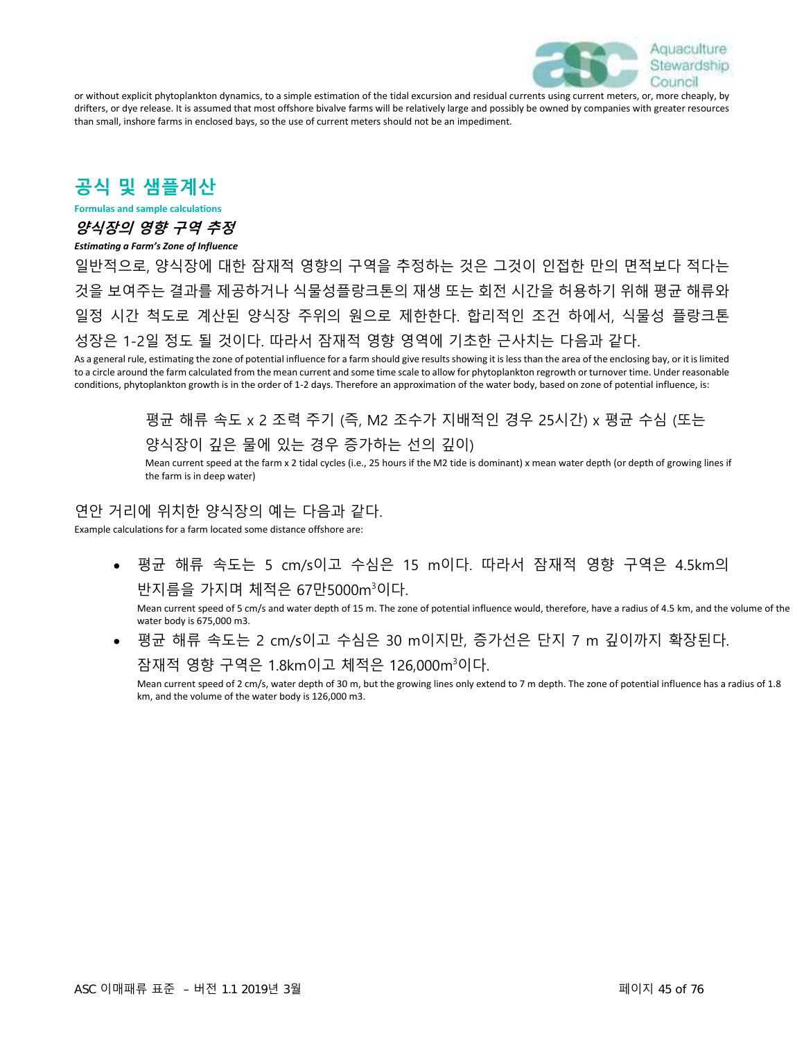or without explicit phytoplankton dynamics, to a simple estimation of the tidal excursion and residual currents using current meters, or, more cheaply, by drifters, or dye release. It is assumed that most offshore bivalve farms will be relatively large and possibly be owned by companies with greater resources than small, inshore farms in enclosed bays, so the use of current meters should not be an impediment.

## 공식 및 샘플계산

**Formulas and sample calculations**

### *양식장의 영향 구역 추정*

***Estimating a Farm's Zone of Influence***

일반적으로, 양식장에 대한 잠재적 영향의 구역을 추정하는 것은 그것이 인접한 만의 면적보다 적다는 것을 보여주는 결과를 제공하거나 식물성플랑크톤의 재생 또는 회전 시간을 허용하기 위해 평균 해류와 일정 시간 척도로 계산된 양식장 주위의 원으로 제한한다. 합리적인 조건 하에서, 식물성 플랑크톤 성장은 1-2일 정도 될 것이다. 따라서 잠재적 영향 영역에 기초한 근사치는 다음과 같다.

As a general rule, estimating the zone of potential influence for a farm should give results showing it is less than the area of the enclosing bay, or it is limited to a circle around the farm calculated from the mean current and some time scale to allow for phytoplankton regrowth or turnover time. Under reasonable conditions, phytoplankton growth is in the order of 1-2 days. Therefore an approximation of the water body, based on zone of potential influence, is:

> 평균 해류 속도 x 2 조력 주기 (즉, M2 조수가 지배적인 경우 25시간) x 평균 수심 (또는 양식장이 깊은 물에 있는 경우 증가하는 선의 깊이)
>
> Mean current speed at the farm x 2 tidal cycles (i.e., 25 hours if the M2 tide is dominant) x mean water depth (or depth of growing lines if the farm is in deep water)

연안 거리에 위치한 양식장의 예는 다음과 같다.

Example calculations for a farm located some distance offshore are:

- 평균 해류 속도는 5 cm/s이고 수심은 15 m이다. 따라서 잠재적 영향 구역은 4.5km의 반지름을 가지며 체적은 67만5000m$^3$이다.

  Mean current speed of 5 cm/s and water depth of 15 m. The zone of potential influence would, therefore, have a radius of 4.5 km, and the volume of the water body is 675,000 m3.

- 평균 해류 속도는 2 cm/s이고 수심은 30 m이지만, 증가선은 단지 7 m 깊이까지 확장된다. 잠재적 영향 구역은 1.8km이고 체적은 126,000m$^3$이다.

  Mean current speed of 2 cm/s, water depth of 30 m, but the growing lines only extend to 7 m depth. The zone of potential influence has a radius of 1.8 km, and the volume of the water body is 126,000 m3.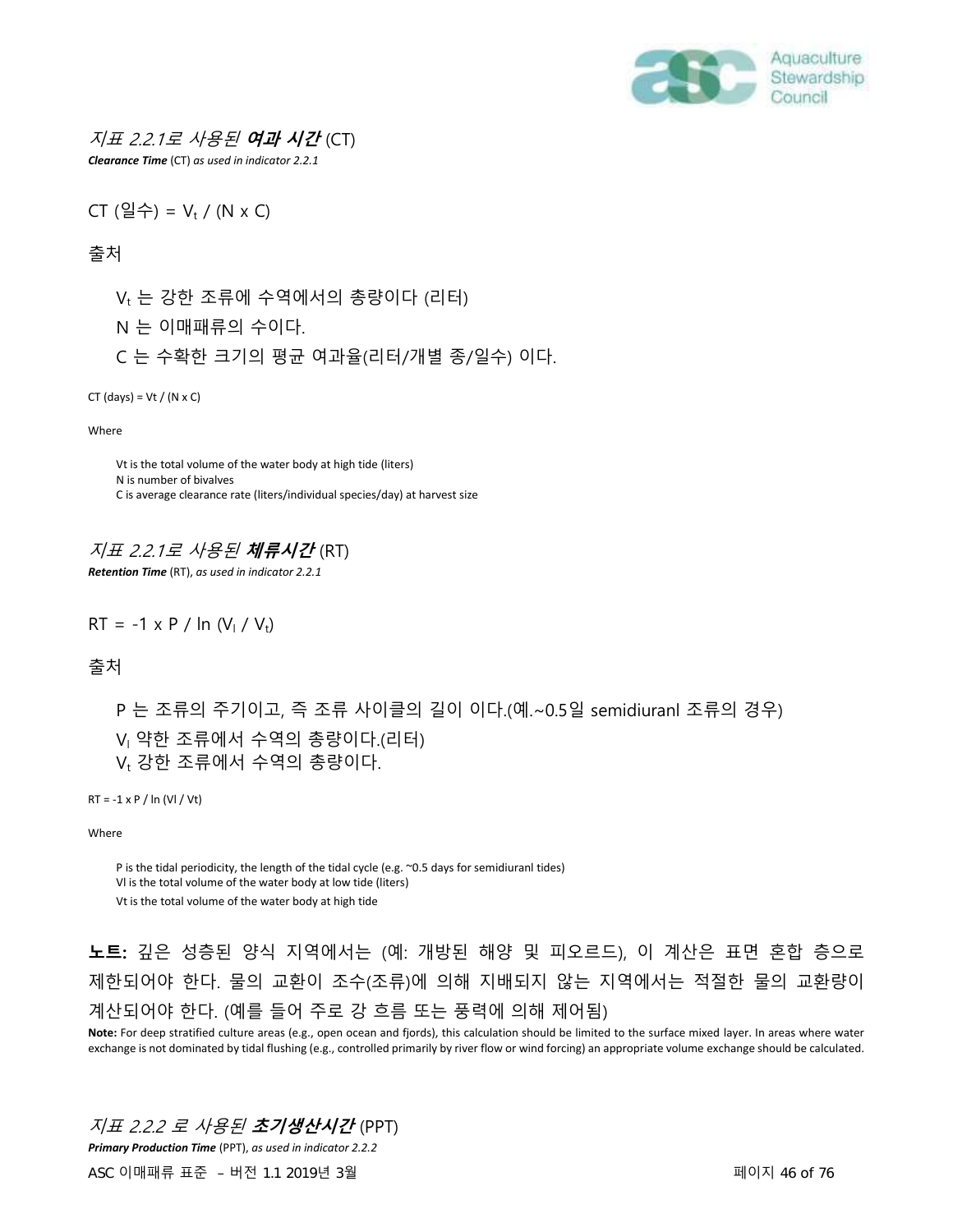*지표 2.2.1로 사용된* ***여과 시간*** (CT)

***Clearance Time*** *(CT) as used in indicator 2.2.1*

CT (일수) = $V_t$ / (N x C)

출처

$V_t$ 는 강한 조류에 수역에서의 총량이다 (리터)

N 는 이매패류의 수이다.

C 는 수확한 크기의 평균 여과율(리터/개별 종/일수) 이다.

CT (days) = Vt / (N x C)

Where

Vt is the total volume of the water body at high tide (liters)
N is number of bivalves
C is average clearance rate (liters/individual species/day) at harvest size

*지표 2.2.1로 사용된* ***체류시간*** (RT)

***Retention Time*** *(RT), as used in indicator 2.2.1*

RT = -1 x P / ln ($V_l$ / $V_t$)

출처

P 는 조류의 주기이고, 즉 조류 사이클의 길이 이다.(예.~0.5일 semidiuranl 조류의 경우)

$V_l$ 약한 조류에서 수역의 총량이다.(리터)

$V_t$ 강한 조류에서 수역의 총량이다.

RT = -1 x P / ln (Vl / Vt)

Where

P is the tidal periodicity, the length of the tidal cycle (e.g. ~0.5 days for semidiuranl tides)
Vl is the total volume of the water body at low tide (liters)
Vt is the total volume of the water body at high tide

**노트:** 깊은 성층된 양식 지역에서는 (예: 개방된 해양 및 피오르드), 이 계산은 표면 혼합 층으로 제한되어야 한다. 물의 교환이 조수(조류)에 의해 지배되지 않는 지역에서는 적절한 물의 교환량이 계산되어야 한다. (예를 들어 주로 강 흐름 또는 풍력에 의해 제어됨)

**Note:** For deep stratified culture areas (e.g., open ocean and fjords), this calculation should be limited to the surface mixed layer. In areas where water exchange is not dominated by tidal flushing (e.g., controlled primarily by river flow or wind forcing) an appropriate volume exchange should be calculated.

*지표 2.2.2 로 사용된* ***초기생산시간*** (PPT)

***Primary Production Time*** *(PPT), as used in indicator 2.2.2*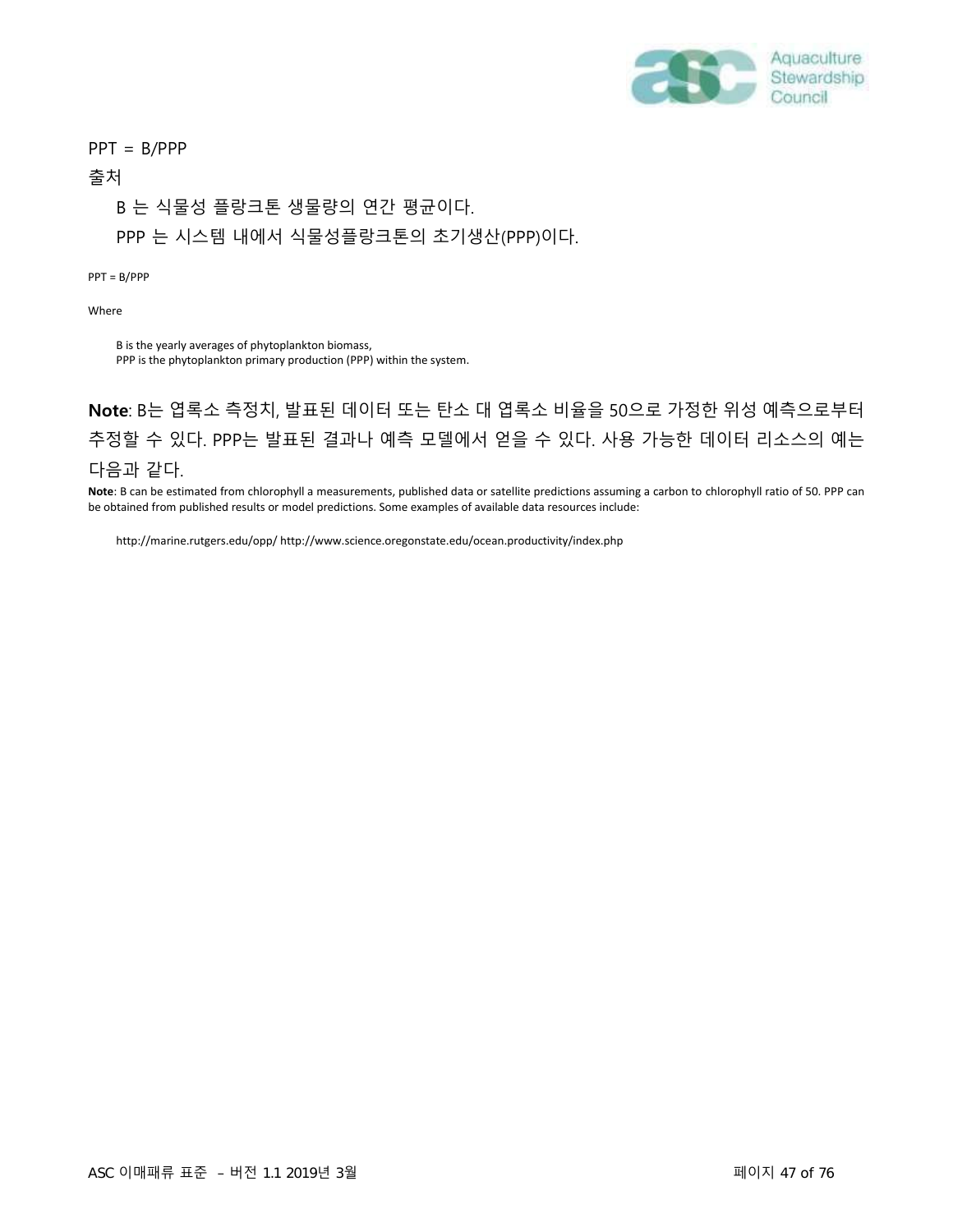$PPT = B/PPP$

출처

B 는 식물성 플랑크톤 생물량의 연간 평균이다.

PPP 는 시스템 내에서 식물성플랑크톤의 초기생산(PPP)이다.

$PPT = B/PPP$

Where

B is the yearly averages of phytoplankton biomass,
PPP is the phytoplankton primary production (PPP) within the system.

**Note**: B는 엽록소 측정치, 발표된 데이터 또는 탄소 대 엽록소 비율을 50으로 가정한 위성 예측으로부터 추정할 수 있다. PPP는 발표된 결과나 예측 모델에서 얻을 수 있다. 사용 가능한 데이터 리소스의 예는 다음과 같다.

**Note**: B can be estimated from chlorophyll a measurements, published data or satellite predictions assuming a carbon to chlorophyll ratio of 50. PPP can be obtained from published results or model predictions. Some examples of available data resources include:

http://marine.rutgers.edu/opp/ http://www.science.oregonstate.edu/ocean.productivity/index.php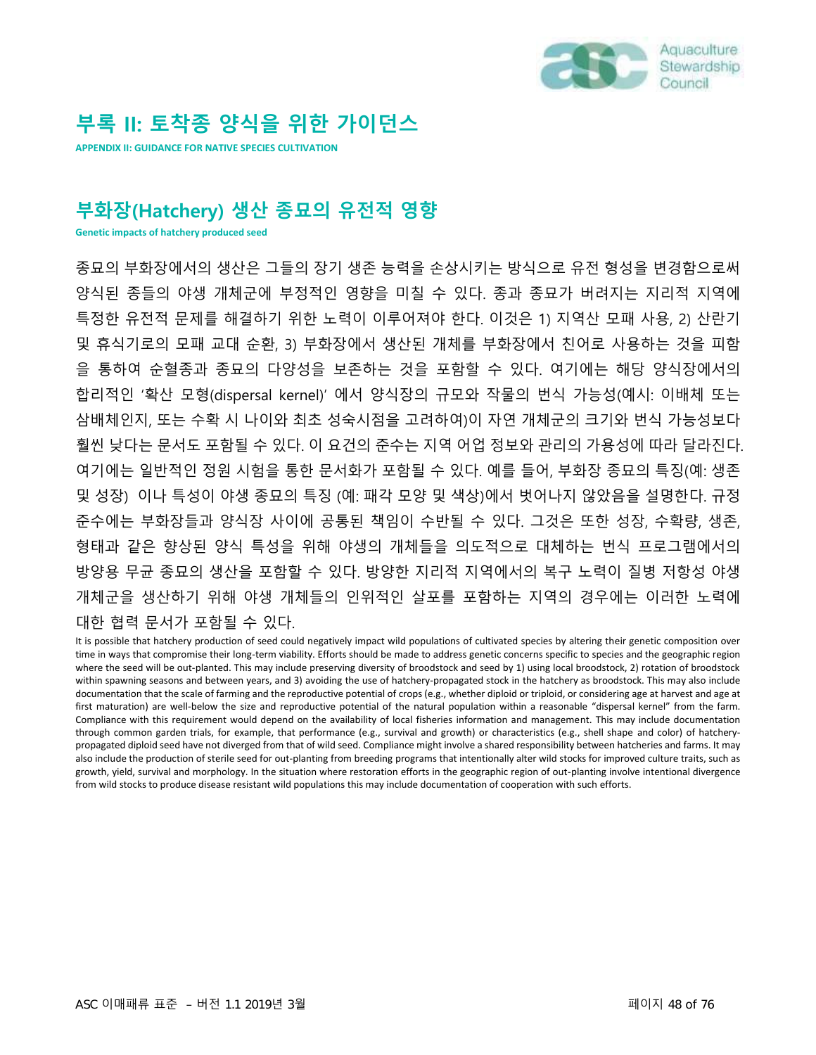# 부록 II: 토착종 양식을 위한 가이던스

**APPENDIX II: GUIDANCE FOR NATIVE SPECIES CULTIVATION**

## 부화장(Hatchery) 생산 종묘의 유전적 영향

**Genetic impacts of hatchery produced seed**

종묘의 부화장에서의 생산은 그들의 장기 생존 능력을 손상시키는 방식으로 유전 형성을 변경함으로써 양식된 종들의 야생 개체군에 부정적인 영향을 미칠 수 있다. 종과 종묘가 버려지는 지리적 지역에 특정한 유전적 문제를 해결하기 위한 노력이 이루어져야 한다. 이것은 1) 지역산 모패 사용, 2) 산란기 및 휴식기로의 모패 교대 순환, 3) 부화장에서 생산된 개체를 부화장에서 친어로 사용하는 것을 피함을 통하여 순혈종과 종묘의 다양성을 보존하는 것을 포함할 수 있다. 여기에는 해당 양식장에서의 합리적인 '확산 모형(dispersal kernel)' 에서 양식장의 규모와 작물의 번식 가능성(예시: 이배체 또는 삼배체인지, 또는 수확 시 나이와 최초 성숙시점을 고려하여)이 자연 개체군의 크기와 번식 가능성보다 훨씬 낮다는 문서도 포함될 수 있다. 이 요건의 준수는 지역 어업 정보와 관리의 가용성에 따라 달라진다. 여기에는 일반적인 정원 시험을 통한 문서화가 포함될 수 있다. 예를 들어, 부화장 종묘의 특징(예: 생존 및 성장) 이나 특성이 야생 종묘의 특징 (예: 패각 모양 및 색상)에서 벗어나지 않았음을 설명한다. 규정 준수에는 부화장들과 양식장 사이에 공통된 책임이 수반될 수 있다. 그것은 또한 성장, 수확량, 생존, 형태과 같은 향상된 양식 특성을 위해 야생의 개체들을 의도적으로 대체하는 번식 프로그램에서의 방양용 무균 종묘의 생산을 포함할 수 있다. 방양한 지리적 지역에서의 복구 노력이 질병 저항성 야생 개체군을 생산하기 위해 야생 개체들의 인위적인 살포를 포함하는 지역의 경우에는 이러한 노력에 대한 협력 문서가 포함될 수 있다.

It is possible that hatchery production of seed could negatively impact wild populations of cultivated species by altering their genetic composition over time in ways that compromise their long-term viability. Efforts should be made to address genetic concerns specific to species and the geographic region where the seed will be out-planted. This may include preserving diversity of broodstock and seed by 1) using local broodstock, 2) rotation of broodstock within spawning seasons and between years, and 3) avoiding the use of hatchery-propagated stock in the hatchery as broodstock. This may also include documentation that the scale of farming and the reproductive potential of crops (e.g., whether diploid or triploid, or considering age at harvest and age at first maturation) are well-below the size and reproductive potential of the natural population within a reasonable "dispersal kernel" from the farm. Compliance with this requirement would depend on the availability of local fisheries information and management. This may include documentation through common garden trials, for example, that performance (e.g., survival and growth) or characteristics (e.g., shell shape and color) of hatchery-propagated diploid seed have not diverged from that of wild seed. Compliance might involve a shared responsibility between hatcheries and farms. It may also include the production of sterile seed for out-planting from breeding programs that intentionally alter wild stocks for improved culture traits, such as growth, yield, survival and morphology. In the situation where restoration efforts in the geographic region of out-planting involve intentional divergence from wild stocks to produce disease resistant wild populations this may include documentation of cooperation with such efforts.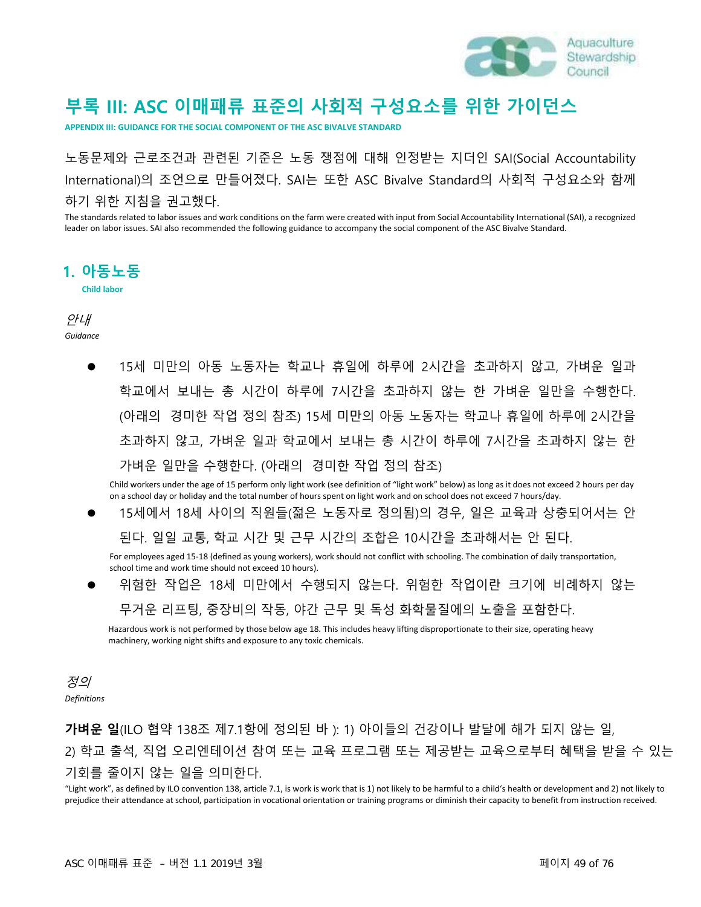# 부록 III: ASC 이매패류 표준의 사회적 구성요소를 위한 가이던스

**APPENDIX III: GUIDANCE FOR THE SOCIAL COMPONENT OF THE ASC BIVALVE STANDARD**

노동문제와 근로조건과 관련된 기준은 노동 쟁점에 대해 인정받는 지더인 SAI(Social Accountability International)의 조언으로 만들어졌다. SAI는 또한 ASC Bivalve Standard의 사회적 구성요소와 함께 하기 위한 지침을 권고했다.

The standards related to labor issues and work conditions on the farm were created with input from Social Accountability International (SAI), a recognized leader on labor issues. SAI also recommended the following guidance to accompany the social component of the ASC Bivalve Standard.

## 1. 아동노동

**Child labor**

*안내*

*Guidance*

- 15세 미만의 아동 노동자는 학교나 휴일에 하루에 2시간을 초과하지 않고, 가벼운 일과 학교에서 보내는 총 시간이 하루에 7시간을 초과하지 않는 한 가벼운 일만을 수행한다. (아래의 경미한 작업 정의 참조) 15세 미만의 아동 노동자는 학교나 휴일에 하루에 2시간을 초과하지 않고, 가벼운 일과 학교에서 보내는 총 시간이 하루에 7시간을 초과하지 않는 한 가벼운 일만을 수행한다. (아래의 경미한 작업 정의 참조)

  Child workers under the age of 15 perform only light work (see definition of "light work" below) as long as it does not exceed 2 hours per day on a school day or holiday and the total number of hours spent on light work and on school does not exceed 7 hours/day.

- 15세에서 18세 사이의 직원들(젊은 노동자로 정의됨)의 경우, 일은 교육과 상충되어서는 안 된다. 일일 교통, 학교 시간 및 근무 시간의 조합은 10시간을 초과해서는 안 된다.

  For employees aged 15-18 (defined as young workers), work should not conflict with schooling. The combination of daily transportation, school time and work time should not exceed 10 hours).

- 위험한 작업은 18세 미만에서 수행되지 않는다. 위험한 작업이란 크기에 비례하지 않는 무거운 리프팅, 중장비의 작동, 야간 근무 및 독성 화학물질에의 노출을 포함한다.

  Hazardous work is not performed by those below age 18. This includes heavy lifting disproportionate to their size, operating heavy machinery, working night shifts and exposure to any toxic chemicals.

*정의*

*Definitions*

**가벼운 일**(ILO 협약 138조 제7.1항에 정의된 바 ): 1) 아이들의 건강이나 발달에 해가 되지 않는 일, 2) 학교 출석, 직업 오리엔테이션 참여 또는 교육 프로그램 또는 제공받는 교육으로부터 혜택을 받을 수 있는 기회를 줄이지 않는 일을 의미한다.

"Light work", as defined by ILO convention 138, article 7.1, is work that is 1) not likely to be harmful to a child's health or development and 2) not likely to prejudice their attendance at school, participation in vocational orientation or training programs or diminish their capacity to benefit from instruction received.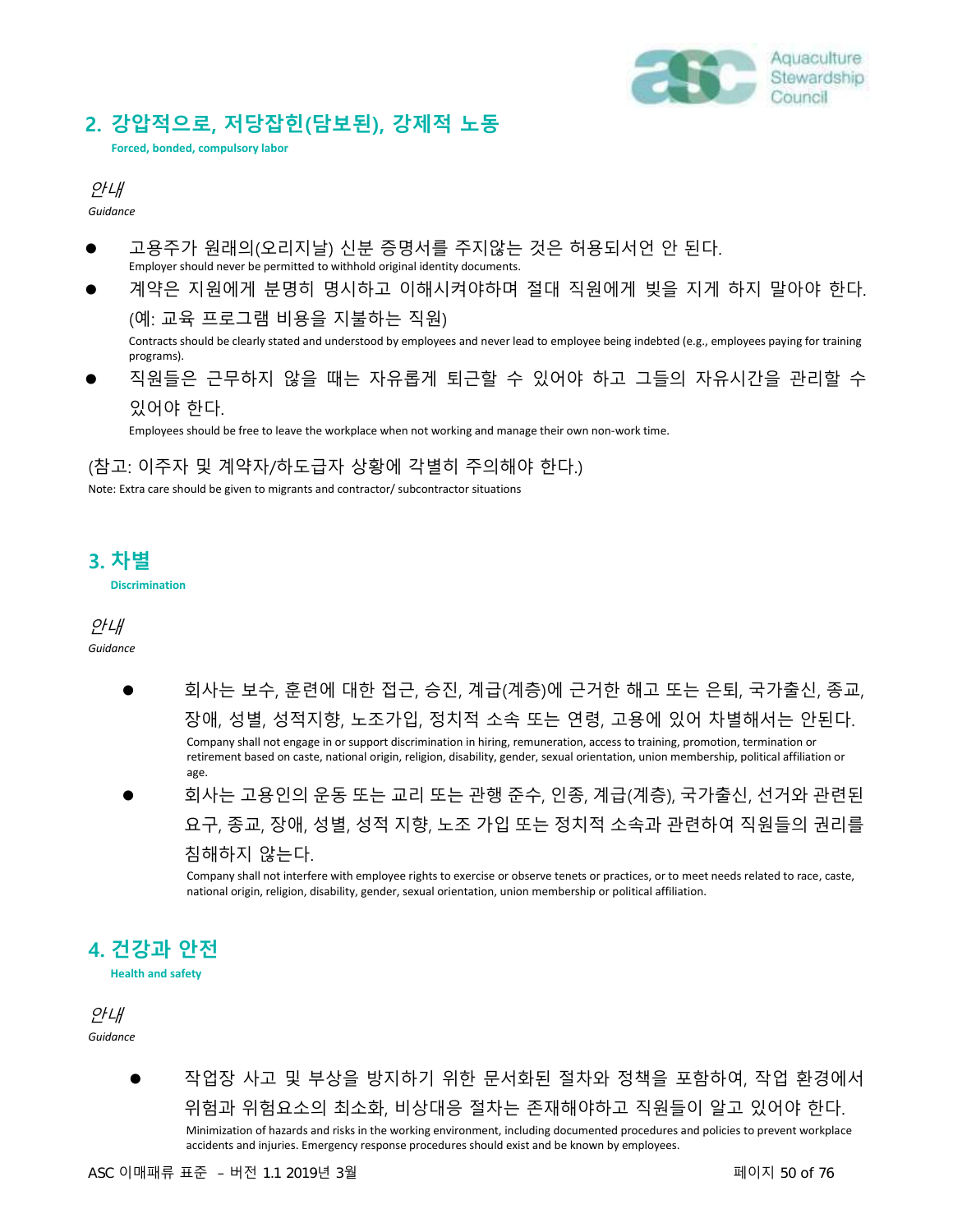## 2. 강압적으로, 저당잡힌(담보된), 강제적 노동

**Forced, bonded, compulsory labor**

*안내*

*Guidance*

- 고용주가 원래의(오리지날) 신분 증명서를 주지않는 것은 허용되서언 안 된다.
  Employer should never be permitted to withhold original identity documents.
- 계약은 지원에게 분명히 명시하고 이해시켜야하며 절대 직원에게 빚을 지게 하지 말아야 한다. (예: 교육 프로그램 비용을 지불하는 직원)
  Contracts should be clearly stated and understood by employees and never lead to employee being indebted (e.g., employees paying for training programs).
- 직원들은 근무하지 않을 때는 자유롭게 퇴근할 수 있어야 하고 그들의 자유시간을 관리할 수 있어야 한다.
  Employees should be free to leave the workplace when not working and manage their own non-work time.

(참고: 이주자 및 계약자/하도급자 상황에 각별히 주의해야 한다.)

Note: Extra care should be given to migrants and contractor/ subcontractor situations

## 3. 차별

**Discrimination**

*안내*

*Guidance*

- 회사는 보수, 훈련에 대한 접근, 승진, 계급(계층)에 근거한 해고 또는 은퇴, 국가출신, 종교, 장애, 성별, 성적지향, 노조가입, 정치적 소속 또는 연령, 고용에 있어 차별해서는 안된다.
  Company shall not engage in or support discrimination in hiring, remuneration, access to training, promotion, termination or retirement based on caste, national origin, religion, disability, gender, sexual orientation, union membership, political affiliation or age.
- 회사는 고용인의 운동 또는 교리 또는 관행 준수, 인종, 계급(계층), 국가출신, 선거와 관련된 요구, 종교, 장애, 성별, 성적 지향, 노조 가입 또는 정치적 소속과 관련하여 직원들의 권리를 침해하지 않는다.
  Company shall not interfere with employee rights to exercise or observe tenets or practices, or to meet needs related to race, caste, national origin, religion, disability, gender, sexual orientation, union membership or political affiliation.

## 4. 건강과 안전

**Health and safety**

*안내*

*Guidance*

- 작업장 사고 및 부상을 방지하기 위한 문서화된 절차와 정책을 포함하여, 작업 환경에서 위험과 위험요소의 최소화, 비상대응 절차는 존재해야하고 직원들이 알고 있어야 한다.
  Minimization of hazards and risks in the working environment, including documented procedures and policies to prevent workplace accidents and injuries. Emergency response procedures should exist and be known by employees.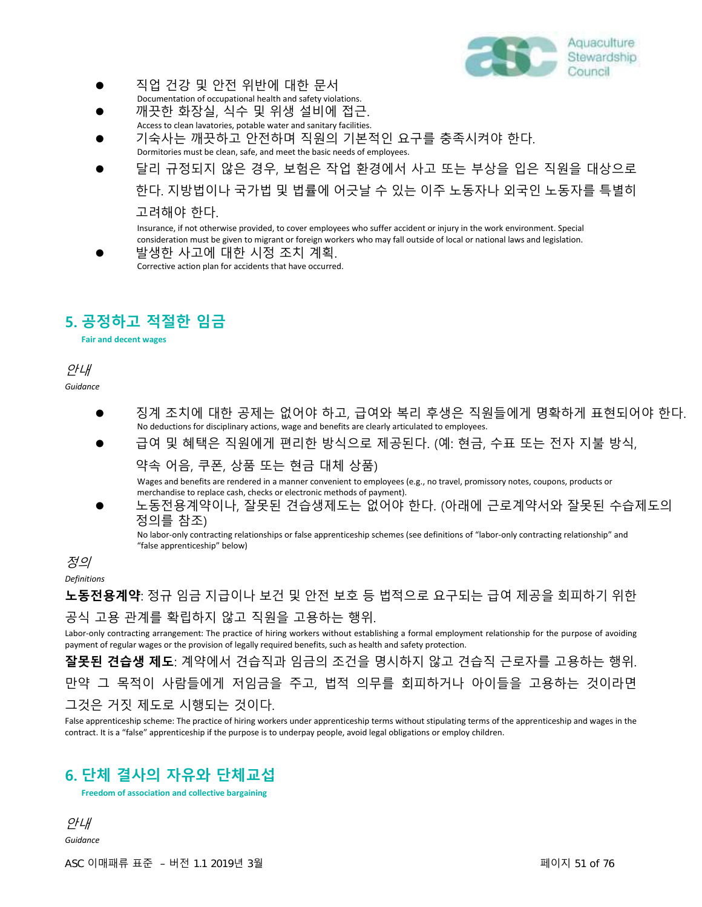- 직업 건강 및 안전 위반에 대한 문서
  Documentation of occupational health and safety violations.
- 깨끗한 화장실, 식수 및 위생 설비에 접근.
  Access to clean lavatories, potable water and sanitary facilities.
- 기숙사는 깨끗하고 안전하며 직원의 기본적인 요구를 충족시켜야 한다.
  Dormitories must be clean, safe, and meet the basic needs of employees.
- 달리 규정되지 않은 경우, 보험은 작업 환경에서 사고 또는 부상을 입은 직원을 대상으로 한다. 지방법이나 국가법 및 법률에 어긋날 수 있는 이주 노동자나 외국인 노동자를 특별히 고려해야 한다.
  Insurance, if not otherwise provided, to cover employees who suffer accident or injury in the work environment. Special consideration must be given to migrant or foreign workers who may fall outside of local or national laws and legislation.
- 발생한 사고에 대한 시정 조치 계획.
  Corrective action plan for accidents that have occurred.

## 5. 공정하고 적절한 임금

**Fair and decent wages**

*안내*

*Guidance*

- 징계 조치에 대한 공제는 없어야 하고, 급여와 복리 후생은 직원들에게 명확하게 표현되어야 한다.
  No deductions for disciplinary actions, wage and benefits are clearly articulated to employees.
- 급여 및 혜택은 직원에게 편리한 방식으로 제공된다. (예: 현금, 수표 또는 전자 지불 방식, 약속 어음, 쿠폰, 상품 또는 현금 대체 상품)
  Wages and benefits are rendered in a manner convenient to employees (e.g., no travel, promissory notes, coupons, products or merchandise to replace cash, checks or electronic methods of payment).
- 노동전용계약이나, 잘못된 견습생제도는 없어야 한다. (아래에 근로계약서와 잘못된 수습제도의 정의를 참조)
  No labor-only contracting relationships or false apprenticeship schemes (see definitions of "labor-only contracting relationship" and "false apprenticeship" below)

*정의*

*Definitions*

**노동전용계약**: 정규 임금 지급이나 보건 및 안전 보호 등 법적으로 요구되는 급여 제공을 회피하기 위한 공식 고용 관계를 확립하지 않고 직원을 고용하는 행위.

Labor-only contracting arrangement: The practice of hiring workers without establishing a formal employment relationship for the purpose of avoiding payment of regular wages or the provision of legally required benefits, such as health and safety protection.

**잘못된 견습생 제도**: 계약에서 견습직과 임금의 조건을 명시하지 않고 견습직 근로자를 고용하는 행위. 만약 그 목적이 사람들에게 저임금을 주고, 법적 의무를 회피하거나 아이들을 고용하는 것이라면 그것은 거짓 제도로 시행되는 것이다.

False apprenticeship scheme: The practice of hiring workers under apprenticeship terms without stipulating terms of the apprenticeship and wages in the contract. It is a "false" apprenticeship if the purpose is to underpay people, avoid legal obligations or employ children.

## 6. 단체 결사의 자유와 단체교섭

**Freedom of association and collective bargaining**

*안내*

*Guidance*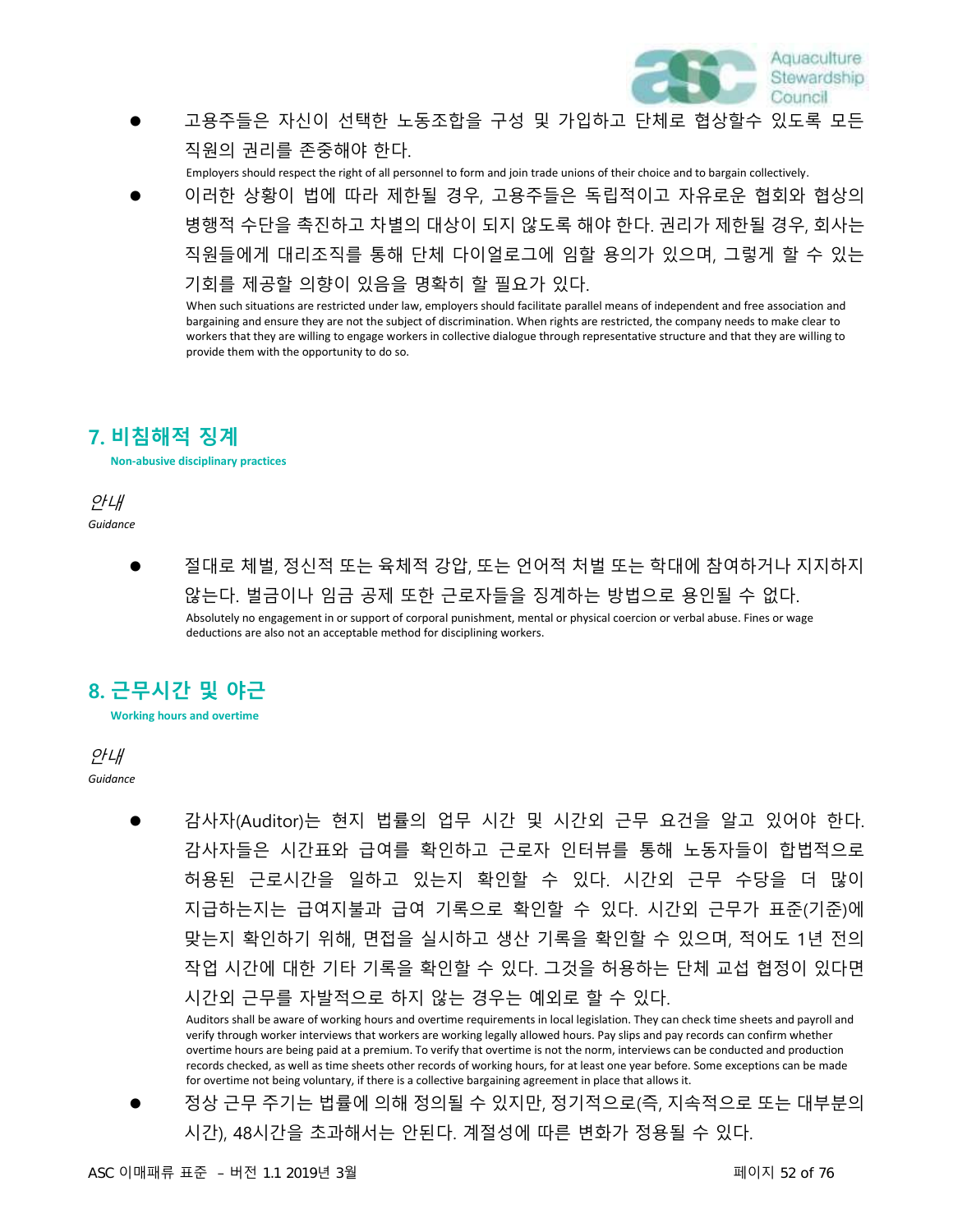- 고용주들은 자신이 선택한 노동조합을 구성 및 가입하고 단체로 협상할수 있도록 모든 직원의 권리를 존중해야 한다.
  Employers should respect the right of all personnel to form and join trade unions of their choice and to bargain collectively.
- 이러한 상황이 법에 따라 제한될 경우, 고용주들은 독립적이고 자유로운 협회와 협상의 병행적 수단을 촉진하고 차별의 대상이 되지 않도록 해야 한다. 권리가 제한될 경우, 회사는 직원들에게 대리조직를 통해 단체 다이얼로그에 임할 용의가 있으며, 그렇게 할 수 있는 기회를 제공할 의향이 있음을 명확히 할 필요가 있다.
  When such situations are restricted under law, employers should facilitate parallel means of independent and free association and bargaining and ensure they are not the subject of discrimination. When rights are restricted, the company needs to make clear to workers that they are willing to engage workers in collective dialogue through representative structure and that they are willing to provide them with the opportunity to do so.

## 7. 비침해적 징계

**Non-abusive disciplinary practices**

*안내*

*Guidance*

- 절대로 체벌, 정신적 또는 육체적 강압, 또는 언어적 처벌 또는 학대에 참여하거나 지지하지 않는다. 벌금이나 임금 공제 또한 근로자들을 징계하는 방법으로 용인될 수 없다.
  Absolutely no engagement in or support of corporal punishment, mental or physical coercion or verbal abuse. Fines or wage deductions are also not an acceptable method for disciplining workers.

## 8. 근무시간 및 야근

**Working hours and overtime**

*안내*

*Guidance*

- 감사자(Auditor)는 현지 법률의 업무 시간 및 시간외 근무 요건을 알고 있어야 한다. 감사자들은 시간표와 급여를 확인하고 근로자 인터뷰를 통해 노동자들이 합법적으로 허용된 근로시간을 일하고 있는지 확인할 수 있다. 시간외 근무 수당을 더 많이 지급하는지는 급여지불과 급여 기록으로 확인할 수 있다. 시간외 근무가 표준(기준)에 맞는지 확인하기 위해, 면접을 실시하고 생산 기록을 확인할 수 있으며, 적어도 1년 전의 작업 시간에 대한 기타 기록을 확인할 수 있다. 그것을 허용하는 단체 교섭 협정이 있다면 시간외 근무를 자발적으로 하지 않는 경우는 예외로 할 수 있다.
  Auditors shall be aware of working hours and overtime requirements in local legislation. They can check time sheets and payroll and verify through worker interviews that workers are working legally allowed hours. Pay slips and pay records can confirm whether overtime hours are being paid at a premium. To verify that overtime is not the norm, interviews can be conducted and production records checked, as well as time sheets other records of working hours, for at least one year before. Some exceptions can be made for overtime not being voluntary, if there is a collective bargaining agreement in place that allows it.
- 정상 근무 주기는 법률에 의해 정의될 수 있지만, 정기적으로(즉, 지속적으로 또는 대부분의 시간), 48시간을 초과해서는 안된다. 계절성에 따른 변화가 정용될 수 있다.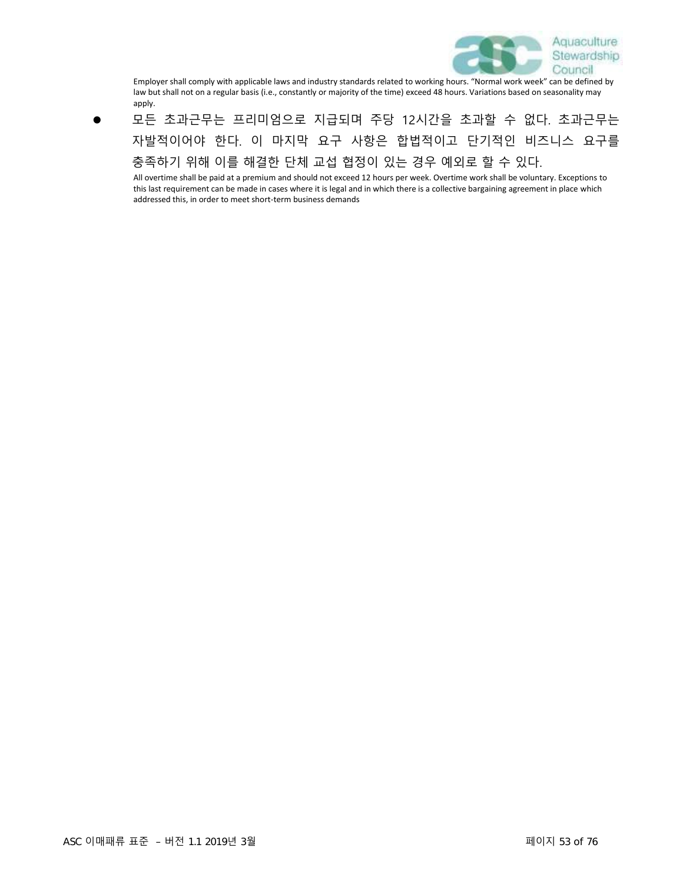Employer shall comply with applicable laws and industry standards related to working hours. "Normal work week" can be defined by law but shall not on a regular basis (i.e., constantly or majority of the time) exceed 48 hours. Variations based on seasonality may apply.

- 모든 초과근무는 프리미엄으로 지급되며 주당 12시간을 초과할 수 없다. 초과근무는 자발적이어야 한다. 이 마지막 요구 사항은 합법적이고 단기적인 비즈니스 요구를 충족하기 위해 이를 해결한 단체 교섭 협정이 있는 경우 예외로 할 수 있다.

  All overtime shall be paid at a premium and should not exceed 12 hours per week. Overtime work shall be voluntary. Exceptions to this last requirement can be made in cases where it is legal and in which there is a collective bargaining agreement in place which addressed this, in order to meet short-term business demands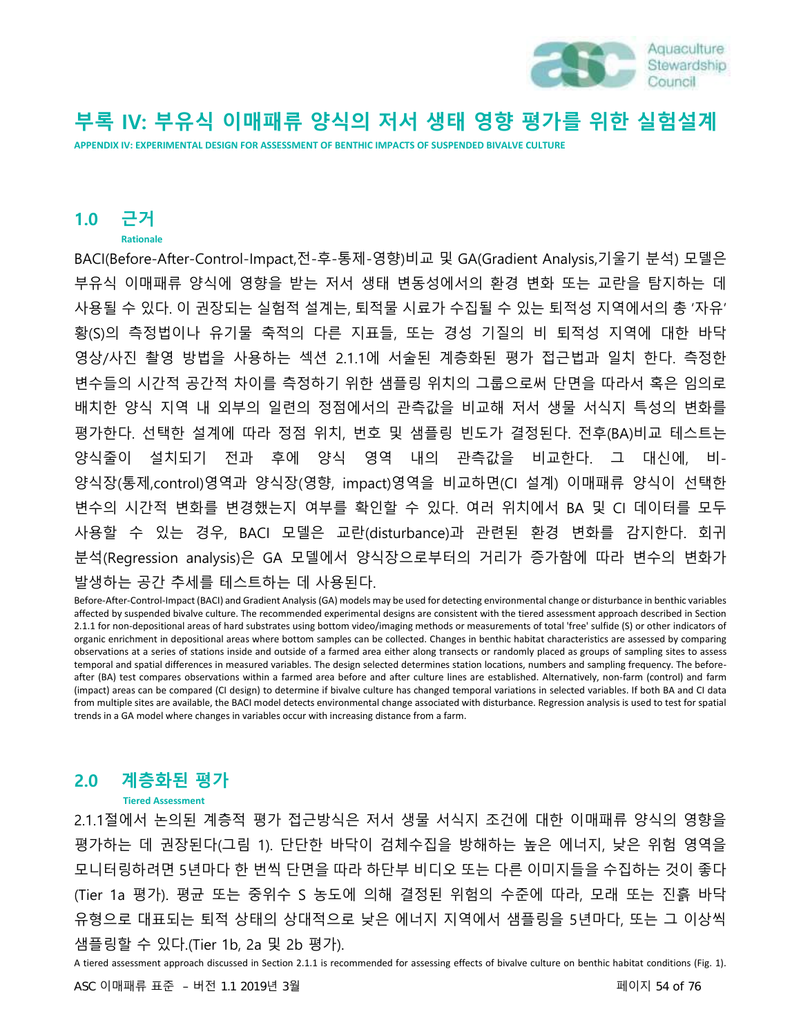# 부록 IV: 부유식 이매패류 양식의 저서 생태 영향 평가를 위한 실험설계

**APPENDIX IV: EXPERIMENTAL DESIGN FOR ASSESSMENT OF BENTHIC IMPACTS OF SUSPENDED BIVALVE CULTURE**

## 1.0 근거

**Rationale**

BACI(Before-After-Control-Impact,전-후-통제-영향)비교 및 GA(Gradient Analysis,기울기 분석) 모델은 부유식 이매패류 양식에 영향을 받는 저서 생태 변동성에서의 환경 변화 또는 교란을 탐지하는 데 사용될 수 있다. 이 권장되는 실험적 설계는, 퇴적물 시료가 수집될 수 있는 퇴적성 지역에서의 총 '자유' 황(S)의 측정법이나 유기물 축적의 다른 지표들, 또는 경성 기질의 비 퇴적성 지역에 대한 바닥 영상/사진 촬영 방법을 사용하는 섹션 2.1.1에 서술된 계층화된 평가 접근법과 일치 한다. 측정한 변수들의 시간적 공간적 차이를 측정하기 위한 샘플링 위치의 그룹으로써 단면을 따라서 혹은 임의로 배치한 양식 지역 내 외부의 일련의 정점에서의 관측값을 비교해 저서 생물 서식지 특성의 변화를 평가한다. 선택한 설계에 따라 정점 위치, 번호 및 샘플링 빈도가 결정된다. 전후(BA)비교 테스트는 양식줄이 설치되기 전과 후에 양식 영역 내의 관측값을 비교한다. 그 대신에, 비-양식장(통제,control)영역과 양식장(영향, impact)영역을 비교하면(CI 설계) 이매패류 양식이 선택한 변수의 시간적 변화를 변경했는지 여부를 확인할 수 있다. 여러 위치에서 BA 및 CI 데이터를 모두 사용할 수 있는 경우, BACI 모델은 교란(disturbance)과 관련된 환경 변화를 감지한다. 회귀분석(Regression analysis)은 GA 모델에서 양식장으로부터의 거리가 증가함에 따라 변수의 변화가 발생하는 공간 추세를 테스트하는 데 사용된다.

Before-After-Control-Impact (BACI) and Gradient Analysis (GA) models may be used for detecting environmental change or disturbance in benthic variables affected by suspended bivalve culture. The recommended experimental designs are consistent with the tiered assessment approach described in Section 2.1.1 for non-depositional areas of hard substrates using bottom video/imaging methods or measurements of total 'free' sulfide (S) or other indicators of organic enrichment in depositional areas where bottom samples can be collected. Changes in benthic habitat characteristics are assessed by comparing observations at a series of stations inside and outside of a farmed area either along transects or randomly placed as groups of sampling sites to assess temporal and spatial differences in measured variables. The design selected determines station locations, numbers and sampling frequency. The before-after (BA) test compares observations within a farmed area before and after culture lines are established. Alternatively, non-farm (control) and farm (impact) areas can be compared (CI design) to determine if bivalve culture has changed temporal variations in selected variables. If both BA and CI data from multiple sites are available, the BACI model detects environmental change associated with disturbance. Regression analysis is used to test for spatial trends in a GA model where changes in variables occur with increasing distance from a farm.

## 2.0 계층화된 평가

**Tiered Assessment**

2.1.1절에서 논의된 계층적 평가 접근방식은 저서 생물 서식지 조건에 대한 이매패류 양식의 영향을 평가하는 데 권장된다(그림 1). 단단한 바닥이 검체수집을 방해하는 높은 에너지, 낮은 위험 영역을 모니터링하려면 5년마다 한 번씩 단면을 따라 하단부 비디오 또는 다른 이미지들을 수집하는 것이 좋다(Tier 1a 평가). 평균 또는 중위수 S 농도에 의해 결정된 위험의 수준에 따라, 모래 또는 진흙 바닥 유형으로 대표되는 퇴적 상태의 상대적으로 낮은 에너지 지역에서 샘플링을 5년마다, 또는 그 이상씩 샘플링할 수 있다.(Tier 1b, 2a 및 2b 평가).

A tiered assessment approach discussed in Section 2.1.1 is recommended for assessing effects of bivalve culture on benthic habitat conditions (Fig. 1).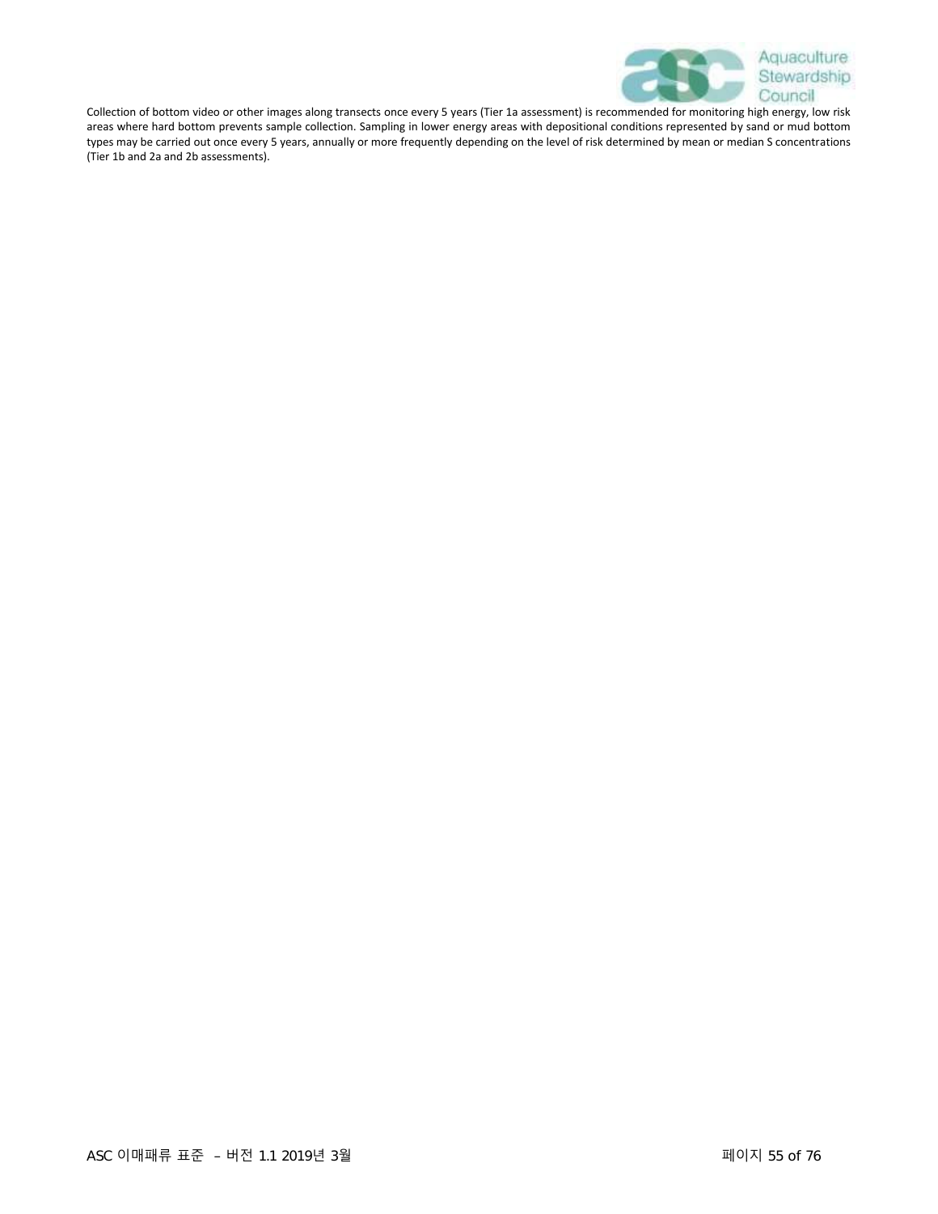Collection of bottom video or other images along transects once every 5 years (Tier 1a assessment) is recommended for monitoring high energy, low risk areas where hard bottom prevents sample collection. Sampling in lower energy areas with depositional conditions represented by sand or mud bottom types may be carried out once every 5 years, annually or more frequently depending on the level of risk determined by mean or median S concentrations (Tier 1b and 2a and 2b assessments).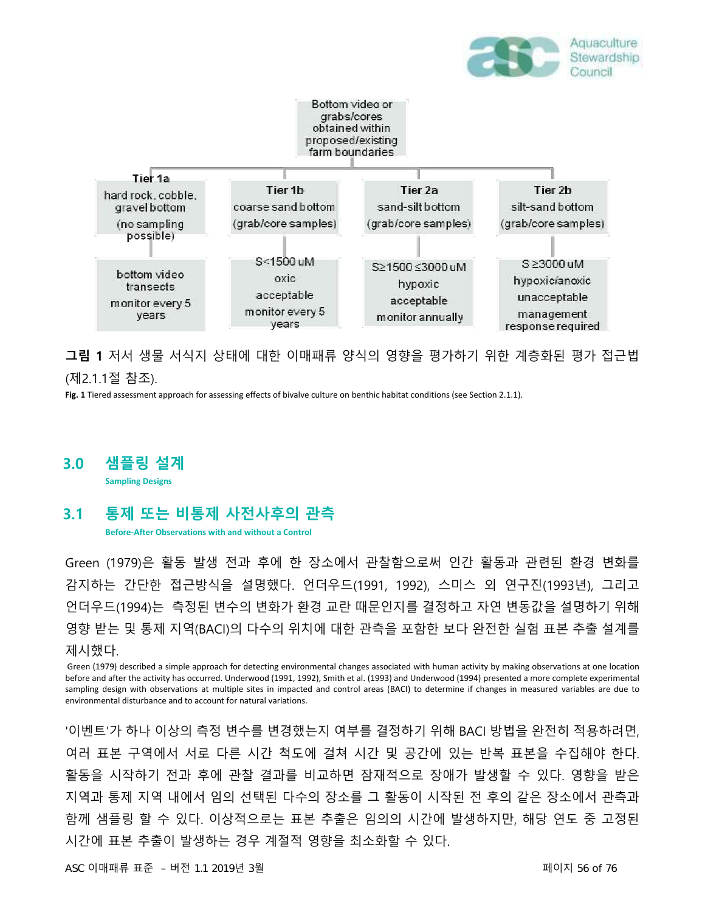Bottom video or grabs/cores obtained within proposed/existing farm boundaries

| Tier 1a | Tier 1b | Tier 2a | Tier 2b |
|---|---|---|---|
| hard rock, cobble, gravel bottom (no sampling possible) | coarse sand bottom (grab/core samples) | sand-silt bottom (grab/core samples) | silt-sand bottom (grab/core samples) |
| bottom video transects monitor every 5 years | S<1500 uM oxic acceptable monitor every 5 years | S≥1500 ≤3000 uM hypoxic acceptable monitor annually | S ≥3000 uM hypoxic/anoxic unacceptable management response required |

**그림 1** 저서 생물 서식지 상태에 대한 이매패류 양식의 영향을 평가하기 위한 계층화된 평가 접근법 (제2.1.1절 참조).

**Fig. 1** Tiered assessment approach for assessing effects of bivalve culture on benthic habitat conditions (see Section 2.1.1).

## 3.0 샘플링 설계

**Sampling Designs**

## 3.1 통제 또는 비통제 사전사후의 관측

**Before-After Observations with and without a Control**

Green (1979)은 활동 발생 전과 후에 한 장소에서 관찰함으로써 인간 활동과 관련된 환경 변화를 감지하는 간단한 접근방식을 설명했다. 언더우드(1991, 1992), 스미스 외 연구진(1993년), 그리고 언더우드(1994)는 측정된 변수의 변화가 환경 교란 때문인지를 결정하고 자연 변동값을 설명하기 위해 영향 받는 및 통제 지역(BACI)의 다수의 위치에 대한 관측을 포함한 보다 완전한 실험 표본 추출 설계를 제시했다.

Green (1979) described a simple approach for detecting environmental changes associated with human activity by making observations at one location before and after the activity has occurred. Underwood (1991, 1992), Smith et al. (1993) and Underwood (1994) presented a more complete experimental sampling design with observations at multiple sites in impacted and control areas (BACI) to determine if changes in measured variables are due to environmental disturbance and to account for natural variations.

'이벤트'가 하나 이상의 측정 변수를 변경했는지 여부를 결정하기 위해 BACI 방법을 완전히 적용하려면, 여러 표본 구역에서 서로 다른 시간 척도에 걸쳐 시간 및 공간에 있는 반복 표본을 수집해야 한다. 활동을 시작하기 전과 후에 관찰 결과를 비교하면 잠재적으로 장애가 발생할 수 있다. 영향을 받은 지역과 통제 지역 내에서 임의 선택된 다수의 장소를 그 활동이 시작된 전 후의 같은 장소에서 관측과 함께 샘플링 할 수 있다. 이상적으로는 표본 추출은 임의의 시간에 발생하지만, 해당 연도 중 고정된 시간에 표본 추출이 발생하는 경우 계절적 영향을 최소화할 수 있다.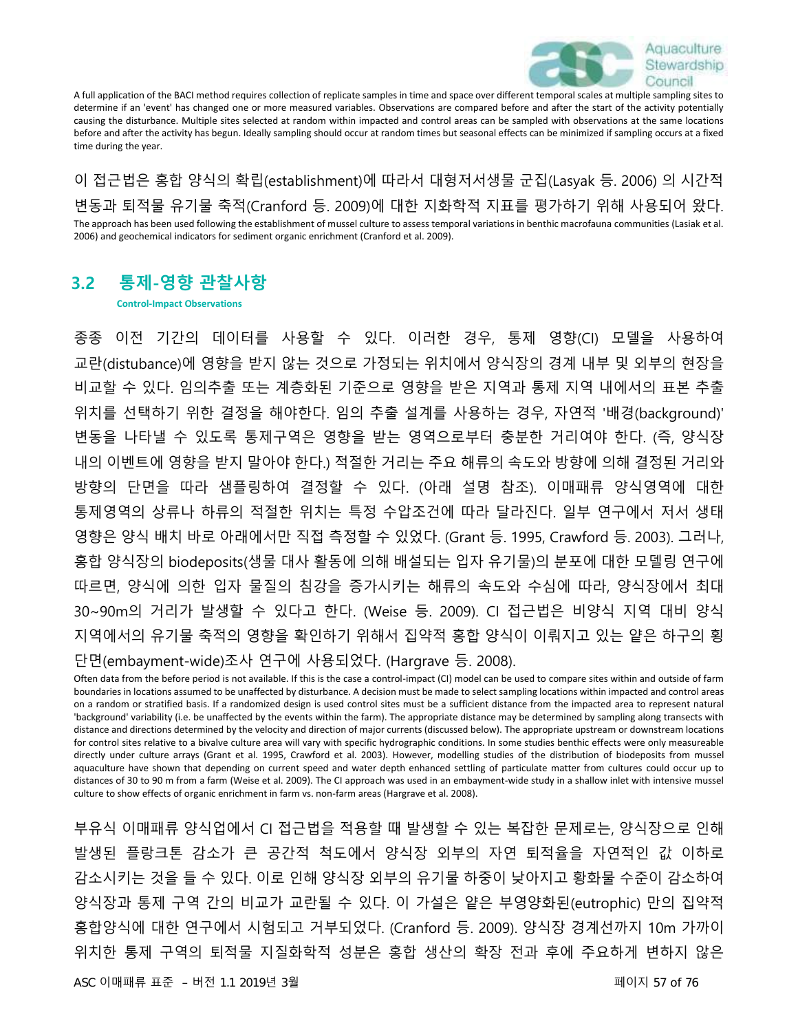A full application of the BACI method requires collection of replicate samples in time and space over different temporal scales at multiple sampling sites to determine if an 'event' has changed one or more measured variables. Observations are compared before and after the start of the activity potentially causing the disturbance. Multiple sites selected at random within impacted and control areas can be sampled with observations at the same locations before and after the activity has begun. Ideally sampling should occur at random times but seasonal effects can be minimized if sampling occurs at a fixed time during the year.

이 접근법은 홍합 양식의 확립(establishment)에 따라서 대형저서생물 군집(Lasyak 등. 2006) 의 시간적 변동과 퇴적물 유기물 축적(Cranford 등. 2009)에 대한 지화학적 지표를 평가하기 위해 사용되어 왔다.

The approach has been used following the establishment of mussel culture to assess temporal variations in benthic macrofauna communities (Lasiak et al. 2006) and geochemical indicators for sediment organic enrichment (Cranford et al. 2009).

## 3.2 통제-영향 관찰사항

**Control-Impact Observations**

종종 이전 기간의 데이터를 사용할 수 있다. 이러한 경우, 통제 영향(CI) 모델을 사용하여 교란(distubance)에 영향을 받지 않는 것으로 가정되는 위치에서 양식장의 경계 내부 및 외부의 현장을 비교할 수 있다. 임의추출 또는 계층화된 기준으로 영향을 받은 지역과 통제 지역 내에서의 표본 추출 위치를 선택하기 위한 결정을 해야한다. 임의 추출 설계를 사용하는 경우, 자연적 '배경(background)' 변동을 나타낼 수 있도록 통제구역은 영향을 받는 영역으로부터 충분한 거리여야 한다. (즉, 양식장 내의 이벤트에 영향을 받지 말아야 한다.) 적절한 거리는 주요 해류의 속도와 방향에 의해 결정된 거리와 방향의 단면을 따라 샘플링하여 결정할 수 있다. (아래 설명 참조). 이매패류 양식영역에 대한 통제영역의 상류나 하류의 적절한 위치는 특정 수압조건에 따라 달라진다. 일부 연구에서 저서 생태 영향은 양식 배치 바로 아래에서만 직접 측정할 수 있었다. (Grant 등. 1995, Crawford 등. 2003). 그러나, 홍합 양식장의 biodeposits(생물 대사 활동에 의해 배설되는 입자 유기물)의 분포에 대한 모델링 연구에 따르면, 양식에 의한 입자 물질의 침강을 증가시키는 해류의 속도와 수심에 따라, 양식장에서 최대 30~90m의 거리가 발생할 수 있다고 한다. (Weise 등. 2009). CI 접근법은 비양식 지역 대비 양식 지역에서의 유기물 축적의 영향을 확인하기 위해서 집약적 홍합 양식이 이뤄지고 있는 얕은 하구의 횡단면(embayment-wide)조사 연구에 사용되었다. (Hargrave 등. 2008).

Often data from the before period is not available. If this is the case a control-impact (CI) model can be used to compare sites within and outside of farm boundaries in locations assumed to be unaffected by disturbance. A decision must be made to select sampling locations within impacted and control areas on a random or stratified basis. If a randomized design is used control sites must be a sufficient distance from the impacted area to represent natural 'background' variability (i.e. be unaffected by the events within the farm). The appropriate distance may be determined by sampling along transects with distance and directions determined by the velocity and direction of major currents (discussed below). The appropriate upstream or downstream locations for control sites relative to a bivalve culture area will vary with specific hydrographic conditions. In some studies benthic effects were only measureable directly under culture arrays (Grant et al. 1995, Crawford et al. 2003). However, modelling studies of the distribution of biodeposits from mussel aquaculture have shown that depending on current speed and water depth enhanced settling of particulate matter from cultures could occur up to distances of 30 to 90 m from a farm (Weise et al. 2009). The CI approach was used in an embayment-wide study in a shallow inlet with intensive mussel culture to show effects of organic enrichment in farm vs. non-farm areas (Hargrave et al. 2008).

부유식 이매패류 양식업에서 CI 접근법을 적용할 때 발생할 수 있는 복잡한 문제로는, 양식장으로 인해 발생된 플랑크톤 감소가 큰 공간적 척도에서 양식장 외부의 자연 퇴적율을 자연적인 값 이하로 감소시키는 것을 들 수 있다. 이로 인해 양식장 외부의 유기물 하중이 낮아지고 황화물 수준이 감소하여 양식장과 통제 구역 간의 비교가 교란될 수 있다. 이 가설은 얕은 부영양화된(eutrophic) 만의 집약적 홍합양식에 대한 연구에서 시험되고 거부되었다. (Cranford 등. 2009). 양식장 경계선까지 10m 가까이 위치한 통제 구역의 퇴적물 지질화학적 성분은 홍합 생산의 확장 전과 후에 주요하게 변하지 않은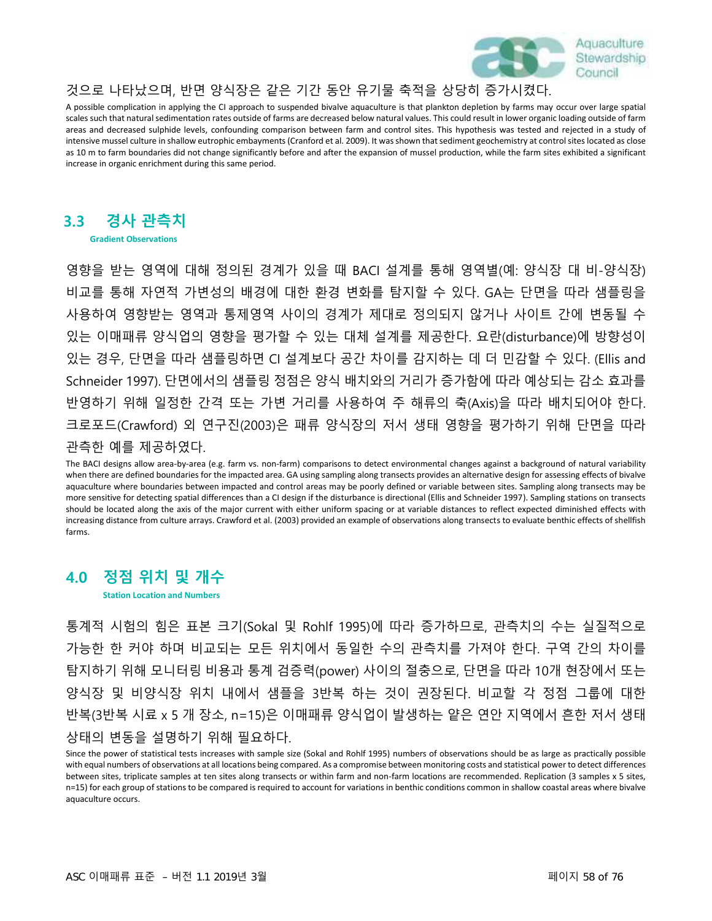것으로 나타났으며, 반면 양식장은 같은 기간 동안 유기물 축적을 상당히 증가시켰다.

A possible complication in applying the CI approach to suspended bivalve aquaculture is that plankton depletion by farms may occur over large spatial scales such that natural sedimentation rates outside of farms are decreased below natural values. This could result in lower organic loading outside of farm areas and decreased sulphide levels, confounding comparison between farm and control sites. This hypothesis was tested and rejected in a study of intensive mussel culture in shallow eutrophic embayments (Cranford et al. 2009). It was shown that sediment geochemistry at control sites located as close as 10 m to farm boundaries did not change significantly before and after the expansion of mussel production, while the farm sites exhibited a significant increase in organic enrichment during this same period.

## 3.3 경사 관측치

**Gradient Observations**

영향을 받는 영역에 대해 정의된 경계가 있을 때 BACI 설계를 통해 영역별(예: 양식장 대 비-양식장) 비교를 통해 자연적 가변성의 배경에 대한 환경 변화를 탐지할 수 있다. GA는 단면을 따라 샘플링을 사용하여 영향받는 영역과 통제영역 사이의 경계가 제대로 정의되지 않거나 사이트 간에 변동될 수 있는 이매패류 양식업의 영향을 평가할 수 있는 대체 설계를 제공한다. 요란(disturbance)에 방향성이 있는 경우, 단면을 따라 샘플링하면 CI 설계보다 공간 차이를 감지하는 데 더 민감할 수 있다. (Ellis and Schneider 1997). 단면에서의 샘플링 정점은 양식 배치와의 거리가 증가함에 따라 예상되는 감소 효과를 반영하기 위해 일정한 간격 또는 가변 거리를 사용하여 주 해류의 축(Axis)을 따라 배치되어야 한다. 크로포드(Crawford) 외 연구진(2003)은 패류 양식장의 저서 생태 영향을 평가하기 위해 단면을 따라 관측한 예를 제공하였다.

The BACI designs allow area-by-area (e.g. farm vs. non-farm) comparisons to detect environmental changes against a background of natural variability when there are defined boundaries for the impacted area. GA using sampling along transects provides an alternative design for assessing effects of bivalve aquaculture where boundaries between impacted and control areas may be poorly defined or variable between sites. Sampling along transects may be more sensitive for detecting spatial differences than a CI design if the disturbance is directional (Ellis and Schneider 1997). Sampling stations on transects should be located along the axis of the major current with either uniform spacing or at variable distances to reflect expected diminished effects with increasing distance from culture arrays. Crawford et al. (2003) provided an example of observations along transects to evaluate benthic effects of shellfish farms.

## 4.0 정점 위치 및 개수

**Station Location and Numbers**

통계적 시험의 힘은 표본 크기(Sokal 및 Rohlf 1995)에 따라 증가하므로, 관측치의 수는 실질적으로 가능한 한 커야 하며 비교되는 모든 위치에서 동일한 수의 관측치를 가져야 한다. 구역 간의 차이를 탐지하기 위해 모니터링 비용과 통계 검증력(power) 사이의 절충으로, 단면을 따라 10개 현장에서 또는 양식장 및 비양식장 위치 내에서 샘플을 3반복 하는 것이 권장된다. 비교할 각 정점 그룹에 대한 반복(3반복 시료 x 5 개 장소, n=15)은 이매패류 양식업이 발생하는 얕은 연안 지역에서 흔한 저서 생태 상태의 변동을 설명하기 위해 필요하다.

Since the power of statistical tests increases with sample size (Sokal and Rohlf 1995) numbers of observations should be as large as practically possible with equal numbers of observations at all locations being compared. As a compromise between monitoring costs and statistical power to detect differences between sites, triplicate samples at ten sites along transects or within farm and non-farm locations are recommended. Replication (3 samples x 5 sites, n=15) for each group of stations to be compared is required to account for variations in benthic conditions common in shallow coastal areas where bivalve aquaculture occurs.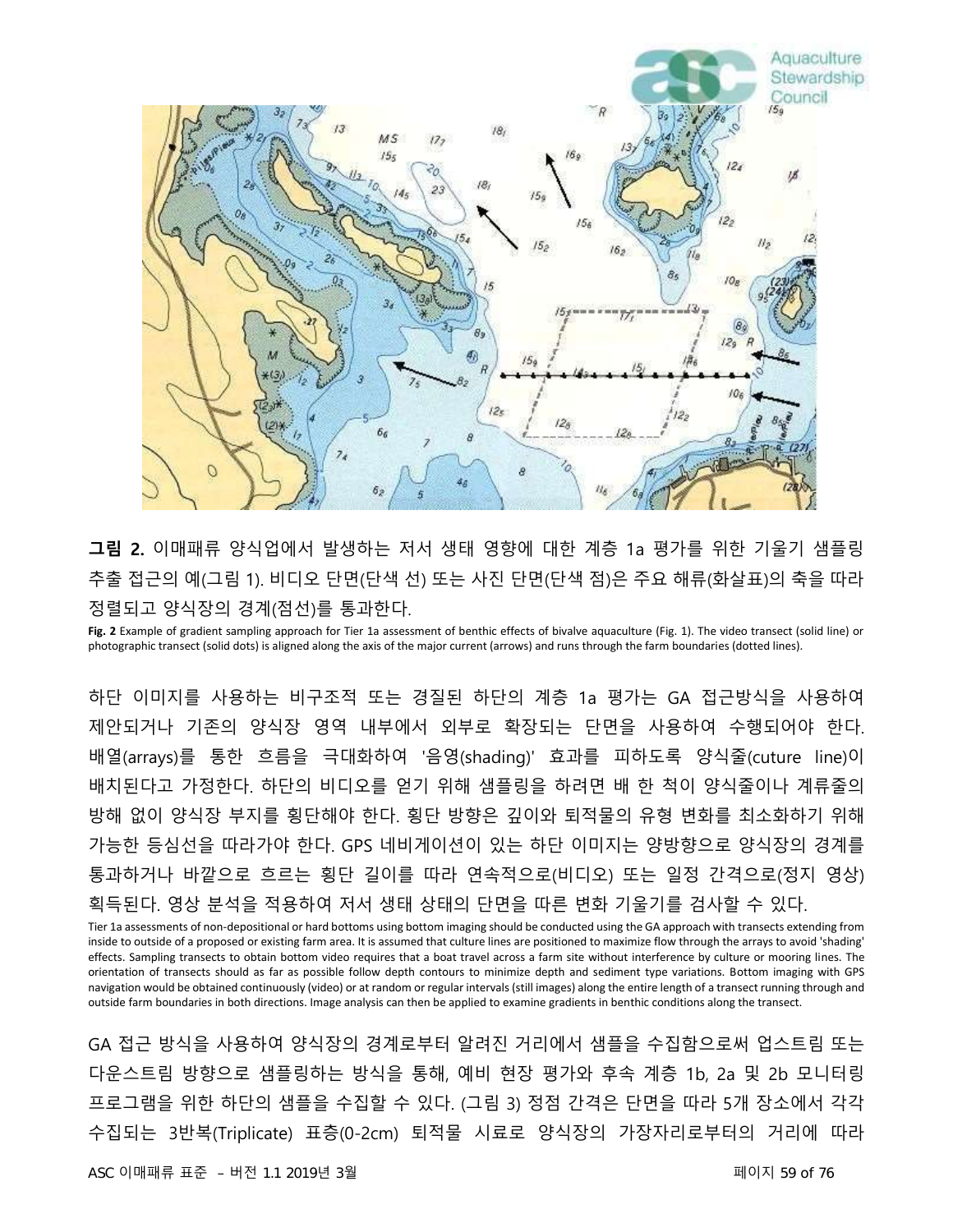**그림 2.** 이매패류 양식업에서 발생하는 저서 생태 영향에 대한 계층 1a 평가를 위한 기울기 샘플링 추출 접근의 예(그림 1). 비디오 단면(단색 선) 또는 사진 단면(단색 점)은 주요 해류(화살표)의 축을 따라 정렬되고 양식장의 경계(점선)를 통과한다.

**Fig. 2** Example of gradient sampling approach for Tier 1a assessment of benthic effects of bivalve aquaculture (Fig. 1). The video transect (solid line) or photographic transect (solid dots) is aligned along the axis of the major current (arrows) and runs through the farm boundaries (dotted lines).

하단 이미지를 사용하는 비구조적 또는 경질된 하단의 계층 1a 평가는 GA 접근방식을 사용하여 제안되거나 기존의 양식장 영역 내부에서 외부로 확장되는 단면을 사용하여 수행되어야 한다. 배열(arrays)를 통한 흐름을 극대화하여 '음영(shading)' 효과를 피하도록 양식줄(cuture line)이 배치된다고 가정한다. 하단의 비디오를 얻기 위해 샘플링을 하려면 배 한 척이 양식줄이나 계류줄의 방해 없이 양식장 부지를 횡단해야 한다. 횡단 방향은 깊이와 퇴적물의 유형 변화를 최소화하기 위해 가능한 등심선을 따라가야 한다. GPS 네비게이션이 있는 하단 이미지는 양방향으로 양식장의 경계를 통과하거나 바깥으로 흐르는 횡단 길이를 따라 연속적으로(비디오) 또는 일정 간격으로(정지 영상) 획득된다. 영상 분석을 적용하여 저서 생태 상태의 단면을 따른 변화 기울기를 검사할 수 있다.

Tier 1a assessments of non-depositional or hard bottoms using bottom imaging should be conducted using the GA approach with transects extending from inside to outside of a proposed or existing farm area. It is assumed that culture lines are positioned to maximize flow through the arrays to avoid 'shading' effects. Sampling transects to obtain bottom video requires that a boat travel across a farm site without interference by culture or mooring lines. The orientation of transects should as far as possible follow depth contours to minimize depth and sediment type variations. Bottom imaging with GPS navigation would be obtained continuously (video) or at random or regular intervals (still images) along the entire length of a transect running through and outside farm boundaries in both directions. Image analysis can then be applied to examine gradients in benthic conditions along the transect.

GA 접근 방식을 사용하여 양식장의 경계로부터 알려진 거리에서 샘플을 수집함으로써 업스트림 또는 다운스트림 방향으로 샘플링하는 방식을 통해, 예비 현장 평가와 후속 계층 1b, 2a 및 2b 모니터링 프로그램을 위한 하단의 샘플을 수집할 수 있다. (그림 3) 정점 간격은 단면을 따라 5개 장소에서 각각 수집되는 3반복(Triplicate) 표층(0-2cm) 퇴적물 시료로 양식장의 가장자리로부터의 거리에 따라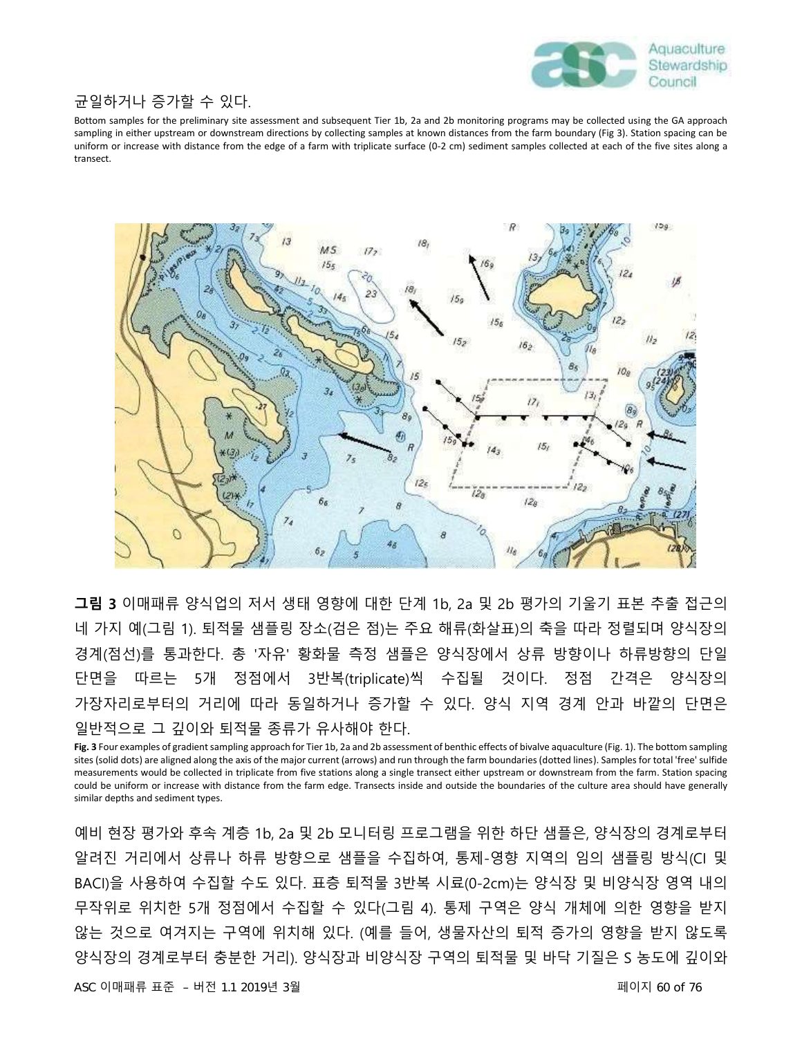균일하거나 증가할 수 있다.

Bottom samples for the preliminary site assessment and subsequent Tier 1b, 2a and 2b monitoring programs may be collected using the GA approach sampling in either upstream or downstream directions by collecting samples at known distances from the farm boundary (Fig 3). Station spacing can be uniform or increase with distance from the edge of a farm with triplicate surface (0-2 cm) sediment samples collected at each of the five sites along a transect.

**그림 3** 이매패류 양식업의 저서 생태 영향에 대한 단계 1b, 2a 및 2b 평가의 기울기 표본 추출 접근의 네 가지 예(그림 1). 퇴적물 샘플링 장소(검은 점)는 주요 해류(화살표)의 축을 따라 정렬되며 양식장의 경계(점선)를 통과한다. 총 '자유' 황화물 측정 샘플은 양식장에서 상류 방향이나 하류방향의 단일 단면을 따르는 5개 정점에서 3반복(triplicate)씩 수집될 것이다. 정점 간격은 양식장의 가장자리로부터의 거리에 따라 동일하거나 증가할 수 있다. 양식 지역 경계 안과 바깥의 단면은 일반적으로 그 깊이와 퇴적물 종류가 유사해야 한다.

**Fig. 3** Four examples of gradient sampling approach for Tier 1b, 2a and 2b assessment of benthic effects of bivalve aquaculture (Fig. 1). The bottom sampling sites (solid dots) are aligned along the axis of the major current (arrows) and run through the farm boundaries (dotted lines). Samples for total 'free' sulfide measurements would be collected in triplicate from five stations along a single transect either upstream or downstream from the farm. Station spacing could be uniform or increase with distance from the farm edge. Transects inside and outside the boundaries of the culture area should have generally similar depths and sediment types.

예비 현장 평가와 후속 계층 1b, 2a 및 2b 모니터링 프로그램을 위한 하단 샘플은, 양식장의 경계로부터 알려진 거리에서 상류나 하류 방향으로 샘플을 수집하여, 통제-영향 지역의 임의 샘플링 방식(CI 및 BACI)을 사용하여 수집할 수도 있다. 표층 퇴적물 3반복 시료(0-2cm)는 양식장 및 비양식장 영역 내의 무작위로 위치한 5개 정점에서 수집할 수 있다(그림 4). 통제 구역은 양식 개체에 의한 영향을 받지 않는 것으로 여겨지는 구역에 위치해 있다. (예를 들어, 생물자산의 퇴적 증가의 영향을 받지 않도록 양식장의 경계로부터 충분한 거리). 양식장과 비양식장 구역의 퇴적물 및 바닥 기질은 S 농도에 깊이와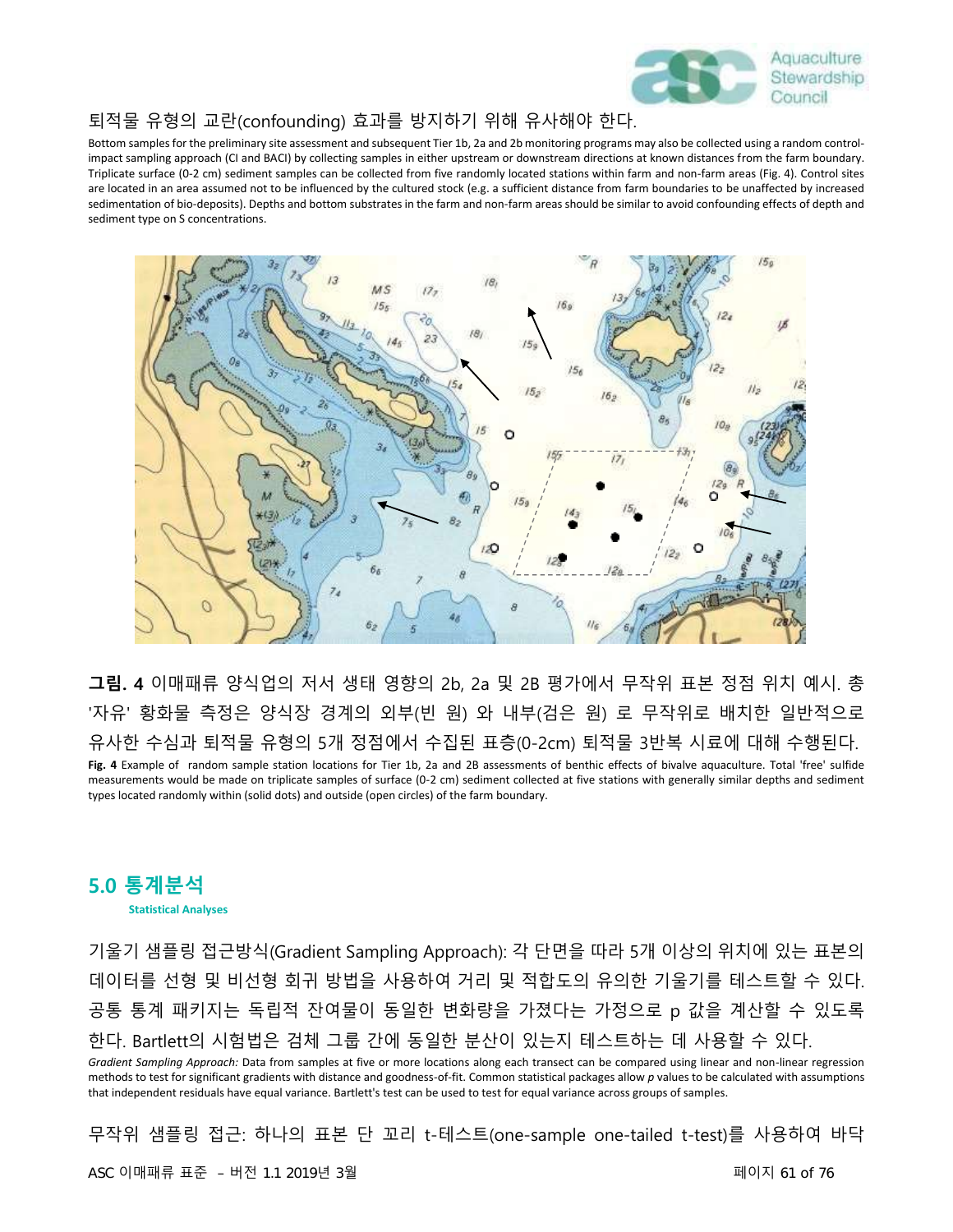퇴적물 유형의 교란(confounding) 효과를 방지하기 위해 유사해야 한다.

Bottom samples for the preliminary site assessment and subsequent Tier 1b, 2a and 2b monitoring programs may also be collected using a random control-impact sampling approach (CI and BACI) by collecting samples in either upstream or downstream directions at known distances from the farm boundary. Triplicate surface (0-2 cm) sediment samples can be collected from five randomly located stations within farm and non-farm areas (Fig. 4). Control sites are located in an area assumed not to be influenced by the cultured stock (e.g. a sufficient distance from farm boundaries to be unaffected by increased sedimentation of bio-deposits). Depths and bottom substrates in the farm and non-farm areas should be similar to avoid confounding effects of depth and sediment type on S concentrations.

**그림. 4** 이매패류 양식업의 저서 생태 영향의 2b, 2a 및 2B 평가에서 무작위 표본 정점 위치 예시. 총 '자유' 황화물 측정은 양식장 경계의 외부(빈 원) 와 내부(검은 원) 로 무작위로 배치한 일반적으로 유사한 수심과 퇴적물 유형의 5개 정점에서 수집된 표층(0-2cm) 퇴적물 3반복 시료에 대해 수행된다.

**Fig. 4** Example of random sample station locations for Tier 1b, 2a and 2B assessments of benthic effects of bivalve aquaculture. Total 'free' sulfide measurements would be made on triplicate samples of surface (0-2 cm) sediment collected at five stations with generally similar depths and sediment types located randomly within (solid dots) and outside (open circles) of the farm boundary.

## 5.0 통계분석

**Statistical Analyses**

기울기 샘플링 접근방식(Gradient Sampling Approach): 각 단면을 따라 5개 이상의 위치에 있는 표본의 데이터를 선형 및 비선형 회귀 방법을 사용하여 거리 및 적합도의 유의한 기울기를 테스트할 수 있다. 공통 통계 패키지는 독립적 잔여물이 동일한 변화량을 가졌다는 가정으로 p 값을 계산할 수 있도록 한다. Bartlett의 시험법은 검체 그룹 간에 동일한 분산이 있는지 테스트하는 데 사용할 수 있다.

*Gradient Sampling Approach:* Data from samples at five or more locations along each transect can be compared using linear and non-linear regression methods to test for significant gradients with distance and goodness-of-fit. Common statistical packages allow *p* values to be calculated with assumptions that independent residuals have equal variance. Bartlett's test can be used to test for equal variance across groups of samples.

무작위 샘플링 접근: 하나의 표본 단 꼬리 t-테스트(one-sample one-tailed t-test)를 사용하여 바닥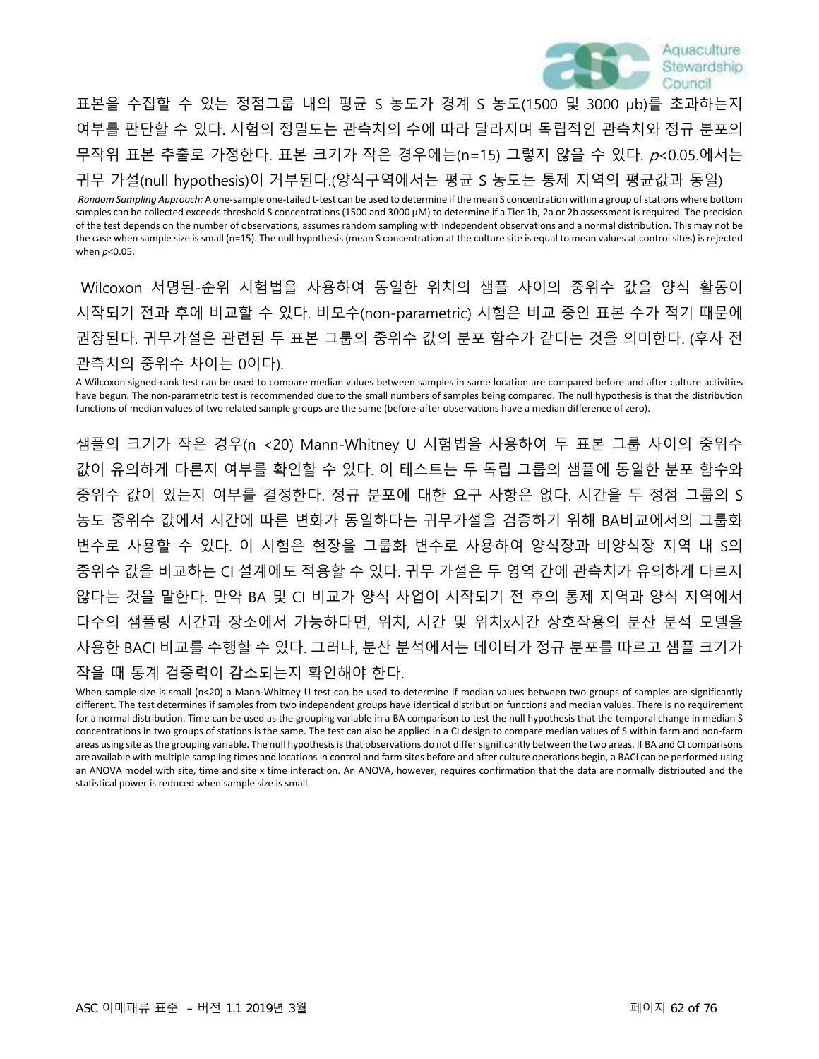표본을 수집할 수 있는 정점그룹 내의 평균 S 농도가 경계 S 농도(1500 및 3000 μb)를 초과하는지 여부를 판단할 수 있다. 시험의 정밀도는 관측치의 수에 따라 달라지며 독립적인 관측치와 정규 분포의 무작위 표본 추출로 가정한다. 표본 크기가 작은 경우에는(n=15) 그렇지 않을 수 있다. $p$<0.05.에서는 귀무 가설(null hypothesis)이 거부된다.(양식구역에서는 평균 S 농도는 통제 지역의 평균값과 동일)

*Random Sampling Approach:* A one-sample one-tailed t-test can be used to determine if the mean S concentration within a group of stations where bottom samples can be collected exceeds threshold S concentrations (1500 and 3000 μM) to determine if a Tier 1b, 2a or 2b assessment is required. The precision of the test depends on the number of observations, assumes random sampling with independent observations and a normal distribution. This may not be the case when sample size is small (n=15). The null hypothesis (mean S concentration at the culture site is equal to mean values at control sites) is rejected when $p$<0.05.

Wilcoxon 서명된-순위 시험법을 사용하여 동일한 위치의 샘플 사이의 중위수 값을 양식 활동이 시작되기 전과 후에 비교할 수 있다. 비모수(non-parametric) 시험은 비교 중인 표본 수가 적기 때문에 권장된다. 귀무가설은 관련된 두 표본 그룹의 중위수 값의 분포 함수가 같다는 것을 의미한다. (후사 전 관측치의 중위수 차이는 0이다).

A Wilcoxon signed-rank test can be used to compare median values between samples in same location are compared before and after culture activities have begun. The non-parametric test is recommended due to the small numbers of samples being compared. The null hypothesis is that the distribution functions of median values of two related sample groups are the same (before-after observations have a median difference of zero).

샘플의 크기가 작은 경우(n <20) Mann-Whitney U 시험법을 사용하여 두 표본 그룹 사이의 중위수 값이 유의하게 다른지 여부를 확인할 수 있다. 이 테스트는 두 독립 그룹의 샘플에 동일한 분포 함수와 중위수 값이 있는지 여부를 결정한다. 정규 분포에 대한 요구 사항은 없다. 시간을 두 정점 그룹의 S 농도 중위수 값에서 시간에 따른 변화가 동일하다는 귀무가설을 검증하기 위해 BA비교에서의 그룹화 변수로 사용할 수 있다. 이 시험은 현장을 그룹화 변수로 사용하여 양식장과 비양식장 지역 내 S의 중위수 값을 비교하는 CI 설계에도 적용할 수 있다. 귀무 가설은 두 영역 간에 관측치가 유의하게 다르지 않다는 것을 말한다. 만약 BA 및 CI 비교가 양식 사업이 시작되기 전 후의 통제 지역과 양식 지역에서 다수의 샘플링 시간과 장소에서 가능하다면, 위치, 시간 및 위치x시간 상호작용의 분산 분석 모델을 사용한 BACI 비교를 수행할 수 있다. 그러나, 분산 분석에서는 데이터가 정규 분포를 따르고 샘플 크기가 작을 때 통계 검증력이 감소되는지 확인해야 한다.

When sample size is small (n<20) a Mann-Whitney U test can be used to determine if median values between two groups of samples are significantly different. The test determines if samples from two independent groups have identical distribution functions and median values. There is no requirement for a normal distribution. Time can be used as the grouping variable in a BA comparison to test the null hypothesis that the temporal change in median S concentrations in two groups of stations is the same. The test can also be applied in a CI design to compare median values of S within farm and non-farm areas using site as the grouping variable. The null hypothesis is that observations do not differ significantly between the two areas. If BA and CI comparisons are available with multiple sampling times and locations in control and farm sites before and after culture operations begin, a BACI can be performed using an ANOVA model with site, time and site x time interaction. An ANOVA, however, requires confirmation that the data are normally distributed and the statistical power is reduced when sample size is small.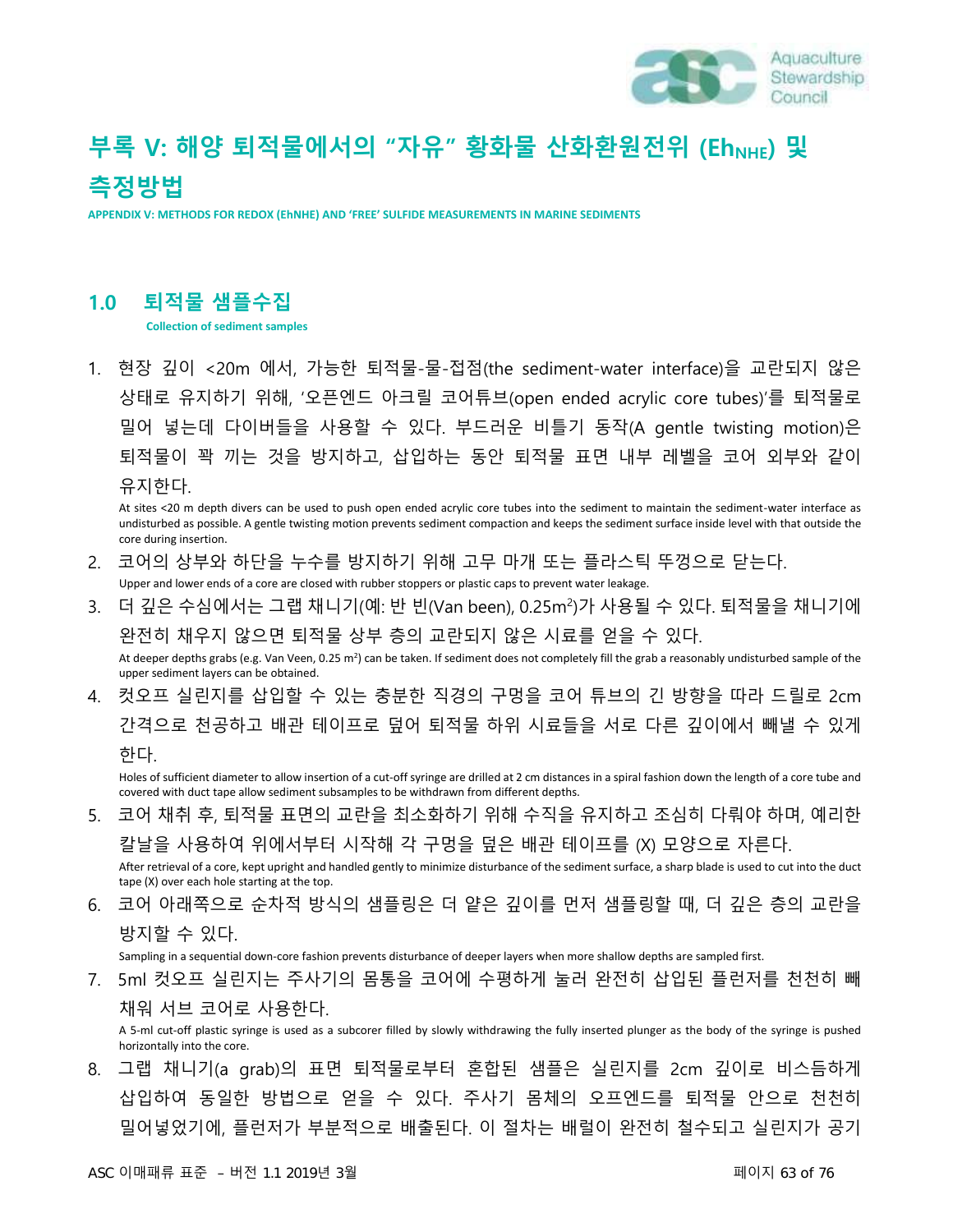# 부록 V: 해양 퇴적물에서의 "자유" 황화물 산화환원전위 ($Eh_{NHE}$) 및 측정방법

**APPENDIX V: METHODS FOR REDOX (EhNHE) AND 'FREE' SULFIDE MEASUREMENTS IN MARINE SEDIMENTS**

## 1.0 퇴적물 샘플수집

**Collection of sediment samples**

1. 현장 깊이 <20m 에서, 가능한 퇴적물-물-접점(the sediment-water interface)을 교란되지 않은 상태로 유지하기 위해, '오픈엔드 아크릴 코어튜브(open ended acrylic core tubes)'를 퇴적물로 밀어 넣는데 다이버들을 사용할 수 있다. 부드러운 비틀기 동작(A gentle twisting motion)은 퇴적물이 꽉 끼는 것을 방지하고, 삽입하는 동안 퇴적물 표면 내부 레벨을 코어 외부와 같이 유지한다.
   At sites <20 m depth divers can be used to push open ended acrylic core tubes into the sediment to maintain the sediment-water interface as undisturbed as possible. A gentle twisting motion prevents sediment compaction and keeps the sediment surface inside level with that outside the core during insertion.
2. 코어의 상부와 하단을 누수를 방지하기 위해 고무 마개 또는 플라스틱 뚜껑으로 닫는다.
   Upper and lower ends of a core are closed with rubber stoppers or plastic caps to prevent water leakage.
3. 더 깊은 수심에서는 그랩 채니기(예: 반 빈(Van been), 0.25m$^2$)가 사용될 수 있다. 퇴적물을 채니기에 완전히 채우지 않으면 퇴적물 상부 층의 교란되지 않은 시료를 얻을 수 있다.
   At deeper depths grabs (e.g. Van Veen, 0.25 m$^2$) can be taken. If sediment does not completely fill the grab a reasonably undisturbed sample of the upper sediment layers can be obtained.
4. 컷오프 실린지를 삽입할 수 있는 충분한 직경의 구멍을 코어 튜브의 긴 방향을 따라 드릴로 2cm 간격으로 천공하고 배관 테이프로 덮어 퇴적물 하위 시료들을 서로 다른 깊이에서 빼낼 수 있게 한다.
   Holes of sufficient diameter to allow insertion of a cut-off syringe are drilled at 2 cm distances in a spiral fashion down the length of a core tube and covered with duct tape allow sediment subsamples to be withdrawn from different depths.
5. 코어 채취 후, 퇴적물 표면의 교란을 최소화하기 위해 수직을 유지하고 조심히 다뤄야 하며, 예리한 칼날을 사용하여 위에서부터 시작해 각 구멍을 덮은 배관 테이프를 (X) 모양으로 자른다.
   After retrieval of a core, kept upright and handled gently to minimize disturbance of the sediment surface, a sharp blade is used to cut into the duct tape (X) over each hole starting at the top.
6. 코어 아래쪽으로 순차적 방식의 샘플링은 더 얕은 깊이를 먼저 샘플링할 때, 더 깊은 층의 교란을 방지할 수 있다.
   Sampling in a sequential down-core fashion prevents disturbance of deeper layers when more shallow depths are sampled first.
7. 5ml 컷오프 실린지는 주사기의 몸통을 코어에 수평하게 눌러 완전히 삽입된 플런저를 천천히 빼 채워 서브 코어로 사용한다.
   A 5-ml cut-off plastic syringe is used as a subcorer filled by slowly withdrawing the fully inserted plunger as the body of the syringe is pushed horizontally into the core.
8. 그랩 채니기(a grab)의 표면 퇴적물로부터 혼합된 샘플은 실린지를 2cm 깊이로 비스듬하게 삽입하여 동일한 방법으로 얻을 수 있다. 주사기 몸체의 오프엔드를 퇴적물 안으로 천천히 밀어넣었기에, 플런저가 부분적으로 배출된다. 이 절차는 배럴이 완전히 철수되고 실린지가 공기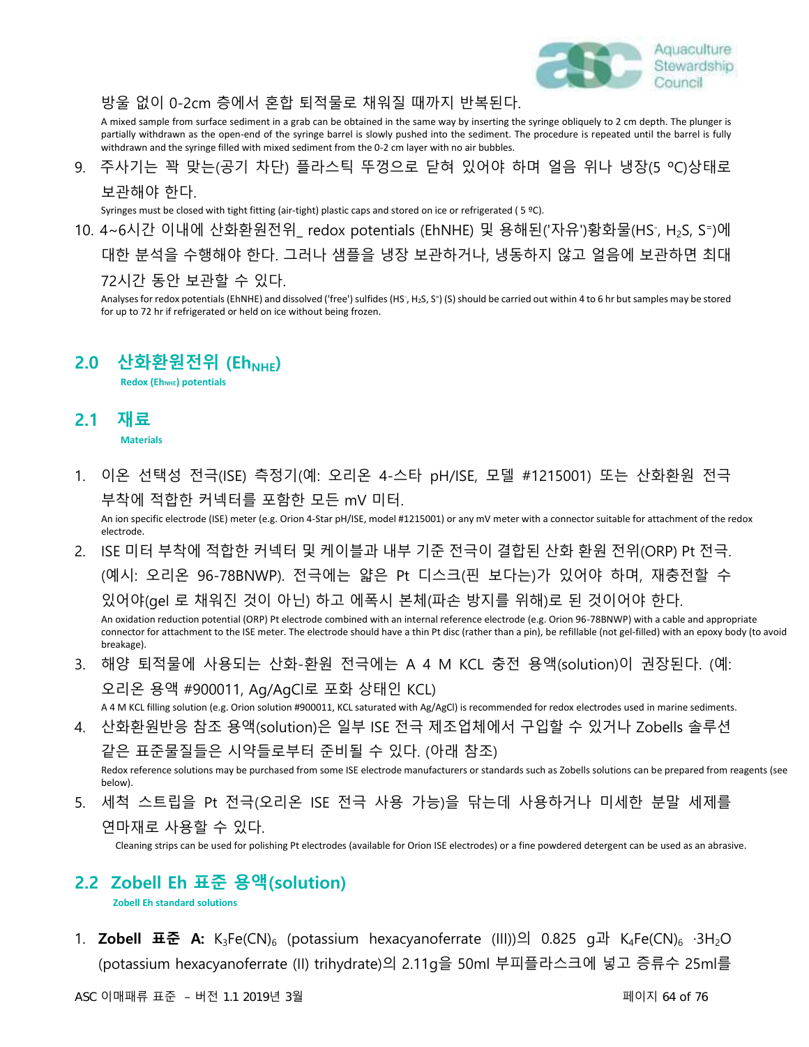방울 없이 0-2cm 층에서 혼합 퇴적물로 채워질 때까지 반복된다.

A mixed sample from surface sediment in a grab can be obtained in the same way by inserting the syringe obliquely to 2 cm depth. The plunger is partially withdrawn as the open-end of the syringe barrel is slowly pushed into the sediment. The procedure is repeated until the barrel is fully withdrawn and the syringe filled with mixed sediment from the 0-2 cm layer with no air bubbles.

9. 주사기는 꽉 맞는(공기 차단) 플라스틱 뚜껑으로 닫혀 있어야 하며 얼음 위나 냉장(5 °C)상태로 보관해야 한다.

   Syringes must be closed with tight fitting (air-tight) plastic caps and stored on ice or refrigerated ( 5 ºC).

10. 4~6시간 이내에 산화환원전위_ redox potentials (EhNHE) 및 용해된('자유')황화물($HS^-$, $H_2S$, $S^=$)에 대한 분석을 수행해야 한다. 그러나 샘플을 냉장 보관하거나, 냉동하지 않고 얼음에 보관하면 최대 72시간 동안 보관할 수 있다.

    Analyses for redox potentials (EhNHE) and dissolved ('free') sulfides ($HS^-$, $H_2S$, $S^=$) (S) should be carried out within 4 to 6 hr but samples may be stored for up to 72 hr if refrigerated or held on ice without being frozen.

## 2.0 산화환원전위 ($Eh_{NHE}$)

**Redox ($Eh_{NHE}$) potentials**

## 2.1 재료

**Materials**

1. 이온 선택성 전극(ISE) 측정기(예: 오리온 4-스타 pH/ISE, 모델 #1215001) 또는 산화환원 전극 부착에 적합한 커넥터를 포함한 모든 mV 미터.

   An ion specific electrode (ISE) meter (e.g. Orion 4-Star pH/ISE, model #1215001) or any mV meter with a connector suitable for attachment of the redox electrode.

2. ISE 미터 부착에 적합한 커넥터 및 케이블과 내부 기준 전극이 결합된 산화 환원 전위(ORP) Pt 전극. (예시: 오리온 96-78BNWP). 전극에는 얇은 Pt 디스크(핀 보다는)가 있어야 하며, 재충전할 수 있어야(gel 로 채워진 것이 아닌) 하고 에폭시 본체(파손 방지를 위해)로 된 것이어야 한다.

   An oxidation reduction potential (ORP) Pt electrode combined with an internal reference electrode (e.g. Orion 96-78BNWP) with a cable and appropriate connector for attachment to the ISE meter. The electrode should have a thin Pt disc (rather than a pin), be refillable (not gel-filled) with an epoxy body (to avoid breakage).

3. 해양 퇴적물에 사용되는 산화-환원 전극에는 A 4 M KCL 충전 용액(solution)이 권장된다. (예: 오리온 용액 #900011, Ag/AgCl로 포화 상태인 KCL)

   A 4 M KCL filling solution (e.g. Orion solution #900011, KCL saturated with Ag/AgCl) is recommended for redox electrodes used in marine sediments.

4. 산화환원반응 참조 용액(solution)은 일부 ISE 전극 제조업체에서 구입할 수 있거나 Zobells 솔루션 같은 표준물질들은 시약들로부터 준비될 수 있다. (아래 참조)

   Redox reference solutions may be purchased from some ISE electrode manufacturers or standards such as Zobells solutions can be prepared from reagents (see below).

5. 세척 스트립을 Pt 전극(오리온 ISE 전극 사용 가능)을 닦는데 사용하거나 미세한 분말 세제를 연마재로 사용할 수 있다.

   Cleaning strips can be used for polishing Pt electrodes (available for Orion ISE electrodes) or a fine powdered detergent can be used as an abrasive.

## 2.2 Zobell Eh 표준 용액(solution)

**Zobell Eh standard solutions**

1. **Zobell 표준 A:** $K_3Fe(CN)_6$ (potassium hexacyanoferrate (III))의 0.825 g과 $K_4Fe(CN)_6 \cdot 3H_2O$ (potassium hexacyanoferrate (II) trihydrate)의 2.11g을 50ml 부피플라스크에 넣고 증류수 25ml를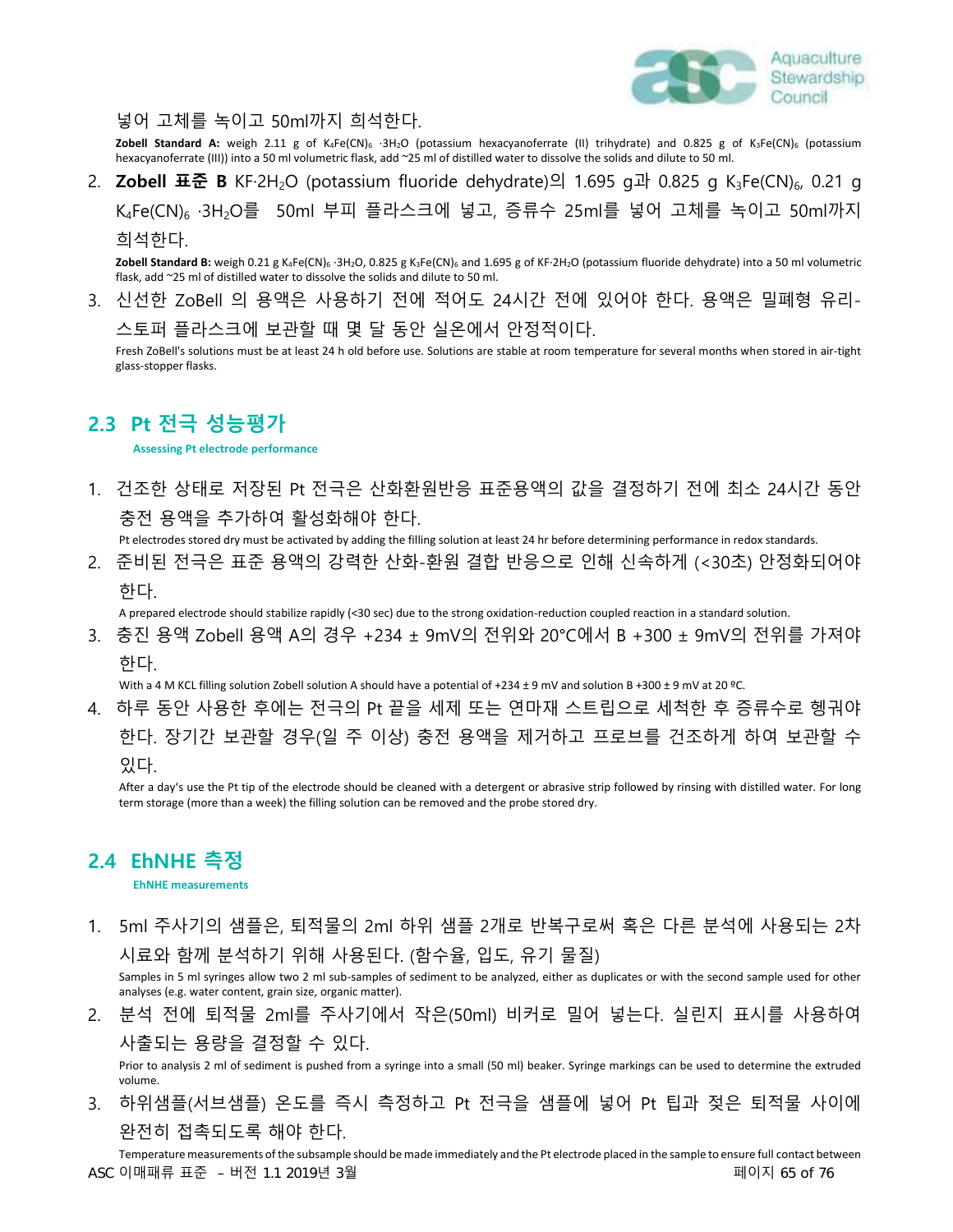넣어 고체를 녹이고 50ml까지 희석한다.

**Zobell Standard A:** weigh 2.11 g of $K_4Fe(CN)_6 \cdot 3H_2O$ (potassium hexacyanoferrate (II) trihydrate) and 0.825 g of $K_3Fe(CN)_6$ (potassium hexacyanoferrate (III)) into a 50 ml volumetric flask, add ~25 ml of distilled water to dissolve the solids and dilute to 50 ml.

2. **Zobell 표준 B** $KF \cdot 2H_2O$ (potassium fluoride dehydrate)의 1.695 g과 0.825 g $K_3Fe(CN)_6$, 0.21 g $K_4Fe(CN)_6 \cdot 3H_2O$를 50ml 부피 플라스크에 넣고, 증류수 25ml를 넣어 고체를 녹이고 50ml까지 희석한다.

   **Zobell Standard B:** weigh 0.21 g $K_4Fe(CN)_6 \cdot 3H_2O$, 0.825 g $K_3Fe(CN)_6$ and 1.695 g of $KF \cdot 2H_2O$ (potassium fluoride dehydrate) into a 50 ml volumetric flask, add ~25 ml of distilled water to dissolve the solids and dilute to 50 ml.

3. 신선한 ZoBell 의 용액은 사용하기 전에 적어도 24시간 전에 있어야 한다. 용액은 밀폐형 유리-스토퍼 플라스크에 보관할 때 몇 달 동안 실온에서 안정적이다.

   Fresh ZoBell's solutions must be at least 24 h old before use. Solutions are stable at room temperature for several months when stored in air-tight glass-stopper flasks.

## 2.3 Pt 전극 성능평가

**Assessing Pt electrode performance**

1. 건조한 상태로 저장된 Pt 전극은 산화환원반응 표준용액의 값을 결정하기 전에 최소 24시간 동안 충전 용액을 추가하여 활성화해야 한다.

   Pt electrodes stored dry must be activated by adding the filling solution at least 24 hr before determining performance in redox standards.

2. 준비된 전극은 표준 용액의 강력한 산화-환원 결합 반응으로 인해 신속하게 (<30초) 안정화되어야 한다.

   A prepared electrode should stabilize rapidly (<30 sec) due to the strong oxidation-reduction coupled reaction in a standard solution.

3. 충진 용액 Zobell 용액 A의 경우 +234 ± 9mV의 전위와 20°C에서 B +300 ± 9mV의 전위를 가져야 한다.

   With a 4 M KCL filling solution Zobell solution A should have a potential of +234 ± 9 mV and solution B +300 ± 9 mV at 20 ºC.

4. 하루 동안 사용한 후에는 전극의 Pt 끝을 세제 또는 연마재 스트립으로 세척한 후 증류수로 헹궈야 한다. 장기간 보관할 경우(일 주 이상) 충전 용액을 제거하고 프로브를 건조하게 하여 보관할 수 있다.

   After a day's use the Pt tip of the electrode should be cleaned with a detergent or abrasive strip followed by rinsing with distilled water. For long term storage (more than a week) the filling solution can be removed and the probe stored dry.

## 2.4 EhNHE 측정

**EhNHE measurements**

1. 5ml 주사기의 샘플은, 퇴적물의 2ml 하위 샘플 2개로 반복구로써 혹은 다른 분석에 사용되는 2차 시료와 함께 분석하기 위해 사용된다. (함수율, 입도, 유기 물질)

   Samples in 5 ml syringes allow two 2 ml sub-samples of sediment to be analyzed, either as duplicates or with the second sample used for other analyses (e.g. water content, grain size, organic matter).

2. 분석 전에 퇴적물 2ml를 주사기에서 작은(50ml) 비커로 밀어 넣는다. 실린지 표시를 사용하여 사출되는 용량을 결정할 수 있다.

   Prior to analysis 2 ml of sediment is pushed from a syringe into a small (50 ml) beaker. Syringe markings can be used to determine the extruded volume.

3. 하위샘플(서브샘플) 온도를 즉시 측정하고 Pt 전극을 샘플에 넣어 Pt 팁과 젖은 퇴적물 사이에 완전히 접촉되도록 해야 한다.

   Temperature measurements of the subsample should be made immediately and the Pt electrode placed in the sample to ensure full contact between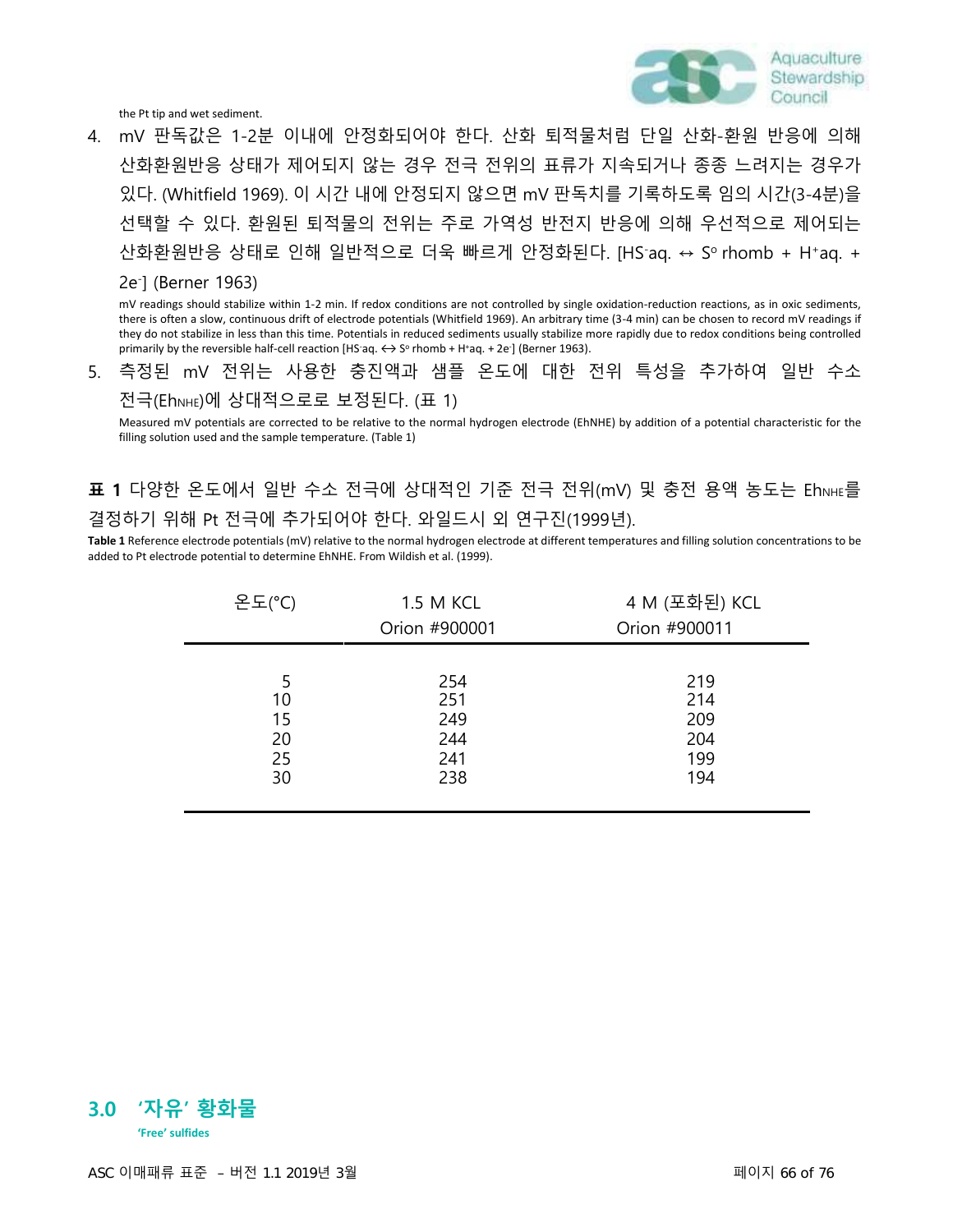the Pt tip and wet sediment.

4. mV 판독값은 1-2분 이내에 안정화되어야 한다. 산화 퇴적물처럼 단일 산화-환원 반응에 의해 산화환원반응 상태가 제어되지 않는 경우 전극 전위의 표류가 지속되거나 종종 느려지는 경우가 있다. (Whitfield 1969). 이 시간 내에 안정되지 않으면 mV 판독치를 기록하도록 임의 시간(3-4분)을 선택할 수 있다. 환원된 퇴적물의 전위는 주로 가역성 반전지 반응에 의해 우선적으로 제어되는 산화환원반응 상태로 인해 일반적으로 더욱 빠르게 안정화된다. [$HS^-aq. \leftrightarrow S^o$ rhomb + $H^+aq. + 2e^-$] (Berner 1963)

   mV readings should stabilize within 1-2 min. If redox conditions are not controlled by single oxidation-reduction reactions, as in oxic sediments, there is often a slow, continuous drift of electrode potentials (Whitfield 1969). An arbitrary time (3-4 min) can be chosen to record mV readings if they do not stabilize in less than this time. Potentials in reduced sediments usually stabilize more rapidly due to redox conditions being controlled primarily by the reversible half-cell reaction [$HS^-aq. \leftrightarrow S^o$ rhomb + $H^+aq. + 2e^-$] (Berner 1963).

5. 측정된 mV 전위는 사용한 충진액과 샘플 온도에 대한 전위 특성을 추가하여 일반 수소 전극($Eh_{NHE}$)에 상대적으로로 보정된다. (표 1)

   Measured mV potentials are corrected to be relative to the normal hydrogen electrode (EhNHE) by addition of a potential characteristic for the filling solution used and the sample temperature. (Table 1)

**표 1** 다양한 온도에서 일반 수소 전극에 상대적인 기준 전극 전위(mV) 및 충전 용액 농도는 $Eh_{NHE}$를 결정하기 위해 Pt 전극에 추가되어야 한다. 와일드시 외 연구진(1999년).

**Table 1** Reference electrode potentials (mV) relative to the normal hydrogen electrode at different temperatures and filling solution concentrations to be added to Pt electrode potential to determine EhNHE. From Wildish et al. (1999).

| 온도(°C) | 1.5 M KCL Orion #900001 | 4 M (포화된) KCL Orion #900011 |
|---|---|---|
| 5 | 254 | 219 |
| 10 | 251 | 214 |
| 15 | 249 | 209 |
| 20 | 244 | 204 |
| 25 | 241 | 199 |
| 30 | 238 | 194 |

## 3.0 ‘자유’ 황화물

**‘Free’ sulfides**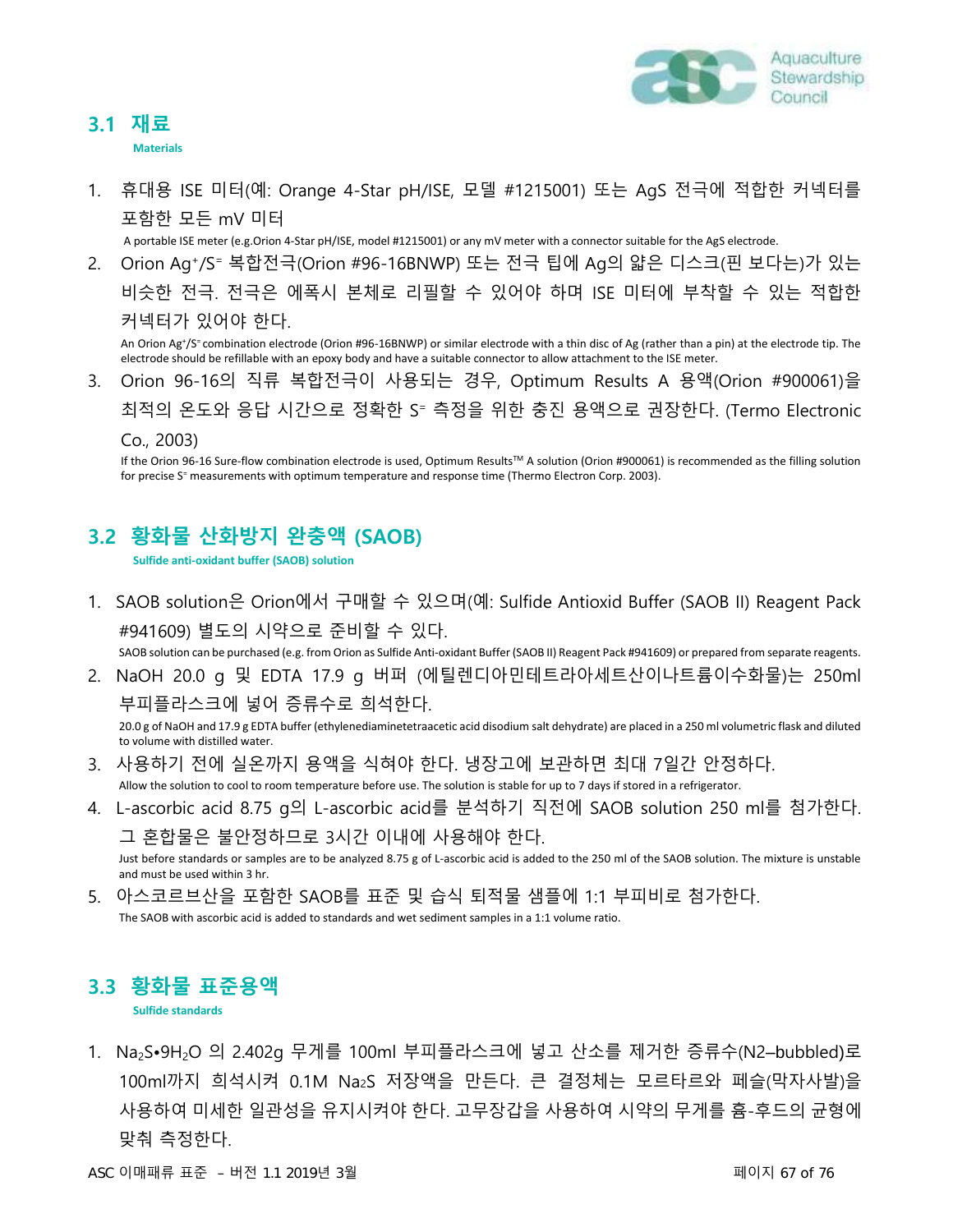## 3.1 재료

**Materials**

1. 휴대용 ISE 미터(예: Orange 4-Star pH/ISE, 모델 #1215001) 또는 AgS 전극에 적합한 커넥터를 포함한 모든 mV 미터

   A portable ISE meter (e.g.Orion 4-Star pH/ISE, model #1215001) or any mV meter with a connector suitable for the AgS electrode.

2. Orion $Ag^+/S^=$ 복합전극(Orion #96-16BNWP) 또는 전극 팁에 Ag의 얇은 디스크(핀 보다는)가 있는 비슷한 전극. 전극은 에폭시 본체로 리필할 수 있어야 하며 ISE 미터에 부착할 수 있는 적합한 커넥터가 있어야 한다.

   An Orion $Ag^+/S^=$ combination electrode (Orion #96-16BNWP) or similar electrode with a thin disc of Ag (rather than a pin) at the electrode tip. The electrode should be refillable with an epoxy body and have a suitable connector to allow attachment to the ISE meter.

3. Orion 96-16의 직류 복합전극이 사용되는 경우, Optimum Results A 용액(Orion #900061)을 최적의 온도와 응답 시간으로 정확한 $S^=$ 측정을 위한 충진 용액으로 권장한다. (Termo Electronic Co., 2003)

   If the Orion 96-16 Sure-flow combination electrode is used, Optimum Results™ A solution (Orion #900061) is recommended as the filling solution for precise $S^=$ measurements with optimum temperature and response time (Thermo Electron Corp. 2003).

## 3.2 황화물 산화방지 완충액 (SAOB)

**Sulfide anti-oxidant buffer (SAOB) solution**

1. SAOB solution은 Orion에서 구매할 수 있으며(예: Sulfide Antioxid Buffer (SAOB II) Reagent Pack #941609) 별도의 시약으로 준비할 수 있다.

   SAOB solution can be purchased (e.g. from Orion as Sulfide Anti-oxidant Buffer (SAOB II) Reagent Pack #941609) or prepared from separate reagents.

2. NaOH 20.0 g 및 EDTA 17.9 g 버퍼 (에틸렌디아민테트라아세트산이나트륨이수화물)는 250ml 부피플라스크에 넣어 증류수로 희석한다.

   20.0 g of NaOH and 17.9 g EDTA buffer (ethylenediaminetetraacetic acid disodium salt dehydrate) are placed in a 250 ml volumetric flask and diluted to volume with distilled water.

3. 사용하기 전에 실온까지 용액을 식혀야 한다. 냉장고에 보관하면 최대 7일간 안정하다.

   Allow the solution to cool to room temperature before use. The solution is stable for up to 7 days if stored in a refrigerator.

4. L-ascorbic acid 8.75 g의 L-ascorbic acid를 분석하기 직전에 SAOB solution 250 ml를 첨가한다. 그 혼합물은 불안정하므로 3시간 이내에 사용해야 한다.

   Just before standards or samples are to be analyzed 8.75 g of L-ascorbic acid is added to the 250 ml of the SAOB solution. The mixture is unstable and must be used within 3 hr.

5. 아스코르브산을 포함한 SAOB를 표준 및 습식 퇴적물 샘플에 1:1 부피비로 첨가한다.

   The SAOB with ascorbic acid is added to standards and wet sediment samples in a 1:1 volume ratio.

## 3.3 황화물 표준용액

**Sulfide standards**

1. $Na_2S{\bullet}9H_2O$ 의 2.402g 무게를 100ml 부피플라스크에 넣고 산소를 제거한 증류수(N2–bubbled)로 100ml까지 희석시켜 0.1M $Na_2S$ 저장액을 만든다. 큰 결정체는 모르타르와 페슬(막자사발)을 사용하여 미세한 일관성을 유지시켜야 한다. 고무장갑을 사용하여 시약의 무게를 흄-후드의 균형에 맞춰 측정한다.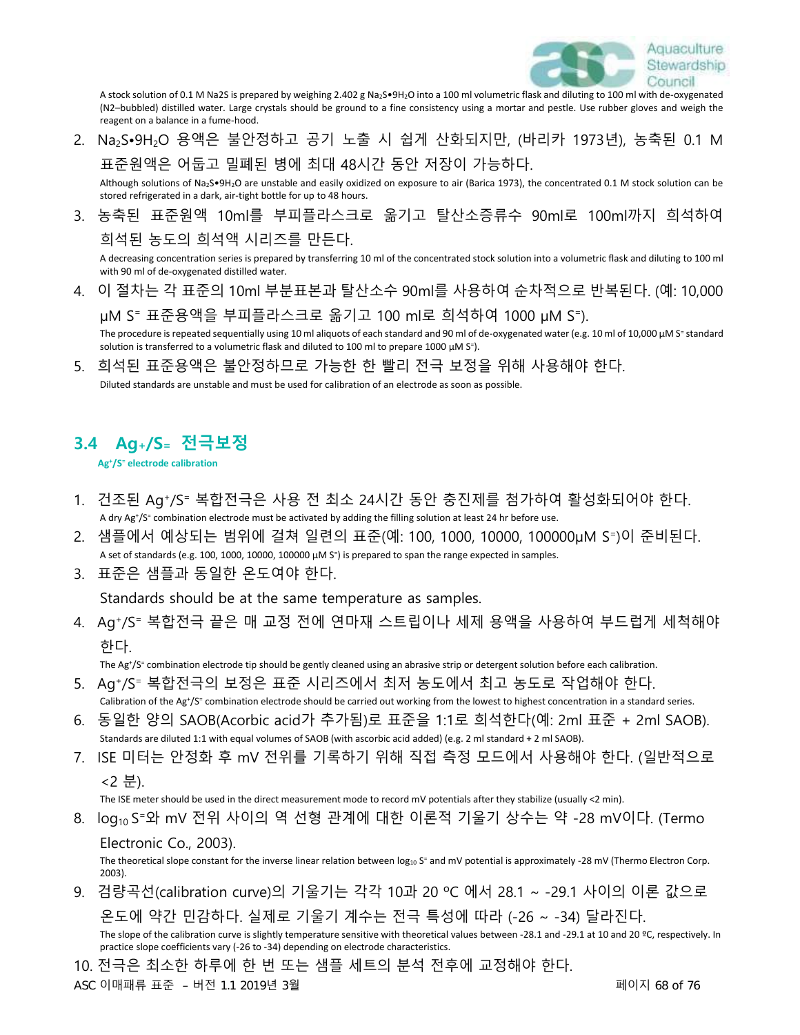A stock solution of 0.1 M Na2S is prepared by weighing 2.402 g $Na_2S$•$9H_2O$ into a 100 ml volumetric flask and diluting to 100 ml with de-oxygenated ($N_2$–bubbled) distilled water. Large crystals should be ground to a fine consistency using a mortar and pestle. Use rubber gloves and weigh the reagent on a balance in a fume-hood.

2. $Na_2S$•$9H_2O$ 용액은 불안정하고 공기 노출 시 쉽게 산화되지만, (바리카 1973년), 농축된 0.1 M 표준원액은 어둡고 밀폐된 병에 최대 48시간 동안 저장이 가능하다.

   Although solutions of $Na_2S$•$9H_2O$ are unstable and easily oxidized on exposure to air (Barica 1973), the concentrated 0.1 M stock solution can be stored refrigerated in a dark, air-tight bottle for up to 48 hours.

3. 농축된 표준원액 10ml를 부피플라스크로 옮기고 탈산소증류수 90ml로 100ml까지 희석하여 희석된 농도의 희석액 시리즈를 만든다.

   A decreasing concentration series is prepared by transferring 10 ml of the concentrated stock solution into a volumetric flask and diluting to 100 ml with 90 ml of de-oxygenated distilled water.

4. 이 절차는 각 표준의 10ml 부분표본과 탈산소수 90ml를 사용하여 순차적으로 반복된다. (예: 10,000 μM $S^=$ 표준용액을 부피플라스크로 옮기고 100 ml로 희석하여 1000 μM $S^=$).

   The procedure is repeated sequentially using 10 ml aliquots of each standard and 90 ml of de-oxygenated water (e.g. 10 ml of 10,000 μM $S^=$ standard solution is transferred to a volumetric flask and diluted to 100 ml to prepare 1000 μM $S^=$).

5. 희석된 표준용액은 불안정하므로 가능한 한 빨리 전극 보정을 위해 사용해야 한다.

   Diluted standards are unstable and must be used for calibration of an electrode as soon as possible.

## 3.4 $Ag^+/S^=$ 전극보정

**$Ag^+/S^=$ electrode calibration**

1. 건조된 $Ag^+/S^=$ 복합전극은 사용 전 최소 24시간 동안 충진제를 첨가하여 활성화되어야 한다.
   A dry $Ag^+/S^=$ combination electrode must be activated by adding the filling solution at least 24 hr before use.
2. 샘플에서 예상되는 범위에 걸쳐 일련의 표준(예: 100, 1000, 10000, 100000μM $S^=$)이 준비된다.
   A set of standards (e.g. 100, 1000, 10000, 100000 μM $S^=$) is prepared to span the range expected in samples.
3. 표준은 샘플과 동일한 온도여야 한다.

   Standards should be at the same temperature as samples.
4. $Ag^+/S^=$ 복합전극 끝은 매 교정 전에 연마재 스트립이나 세제 용액을 사용하여 부드럽게 세척해야 한다.
   The $Ag^+/S^=$ combination electrode tip should be gently cleaned using an abrasive strip or detergent solution before each calibration.
5. $Ag^+/S^=$ 복합전극의 보정은 표준 시리즈에서 최저 농도에서 최고 농도로 작업해야 한다.
   Calibration of the $Ag^+/S^=$ combination electrode should be carried out working from the lowest to highest concentration in a standard series.
6. 동일한 양의 SAOB(Acorbic acid가 추가됨)로 표준을 1:1로 희석한다(예: 2ml 표준 + 2ml SAOB).
   Standards are diluted 1:1 with equal volumes of SAOB (with ascorbic acid added) (e.g. 2 ml standard + 2 ml SAOB).
7. ISE 미터는 안정화 후 mV 전위를 기록하기 위해 직접 측정 모드에서 사용해야 한다. (일반적으로 <2 분).
   The ISE meter should be used in the direct measurement mode to record mV potentials after they stabilize (usually <2 min).
8. $\log_{10} S^=$와 mV 전위 사이의 역 선형 관계에 대한 이론적 기울기 상수는 약 -28 mV이다. (Termo Electronic Co., 2003).
   The theoretical slope constant for the inverse linear relation between $\log_{10} S^=$ and mV potential is approximately -28 mV (Thermo Electron Corp. 2003).
9. 검량곡선(calibration curve)의 기울기는 각각 10과 20 ºC 에서 28.1 ~ -29.1 사이의 이론 값으로 온도에 약간 민감하다. 실제로 기울기 계수는 전극 특성에 따라 (-26 ~ -34) 달라진다.
   The slope of the calibration curve is slightly temperature sensitive with theoretical values between -28.1 and -29.1 at 10 and 20 ºC, respectively. In practice slope coefficients vary (-26 to -34) depending on electrode characteristics.
10. 전극은 최소한 하루에 한 번 또는 샘플 세트의 분석 전후에 교정해야 한다.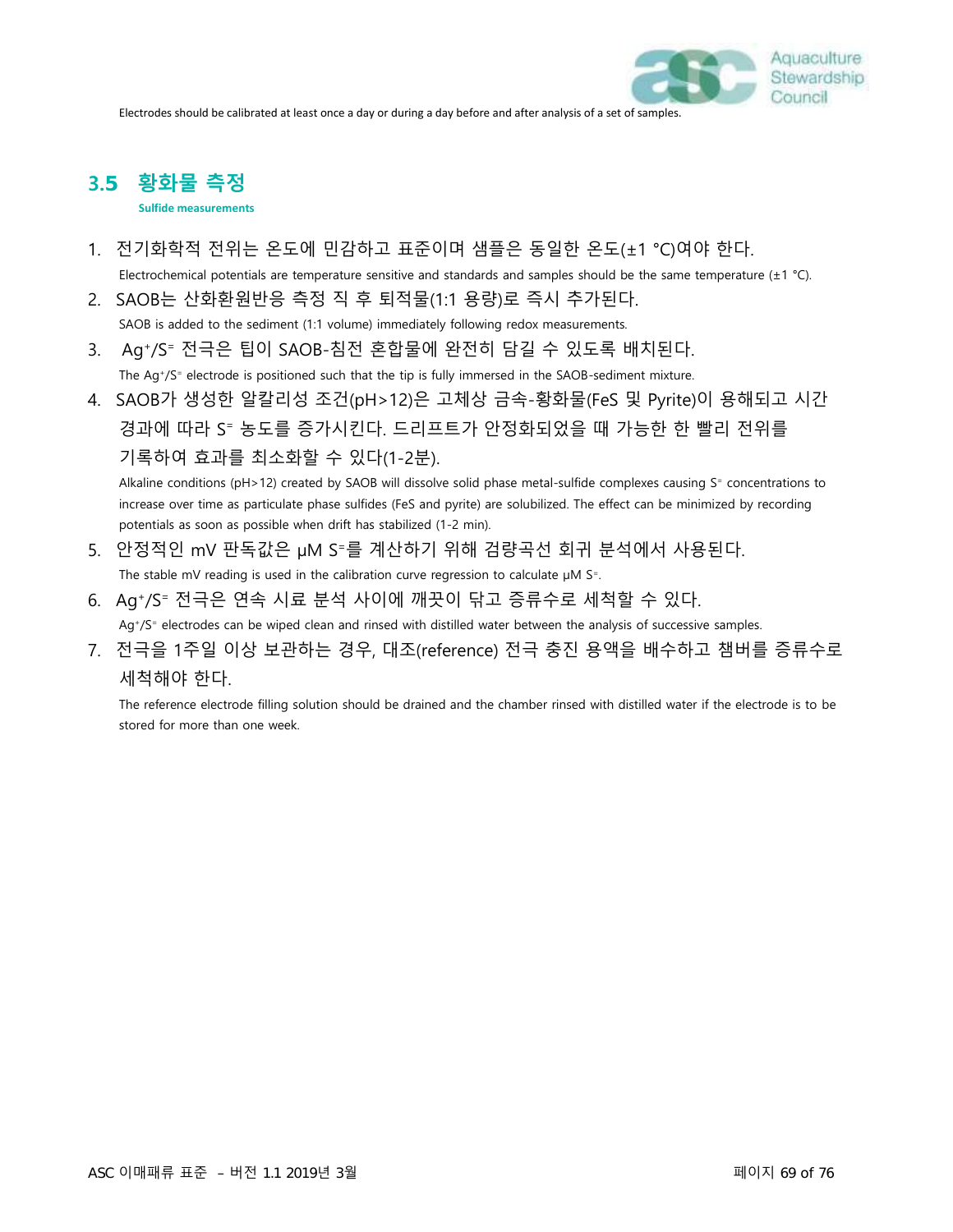Electrodes should be calibrated at least once a day or during a day before and after analysis of a set of samples.

## 3.5 황화물 측정

**Sulfide measurements**

1. 전기화학적 전위는 온도에 민감하고 표준이며 샘플은 동일한 온도(±1 °C)여야 한다.

   Electrochemical potentials are temperature sensitive and standards and samples should be the same temperature (±1 °C).

2. SAOB는 산화환원반응 측정 직 후 퇴적물(1:1 용량)로 즉시 추가된다.

   SAOB is added to the sediment (1:1 volume) immediately following redox measurements.

3. $Ag^+/S^=$ 전극은 팁이 SAOB-침전 혼합물에 완전히 담길 수 있도록 배치된다.

   The $Ag^+/S^=$ electrode is positioned such that the tip is fully immersed in the SAOB-sediment mixture.

4. SAOB가 생성한 알칼리성 조건(pH>12)은 고체상 금속-황화물(FeS 및 Pyrite)이 용해되고 시간 경과에 따라 $S^=$ 농도를 증가시킨다. 드리프트가 안정화되었을 때 가능한 한 빨리 전위를 기록하여 효과를 최소화할 수 있다(1-2분).

   Alkaline conditions (pH>12) created by SAOB will dissolve solid phase metal-sulfide complexes causing $S^=$ concentrations to increase over time as particulate phase sulfides (FeS and pyrite) are solubilized. The effect can be minimized by recording potentials as soon as possible when drift has stabilized (1-2 min).

5. 안정적인 mV 판독값은 μM $S^=$를 계산하기 위해 검량곡선 회귀 분석에서 사용된다.

   The stable mV reading is used in the calibration curve regression to calculate μM $S^=$.

6. $Ag^+/S^=$ 전극은 연속 시료 분석 사이에 깨끗이 닦고 증류수로 세척할 수 있다.

   $Ag^+/S^=$ electrodes can be wiped clean and rinsed with distilled water between the analysis of successive samples.

7. 전극을 1주일 이상 보관하는 경우, 대조(reference) 전극 충진 용액을 배수하고 챔버를 증류수로 세척해야 한다.

   The reference electrode filling solution should be drained and the chamber rinsed with distilled water if the electrode is to be stored for more than one week.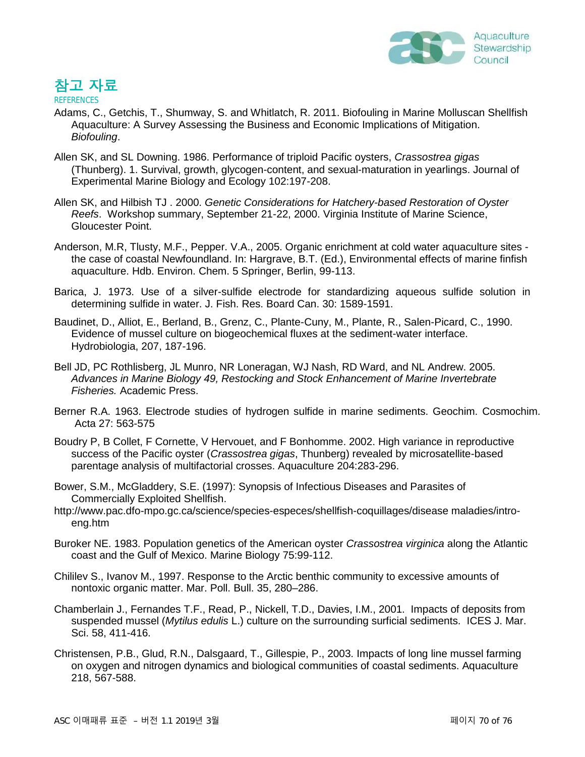# 참고 자료

REFERENCES

Adams, C., Getchis, T., Shumway, S. and Whitlatch, R. 2011. Biofouling in Marine Molluscan Shellfish Aquaculture: A Survey Assessing the Business and Economic Implications of Mitigation. *Biofouling*.

Allen SK, and SL Downing. 1986. Performance of triploid Pacific oysters, *Crassostrea gigas* (Thunberg). 1. Survival, growth, glycogen-content, and sexual-maturation in yearlings. Journal of Experimental Marine Biology and Ecology 102:197-208.

Allen SK, and Hilbish TJ . 2000. *Genetic Considerations for Hatchery-based Restoration of Oyster Reefs*. Workshop summary, September 21-22, 2000. Virginia Institute of Marine Science, Gloucester Point.

Anderson, M.R, Tlusty, M.F., Pepper. V.A., 2005. Organic enrichment at cold water aquaculture sites - the case of coastal Newfoundland. In: Hargrave, B.T. (Ed.), Environmental effects of marine finfish aquaculture. Hdb. Environ. Chem. 5 Springer, Berlin, 99-113.

Barica, J. 1973. Use of a silver-sulfide electrode for standardizing aqueous sulfide solution in determining sulfide in water. J. Fish. Res. Board Can. 30: 1589-1591.

Baudinet, D., Alliot, E., Berland, B., Grenz, C., Plante-Cuny, M., Plante, R., Salen-Picard, C., 1990. Evidence of mussel culture on biogeochemical fluxes at the sediment-water interface. Hydrobiologia, 207, 187-196.

Bell JD, PC Rothlisberg, JL Munro, NR Loneragan, WJ Nash, RD Ward, and NL Andrew. 2005. *Advances in Marine Biology 49, Restocking and Stock Enhancement of Marine Invertebrate Fisheries.* Academic Press.

Berner R.A. 1963. Electrode studies of hydrogen sulfide in marine sediments. Geochim. Cosmochim. Acta 27: 563-575

Boudry P, B Collet, F Cornette, V Hervouet, and F Bonhomme. 2002. High variance in reproductive success of the Pacific oyster (*Crassostrea gigas*, Thunberg) revealed by microsatellite-based parentage analysis of multifactorial crosses. Aquaculture 204:283-296.

Bower, S.M., McGladdery, S.E. (1997): Synopsis of Infectious Diseases and Parasites of Commercially Exploited Shellfish.
http://www.pac.dfo-mpo.gc.ca/science/species-especes/shellfish-coquillages/disease maladies/intro-eng.htm

Buroker NE. 1983. Population genetics of the American oyster *Crassostrea virginica* along the Atlantic coast and the Gulf of Mexico. Marine Biology 75:99-112.

Chililev S., Ivanov M., 1997. Response to the Arctic benthic community to excessive amounts of nontoxic organic matter. Mar. Poll. Bull. 35, 280–286.

Chamberlain J., Fernandes T.F., Read, P., Nickell, T.D., Davies, I.M., 2001. Impacts of deposits from suspended mussel (*Mytilus edulis* L.) culture on the surrounding surficial sediments. ICES J. Mar. Sci. 58, 411-416.

Christensen, P.B., Glud, R.N., Dalsgaard, T., Gillespie, P., 2003. Impacts of long line mussel farming on oxygen and nitrogen dynamics and biological communities of coastal sediments. Aquaculture 218, 567-588.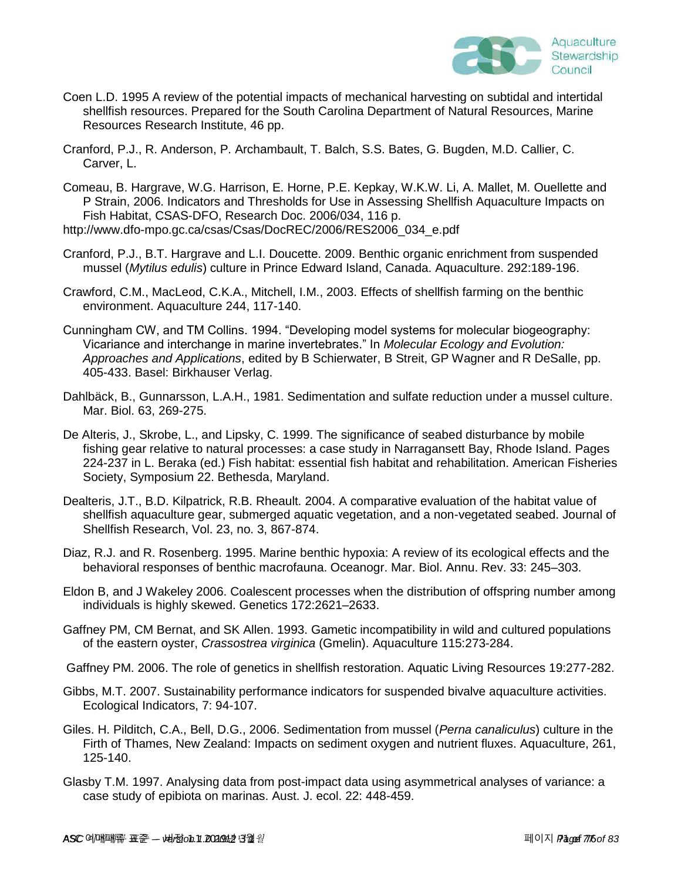Coen L.D. 1995 A review of the potential impacts of mechanical harvesting on subtidal and intertidal shellfish resources. Prepared for the South Carolina Department of Natural Resources, Marine Resources Research Institute, 46 pp.

Cranford, P.J., R. Anderson, P. Archambault, T. Balch, S.S. Bates, G. Bugden, M.D. Callier, C. Carver, L.

Comeau, B. Hargrave, W.G. Harrison, E. Horne, P.E. Kepkay, W.K.W. Li, A. Mallet, M. Ouellette and P Strain, 2006. Indicators and Thresholds for Use in Assessing Shellfish Aquaculture Impacts on Fish Habitat, CSAS-DFO, Research Doc. 2006/034, 116 p.
http://www.dfo-mpo.gc.ca/csas/Csas/DocREC/2006/RES2006_034_e.pdf

Cranford, P.J., B.T. Hargrave and L.I. Doucette. 2009. Benthic organic enrichment from suspended mussel (*Mytilus edulis*) culture in Prince Edward Island, Canada. Aquaculture. 292:189-196.

Crawford, C.M., MacLeod, C.K.A., Mitchell, I.M., 2003. Effects of shellfish farming on the benthic environment. Aquaculture 244, 117-140.

Cunningham CW, and TM Collins. 1994. “Developing model systems for molecular biogeography: Vicariance and interchange in marine invertebrates.” In *Molecular Ecology and Evolution: Approaches and Applications*, edited by B Schierwater, B Streit, GP Wagner and R DeSalle, pp. 405-433. Basel: Birkhauser Verlag.

Dahlbäck, B., Gunnarsson, L.A.H., 1981. Sedimentation and sulfate reduction under a mussel culture. Mar. Biol. 63, 269-275.

De Alteris, J., Skrobe, L., and Lipsky, C. 1999. The significance of seabed disturbance by mobile fishing gear relative to natural processes: a case study in Narragansett Bay, Rhode Island. Pages 224-237 in L. Beraka (ed.) Fish habitat: essential fish habitat and rehabilitation. American Fisheries Society, Symposium 22. Bethesda, Maryland.

Dealteris, J.T., B.D. Kilpatrick, R.B. Rheault. 2004. A comparative evaluation of the habitat value of shellfish aquaculture gear, submerged aquatic vegetation, and a non-vegetated seabed. Journal of Shellfish Research, Vol. 23, no. 3, 867-874.

Diaz, R.J. and R. Rosenberg. 1995. Marine benthic hypoxia: A review of its ecological effects and the behavioral responses of benthic macrofauna. Oceanogr. Mar. Biol. Annu. Rev. 33: 245–303.

Eldon B, and J Wakeley 2006. Coalescent processes when the distribution of offspring number among individuals is highly skewed. Genetics 172:2621–2633.

Gaffney PM, CM Bernat, and SK Allen. 1993. Gametic incompatibility in wild and cultured populations of the eastern oyster, *Crassostrea virginica* (Gmelin). Aquaculture 115:273-284.

Gaffney PM. 2006. The role of genetics in shellfish restoration. Aquatic Living Resources 19:277-282.

Gibbs, M.T. 2007. Sustainability performance indicators for suspended bivalve aquaculture activities. Ecological Indicators, 7: 94-107.

Giles. H. Pilditch, C.A., Bell, D.G., 2006. Sedimentation from mussel (*Perna canaliculus*) culture in the Firth of Thames, New Zealand: Impacts on sediment oxygen and nutrient fluxes. Aquaculture, 261, 125-140.

Glasby T.M. 1997. Analysing data from post-impact data using asymmetrical analyses of variance: a case study of epibiota on marinas. Aust. J. ecol. 22: 448-459.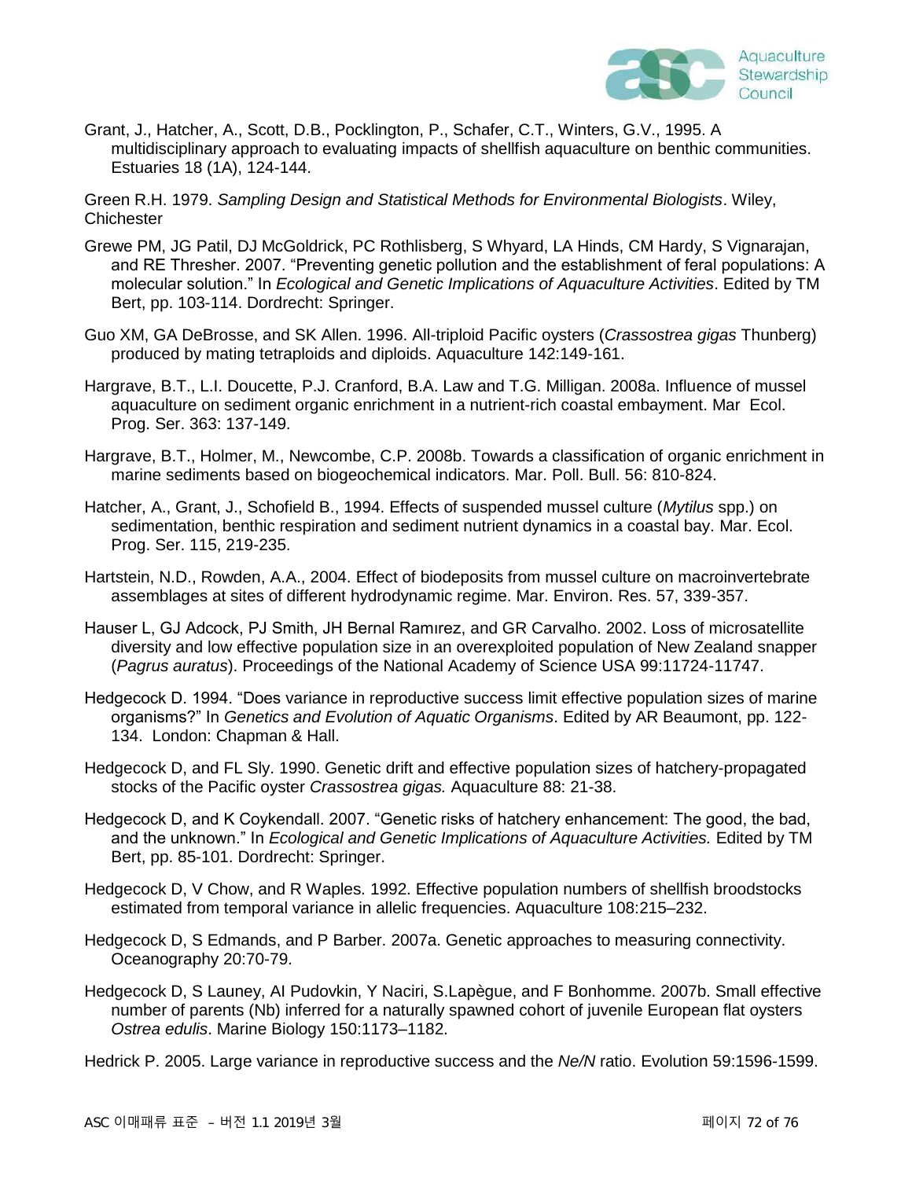Grant, J., Hatcher, A., Scott, D.B., Pocklington, P., Schafer, C.T., Winters, G.V., 1995. A multidisciplinary approach to evaluating impacts of shellfish aquaculture on benthic communities. Estuaries 18 (1A), 124-144.

Green R.H. 1979. *Sampling Design and Statistical Methods for Environmental Biologists*. Wiley, Chichester

Grewe PM, JG Patil, DJ McGoldrick, PC Rothlisberg, S Whyard, LA Hinds, CM Hardy, S Vignarajan, and RE Thresher. 2007. "Preventing genetic pollution and the establishment of feral populations: A molecular solution." In *Ecological and Genetic Implications of Aquaculture Activities*. Edited by TM Bert, pp. 103-114. Dordrecht: Springer.

Guo XM, GA DeBrosse, and SK Allen. 1996. All-triploid Pacific oysters (*Crassostrea gigas* Thunberg) produced by mating tetraploids and diploids. Aquaculture 142:149-161.

Hargrave, B.T., L.I. Doucette, P.J. Cranford, B.A. Law and T.G. Milligan. 2008a. Influence of mussel aquaculture on sediment organic enrichment in a nutrient-rich coastal embayment. Mar Ecol. Prog. Ser. 363: 137-149.

Hargrave, B.T., Holmer, M., Newcombe, C.P. 2008b. Towards a classification of organic enrichment in marine sediments based on biogeochemical indicators. Mar. Poll. Bull. 56: 810-824.

Hatcher, A., Grant, J., Schofield B., 1994. Effects of suspended mussel culture (*Mytilus* spp.) on sedimentation, benthic respiration and sediment nutrient dynamics in a coastal bay. Mar. Ecol. Prog. Ser. 115, 219-235.

Hartstein, N.D., Rowden, A.A., 2004. Effect of biodeposits from mussel culture on macroinvertebrate assemblages at sites of different hydrodynamic regime. Mar. Environ. Res. 57, 339-357.

Hauser L, GJ Adcock, PJ Smith, JH Bernal Ramırez, and GR Carvalho. 2002. Loss of microsatellite diversity and low effective population size in an overexploited population of New Zealand snapper (*Pagrus auratus*). Proceedings of the National Academy of Science USA 99:11724-11747.

Hedgecock D. 1994. "Does variance in reproductive success limit effective population sizes of marine organisms?" In *Genetics and Evolution of Aquatic Organisms*. Edited by AR Beaumont, pp. 122-134. London: Chapman & Hall.

Hedgecock D, and FL Sly. 1990. Genetic drift and effective population sizes of hatchery-propagated stocks of the Pacific oyster *Crassostrea gigas.* Aquaculture 88: 21-38.

Hedgecock D, and K Coykendall. 2007. "Genetic risks of hatchery enhancement: The good, the bad, and the unknown." In *Ecological and Genetic Implications of Aquaculture Activities.* Edited by TM Bert, pp. 85-101. Dordrecht: Springer.

Hedgecock D, V Chow, and R Waples. 1992. Effective population numbers of shellfish broodstocks estimated from temporal variance in allelic frequencies. Aquaculture 108:215–232.

Hedgecock D, S Edmands, and P Barber. 2007a. Genetic approaches to measuring connectivity. Oceanography 20:70-79.

Hedgecock D, S Launey, AI Pudovkin, Y Naciri, S.Lapègue, and F Bonhomme. 2007b. Small effective number of parents (Nb) inferred for a naturally spawned cohort of juvenile European flat oysters *Ostrea edulis*. Marine Biology 150:1173–1182.

Hedrick P. 2005. Large variance in reproductive success and the *Ne/N* ratio. Evolution 59:1596-1599.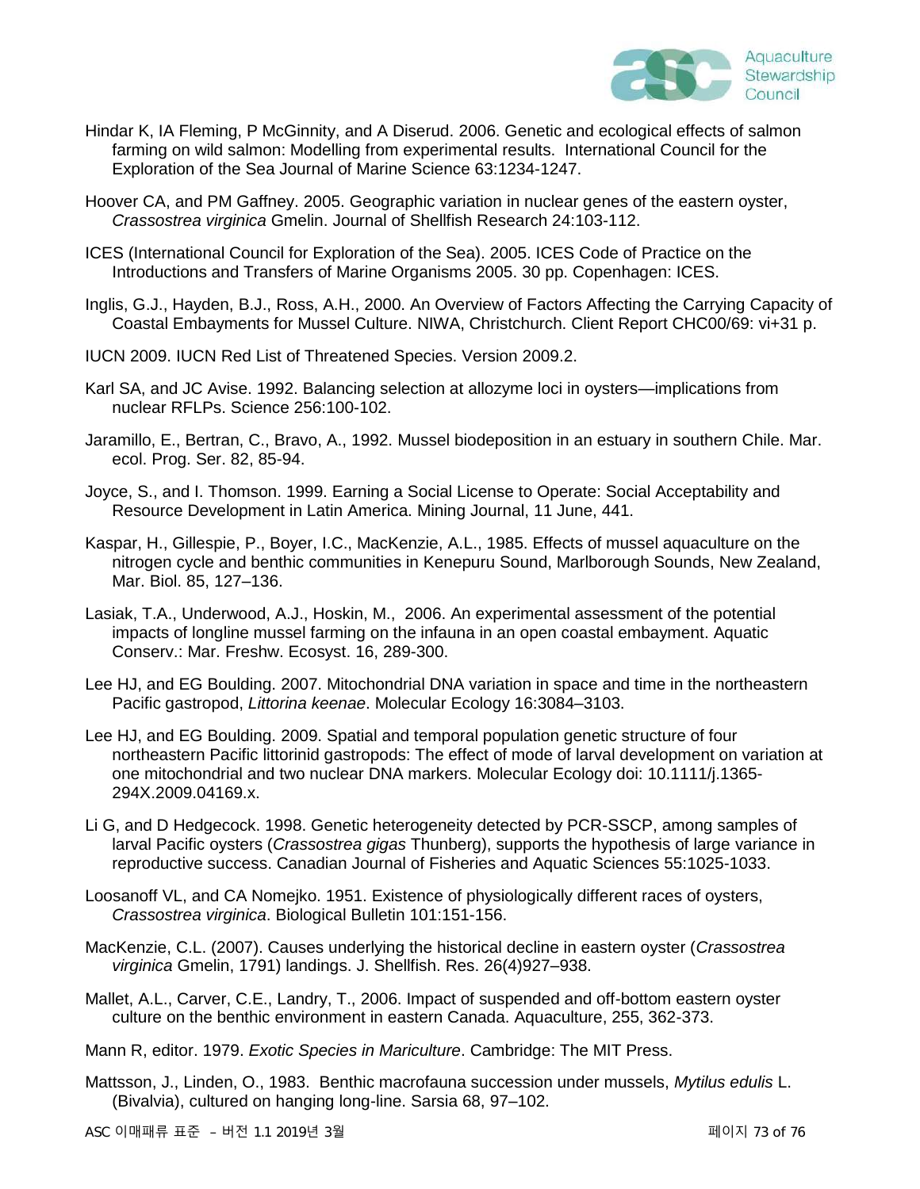Hindar K, IA Fleming, P McGinnity, and A Diserud. 2006. Genetic and ecological effects of salmon farming on wild salmon: Modelling from experimental results. International Council for the Exploration of the Sea Journal of Marine Science 63:1234-1247.

Hoover CA, and PM Gaffney. 2005. Geographic variation in nuclear genes of the eastern oyster, *Crassostrea virginica* Gmelin. Journal of Shellfish Research 24:103-112.

ICES (International Council for Exploration of the Sea). 2005. ICES Code of Practice on the Introductions and Transfers of Marine Organisms 2005. 30 pp. Copenhagen: ICES.

Inglis, G.J., Hayden, B.J., Ross, A.H., 2000. An Overview of Factors Affecting the Carrying Capacity of Coastal Embayments for Mussel Culture. NIWA, Christchurch. Client Report CHC00/69: vi+31 p.

IUCN 2009. IUCN Red List of Threatened Species. Version 2009.2.

Karl SA, and JC Avise. 1992. Balancing selection at allozyme loci in oysters—implications from nuclear RFLPs. Science 256:100-102.

Jaramillo, E., Bertran, C., Bravo, A., 1992. Mussel biodeposition in an estuary in southern Chile. Mar. ecol. Prog. Ser. 82, 85-94.

Joyce, S., and I. Thomson. 1999. Earning a Social License to Operate: Social Acceptability and Resource Development in Latin America. Mining Journal, 11 June, 441.

Kaspar, H., Gillespie, P., Boyer, I.C., MacKenzie, A.L., 1985. Effects of mussel aquaculture on the nitrogen cycle and benthic communities in Kenepuru Sound, Marlborough Sounds, New Zealand, Mar. Biol. 85, 127–136.

Lasiak, T.A., Underwood, A.J., Hoskin, M., 2006. An experimental assessment of the potential impacts of longline mussel farming on the infauna in an open coastal embayment. Aquatic Conserv.: Mar. Freshw. Ecosyst. 16, 289-300.

Lee HJ, and EG Boulding. 2007. Mitochondrial DNA variation in space and time in the northeastern Pacific gastropod, *Littorina keenae*. Molecular Ecology 16:3084–3103.

Lee HJ, and EG Boulding. 2009. Spatial and temporal population genetic structure of four northeastern Pacific littorinid gastropods: The effect of mode of larval development on variation at one mitochondrial and two nuclear DNA markers. Molecular Ecology doi: 10.1111/j.1365-294X.2009.04169.x.

Li G, and D Hedgecock. 1998. Genetic heterogeneity detected by PCR-SSCP, among samples of larval Pacific oysters (*Crassostrea gigas* Thunberg), supports the hypothesis of large variance in reproductive success. Canadian Journal of Fisheries and Aquatic Sciences 55:1025-1033.

Loosanoff VL, and CA Nomejko. 1951. Existence of physiologically different races of oysters, *Crassostrea virginica*. Biological Bulletin 101:151-156.

MacKenzie, C.L. (2007). Causes underlying the historical decline in eastern oyster (*Crassostrea virginica* Gmelin, 1791) landings. J. Shellfish. Res. 26(4)927–938.

Mallet, A.L., Carver, C.E., Landry, T., 2006. Impact of suspended and off-bottom eastern oyster culture on the benthic environment in eastern Canada. Aquaculture, 255, 362-373.

Mann R, editor. 1979. *Exotic Species in Mariculture*. Cambridge: The MIT Press.

Mattsson, J., Linden, O., 1983. Benthic macrofauna succession under mussels, *Mytilus edulis* L. (Bivalvia), cultured on hanging long-line. Sarsia 68, 97–102.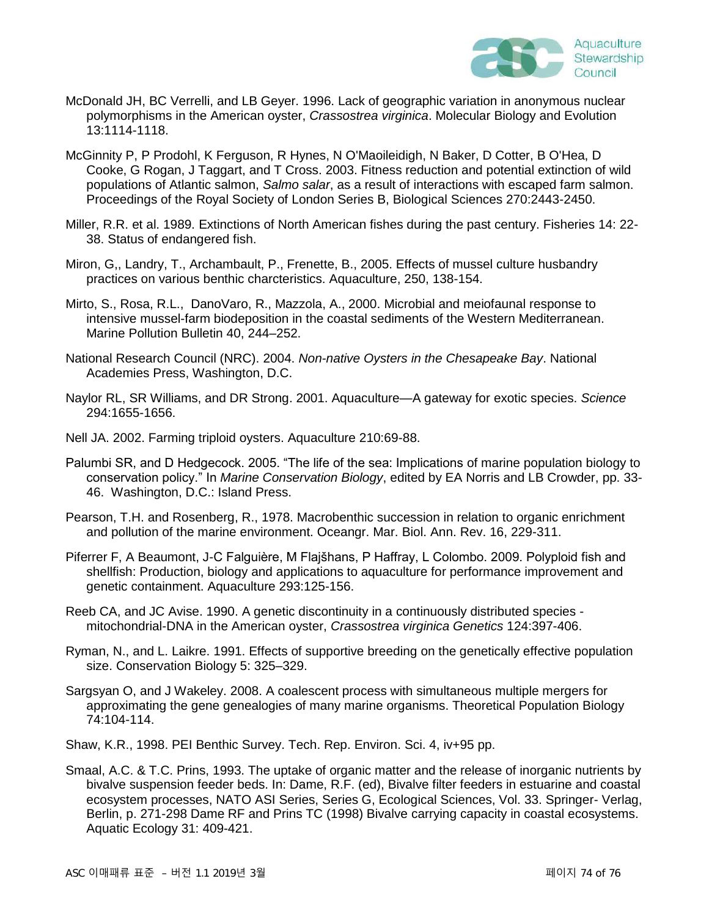McDonald JH, BC Verrelli, and LB Geyer. 1996. Lack of geographic variation in anonymous nuclear polymorphisms in the American oyster, *Crassostrea virginica*. Molecular Biology and Evolution 13:1114-1118.

McGinnity P, P Prodohl, K Ferguson, R Hynes, N O'Maoileidigh, N Baker, D Cotter, B O'Hea, D Cooke, G Rogan, J Taggart, and T Cross. 2003. Fitness reduction and potential extinction of wild populations of Atlantic salmon, *Salmo salar*, as a result of interactions with escaped farm salmon. Proceedings of the Royal Society of London Series B, Biological Sciences 270:2443-2450.

Miller, R.R. et al. 1989. Extinctions of North American fishes during the past century. Fisheries 14: 22-38. Status of endangered fish.

Miron, G,, Landry, T., Archambault, P., Frenette, B., 2005. Effects of mussel culture husbandry practices on various benthic charcteristics. Aquaculture, 250, 138-154.

Mirto, S., Rosa, R.L., DanoVaro, R., Mazzola, A., 2000. Microbial and meiofaunal response to intensive mussel-farm biodeposition in the coastal sediments of the Western Mediterranean. Marine Pollution Bulletin 40, 244–252.

National Research Council (NRC). 2004. *Non-native Oysters in the Chesapeake Bay*. National Academies Press, Washington, D.C.

Naylor RL, SR Williams, and DR Strong. 2001. Aquaculture—A gateway for exotic species. *Science* 294:1655-1656.

Nell JA. 2002. Farming triploid oysters. Aquaculture 210:69-88.

Palumbi SR, and D Hedgecock. 2005. "The life of the sea: Implications of marine population biology to conservation policy." In *Marine Conservation Biology*, edited by EA Norris and LB Crowder, pp. 33-46. Washington, D.C.: Island Press.

Pearson, T.H. and Rosenberg, R., 1978. Macrobenthic succession in relation to organic enrichment and pollution of the marine environment. Oceangr. Mar. Biol. Ann. Rev. 16, 229-311.

Piferrer F, A Beaumont, J-C Falguière, M Flajšhans, P Haffray, L Colombo. 2009. Polyploid fish and shellfish: Production, biology and applications to aquaculture for performance improvement and genetic containment. Aquaculture 293:125-156.

Reeb CA, and JC Avise. 1990. A genetic discontinuity in a continuously distributed species - mitochondrial-DNA in the American oyster, *Crassostrea virginica Genetics* 124:397-406.

Ryman, N., and L. Laikre. 1991. Effects of supportive breeding on the genetically effective population size. Conservation Biology 5: 325–329.

Sargsyan O, and J Wakeley. 2008. A coalescent process with simultaneous multiple mergers for approximating the gene genealogies of many marine organisms. Theoretical Population Biology 74:104-114.

Shaw, K.R., 1998. PEI Benthic Survey. Tech. Rep. Environ. Sci. 4, iv+95 pp.

Smaal, A.C. & T.C. Prins, 1993. The uptake of organic matter and the release of inorganic nutrients by bivalve suspension feeder beds. In: Dame, R.F. (ed), Bivalve filter feeders in estuarine and coastal ecosystem processes, NATO ASI Series, Series G, Ecological Sciences, Vol. 33. Springer- Verlag, Berlin, p. 271-298 Dame RF and Prins TC (1998) Bivalve carrying capacity in coastal ecosystems. Aquatic Ecology 31: 409-421.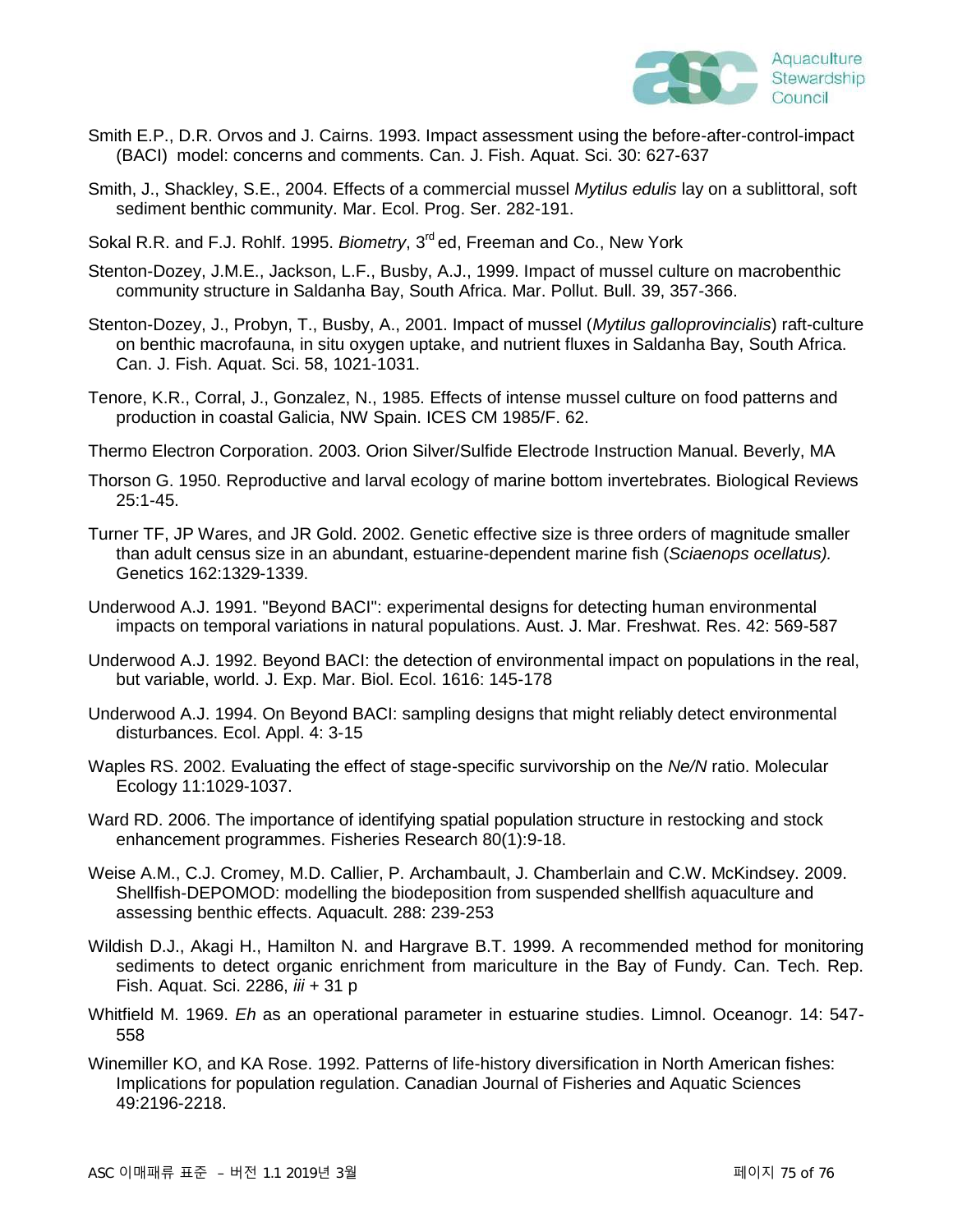Smith E.P., D.R. Orvos and J. Cairns. 1993. Impact assessment using the before-after-control-impact (BACI) model: concerns and comments. Can. J. Fish. Aquat. Sci. 30: 627-637

Smith, J., Shackley, S.E., 2004. Effects of a commercial mussel *Mytilus edulis* lay on a sublittoral, soft sediment benthic community. Mar. Ecol. Prog. Ser. 282-191.

Sokal R.R. and F.J. Rohlf. 1995. *Biometry*, 3rd ed, Freeman and Co., New York

Stenton-Dozey, J.M.E., Jackson, L.F., Busby, A.J., 1999. Impact of mussel culture on macrobenthic community structure in Saldanha Bay, South Africa. Mar. Pollut. Bull. 39, 357-366.

Stenton-Dozey, J., Probyn, T., Busby, A., 2001. Impact of mussel (*Mytilus galloprovincialis*) raft-culture on benthic macrofauna, in situ oxygen uptake, and nutrient fluxes in Saldanha Bay, South Africa. Can. J. Fish. Aquat. Sci. 58, 1021-1031.

Tenore, K.R., Corral, J., Gonzalez, N., 1985. Effects of intense mussel culture on food patterns and production in coastal Galicia, NW Spain. ICES CM 1985/F. 62.

Thermo Electron Corporation. 2003. Orion Silver/Sulfide Electrode Instruction Manual. Beverly, MA

Thorson G. 1950. Reproductive and larval ecology of marine bottom invertebrates. Biological Reviews 25:1-45.

Turner TF, JP Wares, and JR Gold. 2002. Genetic effective size is three orders of magnitude smaller than adult census size in an abundant, estuarine-dependent marine fish (*Sciaenops ocellatus).* Genetics 162:1329-1339.

Underwood A.J. 1991. "Beyond BACI": experimental designs for detecting human environmental impacts on temporal variations in natural populations. Aust. J. Mar. Freshwat. Res. 42: 569-587

Underwood A.J. 1992. Beyond BACI: the detection of environmental impact on populations in the real, but variable, world. J. Exp. Mar. Biol. Ecol. 1616: 145-178

Underwood A.J. 1994. On Beyond BACI: sampling designs that might reliably detect environmental disturbances. Ecol. Appl. 4: 3-15

Waples RS. 2002. Evaluating the effect of stage-specific survivorship on the *Ne/N* ratio. Molecular Ecology 11:1029-1037.

Ward RD. 2006. The importance of identifying spatial population structure in restocking and stock enhancement programmes. Fisheries Research 80(1):9-18.

Weise A.M., C.J. Cromey, M.D. Callier, P. Archambault, J. Chamberlain and C.W. McKindsey. 2009. Shellfish-DEPOMOD: modelling the biodeposition from suspended shellfish aquaculture and assessing benthic effects. Aquacult. 288: 239-253

Wildish D.J., Akagi H., Hamilton N. and Hargrave B.T. 1999. A recommended method for monitoring sediments to detect organic enrichment from mariculture in the Bay of Fundy. Can. Tech. Rep. Fish. Aquat. Sci. 2286, *iii* + 31 p

Whitfield M. 1969. *Eh* as an operational parameter in estuarine studies. Limnol. Oceanogr. 14: 547-558

Winemiller KO, and KA Rose. 1992. Patterns of life-history diversification in North American fishes: Implications for population regulation. Canadian Journal of Fisheries and Aquatic Sciences 49:2196-2218.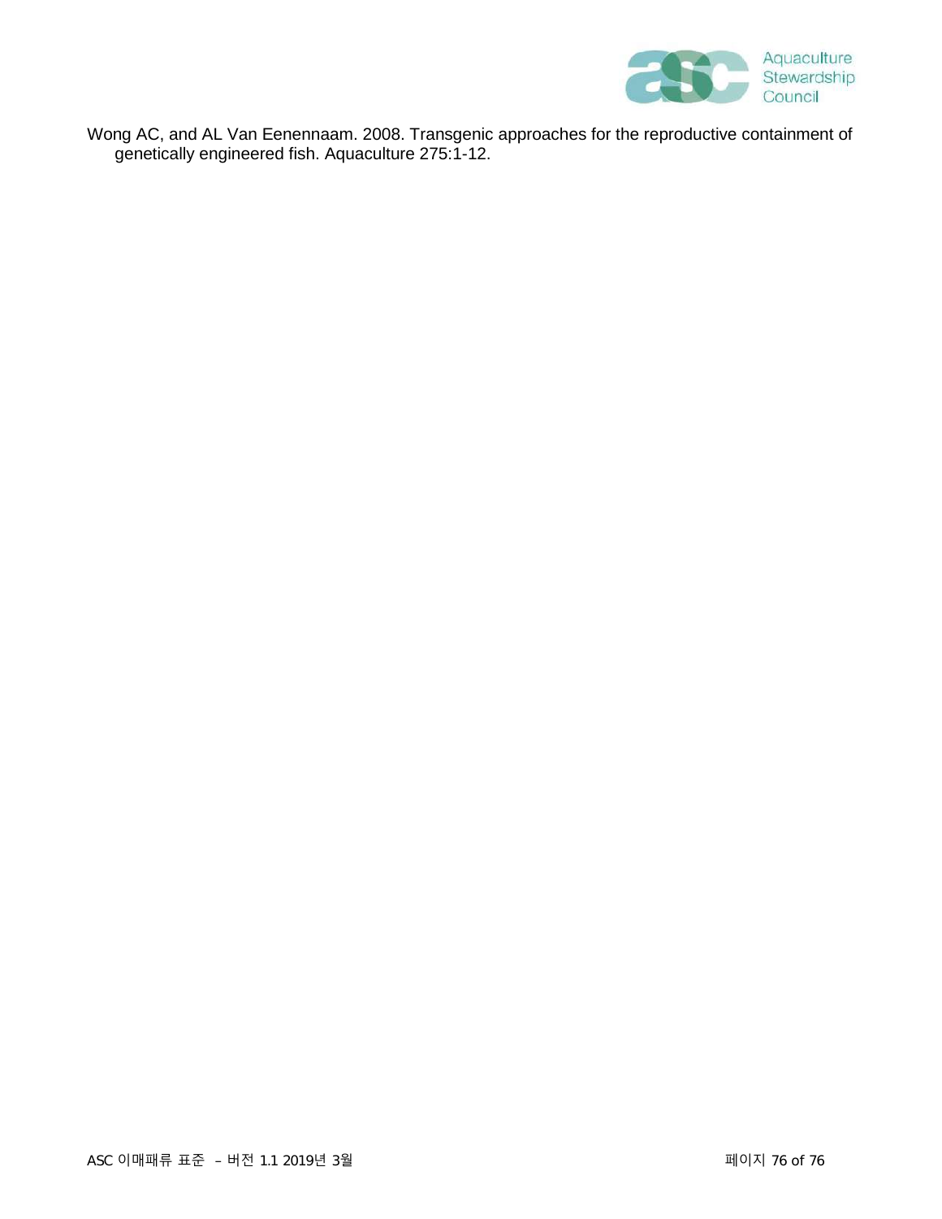Wong AC, and AL Van Eenennaam. 2008. Transgenic approaches for the reproductive containment of genetically engineered fish. Aquaculture 275:1-12.